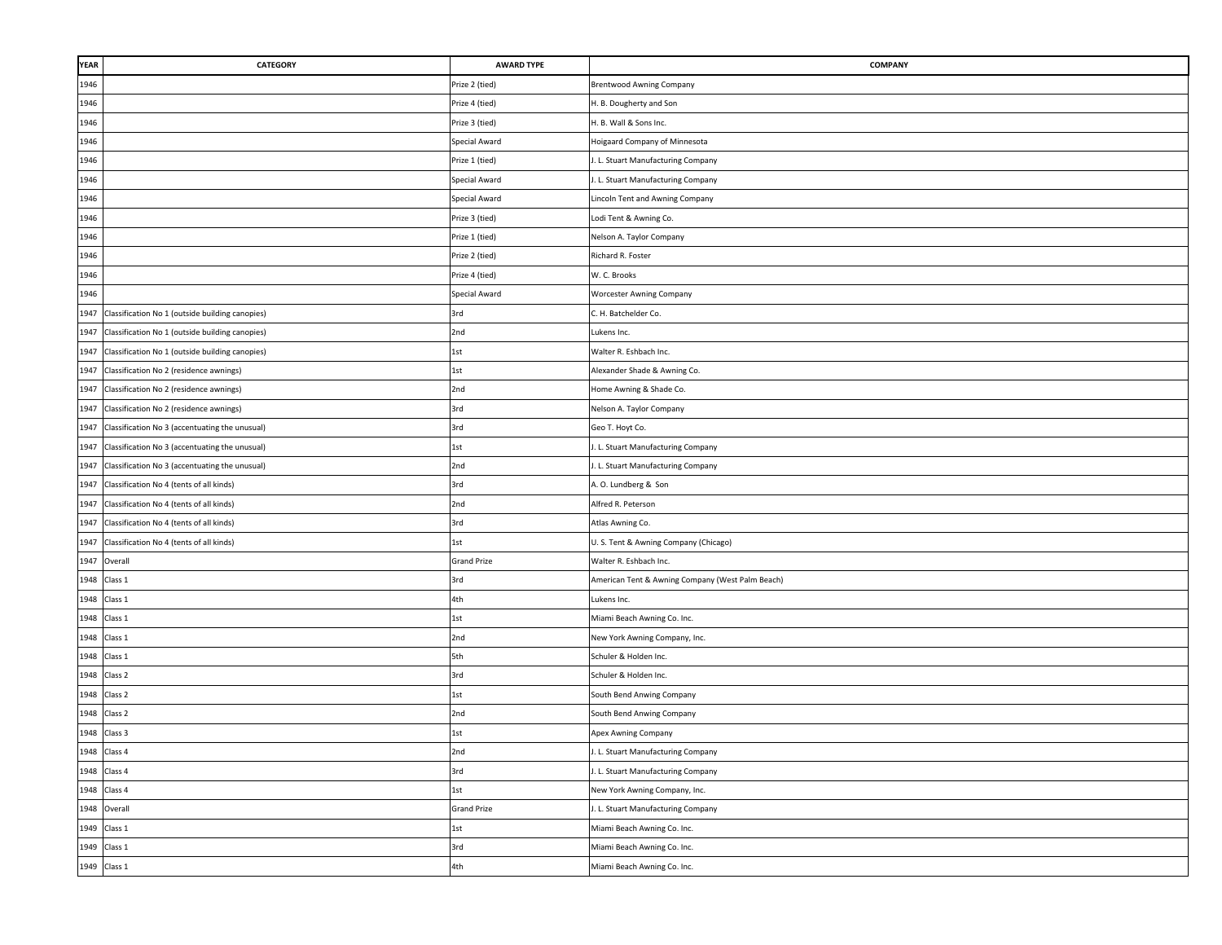| YEAR | CATEGORY | AWARD TYPE | COMPANY |
|---|---|---|---|
| 1946 | | Prize 2 (tied) | Brentwood Awning Company |
| 1946 | | Prize 4 (tied) | H. B. Dougherty and Son |
| 1946 | | Prize 3 (tied) | H. B. Wall & Sons Inc. |
| 1946 | | Special Award | Hoigaard Company of Minnesota |
| 1946 | | Prize 1 (tied) | J. L. Stuart Manufacturing Company |
| 1946 | | Special Award | J. L. Stuart Manufacturing Company |
| 1946 | | Special Award | Lincoln Tent and Awning Company |
| 1946 | | Prize 3 (tied) | Lodi Tent & Awning Co. |
| 1946 | | Prize 1 (tied) | Nelson A. Taylor Company |
| 1946 | | Prize 2 (tied) | Richard R. Foster |
| 1946 | | Prize 4 (tied) | W. C. Brooks |
| 1946 | | Special Award | Worcester Awning Company |
| 1947 | Classification No 1 (outside building canopies) | 3rd | C. H. Batchelder Co. |
| 1947 | Classification No 1 (outside building canopies) | 2nd | Lukens Inc. |
| 1947 | Classification No 1 (outside building canopies) | 1st | Walter R. Eshbach Inc. |
| 1947 | Classification No 2 (residence awnings) | 1st | Alexander Shade & Awning Co. |
| 1947 | Classification No 2 (residence awnings) | 2nd | Home Awning & Shade Co. |
| 1947 | Classification No 2 (residence awnings) | 3rd | Nelson A. Taylor Company |
| 1947 | Classification No 3 (accentuating the unusual) | 3rd | Geo T. Hoyt Co. |
| 1947 | Classification No 3 (accentuating the unusual) | 1st | J. L. Stuart Manufacturing Company |
| 1947 | Classification No 3 (accentuating the unusual) | 2nd | J. L. Stuart Manufacturing Company |
| 1947 | Classification No 4 (tents of all kinds) | 3rd | A. O. Lundberg & Son |
| 1947 | Classification No 4 (tents of all kinds) | 2nd | Alfred R. Peterson |
| 1947 | Classification No 4 (tents of all kinds) | 3rd | Atlas Awning Co. |
| 1947 | Classification No 4 (tents of all kinds) | 1st | U. S. Tent & Awning Company (Chicago) |
| 1947 | Overall | Grand Prize | Walter R. Eshbach Inc. |
| 1948 | Class 1 | 3rd | American Tent & Awning Company (West Palm Beach) |
| 1948 | Class 1 | 4th | Lukens Inc. |
| 1948 | Class 1 | 1st | Miami Beach Awning Co. Inc. |
| 1948 | Class 1 | 2nd | New York Awning Company, Inc. |
| 1948 | Class 1 | 5th | Schuler & Holden Inc. |
| 1948 | Class 2 | 3rd | Schuler & Holden Inc. |
| 1948 | Class 2 | 1st | South Bend Anwing Company |
| 1948 | Class 2 | 2nd | South Bend Anwing Company |
| 1948 | Class 3 | 1st | Apex Awning Company |
| 1948 | Class 4 | 2nd | J. L. Stuart Manufacturing Company |
| 1948 | Class 4 | 3rd | J. L. Stuart Manufacturing Company |
| 1948 | Class 4 | 1st | New York Awning Company, Inc. |
| 1948 | Overall | Grand Prize | J. L. Stuart Manufacturing Company |
| 1949 | Class 1 | 1st | Miami Beach Awning Co. Inc. |
| 1949 | Class 1 | 3rd | Miami Beach Awning Co. Inc. |
| 1949 | Class 1 | 4th | Miami Beach Awning Co. Inc. |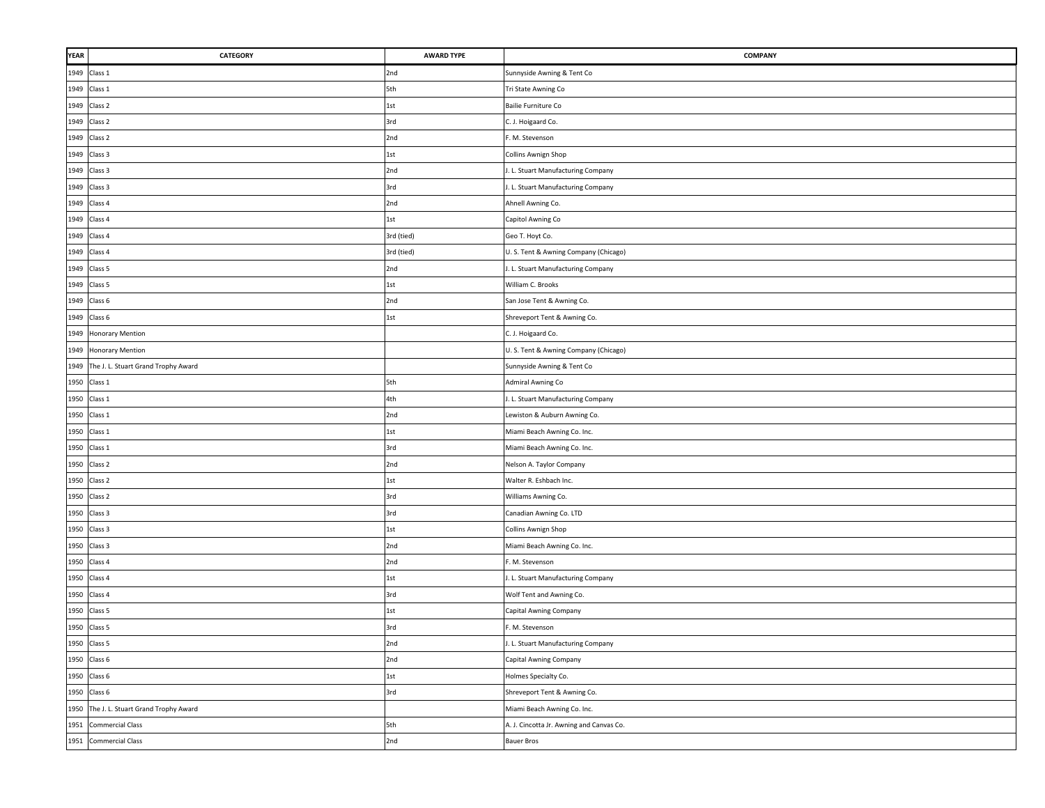| YEAR | CATEGORY | AWARD TYPE | COMPANY |
|---|---|---|---|
| 1949 | Class 1 | 2nd | Sunnyside Awning & Tent Co |
| 1949 | Class 1 | 5th | Tri State Awning Co |
| 1949 | Class 2 | 1st | Bailie Furniture Co |
| 1949 | Class 2 | 3rd | C. J. Hoigaard Co. |
| 1949 | Class 2 | 2nd | F. M. Stevenson |
| 1949 | Class 3 | 1st | Collins Awnign Shop |
| 1949 | Class 3 | 2nd | J. L. Stuart Manufacturing Company |
| 1949 | Class 3 | 3rd | J. L. Stuart Manufacturing Company |
| 1949 | Class 4 | 2nd | Ahnell Awning Co. |
| 1949 | Class 4 | 1st | Capitol Awning Co |
| 1949 | Class 4 | 3rd (tied) | Geo T. Hoyt Co. |
| 1949 | Class 4 | 3rd (tied) | U. S. Tent & Awning Company (Chicago) |
| 1949 | Class 5 | 2nd | J. L. Stuart Manufacturing Company |
| 1949 | Class 5 | 1st | William C. Brooks |
| 1949 | Class 6 | 2nd | San Jose Tent & Awning Co. |
| 1949 | Class 6 | 1st | Shreveport Tent & Awning Co. |
| 1949 | Honorary Mention | | C. J. Hoigaard Co. |
| 1949 | Honorary Mention | | U. S. Tent & Awning Company (Chicago) |
| 1949 | The J. L. Stuart Grand Trophy Award | | Sunnyside Awning & Tent Co |
| 1950 | Class 1 | 5th | Admiral Awning Co |
| 1950 | Class 1 | 4th | J. L. Stuart Manufacturing Company |
| 1950 | Class 1 | 2nd | Lewiston & Auburn Awning Co. |
| 1950 | Class 1 | 1st | Miami Beach Awning Co. Inc. |
| 1950 | Class 1 | 3rd | Miami Beach Awning Co. Inc. |
| 1950 | Class 2 | 2nd | Nelson A. Taylor Company |
| 1950 | Class 2 | 1st | Walter R. Eshbach Inc. |
| 1950 | Class 2 | 3rd | Williams Awning Co. |
| 1950 | Class 3 | 3rd | Canadian Awning Co. LTD |
| 1950 | Class 3 | 1st | Collins Awnign Shop |
| 1950 | Class 3 | 2nd | Miami Beach Awning Co. Inc. |
| 1950 | Class 4 | 2nd | F. M. Stevenson |
| 1950 | Class 4 | 1st | J. L. Stuart Manufacturing Company |
| 1950 | Class 4 | 3rd | Wolf Tent and Awning Co. |
| 1950 | Class 5 | 1st | Capital Awning Company |
| 1950 | Class 5 | 3rd | F. M. Stevenson |
| 1950 | Class 5 | 2nd | J. L. Stuart Manufacturing Company |
| 1950 | Class 6 | 2nd | Capital Awning Company |
| 1950 | Class 6 | 1st | Holmes Specialty Co. |
| 1950 | Class 6 | 3rd | Shreveport Tent & Awning Co. |
| 1950 | The J. L. Stuart Grand Trophy Award | | Miami Beach Awning Co. Inc. |
| 1951 | Commercial Class | 5th | A. J. Cincotta Jr. Awning and Canvas Co. |
| 1951 | Commercial Class | 2nd | Bauer Bros |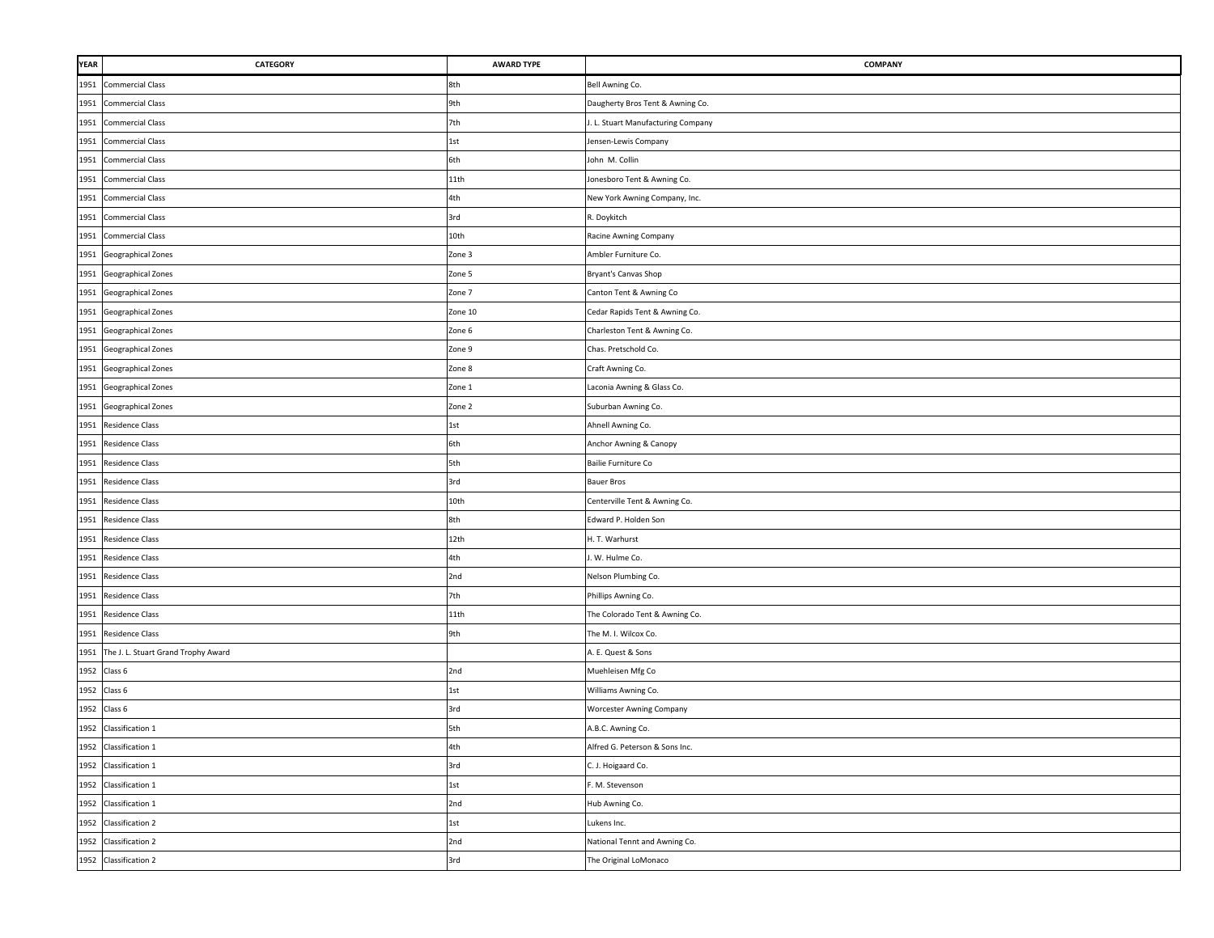| YEAR | CATEGORY | AWARD TYPE | COMPANY |
|---|---|---|---|
| 1951 | Commercial Class | 8th | Bell Awning Co. |
| 1951 | Commercial Class | 9th | Daugherty Bros Tent & Awning Co. |
| 1951 | Commercial Class | 7th | J. L. Stuart Manufacturing Company |
| 1951 | Commercial Class | 1st | Jensen-Lewis Company |
| 1951 | Commercial Class | 6th | John M. Collin |
| 1951 | Commercial Class | 11th | Jonesboro Tent & Awning Co. |
| 1951 | Commercial Class | 4th | New York Awning Company, Inc. |
| 1951 | Commercial Class | 3rd | R. Doykitch |
| 1951 | Commercial Class | 10th | Racine Awning Company |
| 1951 | Geographical Zones | Zone 3 | Ambler Furniture Co. |
| 1951 | Geographical Zones | Zone 5 | Bryant's Canvas Shop |
| 1951 | Geographical Zones | Zone 7 | Canton Tent & Awning Co |
| 1951 | Geographical Zones | Zone 10 | Cedar Rapids Tent & Awning Co. |
| 1951 | Geographical Zones | Zone 6 | Charleston Tent & Awning Co. |
| 1951 | Geographical Zones | Zone 9 | Chas. Pretschold Co. |
| 1951 | Geographical Zones | Zone 8 | Craft Awning Co. |
| 1951 | Geographical Zones | Zone 1 | Laconia Awning & Glass Co. |
| 1951 | Geographical Zones | Zone 2 | Suburban Awning Co. |
| 1951 | Residence Class | 1st | Ahnell Awning Co. |
| 1951 | Residence Class | 6th | Anchor Awning & Canopy |
| 1951 | Residence Class | 5th | Bailie Furniture Co |
| 1951 | Residence Class | 3rd | Bauer Bros |
| 1951 | Residence Class | 10th | Centerville Tent & Awning Co. |
| 1951 | Residence Class | 8th | Edward P. Holden Son |
| 1951 | Residence Class | 12th | H. T. Warhurst |
| 1951 | Residence Class | 4th | J. W. Hulme Co. |
| 1951 | Residence Class | 2nd | Nelson Plumbing Co. |
| 1951 | Residence Class | 7th | Phillips Awning Co. |
| 1951 | Residence Class | 11th | The Colorado Tent & Awning Co. |
| 1951 | Residence Class | 9th | The M. I. Wilcox Co. |
| 1951 | The J. L. Stuart Grand Trophy Award | | A. E. Quest & Sons |
| 1952 | Class 6 | 2nd | Muehleisen Mfg Co |
| 1952 | Class 6 | 1st | Williams Awning Co. |
| 1952 | Class 6 | 3rd | Worcester Awning Company |
| 1952 | Classification 1 | 5th | A.B.C. Awning Co. |
| 1952 | Classification 1 | 4th | Alfred G. Peterson & Sons Inc. |
| 1952 | Classification 1 | 3rd | C. J. Hoigaard Co. |
| 1952 | Classification 1 | 1st | F. M. Stevenson |
| 1952 | Classification 1 | 2nd | Hub Awning Co. |
| 1952 | Classification 2 | 1st | Lukens Inc. |
| 1952 | Classification 2 | 2nd | National Tennt and Awning Co. |
| 1952 | Classification 2 | 3rd | The Original LoMonaco |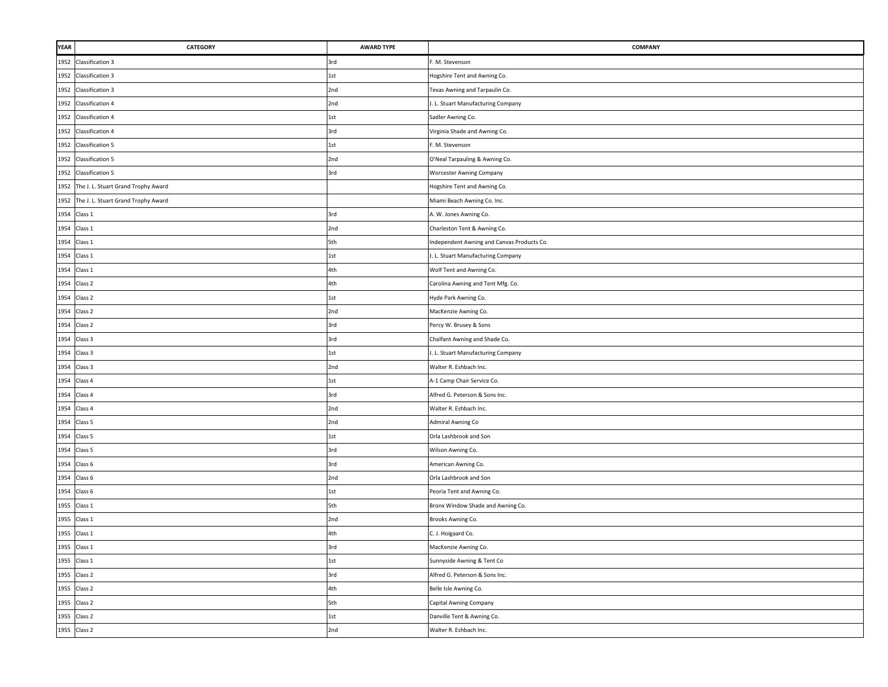| YEAR | CATEGORY | AWARD TYPE | COMPANY |
|---|---|---|---|
| 1952 | Classification 3 | 3rd | F. M. Stevenson |
| 1952 | Classification 3 | 1st | Hogshire Tent and Awning Co. |
| 1952 | Classification 3 | 2nd | Texas Awning and Tarpaulin Co. |
| 1952 | Classification 4 | 2nd | J. L. Stuart Manufacturing Company |
| 1952 | Classification 4 | 1st | Sadler Awning Co. |
| 1952 | Classification 4 | 3rd | Virginia Shade and Awning Co. |
| 1952 | Classification 5 | 1st | F. M. Stevenson |
| 1952 | Classification 5 | 2nd | O'Neal Tarpauling & Awning Co. |
| 1952 | Classification 5 | 3rd | Worcester Awning Company |
| 1952 | The J. L. Stuart Grand Trophy Award | | Hogshire Tent and Awning Co. |
| 1952 | The J. L. Stuart Grand Trophy Award | | Miami Beach Awning Co. Inc. |
| 1954 | Class 1 | 3rd | A. W. Jones Awning Co. |
| 1954 | Class 1 | 2nd | Charleston Tent & Awning Co. |
| 1954 | Class 1 | 5th | Independent Awning and Canvas Products Co. |
| 1954 | Class 1 | 1st | J. L. Stuart Manufacturing Company |
| 1954 | Class 1 | 4th | Wolf Tent and Awning Co. |
| 1954 | Class 2 | 4th | Carolina Awning and Tent Mfg. Co. |
| 1954 | Class 2 | 1st | Hyde Park Awning Co. |
| 1954 | Class 2 | 2nd | MacKenzie Awning Co. |
| 1954 | Class 2 | 3rd | Percy W. Brusey & Sons |
| 1954 | Class 3 | 3rd | Chalfant Awning and Shade Co. |
| 1954 | Class 3 | 1st | J. L. Stuart Manufacturing Company |
| 1954 | Class 3 | 2nd | Walter R. Eshbach Inc. |
| 1954 | Class 4 | 1st | A-1 Camp Chair Service Co. |
| 1954 | Class 4 | 3rd | Alfred G. Peterson & Sons Inc. |
| 1954 | Class 4 | 2nd | Walter R. Eshbach Inc. |
| 1954 | Class 5 | 2nd | Admiral Awning Co |
| 1954 | Class 5 | 1st | Orla Lashbrook and Son |
| 1954 | Class 5 | 3rd | Wilson Awning Co. |
| 1954 | Class 6 | 3rd | American Awning Co. |
| 1954 | Class 6 | 2nd | Orla Lashbrook and Son |
| 1954 | Class 6 | 1st | Peoria Tent and Awning Co. |
| 1955 | Class 1 | 5th | Bronx Window Shade and Awning Co. |
| 1955 | Class 1 | 2nd | Brooks Awning Co. |
| 1955 | Class 1 | 4th | C. J. Hoigaard Co. |
| 1955 | Class 1 | 3rd | MacKenzie Awning Co. |
| 1955 | Class 1 | 1st | Sunnyside Awning & Tent Co |
| 1955 | Class 2 | 3rd | Alfred G. Peterson & Sons Inc. |
| 1955 | Class 2 | 4th | Belle Isle Awning Co. |
| 1955 | Class 2 | 5th | Capital Awning Company |
| 1955 | Class 2 | 1st | Danville Tent & Awning Co. |
| 1955 | Class 2 | 2nd | Walter R. Eshbach Inc. |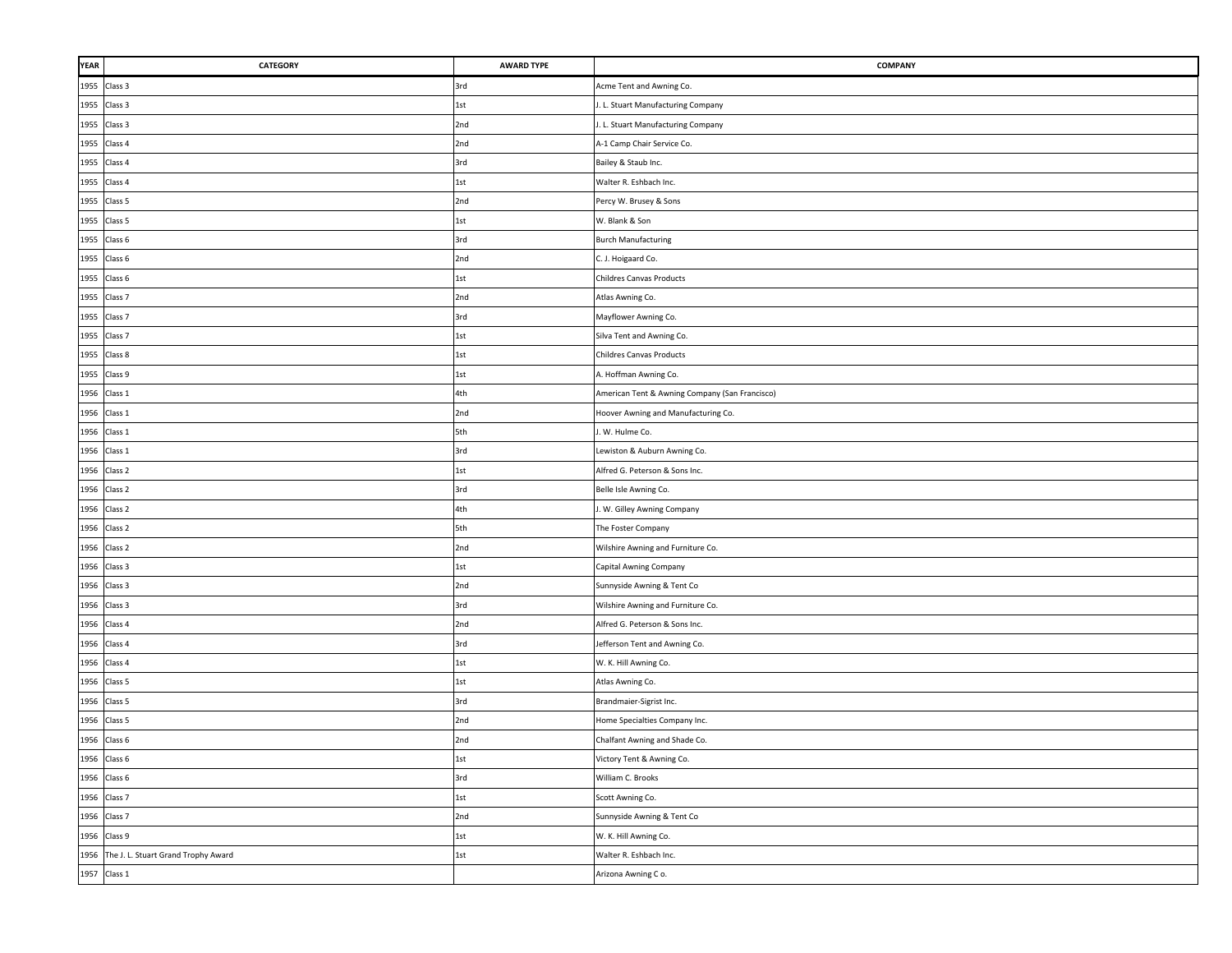| YEAR | CATEGORY | AWARD TYPE | COMPANY |
|---|---|---|---|
| 1955 | Class 3 | 3rd | Acme Tent and Awning Co. |
| 1955 | Class 3 | 1st | J. L. Stuart Manufacturing Company |
| 1955 | Class 3 | 2nd | J. L. Stuart Manufacturing Company |
| 1955 | Class 4 | 2nd | A-1 Camp Chair Service Co. |
| 1955 | Class 4 | 3rd | Bailey & Staub Inc. |
| 1955 | Class 4 | 1st | Walter R. Eshbach Inc. |
| 1955 | Class 5 | 2nd | Percy W. Brusey & Sons |
| 1955 | Class 5 | 1st | W. Blank & Son |
| 1955 | Class 6 | 3rd | Burch Manufacturing |
| 1955 | Class 6 | 2nd | C. J. Hoigaard Co. |
| 1955 | Class 6 | 1st | Childres Canvas Products |
| 1955 | Class 7 | 2nd | Atlas Awning Co. |
| 1955 | Class 7 | 3rd | Mayflower Awning Co. |
| 1955 | Class 7 | 1st | Silva Tent and Awning Co. |
| 1955 | Class 8 | 1st | Childres Canvas Products |
| 1955 | Class 9 | 1st | A. Hoffman Awning Co. |
| 1956 | Class 1 | 4th | American Tent & Awning Company (San Francisco) |
| 1956 | Class 1 | 2nd | Hoover Awning and Manufacturing Co. |
| 1956 | Class 1 | 5th | J. W. Hulme Co. |
| 1956 | Class 1 | 3rd | Lewiston & Auburn Awning Co. |
| 1956 | Class 2 | 1st | Alfred G. Peterson & Sons Inc. |
| 1956 | Class 2 | 3rd | Belle Isle Awning Co. |
| 1956 | Class 2 | 4th | J. W. Gilley Awning Company |
| 1956 | Class 2 | 5th | The Foster Company |
| 1956 | Class 2 | 2nd | Wilshire Awning and Furniture Co. |
| 1956 | Class 3 | 1st | Capital Awning Company |
| 1956 | Class 3 | 2nd | Sunnyside Awning & Tent Co |
| 1956 | Class 3 | 3rd | Wilshire Awning and Furniture Co. |
| 1956 | Class 4 | 2nd | Alfred G. Peterson & Sons Inc. |
| 1956 | Class 4 | 3rd | Jefferson Tent and Awning Co. |
| 1956 | Class 4 | 1st | W. K. Hill Awning Co. |
| 1956 | Class 5 | 1st | Atlas Awning Co. |
| 1956 | Class 5 | 3rd | Brandmaier-Sigrist Inc. |
| 1956 | Class 5 | 2nd | Home Specialties Company Inc. |
| 1956 | Class 6 | 2nd | Chalfant Awning and Shade Co. |
| 1956 | Class 6 | 1st | Victory Tent & Awning Co. |
| 1956 | Class 6 | 3rd | William C. Brooks |
| 1956 | Class 7 | 1st | Scott Awning Co. |
| 1956 | Class 7 | 2nd | Sunnyside Awning & Tent Co |
| 1956 | Class 9 | 1st | W. K. Hill Awning Co. |
| 1956 | The J. L. Stuart Grand Trophy Award | 1st | Walter R. Eshbach Inc. |
| 1957 | Class 1 | | Arizona Awning C o. |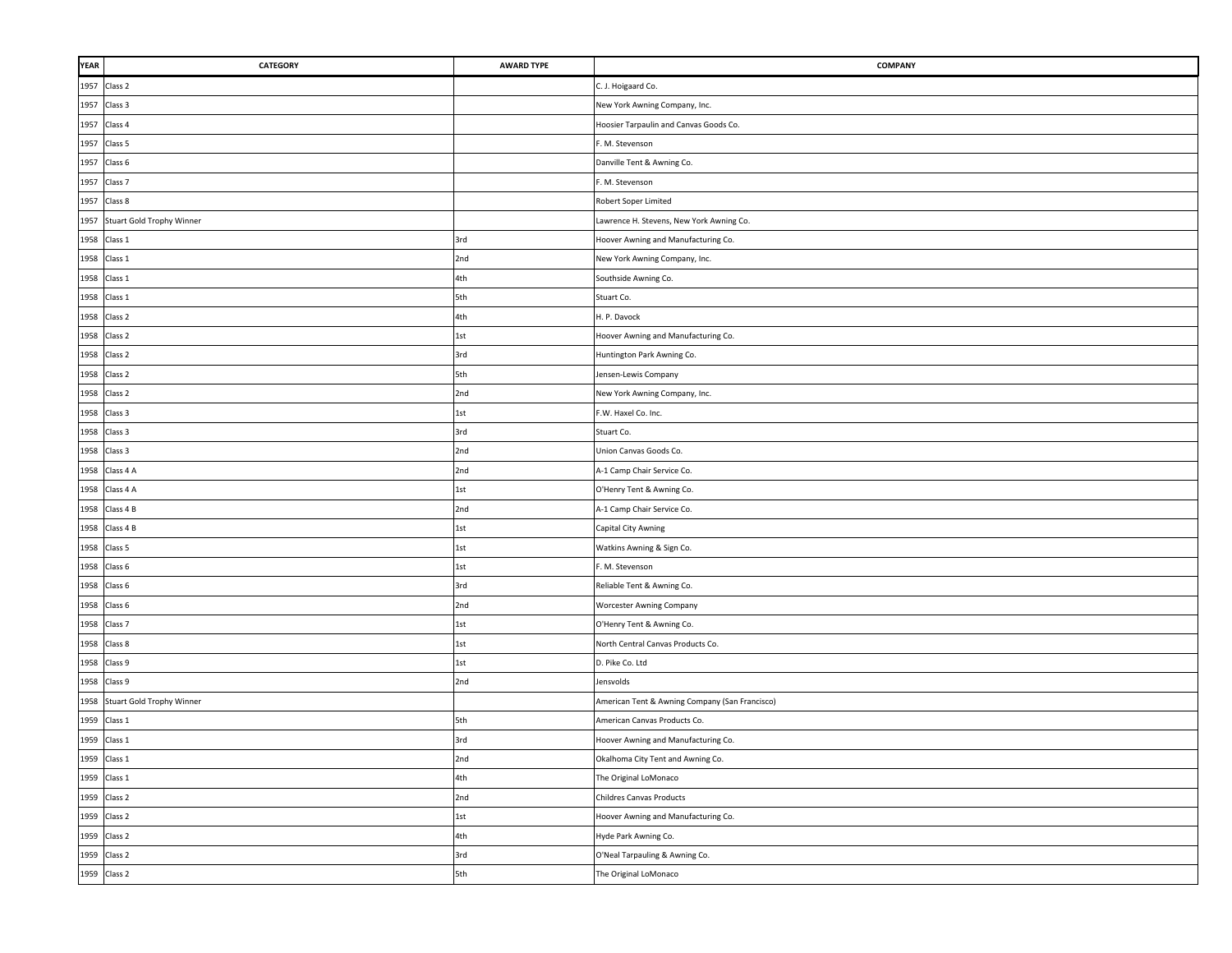| YEAR | CATEGORY | AWARD TYPE | COMPANY |
|---|---|---|---|
| 1957 | Class 2 | | C. J. Hoigaard Co. |
| 1957 | Class 3 | | New York Awning Company, Inc. |
| 1957 | Class 4 | | Hoosier Tarpaulin and Canvas Goods Co. |
| 1957 | Class 5 | | F. M. Stevenson |
| 1957 | Class 6 | | Danville Tent & Awning Co. |
| 1957 | Class 7 | | F. M. Stevenson |
| 1957 | Class 8 | | Robert Soper Limited |
| 1957 | Stuart Gold Trophy Winner | | Lawrence H. Stevens, New York Awning Co. |
| 1958 | Class 1 | 3rd | Hoover Awning and Manufacturing Co. |
| 1958 | Class 1 | 2nd | New York Awning Company, Inc. |
| 1958 | Class 1 | 4th | Southside Awning Co. |
| 1958 | Class 1 | 5th | Stuart Co. |
| 1958 | Class 2 | 4th | H. P. Davock |
| 1958 | Class 2 | 1st | Hoover Awning and Manufacturing Co. |
| 1958 | Class 2 | 3rd | Huntington Park Awning Co. |
| 1958 | Class 2 | 5th | Jensen-Lewis Company |
| 1958 | Class 2 | 2nd | New York Awning Company, Inc. |
| 1958 | Class 3 | 1st | F.W. Haxel Co. Inc. |
| 1958 | Class 3 | 3rd | Stuart Co. |
| 1958 | Class 3 | 2nd | Union Canvas Goods Co. |
| 1958 | Class 4 A | 2nd | A-1 Camp Chair Service Co. |
| 1958 | Class 4 A | 1st | O'Henry Tent & Awning Co. |
| 1958 | Class 4 B | 2nd | A-1 Camp Chair Service Co. |
| 1958 | Class 4 B | 1st | Capital City Awning |
| 1958 | Class 5 | 1st | Watkins Awning & Sign Co. |
| 1958 | Class 6 | 1st | F. M. Stevenson |
| 1958 | Class 6 | 3rd | Reliable Tent & Awning Co. |
| 1958 | Class 6 | 2nd | Worcester Awning Company |
| 1958 | Class 7 | 1st | O'Henry Tent & Awning Co. |
| 1958 | Class 8 | 1st | North Central Canvas Products Co. |
| 1958 | Class 9 | 1st | D. Pike Co. Ltd |
| 1958 | Class 9 | 2nd | Jensvolds |
| 1958 | Stuart Gold Trophy Winner | | American Tent & Awning Company (San Francisco) |
| 1959 | Class 1 | 5th | American Canvas Products Co. |
| 1959 | Class 1 | 3rd | Hoover Awning and Manufacturing Co. |
| 1959 | Class 1 | 2nd | Okalhoma City Tent and Awning Co. |
| 1959 | Class 1 | 4th | The Original LoMonaco |
| 1959 | Class 2 | 2nd | Childres Canvas Products |
| 1959 | Class 2 | 1st | Hoover Awning and Manufacturing Co. |
| 1959 | Class 2 | 4th | Hyde Park Awning Co. |
| 1959 | Class 2 | 3rd | O'Neal Tarpauling & Awning Co. |
| 1959 | Class 2 | 5th | The Original LoMonaco |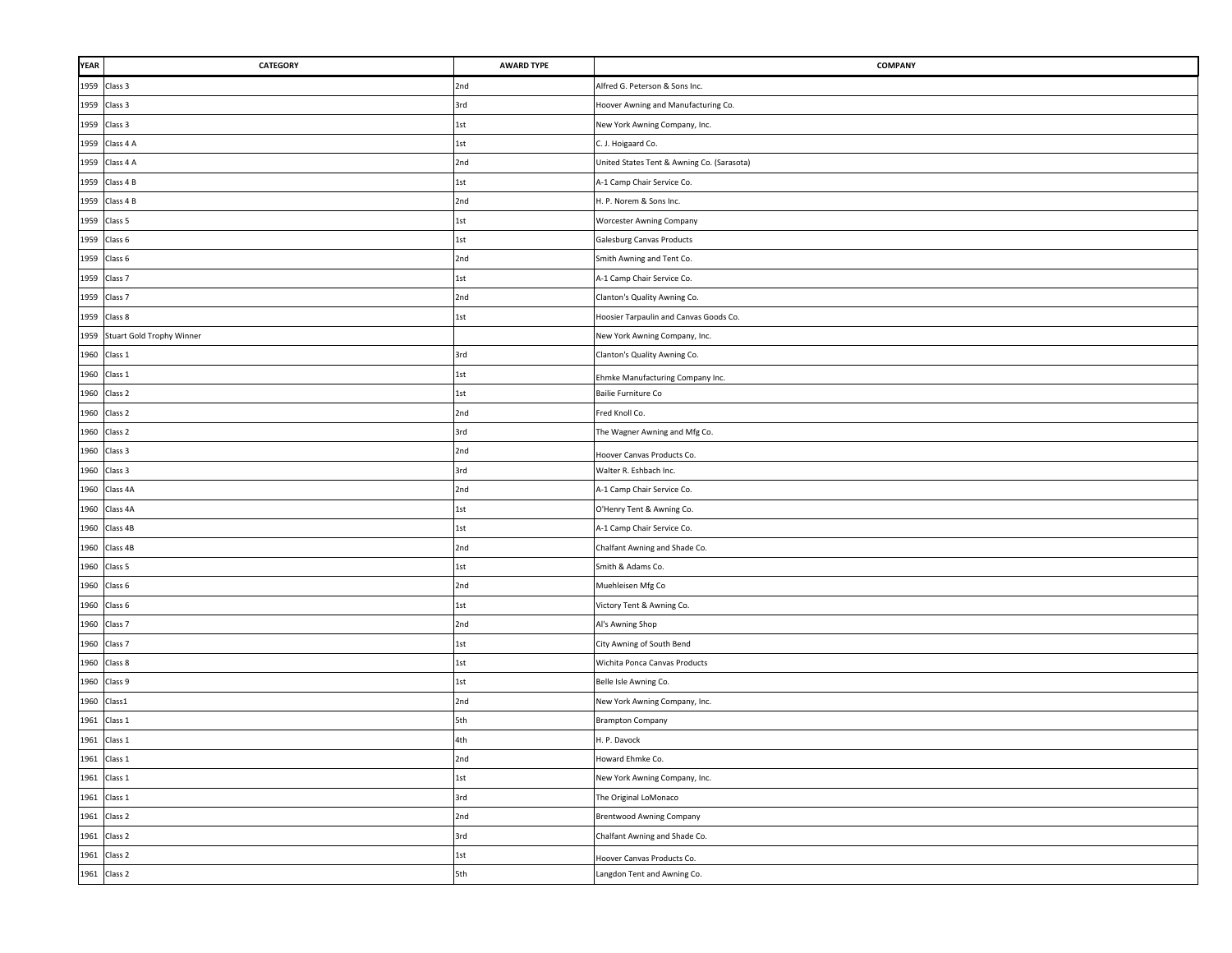| YEAR | CATEGORY | AWARD TYPE | COMPANY |
|---|---|---|---|
| 1959 | Class 3 | 2nd | Alfred G. Peterson & Sons Inc. |
| 1959 | Class 3 | 3rd | Hoover Awning and Manufacturing Co. |
| 1959 | Class 3 | 1st | New York Awning Company, Inc. |
| 1959 | Class 4 A | 1st | C. J. Hoigaard Co. |
| 1959 | Class 4 A | 2nd | United States Tent & Awning Co. (Sarasota) |
| 1959 | Class 4 B | 1st | A-1 Camp Chair Service Co. |
| 1959 | Class 4 B | 2nd | H. P. Norem & Sons Inc. |
| 1959 | Class 5 | 1st | Worcester Awning Company |
| 1959 | Class 6 | 1st | Galesburg Canvas Products |
| 1959 | Class 6 | 2nd | Smith Awning and Tent Co. |
| 1959 | Class 7 | 1st | A-1 Camp Chair Service Co. |
| 1959 | Class 7 | 2nd | Clanton's Quality Awning Co. |
| 1959 | Class 8 | 1st | Hoosier Tarpaulin and Canvas Goods Co. |
| 1959 | Stuart Gold Trophy Winner | | New York Awning Company, Inc. |
| 1960 | Class 1 | 3rd | Clanton's Quality Awning Co. |
| 1960 | Class 1 | 1st | Ehmke Manufacturing Company Inc. |
| 1960 | Class 2 | 1st | Bailie Furniture Co |
| 1960 | Class 2 | 2nd | Fred Knoll Co. |
| 1960 | Class 2 | 3rd | The Wagner Awning and Mfg Co. |
| 1960 | Class 3 | 2nd | Hoover Canvas Products Co. |
| 1960 | Class 3 | 3rd | Walter R. Eshbach Inc. |
| 1960 | Class 4A | 2nd | A-1 Camp Chair Service Co. |
| 1960 | Class 4A | 1st | O'Henry Tent & Awning Co. |
| 1960 | Class 4B | 1st | A-1 Camp Chair Service Co. |
| 1960 | Class 4B | 2nd | Chalfant Awning and Shade Co. |
| 1960 | Class 5 | 1st | Smith & Adams Co. |
| 1960 | Class 6 | 2nd | Muehleisen Mfg Co |
| 1960 | Class 6 | 1st | Victory Tent & Awning Co. |
| 1960 | Class 7 | 2nd | Al's Awning Shop |
| 1960 | Class 7 | 1st | City Awning of South Bend |
| 1960 | Class 8 | 1st | Wichita Ponca Canvas Products |
| 1960 | Class 9 | 1st | Belle Isle Awning Co. |
| 1960 | Class1 | 2nd | New York Awning Company, Inc. |
| 1961 | Class 1 | 5th | Brampton Company |
| 1961 | Class 1 | 4th | H. P. Davock |
| 1961 | Class 1 | 2nd | Howard Ehmke Co. |
| 1961 | Class 1 | 1st | New York Awning Company, Inc. |
| 1961 | Class 1 | 3rd | The Original LoMonaco |
| 1961 | Class 2 | 2nd | Brentwood Awning Company |
| 1961 | Class 2 | 3rd | Chalfant Awning and Shade Co. |
| 1961 | Class 2 | 1st | Hoover Canvas Products Co. |
| 1961 | Class 2 | 5th | Langdon Tent and Awning Co. |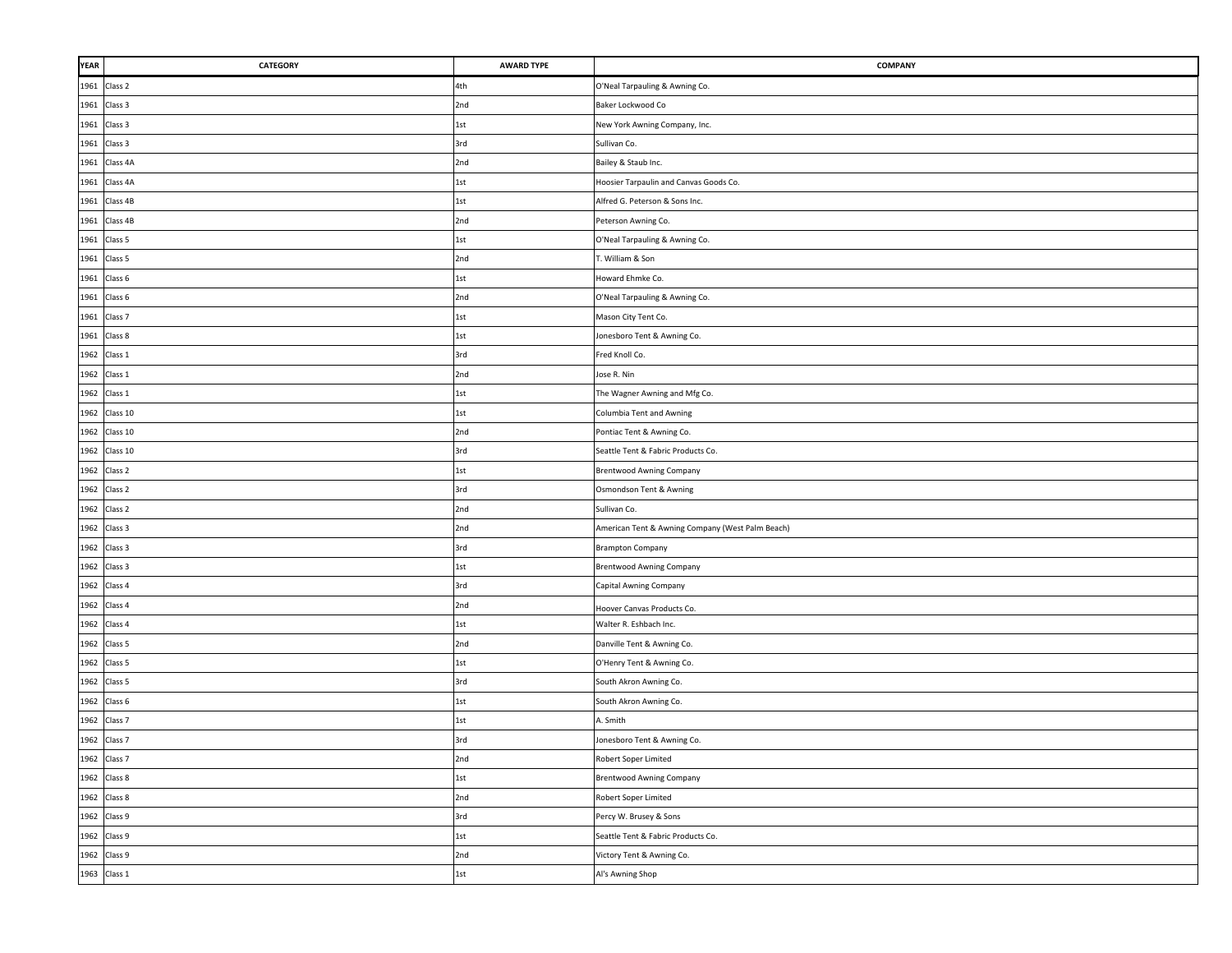| YEAR | CATEGORY | AWARD TYPE | COMPANY |
|---|---|---|---|
| 1961 | Class 2 | 4th | O'Neal Tarpauling & Awning Co. |
| 1961 | Class 3 | 2nd | Baker Lockwood Co |
| 1961 | Class 3 | 1st | New York Awning Company, Inc. |
| 1961 | Class 3 | 3rd | Sullivan Co. |
| 1961 | Class 4A | 2nd | Bailey & Staub Inc. |
| 1961 | Class 4A | 1st | Hoosier Tarpaulin and Canvas Goods Co. |
| 1961 | Class 4B | 1st | Alfred G. Peterson & Sons Inc. |
| 1961 | Class 4B | 2nd | Peterson Awning Co. |
| 1961 | Class 5 | 1st | O'Neal Tarpauling & Awning Co. |
| 1961 | Class 5 | 2nd | T. William & Son |
| 1961 | Class 6 | 1st | Howard Ehmke Co. |
| 1961 | Class 6 | 2nd | O'Neal Tarpauling & Awning Co. |
| 1961 | Class 7 | 1st | Mason City Tent Co. |
| 1961 | Class 8 | 1st | Jonesboro Tent & Awning Co. |
| 1962 | Class 1 | 3rd | Fred Knoll Co. |
| 1962 | Class 1 | 2nd | Jose R. Nin |
| 1962 | Class 1 | 1st | The Wagner Awning and Mfg Co. |
| 1962 | Class 10 | 1st | Columbia Tent and Awning |
| 1962 | Class 10 | 2nd | Pontiac Tent & Awning Co. |
| 1962 | Class 10 | 3rd | Seattle Tent & Fabric Products Co. |
| 1962 | Class 2 | 1st | Brentwood Awning Company |
| 1962 | Class 2 | 3rd | Osmondson Tent & Awning |
| 1962 | Class 2 | 2nd | Sullivan Co. |
| 1962 | Class 3 | 2nd | American Tent & Awning Company (West Palm Beach) |
| 1962 | Class 3 | 3rd | Brampton Company |
| 1962 | Class 3 | 1st | Brentwood Awning Company |
| 1962 | Class 4 | 3rd | Capital Awning Company |
| 1962 | Class 4 | 2nd | Hoover Canvas Products Co. |
| 1962 | Class 4 | 1st | Walter R. Eshbach Inc. |
| 1962 | Class 5 | 2nd | Danville Tent & Awning Co. |
| 1962 | Class 5 | 1st | O'Henry Tent & Awning Co. |
| 1962 | Class 5 | 3rd | South Akron Awning Co. |
| 1962 | Class 6 | 1st | South Akron Awning Co. |
| 1962 | Class 7 | 1st | A. Smith |
| 1962 | Class 7 | 3rd | Jonesboro Tent & Awning Co. |
| 1962 | Class 7 | 2nd | Robert Soper Limited |
| 1962 | Class 8 | 1st | Brentwood Awning Company |
| 1962 | Class 8 | 2nd | Robert Soper Limited |
| 1962 | Class 9 | 3rd | Percy W. Brusey & Sons |
| 1962 | Class 9 | 1st | Seattle Tent & Fabric Products Co. |
| 1962 | Class 9 | 2nd | Victory Tent & Awning Co. |
| 1963 | Class 1 | 1st | Al's Awning Shop |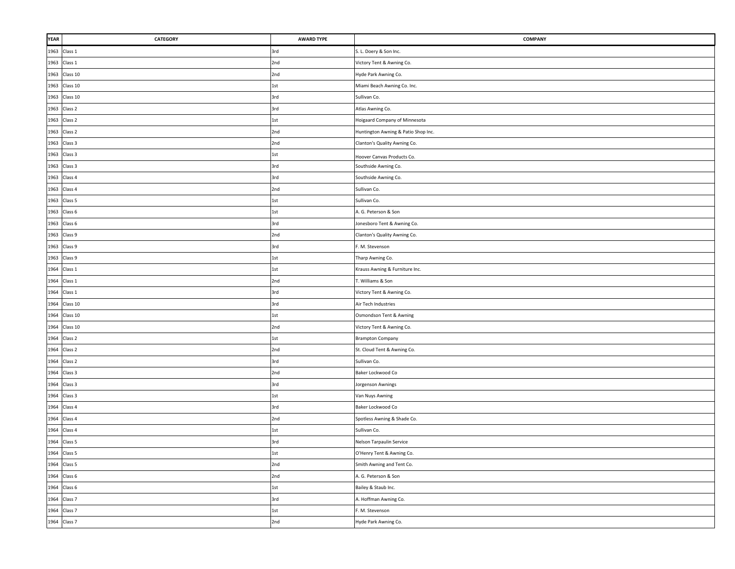| YEAR | CATEGORY | AWARD TYPE | COMPANY |
|---|---|---|---|
| 1963 | Class 1 | 3rd | S. L. Doery & Son Inc. |
| 1963 | Class 1 | 2nd | Victory Tent & Awning Co. |
| 1963 | Class 10 | 2nd | Hyde Park Awning Co. |
| 1963 | Class 10 | 1st | Miami Beach Awning Co. Inc. |
| 1963 | Class 10 | 3rd | Sullivan Co. |
| 1963 | Class 2 | 3rd | Atlas Awning Co. |
| 1963 | Class 2 | 1st | Hoigaard Company of Minnesota |
| 1963 | Class 2 | 2nd | Huntington Awning & Patio Shop Inc. |
| 1963 | Class 3 | 2nd | Clanton's Quality Awning Co. |
| 1963 | Class 3 | 1st | Hoover Canvas Products Co. |
| 1963 | Class 3 | 3rd | Southside Awning Co. |
| 1963 | Class 4 | 3rd | Southside Awning Co. |
| 1963 | Class 4 | 2nd | Sullivan Co. |
| 1963 | Class 5 | 1st | Sullivan Co. |
| 1963 | Class 6 | 1st | A. G. Peterson & Son |
| 1963 | Class 6 | 3rd | Jonesboro Tent & Awning Co. |
| 1963 | Class 9 | 2nd | Clanton's Quality Awning Co. |
| 1963 | Class 9 | 3rd | F. M. Stevenson |
| 1963 | Class 9 | 1st | Tharp Awning Co. |
| 1964 | Class 1 | 1st | Krauss Awning & Furniture Inc. |
| 1964 | Class 1 | 2nd | T. Williams & Son |
| 1964 | Class 1 | 3rd | Victory Tent & Awning Co. |
| 1964 | Class 10 | 3rd | Air Tech Industries |
| 1964 | Class 10 | 1st | Osmondson Tent & Awning |
| 1964 | Class 10 | 2nd | Victory Tent & Awning Co. |
| 1964 | Class 2 | 1st | Brampton Company |
| 1964 | Class 2 | 2nd | St. Cloud Tent & Awning Co. |
| 1964 | Class 2 | 3rd | Sullivan Co. |
| 1964 | Class 3 | 2nd | Baker Lockwood Co |
| 1964 | Class 3 | 3rd | Jorgenson Awnings |
| 1964 | Class 3 | 1st | Van Nuys Awning |
| 1964 | Class 4 | 3rd | Baker Lockwood Co |
| 1964 | Class 4 | 2nd | Spotless Awning & Shade Co. |
| 1964 | Class 4 | 1st | Sullivan Co. |
| 1964 | Class 5 | 3rd | Nelson Tarpaulin Service |
| 1964 | Class 5 | 1st | O'Henry Tent & Awning Co. |
| 1964 | Class 5 | 2nd | Smith Awning and Tent Co. |
| 1964 | Class 6 | 2nd | A. G. Peterson & Son |
| 1964 | Class 6 | 1st | Bailey & Staub Inc. |
| 1964 | Class 7 | 3rd | A. Hoffman Awning Co. |
| 1964 | Class 7 | 1st | F. M. Stevenson |
| 1964 | Class 7 | 2nd | Hyde Park Awning Co. |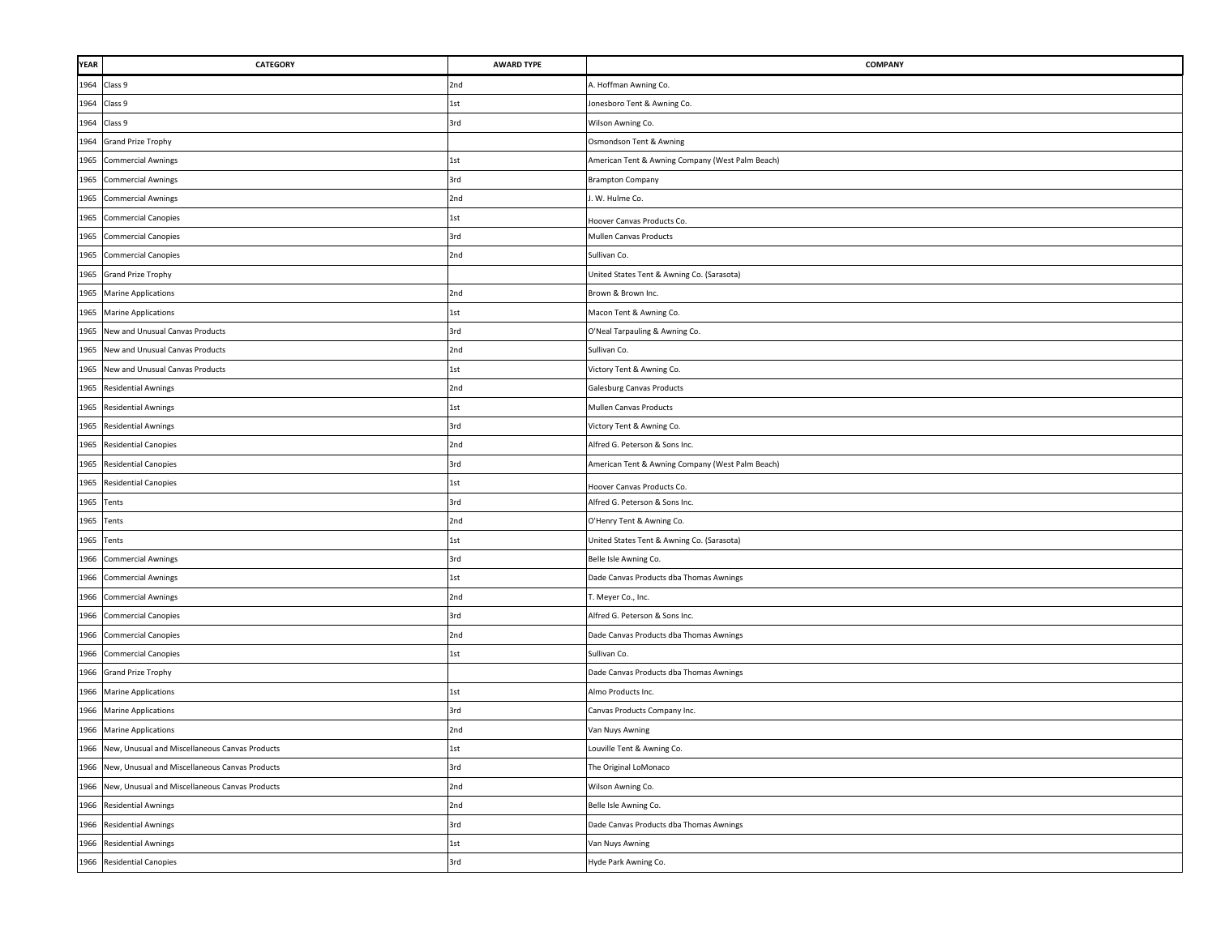| YEAR | CATEGORY | AWARD TYPE | COMPANY |
|---|---|---|---|
| 1964 | Class 9 | 2nd | A. Hoffman Awning Co. |
| 1964 | Class 9 | 1st | Jonesboro Tent & Awning Co. |
| 1964 | Class 9 | 3rd | Wilson Awning Co. |
| 1964 | Grand Prize Trophy | | Osmondson Tent & Awning |
| 1965 | Commercial Awnings | 1st | American Tent & Awning Company (West Palm Beach) |
| 1965 | Commercial Awnings | 3rd | Brampton Company |
| 1965 | Commercial Awnings | 2nd | J. W. Hulme Co. |
| 1965 | Commercial Canopies | 1st | Hoover Canvas Products Co. |
| 1965 | Commercial Canopies | 3rd | Mullen Canvas Products |
| 1965 | Commercial Canopies | 2nd | Sullivan Co. |
| 1965 | Grand Prize Trophy | | United States Tent & Awning Co. (Sarasota) |
| 1965 | Marine Applications | 2nd | Brown & Brown Inc. |
| 1965 | Marine Applications | 1st | Macon Tent & Awning Co. |
| 1965 | New and Unusual Canvas Products | 3rd | O'Neal Tarpauling & Awning Co. |
| 1965 | New and Unusual Canvas Products | 2nd | Sullivan Co. |
| 1965 | New and Unusual Canvas Products | 1st | Victory Tent & Awning Co. |
| 1965 | Residential Awnings | 2nd | Galesburg Canvas Products |
| 1965 | Residential Awnings | 1st | Mullen Canvas Products |
| 1965 | Residential Awnings | 3rd | Victory Tent & Awning Co. |
| 1965 | Residential Canopies | 2nd | Alfred G. Peterson & Sons Inc. |
| 1965 | Residential Canopies | 3rd | American Tent & Awning Company (West Palm Beach) |
| 1965 | Residential Canopies | 1st | Hoover Canvas Products Co. |
| 1965 | Tents | 3rd | Alfred G. Peterson & Sons Inc. |
| 1965 | Tents | 2nd | O'Henry Tent & Awning Co. |
| 1965 | Tents | 1st | United States Tent & Awning Co. (Sarasota) |
| 1966 | Commercial Awnings | 3rd | Belle Isle Awning Co. |
| 1966 | Commercial Awnings | 1st | Dade Canvas Products dba Thomas Awnings |
| 1966 | Commercial Awnings | 2nd | T. Meyer Co., Inc. |
| 1966 | Commercial Canopies | 3rd | Alfred G. Peterson & Sons Inc. |
| 1966 | Commercial Canopies | 2nd | Dade Canvas Products dba Thomas Awnings |
| 1966 | Commercial Canopies | 1st | Sullivan Co. |
| 1966 | Grand Prize Trophy | | Dade Canvas Products dba Thomas Awnings |
| 1966 | Marine Applications | 1st | Almo Products Inc. |
| 1966 | Marine Applications | 3rd | Canvas Products Company Inc. |
| 1966 | Marine Applications | 2nd | Van Nuys Awning |
| 1966 | New, Unusual and Miscellaneous Canvas Products | 1st | Louville Tent & Awning Co. |
| 1966 | New, Unusual and Miscellaneous Canvas Products | 3rd | The Original LoMonaco |
| 1966 | New, Unusual and Miscellaneous Canvas Products | 2nd | Wilson Awning Co. |
| 1966 | Residential Awnings | 2nd | Belle Isle Awning Co. |
| 1966 | Residential Awnings | 3rd | Dade Canvas Products dba Thomas Awnings |
| 1966 | Residential Awnings | 1st | Van Nuys Awning |
| 1966 | Residential Canopies | 3rd | Hyde Park Awning Co. |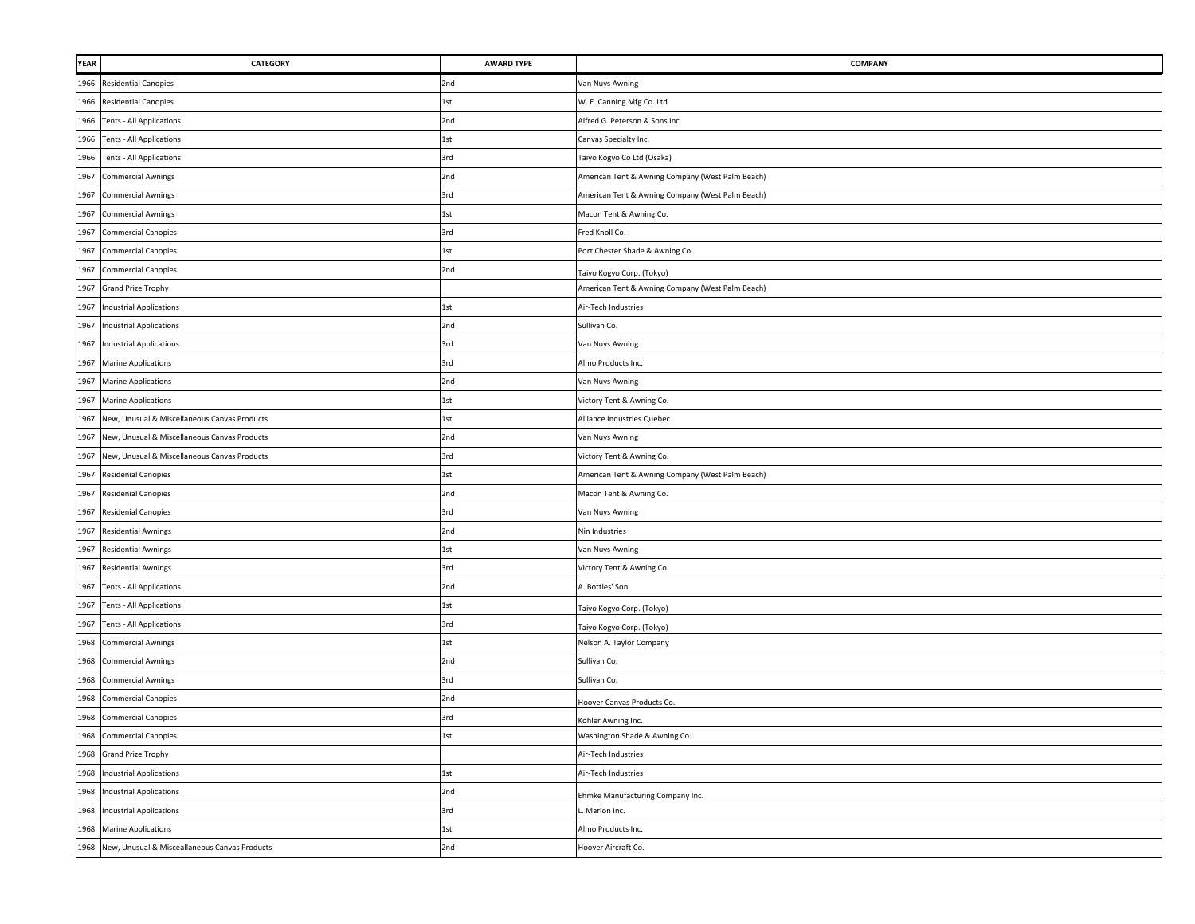| YEAR | CATEGORY | AWARD TYPE | COMPANY |
| --- | --- | --- | --- |
| 1966 | Residential Canopies | 2nd | Van Nuys Awning |
| 1966 | Residential Canopies | 1st | W. E. Canning Mfg Co. Ltd |
| 1966 | Tents - All Applications | 2nd | Alfred G. Peterson & Sons Inc. |
| 1966 | Tents - All Applications | 1st | Canvas Specialty Inc. |
| 1966 | Tents - All Applications | 3rd | Taiyo Kogyo Co Ltd (Osaka) |
| 1967 | Commercial Awnings | 2nd | American Tent & Awning Company (West Palm Beach) |
| 1967 | Commercial Awnings | 3rd | American Tent & Awning Company (West Palm Beach) |
| 1967 | Commercial Awnings | 1st | Macon Tent & Awning Co. |
| 1967 | Commercial Canopies | 3rd | Fred Knoll Co. |
| 1967 | Commercial Canopies | 1st | Port Chester Shade & Awning Co. |
| 1967 | Commercial Canopies | 2nd | Taiyo Kogyo Corp. (Tokyo) |
| 1967 | Grand Prize Trophy | | American Tent & Awning Company (West Palm Beach) |
| 1967 | Industrial Applications | 1st | Air-Tech Industries |
| 1967 | Industrial Applications | 2nd | Sullivan Co. |
| 1967 | Industrial Applications | 3rd | Van Nuys Awning |
| 1967 | Marine Applications | 3rd | Almo Products Inc. |
| 1967 | Marine Applications | 2nd | Van Nuys Awning |
| 1967 | Marine Applications | 1st | Victory Tent & Awning Co. |
| 1967 | New, Unusual & Miscellaneous Canvas Products | 1st | Alliance Industries Quebec |
| 1967 | New, Unusual & Miscellaneous Canvas Products | 2nd | Van Nuys Awning |
| 1967 | New, Unusual & Miscellaneous Canvas Products | 3rd | Victory Tent & Awning Co. |
| 1967 | Residenial Canopies | 1st | American Tent & Awning Company (West Palm Beach) |
| 1967 | Residenial Canopies | 2nd | Macon Tent & Awning Co. |
| 1967 | Residenial Canopies | 3rd | Van Nuys Awning |
| 1967 | Residential Awnings | 2nd | Nin Industries |
| 1967 | Residential Awnings | 1st | Van Nuys Awning |
| 1967 | Residential Awnings | 3rd | Victory Tent & Awning Co. |
| 1967 | Tents - All Applications | 2nd | A. Bottles' Son |
| 1967 | Tents - All Applications | 1st | Taiyo Kogyo Corp. (Tokyo) |
| 1967 | Tents - All Applications | 3rd | Taiyo Kogyo Corp. (Tokyo) |
| 1968 | Commercial Awnings | 1st | Nelson A. Taylor Company |
| 1968 | Commercial Awnings | 2nd | Sullivan Co. |
| 1968 | Commercial Awnings | 3rd | Sullivan Co. |
| 1968 | Commercial Canopies | 2nd | Hoover Canvas Products Co. |
| 1968 | Commercial Canopies | 3rd | Kohler Awning Inc. |
| 1968 | Commercial Canopies | 1st | Washington Shade & Awning Co. |
| 1968 | Grand Prize Trophy | | Air-Tech Industries |
| 1968 | Industrial Applications | 1st | Air-Tech Industries |
| 1968 | Industrial Applications | 2nd | Ehmke Manufacturing Company Inc. |
| 1968 | Industrial Applications | 3rd | L. Marion Inc. |
| 1968 | Marine Applications | 1st | Almo Products Inc. |
| 1968 | New, Unusual & Misceallaneous Canvas Products | 2nd | Hoover Aircraft Co. |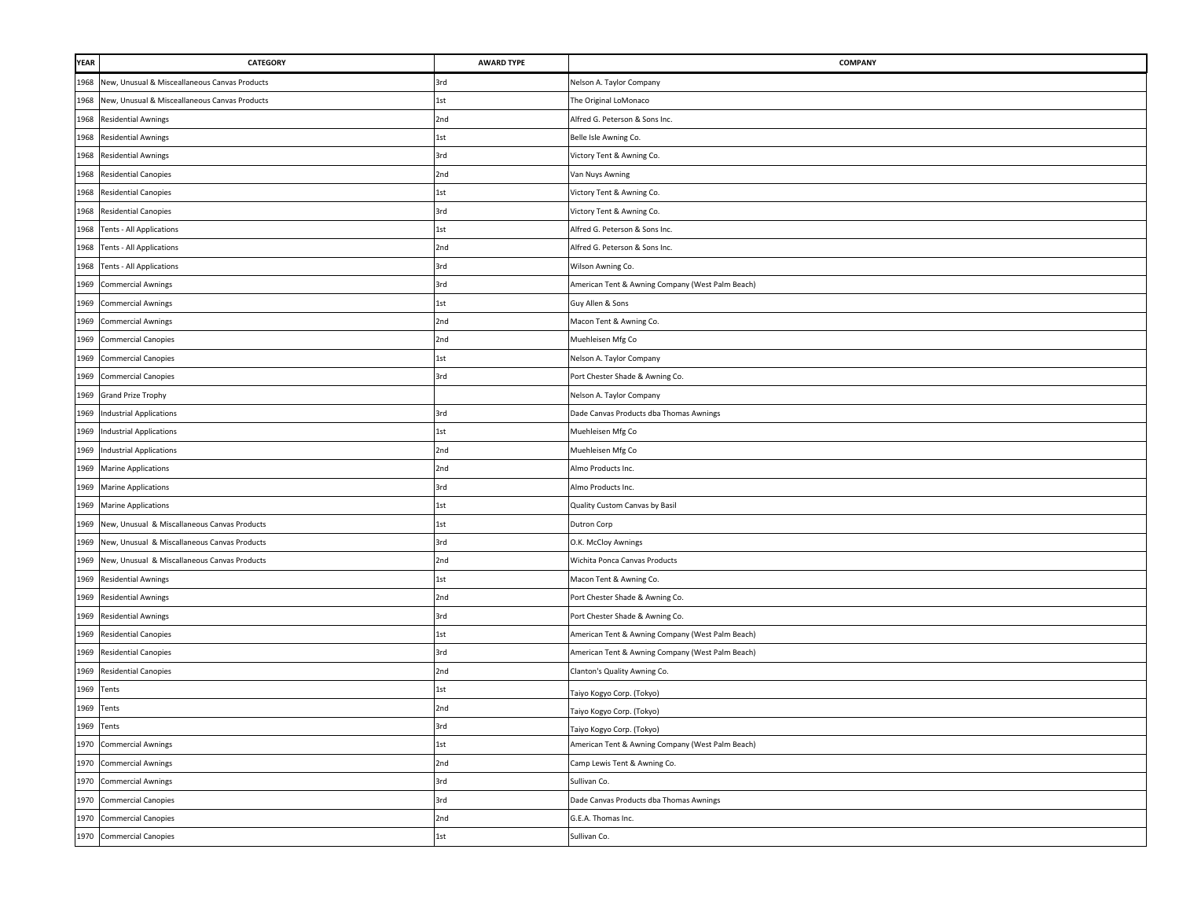| YEAR | CATEGORY | AWARD TYPE | COMPANY |
|---|---|---|---|
| 1968 | New, Unusual & Misceallaneous Canvas Products | 3rd | Nelson A. Taylor Company |
| 1968 | New, Unusual & Misceallaneous Canvas Products | 1st | The Original LoMonaco |
| 1968 | Residential Awnings | 2nd | Alfred G. Peterson & Sons Inc. |
| 1968 | Residential Awnings | 1st | Belle Isle Awning Co. |
| 1968 | Residential Awnings | 3rd | Victory Tent & Awning Co. |
| 1968 | Residential Canopies | 2nd | Van Nuys Awning |
| 1968 | Residential Canopies | 1st | Victory Tent & Awning Co. |
| 1968 | Residential Canopies | 3rd | Victory Tent & Awning Co. |
| 1968 | Tents - All Applications | 1st | Alfred G. Peterson & Sons Inc. |
| 1968 | Tents - All Applications | 2nd | Alfred G. Peterson & Sons Inc. |
| 1968 | Tents - All Applications | 3rd | Wilson Awning Co. |
| 1969 | Commercial Awnings | 3rd | American Tent & Awning Company (West Palm Beach) |
| 1969 | Commercial Awnings | 1st | Guy Allen & Sons |
| 1969 | Commercial Awnings | 2nd | Macon Tent & Awning Co. |
| 1969 | Commercial Canopies | 2nd | Muehleisen Mfg Co |
| 1969 | Commercial Canopies | 1st | Nelson A. Taylor Company |
| 1969 | Commercial Canopies | 3rd | Port Chester Shade & Awning Co. |
| 1969 | Grand Prize Trophy | | Nelson A. Taylor Company |
| 1969 | Industrial Applications | 3rd | Dade Canvas Products dba Thomas Awnings |
| 1969 | Industrial Applications | 1st | Muehleisen Mfg Co |
| 1969 | Industrial Applications | 2nd | Muehleisen Mfg Co |
| 1969 | Marine Applications | 2nd | Almo Products Inc. |
| 1969 | Marine Applications | 3rd | Almo Products Inc. |
| 1969 | Marine Applications | 1st | Quality Custom Canvas by Basil |
| 1969 | New, Unusual & Miscallaneous Canvas Products | 1st | Dutron Corp |
| 1969 | New, Unusual & Miscallaneous Canvas Products | 3rd | O.K. McCloy Awnings |
| 1969 | New, Unusual & Miscallaneous Canvas Products | 2nd | Wichita Ponca Canvas Products |
| 1969 | Residential Awnings | 1st | Macon Tent & Awning Co. |
| 1969 | Residential Awnings | 2nd | Port Chester Shade & Awning Co. |
| 1969 | Residential Awnings | 3rd | Port Chester Shade & Awning Co. |
| 1969 | Residential Canopies | 1st | American Tent & Awning Company (West Palm Beach) |
| 1969 | Residential Canopies | 3rd | American Tent & Awning Company (West Palm Beach) |
| 1969 | Residential Canopies | 2nd | Clanton's Quality Awning Co. |
| 1969 | Tents | 1st | Taiyo Kogyo Corp. (Tokyo) |
| 1969 | Tents | 2nd | Taiyo Kogyo Corp. (Tokyo) |
| 1969 | Tents | 3rd | Taiyo Kogyo Corp. (Tokyo) |
| 1970 | Commercial Awnings | 1st | American Tent & Awning Company (West Palm Beach) |
| 1970 | Commercial Awnings | 2nd | Camp Lewis Tent & Awning Co. |
| 1970 | Commercial Awnings | 3rd | Sullivan Co. |
| 1970 | Commercial Canopies | 3rd | Dade Canvas Products dba Thomas Awnings |
| 1970 | Commercial Canopies | 2nd | G.E.A. Thomas Inc. |
| 1970 | Commercial Canopies | 1st | Sullivan Co. |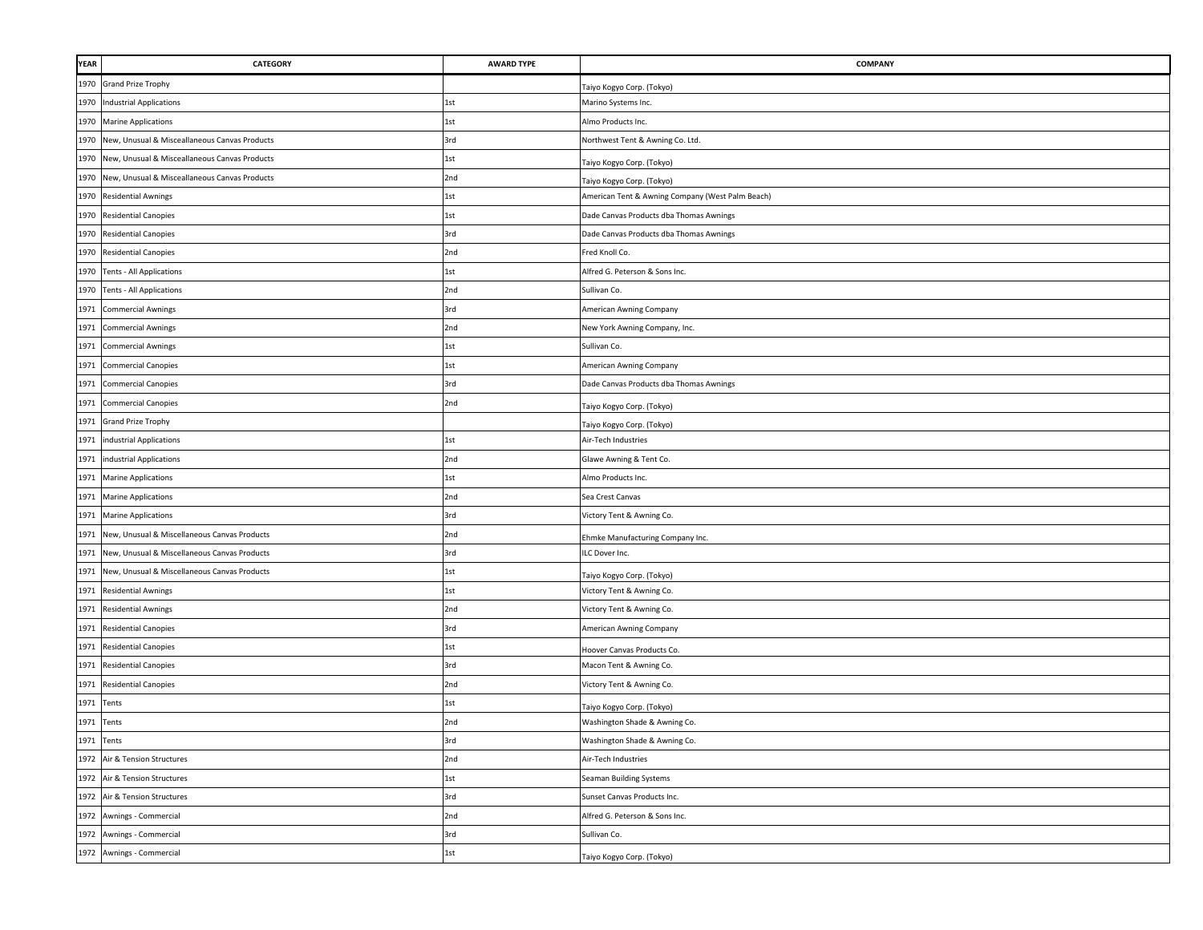| YEAR | CATEGORY | AWARD TYPE | COMPANY |
|---|---|---|---|
| 1970 | Grand Prize Trophy | | Taiyo Kogyo Corp. (Tokyo) |
| 1970 | Industrial Applications | 1st | Marino Systems Inc. |
| 1970 | Marine Applications | 1st | Almo Products Inc. |
| 1970 | New, Unusual & Misceallaneous Canvas Products | 3rd | Northwest Tent & Awning Co. Ltd. |
| 1970 | New, Unusual & Misceallaneous Canvas Products | 1st | Taiyo Kogyo Corp. (Tokyo) |
| 1970 | New, Unusual & Misceallaneous Canvas Products | 2nd | Taiyo Kogyo Corp. (Tokyo) |
| 1970 | Residential Awnings | 1st | American Tent & Awning Company (West Palm Beach) |
| 1970 | Residential Canopies | 1st | Dade Canvas Products dba Thomas Awnings |
| 1970 | Residential Canopies | 3rd | Dade Canvas Products dba Thomas Awnings |
| 1970 | Residential Canopies | 2nd | Fred Knoll Co. |
| 1970 | Tents - All Applications | 1st | Alfred G. Peterson & Sons Inc. |
| 1970 | Tents - All Applications | 2nd | Sullivan Co. |
| 1971 | Commercial Awnings | 3rd | American Awning Company |
| 1971 | Commercial Awnings | 2nd | New York Awning Company, Inc. |
| 1971 | Commercial Awnings | 1st | Sullivan Co. |
| 1971 | Commercial Canopies | 1st | American Awning Company |
| 1971 | Commercial Canopies | 3rd | Dade Canvas Products dba Thomas Awnings |
| 1971 | Commercial Canopies | 2nd | Taiyo Kogyo Corp. (Tokyo) |
| 1971 | Grand Prize Trophy | | Taiyo Kogyo Corp. (Tokyo) |
| 1971 | industrial Applications | 1st | Air-Tech Industries |
| 1971 | industrial Applications | 2nd | Glawe Awning & Tent Co. |
| 1971 | Marine Applications | 1st | Almo Products Inc. |
| 1971 | Marine Applications | 2nd | Sea Crest Canvas |
| 1971 | Marine Applications | 3rd | Victory Tent & Awning Co. |
| 1971 | New, Unusual & Miscellaneous Canvas Products | 2nd | Ehmke Manufacturing Company Inc. |
| 1971 | New, Unusual & Miscellaneous Canvas Products | 3rd | ILC Dover Inc. |
| 1971 | New, Unusual & Miscellaneous Canvas Products | 1st | Taiyo Kogyo Corp. (Tokyo) |
| 1971 | Residential Awnings | 1st | Victory Tent & Awning Co. |
| 1971 | Residential Awnings | 2nd | Victory Tent & Awning Co. |
| 1971 | Residential Canopies | 3rd | American Awning Company |
| 1971 | Residential Canopies | 1st | Hoover Canvas Products Co. |
| 1971 | Residential Canopies | 3rd | Macon Tent & Awning Co. |
| 1971 | Residential Canopies | 2nd | Victory Tent & Awning Co. |
| 1971 | Tents | 1st | Taiyo Kogyo Corp. (Tokyo) |
| 1971 | Tents | 2nd | Washington Shade & Awning Co. |
| 1971 | Tents | 3rd | Washington Shade & Awning Co. |
| 1972 | Air & Tension Structures | 2nd | Air-Tech Industries |
| 1972 | Air & Tension Structures | 1st | Seaman Building Systems |
| 1972 | Air & Tension Structures | 3rd | Sunset Canvas Products Inc. |
| 1972 | Awnings - Commercial | 2nd | Alfred G. Peterson & Sons Inc. |
| 1972 | Awnings - Commercial | 3rd | Sullivan Co. |
| 1972 | Awnings - Commercial | 1st | Taiyo Kogyo Corp. (Tokyo) |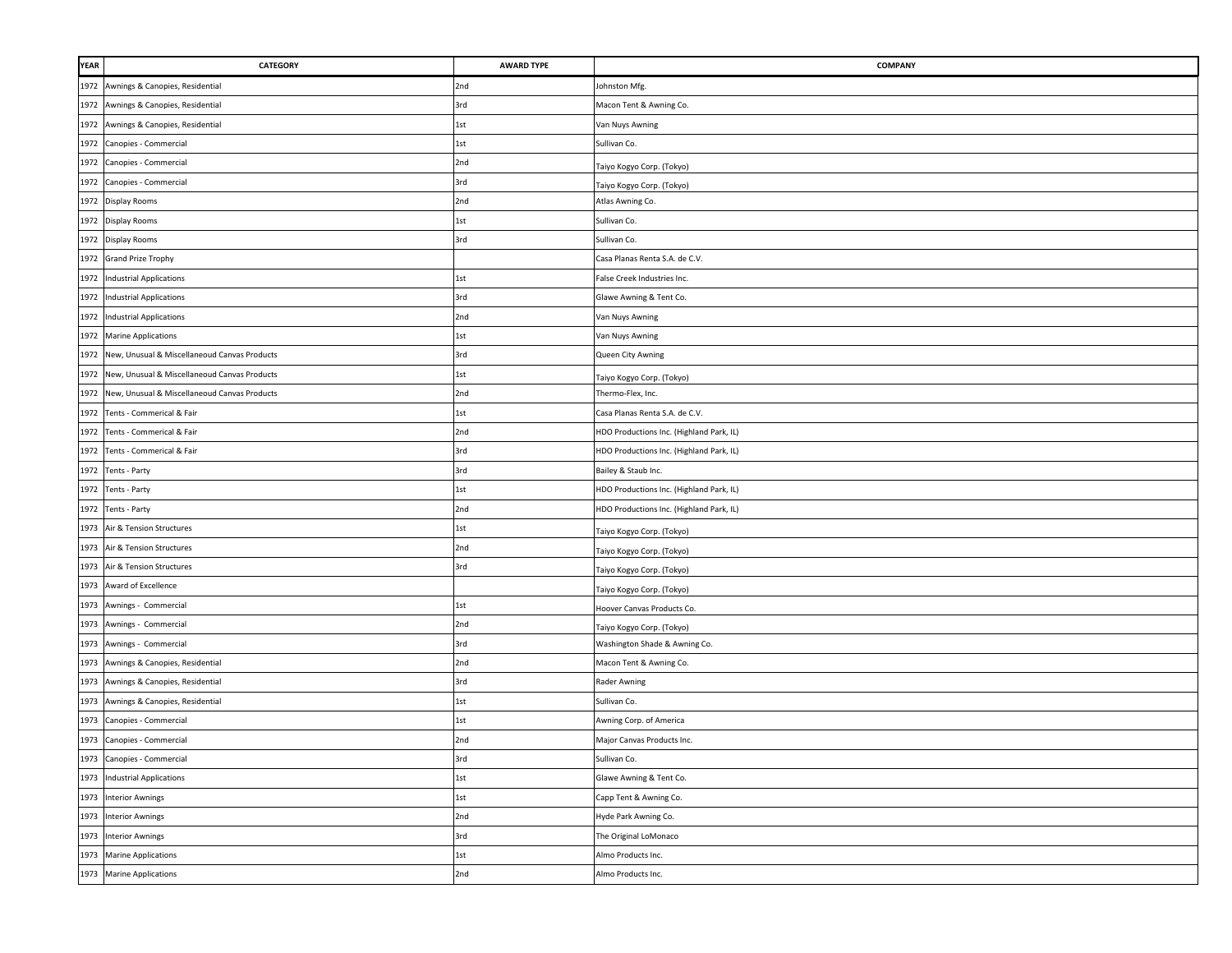| YEAR | CATEGORY | AWARD TYPE | COMPANY |
|---|---|---|---|
| 1972 | Awnings & Canopies, Residential | 2nd | Johnston Mfg. |
| 1972 | Awnings & Canopies, Residential | 3rd | Macon Tent & Awning Co. |
| 1972 | Awnings & Canopies, Residential | 1st | Van Nuys Awning |
| 1972 | Canopies - Commercial | 1st | Sullivan Co. |
| 1972 | Canopies - Commercial | 2nd | Taiyo Kogyo Corp. (Tokyo) |
| 1972 | Canopies - Commercial | 3rd | Taiyo Kogyo Corp. (Tokyo) |
| 1972 | Display Rooms | 2nd | Atlas Awning Co. |
| 1972 | Display Rooms | 1st | Sullivan Co. |
| 1972 | Display Rooms | 3rd | Sullivan Co. |
| 1972 | Grand Prize Trophy | | Casa Planas Renta S.A. de C.V. |
| 1972 | Industrial Applications | 1st | False Creek Industries Inc. |
| 1972 | Industrial Applications | 3rd | Glawe Awning & Tent Co. |
| 1972 | Industrial Applications | 2nd | Van Nuys Awning |
| 1972 | Marine Applications | 1st | Van Nuys Awning |
| 1972 | New, Unusual & Miscellaneoud Canvas Products | 3rd | Queen City Awning |
| 1972 | New, Unusual & Miscellaneoud Canvas Products | 1st | Taiyo Kogyo Corp. (Tokyo) |
| 1972 | New, Unusual & Miscellaneoud Canvas Products | 2nd | Thermo-Flex, Inc. |
| 1972 | Tents - Commerical & Fair | 1st | Casa Planas Renta S.A. de C.V. |
| 1972 | Tents - Commerical & Fair | 2nd | HDO Productions Inc. (Highland Park, IL) |
| 1972 | Tents - Commerical & Fair | 3rd | HDO Productions Inc. (Highland Park, IL) |
| 1972 | Tents - Party | 3rd | Bailey & Staub Inc. |
| 1972 | Tents - Party | 1st | HDO Productions Inc. (Highland Park, IL) |
| 1972 | Tents - Party | 2nd | HDO Productions Inc. (Highland Park, IL) |
| 1973 | Air & Tension Structures | 1st | Taiyo Kogyo Corp. (Tokyo) |
| 1973 | Air & Tension Structures | 2nd | Taiyo Kogyo Corp. (Tokyo) |
| 1973 | Air & Tension Structures | 3rd | Taiyo Kogyo Corp. (Tokyo) |
| 1973 | Award of Excellence | | Taiyo Kogyo Corp. (Tokyo) |
| 1973 | Awnings - Commercial | 1st | Hoover Canvas Products Co. |
| 1973 | Awnings - Commercial | 2nd | Taiyo Kogyo Corp. (Tokyo) |
| 1973 | Awnings - Commercial | 3rd | Washington Shade & Awning Co. |
| 1973 | Awnings & Canopies, Residential | 2nd | Macon Tent & Awning Co. |
| 1973 | Awnings & Canopies, Residential | 3rd | Rader Awning |
| 1973 | Awnings & Canopies, Residential | 1st | Sullivan Co. |
| 1973 | Canopies - Commercial | 1st | Awning Corp. of America |
| 1973 | Canopies - Commercial | 2nd | Major Canvas Products Inc. |
| 1973 | Canopies - Commercial | 3rd | Sullivan Co. |
| 1973 | Industrial Applications | 1st | Glawe Awning & Tent Co. |
| 1973 | Interior Awnings | 1st | Capp Tent & Awning Co. |
| 1973 | Interior Awnings | 2nd | Hyde Park Awning Co. |
| 1973 | Interior Awnings | 3rd | The Original LoMonaco |
| 1973 | Marine Applications | 1st | Almo Products Inc. |
| 1973 | Marine Applications | 2nd | Almo Products Inc. |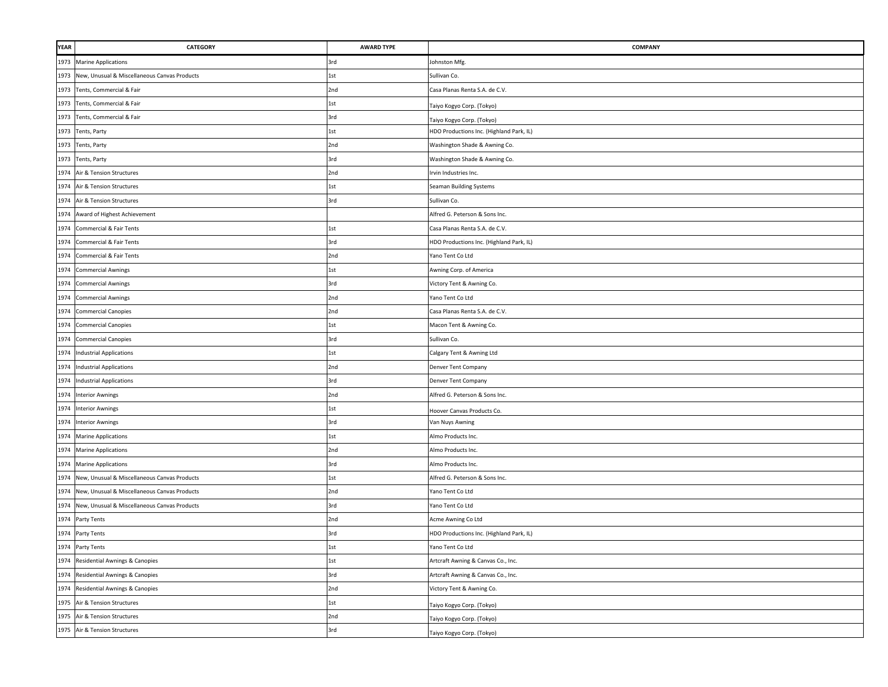| YEAR | CATEGORY | AWARD TYPE | COMPANY |
|---|---|---|---|
| 1973 | Marine Applications | 3rd | Johnston Mfg. |
| 1973 | New, Unusual & Miscellaneous Canvas Products | 1st | Sullivan Co. |
| 1973 | Tents, Commercial & Fair | 2nd | Casa Planas Renta S.A. de C.V. |
| 1973 | Tents, Commercial & Fair | 1st | Taiyo Kogyo Corp. (Tokyo) |
| 1973 | Tents, Commercial & Fair | 3rd | Taiyo Kogyo Corp. (Tokyo) |
| 1973 | Tents, Party | 1st | HDO Productions Inc. (Highland Park, IL) |
| 1973 | Tents, Party | 2nd | Washington Shade & Awning Co. |
| 1973 | Tents, Party | 3rd | Washington Shade & Awning Co. |
| 1974 | Air & Tension Structures | 2nd | Irvin Industries Inc. |
| 1974 | Air & Tension Structures | 1st | Seaman Building Systems |
| 1974 | Air & Tension Structures | 3rd | Sullivan Co. |
| 1974 | Award of Highest Achievement | | Alfred G. Peterson & Sons Inc. |
| 1974 | Commercial & Fair Tents | 1st | Casa Planas Renta S.A. de C.V. |
| 1974 | Commercial & Fair Tents | 3rd | HDO Productions Inc. (Highland Park, IL) |
| 1974 | Commercial & Fair Tents | 2nd | Yano Tent Co Ltd |
| 1974 | Commercial Awnings | 1st | Awning Corp. of America |
| 1974 | Commercial Awnings | 3rd | Victory Tent & Awning Co. |
| 1974 | Commercial Awnings | 2nd | Yano Tent Co Ltd |
| 1974 | Commercial Canopies | 2nd | Casa Planas Renta S.A. de C.V. |
| 1974 | Commercial Canopies | 1st | Macon Tent & Awning Co. |
| 1974 | Commercial Canopies | 3rd | Sullivan Co. |
| 1974 | Industrial Applications | 1st | Calgary Tent & Awning Ltd |
| 1974 | Industrial Applications | 2nd | Denver Tent Company |
| 1974 | Industrial Applications | 3rd | Denver Tent Company |
| 1974 | Interior Awnings | 2nd | Alfred G. Peterson & Sons Inc. |
| 1974 | Interior Awnings | 1st | Hoover Canvas Products Co. |
| 1974 | Interior Awnings | 3rd | Van Nuys Awning |
| 1974 | Marine Applications | 1st | Almo Products Inc. |
| 1974 | Marine Applications | 2nd | Almo Products Inc. |
| 1974 | Marine Applications | 3rd | Almo Products Inc. |
| 1974 | New, Unusual & Miscellaneous Canvas Products | 1st | Alfred G. Peterson & Sons Inc. |
| 1974 | New, Unusual & Miscellaneous Canvas Products | 2nd | Yano Tent Co Ltd |
| 1974 | New, Unusual & Miscellaneous Canvas Products | 3rd | Yano Tent Co Ltd |
| 1974 | Party Tents | 2nd | Acme Awning Co Ltd |
| 1974 | Party Tents | 3rd | HDO Productions Inc. (Highland Park, IL) |
| 1974 | Party Tents | 1st | Yano Tent Co Ltd |
| 1974 | Residential Awnings & Canopies | 1st | Artcraft Awning & Canvas Co., Inc. |
| 1974 | Residential Awnings & Canopies | 3rd | Artcraft Awning & Canvas Co., Inc. |
| 1974 | Residential Awnings & Canopies | 2nd | Victory Tent & Awning Co. |
| 1975 | Air & Tension Structures | 1st | Taiyo Kogyo Corp. (Tokyo) |
| 1975 | Air & Tension Structures | 2nd | Taiyo Kogyo Corp. (Tokyo) |
| 1975 | Air & Tension Structures | 3rd | Taiyo Kogyo Corp. (Tokyo) |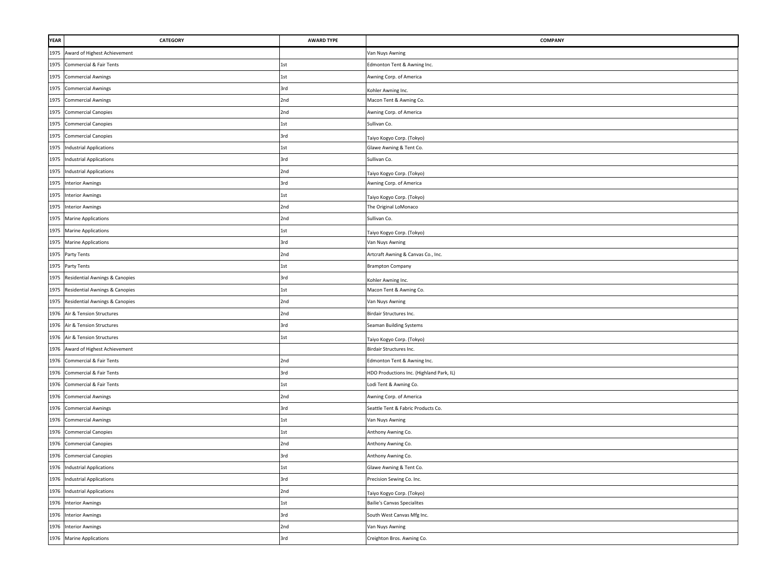| YEAR | CATEGORY | AWARD TYPE | COMPANY |
|---|---|---|---|
| 1975 | Award of Highest Achievement | | Van Nuys Awning |
| 1975 | Commercial & Fair Tents | 1st | Edmonton Tent & Awning Inc. |
| 1975 | Commercial Awnings | 1st | Awning Corp. of America |
| 1975 | Commercial Awnings | 3rd | Kohler Awning Inc. |
| 1975 | Commercial Awnings | 2nd | Macon Tent & Awning Co. |
| 1975 | Commercial Canopies | 2nd | Awning Corp. of America |
| 1975 | Commercial Canopies | 1st | Sullivan Co. |
| 1975 | Commercial Canopies | 3rd | Taiyo Kogyo Corp. (Tokyo) |
| 1975 | Industrial Applications | 1st | Glawe Awning & Tent Co. |
| 1975 | Industrial Applications | 3rd | Sullivan Co. |
| 1975 | Industrial Applications | 2nd | Taiyo Kogyo Corp. (Tokyo) |
| 1975 | Interior Awnings | 3rd | Awning Corp. of America |
| 1975 | Interior Awnings | 1st | Taiyo Kogyo Corp. (Tokyo) |
| 1975 | Interior Awnings | 2nd | The Original LoMonaco |
| 1975 | Marine Applications | 2nd | Sullivan Co. |
| 1975 | Marine Applications | 1st | Taiyo Kogyo Corp. (Tokyo) |
| 1975 | Marine Applications | 3rd | Van Nuys Awning |
| 1975 | Party Tents | 2nd | Artcraft Awning & Canvas Co., Inc. |
| 1975 | Party Tents | 1st | Brampton Company |
| 1975 | Residential Awnings & Canopies | 3rd | Kohler Awning Inc. |
| 1975 | Residential Awnings & Canopies | 1st | Macon Tent & Awning Co. |
| 1975 | Residential Awnings & Canopies | 2nd | Van Nuys Awning |
| 1976 | Air & Tension Structures | 2nd | Birdair Structures Inc. |
| 1976 | Air & Tension Structures | 3rd | Seaman Building Systems |
| 1976 | Air & Tension Structures | 1st | Taiyo Kogyo Corp. (Tokyo) |
| 1976 | Award of Highest Achievement | | Birdair Structures Inc. |
| 1976 | Commercial & Fair Tents | 2nd | Edmonton Tent & Awning Inc. |
| 1976 | Commercial & Fair Tents | 3rd | HDO Productions Inc. (Highland Park, IL) |
| 1976 | Commercial & Fair Tents | 1st | Lodi Tent & Awning Co. |
| 1976 | Commercial Awnings | 2nd | Awning Corp. of America |
| 1976 | Commercial Awnings | 3rd | Seattle Tent & Fabric Products Co. |
| 1976 | Commercial Awnings | 1st | Van Nuys Awning |
| 1976 | Commercial Canopies | 1st | Anthony Awning Co. |
| 1976 | Commercial Canopies | 2nd | Anthony Awning Co. |
| 1976 | Commercial Canopies | 3rd | Anthony Awning Co. |
| 1976 | Industrial Applications | 1st | Glawe Awning & Tent Co. |
| 1976 | Industrial Applications | 3rd | Precision Sewing Co. Inc. |
| 1976 | Industrial Applications | 2nd | Taiyo Kogyo Corp. (Tokyo) |
| 1976 | Interior Awnings | 1st | Bailie's Canvas Specialites |
| 1976 | Interior Awnings | 3rd | South West Canvas Mfg Inc. |
| 1976 | Interior Awnings | 2nd | Van Nuys Awning |
| 1976 | Marine Applications | 3rd | Creighton Bros. Awning Co. |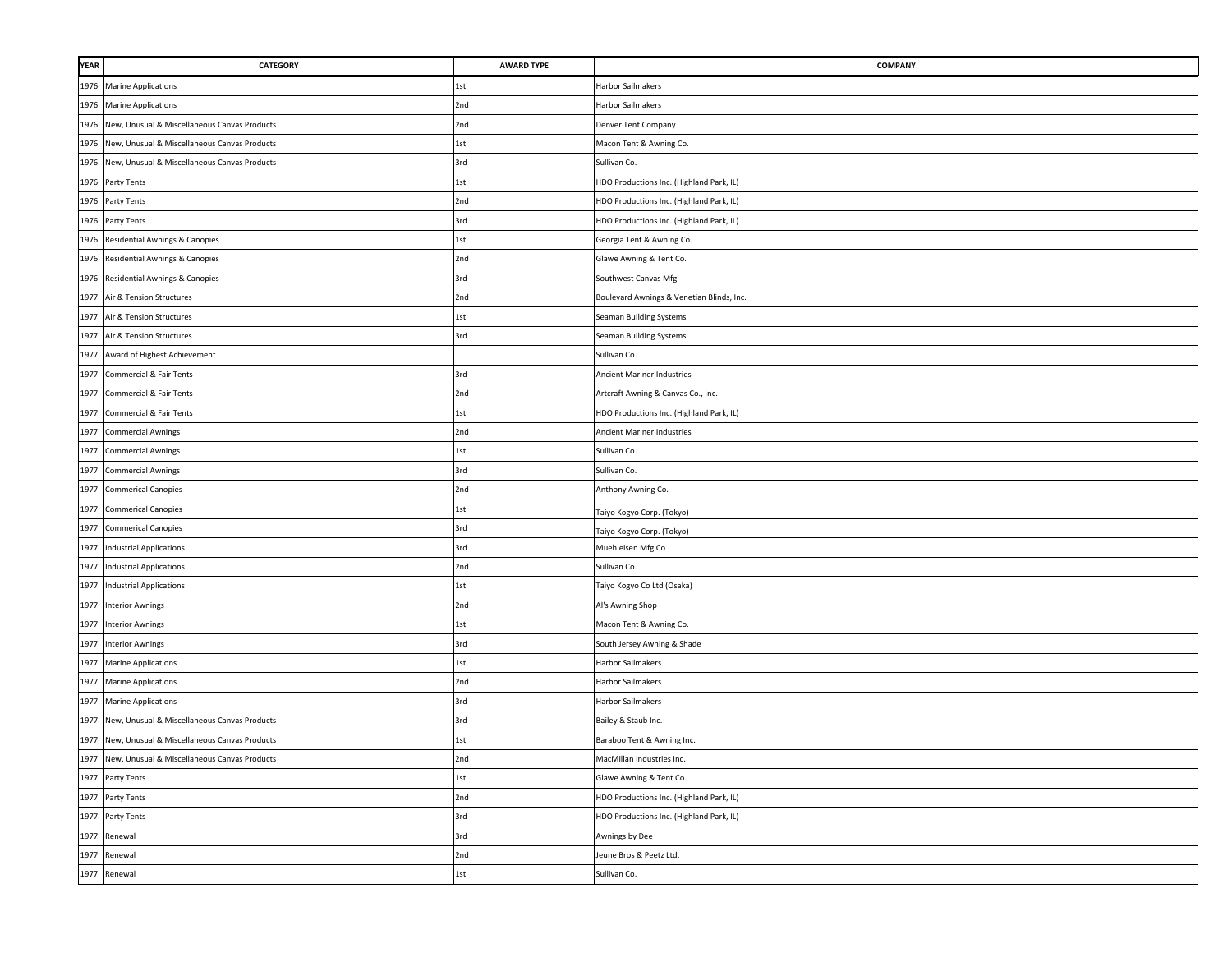| YEAR | CATEGORY | AWARD TYPE | COMPANY |
|---|---|---|---|
| 1976 | Marine Applications | 1st | Harbor Sailmakers |
| 1976 | Marine Applications | 2nd | Harbor Sailmakers |
| 1976 | New, Unusual & Miscellaneous Canvas Products | 2nd | Denver Tent Company |
| 1976 | New, Unusual & Miscellaneous Canvas Products | 1st | Macon Tent & Awning Co. |
| 1976 | New, Unusual & Miscellaneous Canvas Products | 3rd | Sullivan Co. |
| 1976 | Party Tents | 1st | HDO Productions Inc. (Highland Park, IL) |
| 1976 | Party Tents | 2nd | HDO Productions Inc. (Highland Park, IL) |
| 1976 | Party Tents | 3rd | HDO Productions Inc. (Highland Park, IL) |
| 1976 | Residential Awnings & Canopies | 1st | Georgia Tent & Awning Co. |
| 1976 | Residential Awnings & Canopies | 2nd | Glawe Awning & Tent Co. |
| 1976 | Residential Awnings & Canopies | 3rd | Southwest Canvas Mfg |
| 1977 | Air & Tension Structures | 2nd | Boulevard Awnings & Venetian Blinds, Inc. |
| 1977 | Air & Tension Structures | 1st | Seaman Building Systems |
| 1977 | Air & Tension Structures | 3rd | Seaman Building Systems |
| 1977 | Award of Highest Achievement | | Sullivan Co. |
| 1977 | Commercial & Fair Tents | 3rd | Ancient Mariner Industries |
| 1977 | Commercial & Fair Tents | 2nd | Artcraft Awning & Canvas Co., Inc. |
| 1977 | Commercial & Fair Tents | 1st | HDO Productions Inc. (Highland Park, IL) |
| 1977 | Commercial Awnings | 2nd | Ancient Mariner Industries |
| 1977 | Commercial Awnings | 1st | Sullivan Co. |
| 1977 | Commercial Awnings | 3rd | Sullivan Co. |
| 1977 | Commerical Canopies | 2nd | Anthony Awning Co. |
| 1977 | Commerical Canopies | 1st | Taiyo Kogyo Corp. (Tokyo) |
| 1977 | Commerical Canopies | 3rd | Taiyo Kogyo Corp. (Tokyo) |
| 1977 | Industrial Applications | 3rd | Muehleisen Mfg Co |
| 1977 | Industrial Applications | 2nd | Sullivan Co. |
| 1977 | Industrial Applications | 1st | Taiyo Kogyo Co Ltd (Osaka) |
| 1977 | Interior Awnings | 2nd | Al's Awning Shop |
| 1977 | Interior Awnings | 1st | Macon Tent & Awning Co. |
| 1977 | Interior Awnings | 3rd | South Jersey Awning & Shade |
| 1977 | Marine Applications | 1st | Harbor Sailmakers |
| 1977 | Marine Applications | 2nd | Harbor Sailmakers |
| 1977 | Marine Applications | 3rd | Harbor Sailmakers |
| 1977 | New, Unusual & Miscellaneous Canvas Products | 3rd | Bailey & Staub Inc. |
| 1977 | New, Unusual & Miscellaneous Canvas Products | 1st | Baraboo Tent & Awning Inc. |
| 1977 | New, Unusual & Miscellaneous Canvas Products | 2nd | MacMillan Industries Inc. |
| 1977 | Party Tents | 1st | Glawe Awning & Tent Co. |
| 1977 | Party Tents | 2nd | HDO Productions Inc. (Highland Park, IL) |
| 1977 | Party Tents | 3rd | HDO Productions Inc. (Highland Park, IL) |
| 1977 | Renewal | 3rd | Awnings by Dee |
| 1977 | Renewal | 2nd | Jeune Bros & Peetz Ltd. |
| 1977 | Renewal | 1st | Sullivan Co. |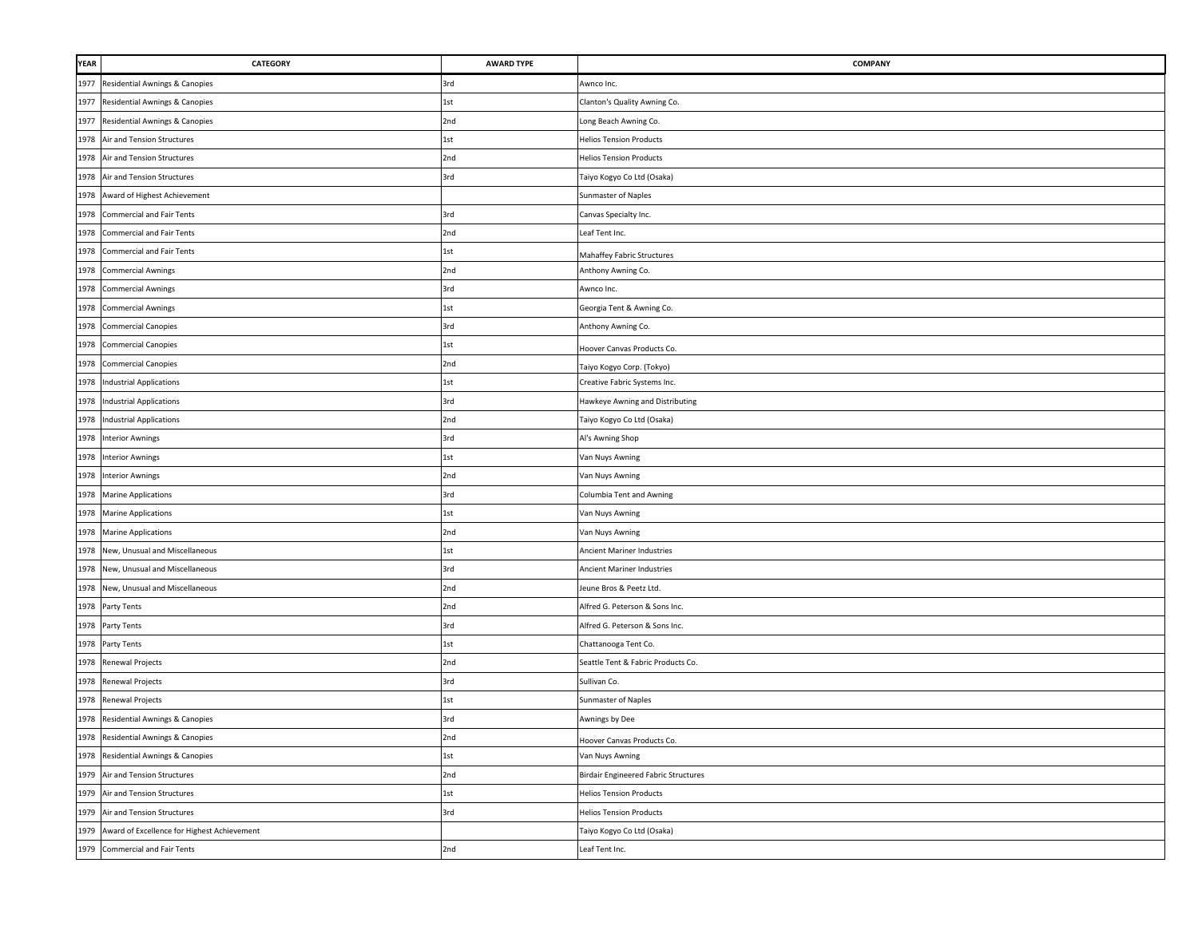| YEAR | CATEGORY | AWARD TYPE | COMPANY |
|---|---|---|---|
| 1977 | Residential Awnings & Canopies | 3rd | Awnco Inc. |
| 1977 | Residential Awnings & Canopies | 1st | Clanton's Quality Awning Co. |
| 1977 | Residential Awnings & Canopies | 2nd | Long Beach Awning Co. |
| 1978 | Air and Tension Structures | 1st | Helios Tension Products |
| 1978 | Air and Tension Structures | 2nd | Helios Tension Products |
| 1978 | Air and Tension Structures | 3rd | Taiyo Kogyo Co Ltd (Osaka) |
| 1978 | Award of Highest Achievement | | Sunmaster of Naples |
| 1978 | Commercial and Fair Tents | 3rd | Canvas Specialty Inc. |
| 1978 | Commercial and Fair Tents | 2nd | Leaf Tent Inc. |
| 1978 | Commercial and Fair Tents | 1st | Mahaffey Fabric Structures |
| 1978 | Commercial Awnings | 2nd | Anthony Awning Co. |
| 1978 | Commercial Awnings | 3rd | Awnco Inc. |
| 1978 | Commercial Awnings | 1st | Georgia Tent & Awning Co. |
| 1978 | Commercial Canopies | 3rd | Anthony Awning Co. |
| 1978 | Commercial Canopies | 1st | Hoover Canvas Products Co. |
| 1978 | Commercial Canopies | 2nd | Taiyo Kogyo Corp. (Tokyo) |
| 1978 | Industrial Applications | 1st | Creative Fabric Systems Inc. |
| 1978 | Industrial Applications | 3rd | Hawkeye Awning and Distributing |
| 1978 | Industrial Applications | 2nd | Taiyo Kogyo Co Ltd (Osaka) |
| 1978 | Interior Awnings | 3rd | Al's Awning Shop |
| 1978 | Interior Awnings | 1st | Van Nuys Awning |
| 1978 | Interior Awnings | 2nd | Van Nuys Awning |
| 1978 | Marine Applications | 3rd | Columbia Tent and Awning |
| 1978 | Marine Applications | 1st | Van Nuys Awning |
| 1978 | Marine Applications | 2nd | Van Nuys Awning |
| 1978 | New, Unusual and Miscellaneous | 1st | Ancient Mariner Industries |
| 1978 | New, Unusual and Miscellaneous | 3rd | Ancient Mariner Industries |
| 1978 | New, Unusual and Miscellaneous | 2nd | Jeune Bros & Peetz Ltd. |
| 1978 | Party Tents | 2nd | Alfred G. Peterson & Sons Inc. |
| 1978 | Party Tents | 3rd | Alfred G. Peterson & Sons Inc. |
| 1978 | Party Tents | 1st | Chattanooga Tent Co. |
| 1978 | Renewal Projects | 2nd | Seattle Tent & Fabric Products Co. |
| 1978 | Renewal Projects | 3rd | Sullivan Co. |
| 1978 | Renewal Projects | 1st | Sunmaster of Naples |
| 1978 | Residential Awnings & Canopies | 3rd | Awnings by Dee |
| 1978 | Residential Awnings & Canopies | 2nd | Hoover Canvas Products Co. |
| 1978 | Residential Awnings & Canopies | 1st | Van Nuys Awning |
| 1979 | Air and Tension Structures | 2nd | Birdair Engineered Fabric Structures |
| 1979 | Air and Tension Structures | 1st | Helios Tension Products |
| 1979 | Air and Tension Structures | 3rd | Helios Tension Products |
| 1979 | Award of Excellence for Highest Achievement | | Taiyo Kogyo Co Ltd (Osaka) |
| 1979 | Commercial and Fair Tents | 2nd | Leaf Tent Inc. |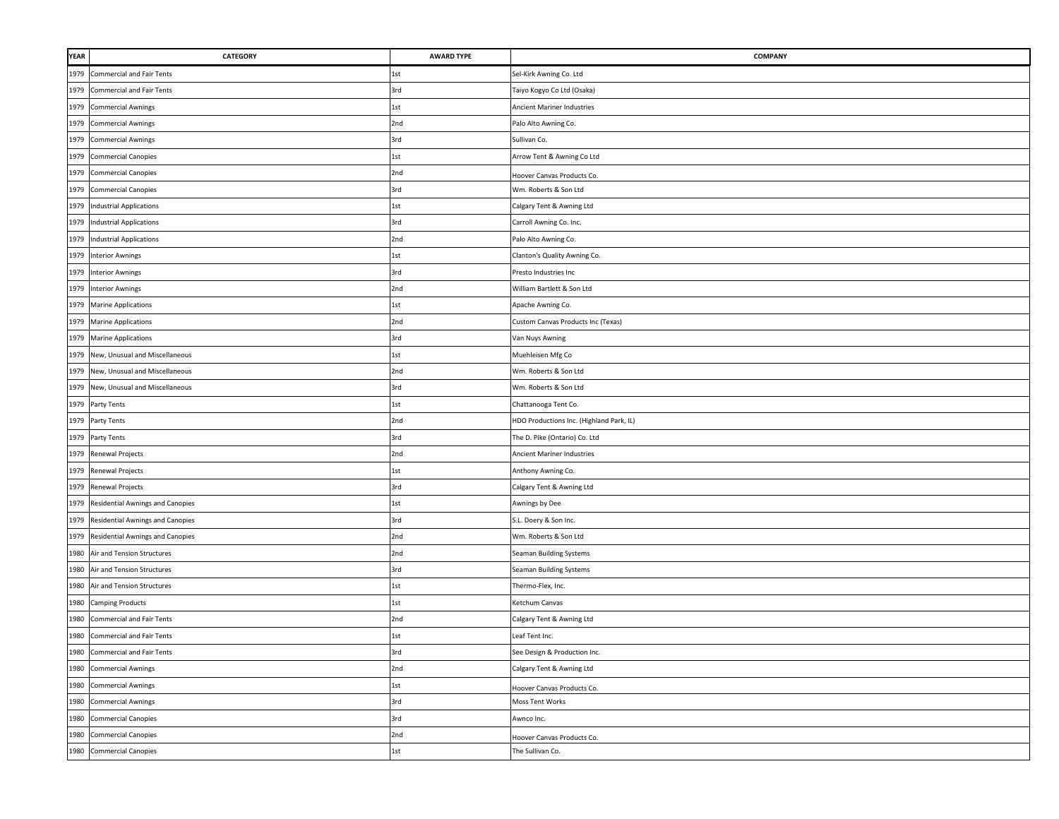| YEAR | CATEGORY | AWARD TYPE | COMPANY |
|---|---|---|---|
| 1979 | Commercial and Fair Tents | 1st | Sel-Kirk Awning Co. Ltd |
| 1979 | Commercial and Fair Tents | 3rd | Taiyo Kogyo Co Ltd (Osaka) |
| 1979 | Commercial Awnings | 1st | Ancient Mariner Industries |
| 1979 | Commercial Awnings | 2nd | Palo Alto Awning Co. |
| 1979 | Commercial Awnings | 3rd | Sullivan Co. |
| 1979 | Commercial Canopies | 1st | Arrow Tent & Awning Co Ltd |
| 1979 | Commercial Canopies | 2nd | Hoover Canvas Products Co. |
| 1979 | Commercial Canopies | 3rd | Wm. Roberts & Son Ltd |
| 1979 | Industrial Applications | 1st | Calgary Tent & Awning Ltd |
| 1979 | Industrial Applications | 3rd | Carroll Awning Co. Inc. |
| 1979 | Industrial Applications | 2nd | Palo Alto Awning Co. |
| 1979 | Interior Awnings | 1st | Clanton's Quality Awning Co. |
| 1979 | Interior Awnings | 3rd | Presto Industries Inc |
| 1979 | Interior Awnings | 2nd | William Bartlett & Son Ltd |
| 1979 | Marine Applications | 1st | Apache Awning Co. |
| 1979 | Marine Applications | 2nd | Custom Canvas Products Inc (Texas) |
| 1979 | Marine Applications | 3rd | Van Nuys Awning |
| 1979 | New, Unusual and Miscellaneous | 1st | Muehleisen Mfg Co |
| 1979 | New, Unusual and Miscellaneous | 2nd | Wm. Roberts & Son Ltd |
| 1979 | New, Unusual and Miscellaneous | 3rd | Wm. Roberts & Son Ltd |
| 1979 | Party Tents | 1st | Chattanooga Tent Co. |
| 1979 | Party Tents | 2nd | HDO Productions Inc. (Highland Park, IL) |
| 1979 | Party Tents | 3rd | The D. Pike (Ontario) Co. Ltd |
| 1979 | Renewal Projects | 2nd | Ancient Mariner Industries |
| 1979 | Renewal Projects | 1st | Anthony Awning Co. |
| 1979 | Renewal Projects | 3rd | Calgary Tent & Awning Ltd |
| 1979 | Residential Awnings and Canopies | 1st | Awnings by Dee |
| 1979 | Residential Awnings and Canopies | 3rd | S.L. Doery & Son Inc. |
| 1979 | Residential Awnings and Canopies | 2nd | Wm. Roberts & Son Ltd |
| 1980 | Air and Tension Structures | 2nd | Seaman Building Systems |
| 1980 | Air and Tension Structures | 3rd | Seaman Building Systems |
| 1980 | Air and Tension Structures | 1st | Thermo-Flex, Inc. |
| 1980 | Camping Products | 1st | Ketchum Canvas |
| 1980 | Commercial and Fair Tents | 2nd | Calgary Tent & Awning Ltd |
| 1980 | Commercial and Fair Tents | 1st | Leaf Tent Inc. |
| 1980 | Commercial and Fair Tents | 3rd | See Design & Production Inc. |
| 1980 | Commercial Awnings | 2nd | Calgary Tent & Awning Ltd |
| 1980 | Commercial Awnings | 1st | Hoover Canvas Products Co. |
| 1980 | Commercial Awnings | 3rd | Moss Tent Works |
| 1980 | Commercial Canopies | 3rd | Awnco Inc. |
| 1980 | Commercial Canopies | 2nd | Hoover Canvas Products Co. |
| 1980 | Commercial Canopies | 1st | The Sullivan Co. |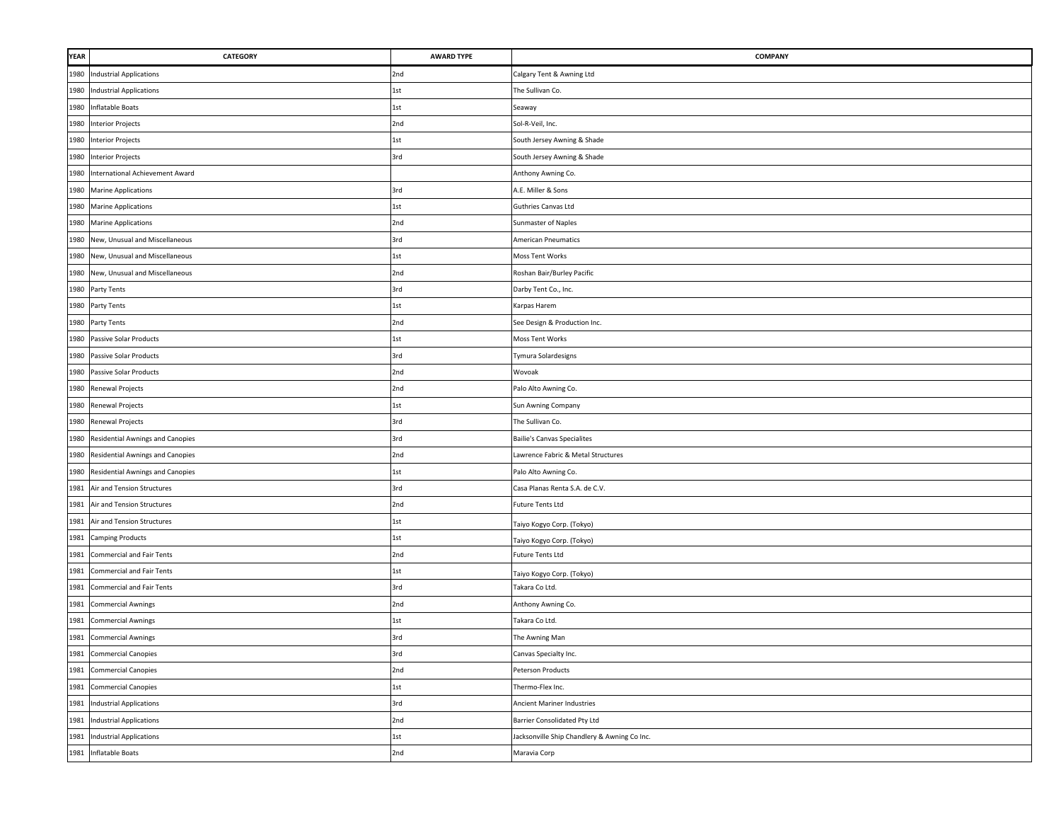| YEAR | CATEGORY | AWARD TYPE | COMPANY |
|---|---|---|---|
| 1980 | Industrial Applications | 2nd | Calgary Tent & Awning Ltd |
| 1980 | Industrial Applications | 1st | The Sullivan Co. |
| 1980 | Inflatable Boats | 1st | Seaway |
| 1980 | Interior Projects | 2nd | Sol-R-Veil, Inc. |
| 1980 | Interior Projects | 1st | South Jersey Awning & Shade |
| 1980 | Interior Projects | 3rd | South Jersey Awning & Shade |
| 1980 | International Achievement Award | | Anthony Awning Co. |
| 1980 | Marine Applications | 3rd | A.E. Miller & Sons |
| 1980 | Marine Applications | 1st | Guthries Canvas Ltd |
| 1980 | Marine Applications | 2nd | Sunmaster of Naples |
| 1980 | New, Unusual and Miscellaneous | 3rd | American Pneumatics |
| 1980 | New, Unusual and Miscellaneous | 1st | Moss Tent Works |
| 1980 | New, Unusual and Miscellaneous | 2nd | Roshan Bair/Burley Pacific |
| 1980 | Party Tents | 3rd | Darby Tent Co., Inc. |
| 1980 | Party Tents | 1st | Karpas Harem |
| 1980 | Party Tents | 2nd | See Design & Production Inc. |
| 1980 | Passive Solar Products | 1st | Moss Tent Works |
| 1980 | Passive Solar Products | 3rd | Tymura Solardesigns |
| 1980 | Passive Solar Products | 2nd | Wovoak |
| 1980 | Renewal Projects | 2nd | Palo Alto Awning Co. |
| 1980 | Renewal Projects | 1st | Sun Awning Company |
| 1980 | Renewal Projects | 3rd | The Sullivan Co. |
| 1980 | Residential Awnings and Canopies | 3rd | Bailie's Canvas Specialites |
| 1980 | Residential Awnings and Canopies | 2nd | Lawrence Fabric & Metal Structures |
| 1980 | Residential Awnings and Canopies | 1st | Palo Alto Awning Co. |
| 1981 | Air and Tension Structures | 3rd | Casa Planas Renta S.A. de C.V. |
| 1981 | Air and Tension Structures | 2nd | Future Tents Ltd |
| 1981 | Air and Tension Structures | 1st | Taiyo Kogyo Corp. (Tokyo) |
| 1981 | Camping Products | 1st | Taiyo Kogyo Corp. (Tokyo) |
| 1981 | Commercial and Fair Tents | 2nd | Future Tents Ltd |
| 1981 | Commercial and Fair Tents | 1st | Taiyo Kogyo Corp. (Tokyo) |
| 1981 | Commercial and Fair Tents | 3rd | Takara Co Ltd. |
| 1981 | Commercial Awnings | 2nd | Anthony Awning Co. |
| 1981 | Commercial Awnings | 1st | Takara Co Ltd. |
| 1981 | Commercial Awnings | 3rd | The Awning Man |
| 1981 | Commercial Canopies | 3rd | Canvas Specialty Inc. |
| 1981 | Commercial Canopies | 2nd | Peterson Products |
| 1981 | Commercial Canopies | 1st | Thermo-Flex Inc. |
| 1981 | Industrial Applications | 3rd | Ancient Mariner Industries |
| 1981 | Industrial Applications | 2nd | Barrier Consolidated Pty Ltd |
| 1981 | Industrial Applications | 1st | Jacksonville Ship Chandlery & Awning Co Inc. |
| 1981 | Inflatable Boats | 2nd | Maravia Corp |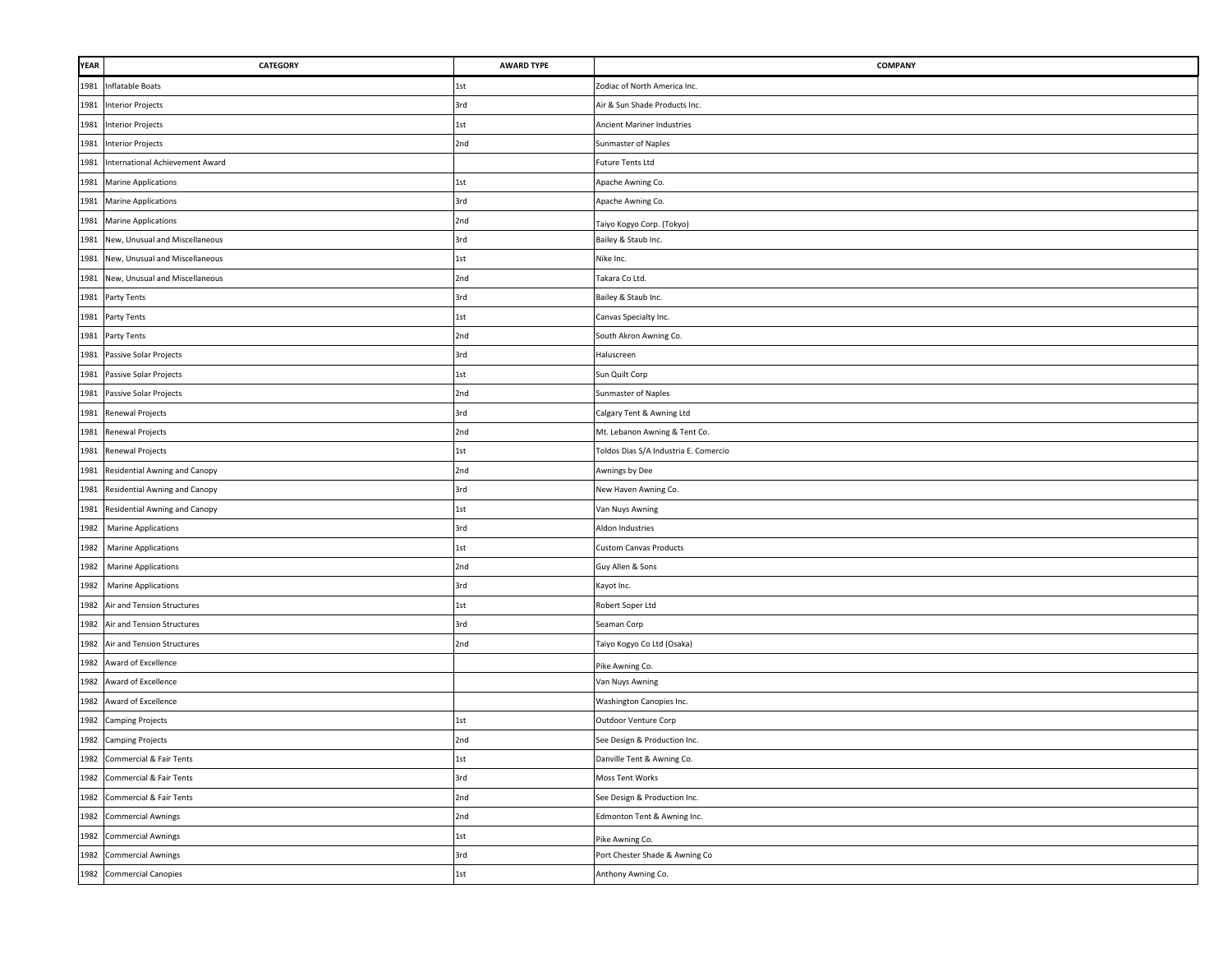| YEAR | CATEGORY | AWARD TYPE | COMPANY |
|---|---|---|---|
| 1981 | Inflatable Boats | 1st | Zodiac of North America Inc. |
| 1981 | Interior Projects | 3rd | Air & Sun Shade Products Inc. |
| 1981 | Interior Projects | 1st | Ancient Mariner Industries |
| 1981 | Interior Projects | 2nd | Sunmaster of Naples |
| 1981 | International Achievement Award | | Future Tents Ltd |
| 1981 | Marine Applications | 1st | Apache Awning Co. |
| 1981 | Marine Applications | 3rd | Apache Awning Co. |
| 1981 | Marine Applications | 2nd | Taiyo Kogyo Corp. (Tokyo) |
| 1981 | New, Unusual and Miscellaneous | 3rd | Bailey & Staub Inc. |
| 1981 | New, Unusual and Miscellaneous | 1st | Nike Inc. |
| 1981 | New, Unusual and Miscellaneous | 2nd | Takara Co Ltd. |
| 1981 | Party Tents | 3rd | Bailey & Staub Inc. |
| 1981 | Party Tents | 1st | Canvas Specialty Inc. |
| 1981 | Party Tents | 2nd | South Akron Awning Co. |
| 1981 | Passive Solar Projects | 3rd | Haluscreen |
| 1981 | Passive Solar Projects | 1st | Sun Quilt Corp |
| 1981 | Passive Solar Projects | 2nd | Sunmaster of Naples |
| 1981 | Renewal Projects | 3rd | Calgary Tent & Awning Ltd |
| 1981 | Renewal Projects | 2nd | Mt. Lebanon Awning & Tent Co. |
| 1981 | Renewal Projects | 1st | Toldos Dias S/A Industria E. Comercio |
| 1981 | Residential Awning and Canopy | 2nd | Awnings by Dee |
| 1981 | Residential Awning and Canopy | 3rd | New Haven Awning Co. |
| 1981 | Residential Awning and Canopy | 1st | Van Nuys Awning |
| 1982 | Marine Applications | 3rd | Aldon Industries |
| 1982 | Marine Applications | 1st | Custom Canvas Products |
| 1982 | Marine Applications | 2nd | Guy Allen & Sons |
| 1982 | Marine Applications | 3rd | Kayot Inc. |
| 1982 | Air and Tension Structures | 1st | Robert Soper Ltd |
| 1982 | Air and Tension Structures | 3rd | Seaman Corp |
| 1982 | Air and Tension Structures | 2nd | Taiyo Kogyo Co Ltd (Osaka) |
| 1982 | Award of Excellence | | Pike Awning Co. |
| 1982 | Award of Excellence | | Van Nuys Awning |
| 1982 | Award of Excellence | | Washington Canopies Inc. |
| 1982 | Camping Projects | 1st | Outdoor Venture Corp |
| 1982 | Camping Projects | 2nd | See Design & Production Inc. |
| 1982 | Commercial & Fair Tents | 1st | Danville Tent & Awning Co. |
| 1982 | Commercial & Fair Tents | 3rd | Moss Tent Works |
| 1982 | Commercial & Fair Tents | 2nd | See Design & Production Inc. |
| 1982 | Commercial Awnings | 2nd | Edmonton Tent & Awning Inc. |
| 1982 | Commercial Awnings | 1st | Pike Awning Co. |
| 1982 | Commercial Awnings | 3rd | Port Chester Shade & Awning Co |
| 1982 | Commercial Canopies | 1st | Anthony Awning Co. |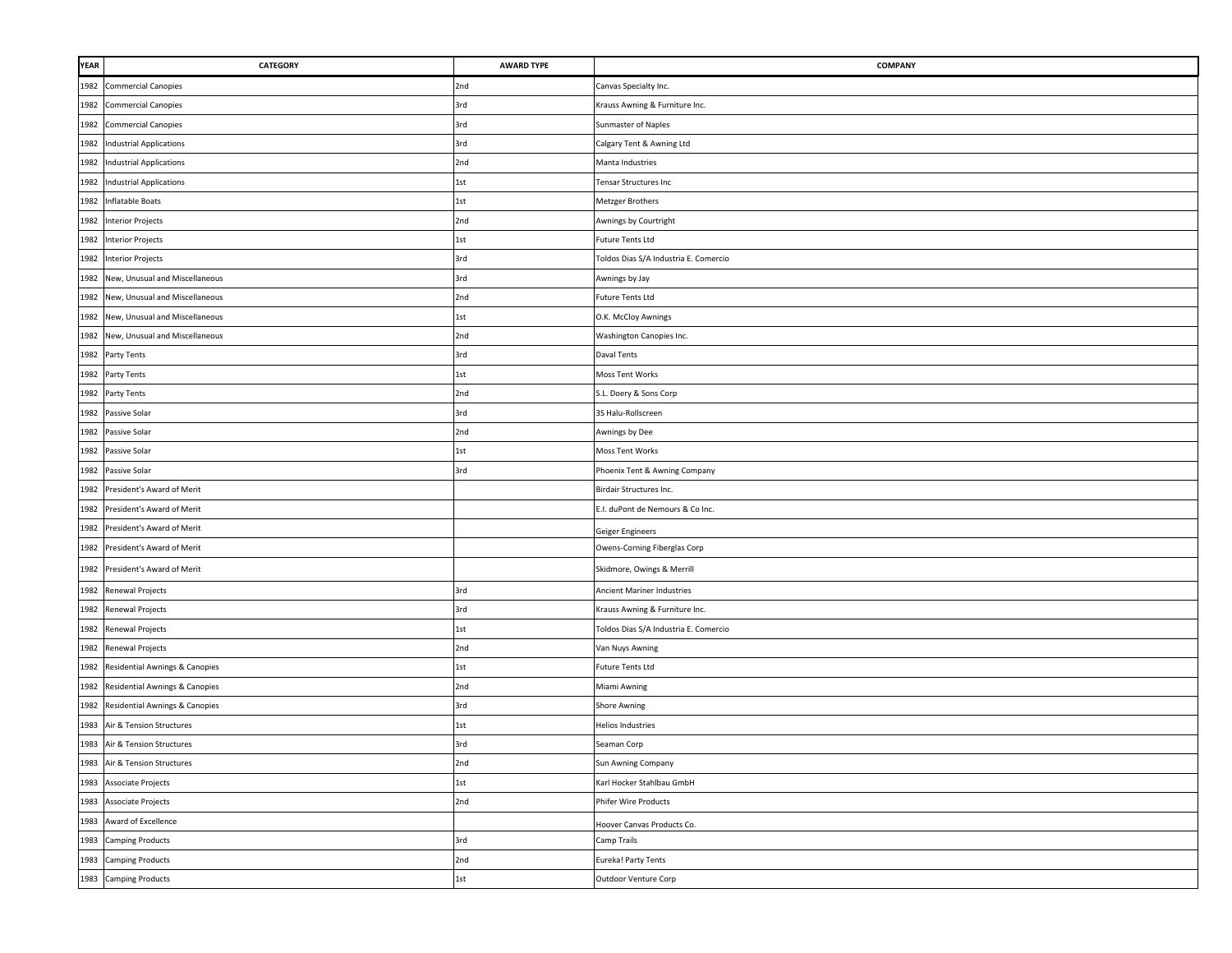| YEAR | CATEGORY | AWARD TYPE | COMPANY |
|---|---|---|---|
| 1982 | Commercial Canopies | 2nd | Canvas Specialty Inc. |
| 1982 | Commercial Canopies | 3rd | Krauss Awning & Furniture Inc. |
| 1982 | Commercial Canopies | 3rd | Sunmaster of Naples |
| 1982 | Industrial Applications | 3rd | Calgary Tent & Awning Ltd |
| 1982 | Industrial Applications | 2nd | Manta Industries |
| 1982 | Industrial Applications | 1st | Tensar Structures Inc |
| 1982 | Inflatable Boats | 1st | Metzger Brothers |
| 1982 | Interior Projects | 2nd | Awnings by Courtright |
| 1982 | Interior Projects | 1st | Future Tents Ltd |
| 1982 | Interior Projects | 3rd | Toldos Dias S/A Industria E. Comercio |
| 1982 | New, Unusual and Miscellaneous | 3rd | Awnings by Jay |
| 1982 | New, Unusual and Miscellaneous | 2nd | Future Tents Ltd |
| 1982 | New, Unusual and Miscellaneous | 1st | O.K. McCloy Awnings |
| 1982 | New, Unusual and Miscellaneous | 2nd | Washington Canopies Inc. |
| 1982 | Party Tents | 3rd | Daval Tents |
| 1982 | Party Tents | 1st | Moss Tent Works |
| 1982 | Party Tents | 2nd | S.L. Doery & Sons Corp |
| 1982 | Passive Solar | 3rd | 3S Halu-Rollscreen |
| 1982 | Passive Solar | 2nd | Awnings by Dee |
| 1982 | Passive Solar | 1st | Moss Tent Works |
| 1982 | Passive Solar | 3rd | Phoenix Tent & Awning Company |
| 1982 | President's Award of Merit | | Birdair Structures Inc. |
| 1982 | President's Award of Merit | | E.I. duPont de Nemours & Co Inc. |
| 1982 | President's Award of Merit | | Geiger Engineers |
| 1982 | President's Award of Merit | | Owens-Corning Fiberglas Corp |
| 1982 | President's Award of Merit | | Skidmore, Owings & Merrill |
| 1982 | Renewal Projects | 3rd | Ancient Mariner Industries |
| 1982 | Renewal Projects | 3rd | Krauss Awning & Furniture Inc. |
| 1982 | Renewal Projects | 1st | Toldos Dias S/A Industria E. Comercio |
| 1982 | Renewal Projects | 2nd | Van Nuys Awning |
| 1982 | Residential Awnings & Canopies | 1st | Future Tents Ltd |
| 1982 | Residential Awnings & Canopies | 2nd | Miami Awning |
| 1982 | Residential Awnings & Canopies | 3rd | Shore Awning |
| 1983 | Air & Tension Structures | 1st | Helios Industries |
| 1983 | Air & Tension Structures | 3rd | Seaman Corp |
| 1983 | Air & Tension Structures | 2nd | Sun Awning Company |
| 1983 | Associate Projects | 1st | Karl Hocker Stahlbau GmbH |
| 1983 | Associate Projects | 2nd | Phifer Wire Products |
| 1983 | Award of Excellence | | Hoover Canvas Products Co. |
| 1983 | Camping Products | 3rd | Camp Trails |
| 1983 | Camping Products | 2nd | Eureka! Party Tents |
| 1983 | Camping Products | 1st | Outdoor Venture Corp |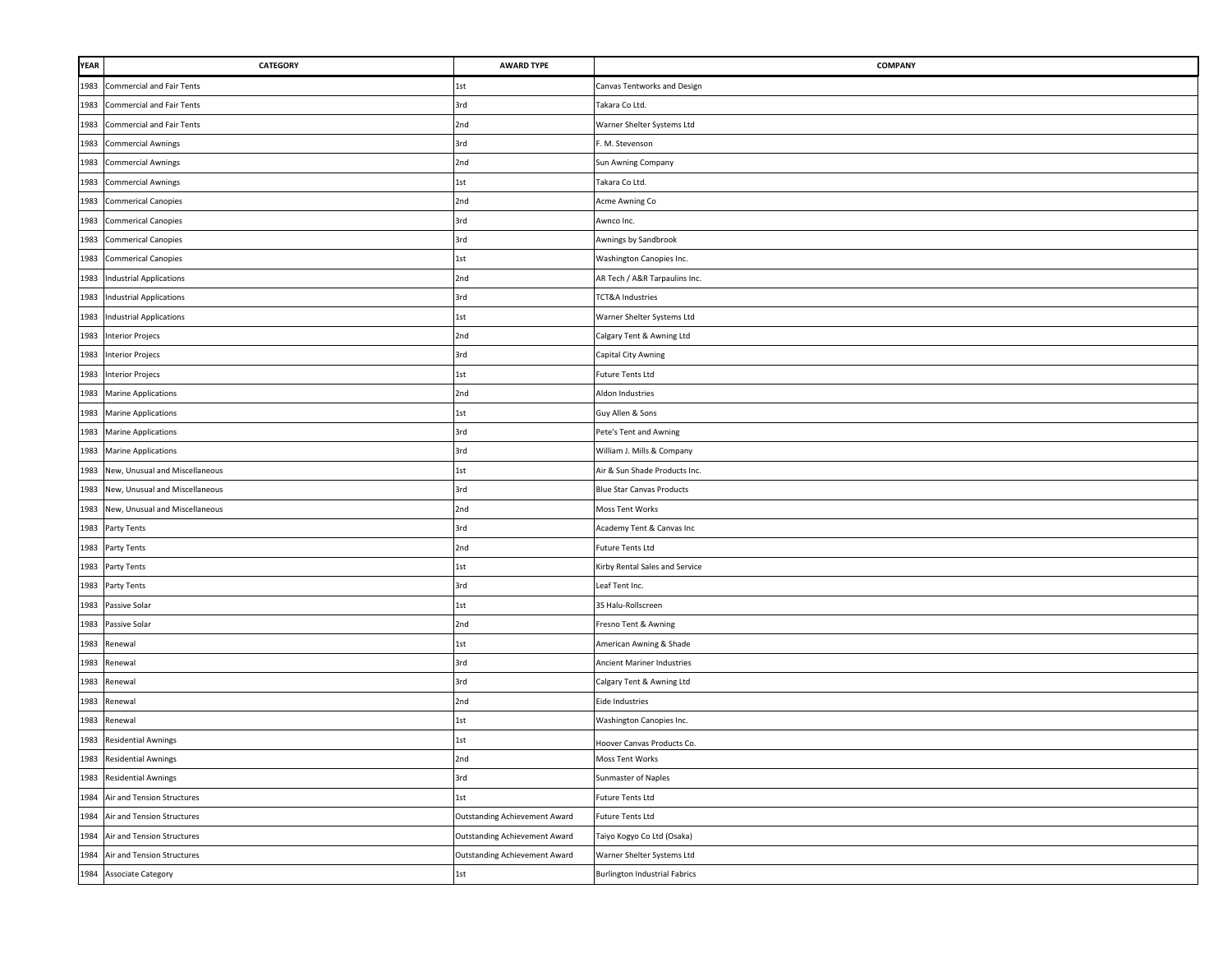| YEAR | CATEGORY | AWARD TYPE | COMPANY |
|---|---|---|---|
| 1983 | Commercial and Fair Tents | 1st | Canvas Tentworks and Design |
| 1983 | Commercial and Fair Tents | 3rd | Takara Co Ltd. |
| 1983 | Commercial and Fair Tents | 2nd | Warner Shelter Systems Ltd |
| 1983 | Commercial Awnings | 3rd | F. M. Stevenson |
| 1983 | Commercial Awnings | 2nd | Sun Awning Company |
| 1983 | Commercial Awnings | 1st | Takara Co Ltd. |
| 1983 | Commerical Canopies | 2nd | Acme Awning Co |
| 1983 | Commerical Canopies | 3rd | Awnco Inc. |
| 1983 | Commerical Canopies | 3rd | Awnings by Sandbrook |
| 1983 | Commerical Canopies | 1st | Washington Canopies Inc. |
| 1983 | Industrial Applications | 2nd | AR Tech / A&R Tarpaulins Inc. |
| 1983 | Industrial Applications | 3rd | TCT&A Industries |
| 1983 | Industrial Applications | 1st | Warner Shelter Systems Ltd |
| 1983 | Interior Projecs | 2nd | Calgary Tent & Awning Ltd |
| 1983 | Interior Projecs | 3rd | Capital City Awning |
| 1983 | Interior Projecs | 1st | Future Tents Ltd |
| 1983 | Marine Applications | 2nd | Aldon Industries |
| 1983 | Marine Applications | 1st | Guy Allen & Sons |
| 1983 | Marine Applications | 3rd | Pete's Tent and Awning |
| 1983 | Marine Applications | 3rd | William J. Mills & Company |
| 1983 | New, Unusual and Miscellaneous | 1st | Air & Sun Shade Products Inc. |
| 1983 | New, Unusual and Miscellaneous | 3rd | Blue Star Canvas Products |
| 1983 | New, Unusual and Miscellaneous | 2nd | Moss Tent Works |
| 1983 | Party Tents | 3rd | Academy Tent & Canvas Inc |
| 1983 | Party Tents | 2nd | Future Tents Ltd |
| 1983 | Party Tents | 1st | Kirby Rental Sales and Service |
| 1983 | Party Tents | 3rd | Leaf Tent Inc. |
| 1983 | Passive Solar | 1st | 3S Halu-Rollscreen |
| 1983 | Passive Solar | 2nd | Fresno Tent & Awning |
| 1983 | Renewal | 1st | American Awning & Shade |
| 1983 | Renewal | 3rd | Ancient Mariner Industries |
| 1983 | Renewal | 3rd | Calgary Tent & Awning Ltd |
| 1983 | Renewal | 2nd | Eide Industries |
| 1983 | Renewal | 1st | Washington Canopies Inc. |
| 1983 | Residential Awnings | 1st | Hoover Canvas Products Co. |
| 1983 | Residential Awnings | 2nd | Moss Tent Works |
| 1983 | Residential Awnings | 3rd | Sunmaster of Naples |
| 1984 | Air and Tension Structures | 1st | Future Tents Ltd |
| 1984 | Air and Tension Structures | Outstanding Achievement Award | Future Tents Ltd |
| 1984 | Air and Tension Structures | Outstanding Achievement Award | Taiyo Kogyo Co Ltd (Osaka) |
| 1984 | Air and Tension Structures | Outstanding Achievement Award | Warner Shelter Systems Ltd |
| 1984 | Associate Category | 1st | Burlington Industrial Fabrics |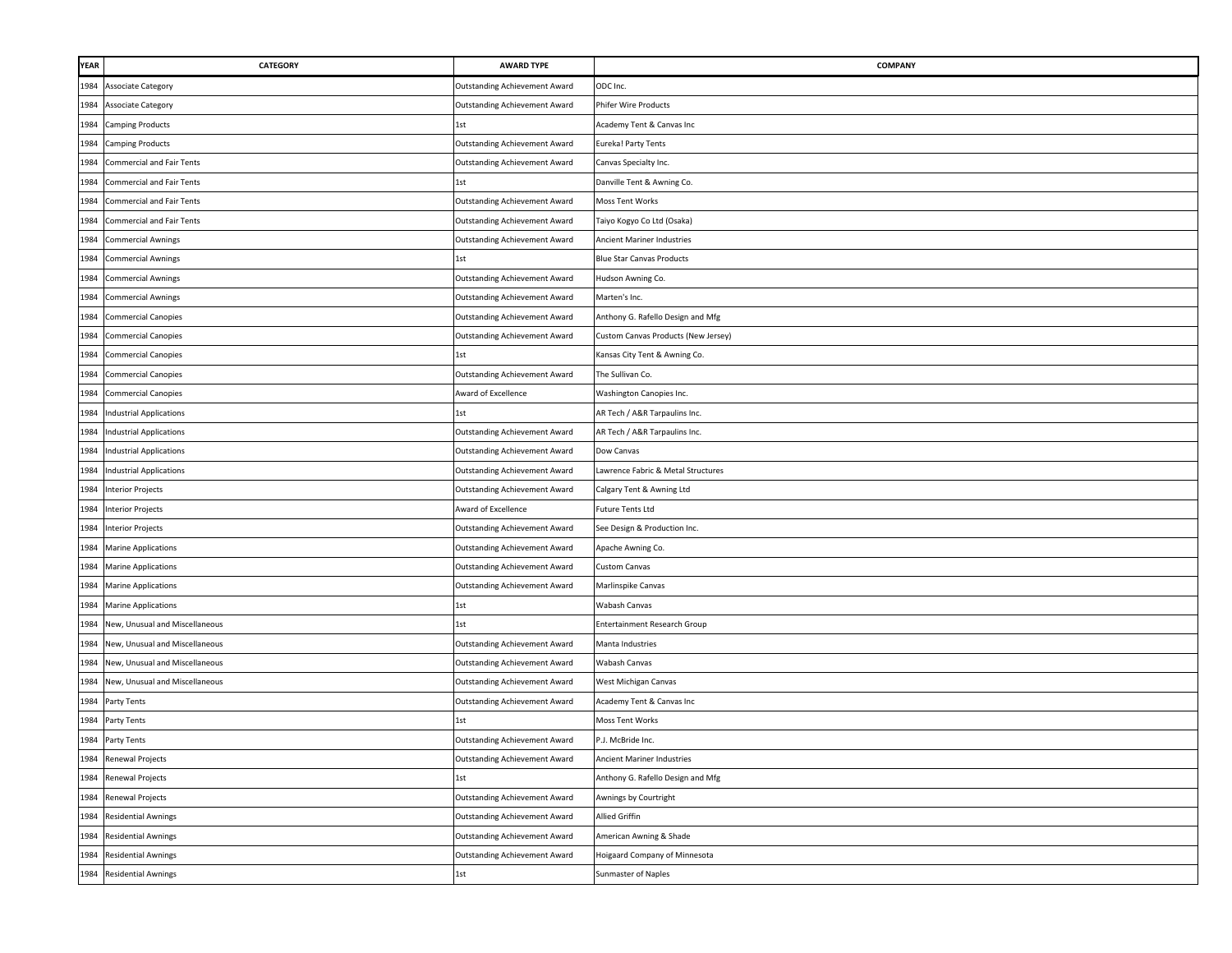| YEAR | CATEGORY | AWARD TYPE | COMPANY |
|---|---|---|---|
| 1984 | Associate Category | Outstanding Achievement Award | ODC Inc. |
| 1984 | Associate Category | Outstanding Achievement Award | Phifer Wire Products |
| 1984 | Camping Products | 1st | Academy Tent & Canvas Inc |
| 1984 | Camping Products | Outstanding Achievement Award | Eureka! Party Tents |
| 1984 | Commercial and Fair Tents | Outstanding Achievement Award | Canvas Specialty Inc. |
| 1984 | Commercial and Fair Tents | 1st | Danville Tent & Awning Co. |
| 1984 | Commercial and Fair Tents | Outstanding Achievement Award | Moss Tent Works |
| 1984 | Commercial and Fair Tents | Outstanding Achievement Award | Taiyo Kogyo Co Ltd (Osaka) |
| 1984 | Commercial Awnings | Outstanding Achievement Award | Ancient Mariner Industries |
| 1984 | Commercial Awnings | 1st | Blue Star Canvas Products |
| 1984 | Commercial Awnings | Outstanding Achievement Award | Hudson Awning Co. |
| 1984 | Commercial Awnings | Outstanding Achievement Award | Marten's Inc. |
| 1984 | Commercial Canopies | Outstanding Achievement Award | Anthony G. Rafello Design and Mfg |
| 1984 | Commercial Canopies | Outstanding Achievement Award | Custom Canvas Products (New Jersey) |
| 1984 | Commercial Canopies | 1st | Kansas City Tent & Awning Co. |
| 1984 | Commercial Canopies | Outstanding Achievement Award | The Sullivan Co. |
| 1984 | Commercial Canopies | Award of Excellence | Washington Canopies Inc. |
| 1984 | Industrial Applications | 1st | AR Tech / A&R Tarpaulins Inc. |
| 1984 | Industrial Applications | Outstanding Achievement Award | AR Tech / A&R Tarpaulins Inc. |
| 1984 | Industrial Applications | Outstanding Achievement Award | Dow Canvas |
| 1984 | Industrial Applications | Outstanding Achievement Award | Lawrence Fabric & Metal Structures |
| 1984 | Interior Projects | Outstanding Achievement Award | Calgary Tent & Awning Ltd |
| 1984 | Interior Projects | Award of Excellence | Future Tents Ltd |
| 1984 | Interior Projects | Outstanding Achievement Award | See Design & Production Inc. |
| 1984 | Marine Applications | Outstanding Achievement Award | Apache Awning Co. |
| 1984 | Marine Applications | Outstanding Achievement Award | Custom Canvas |
| 1984 | Marine Applications | Outstanding Achievement Award | Marlinspike Canvas |
| 1984 | Marine Applications | 1st | Wabash Canvas |
| 1984 | New, Unusual and Miscellaneous | 1st | Entertainment Research Group |
| 1984 | New, Unusual and Miscellaneous | Outstanding Achievement Award | Manta Industries |
| 1984 | New, Unusual and Miscellaneous | Outstanding Achievement Award | Wabash Canvas |
| 1984 | New, Unusual and Miscellaneous | Outstanding Achievement Award | West Michigan Canvas |
| 1984 | Party Tents | Outstanding Achievement Award | Academy Tent & Canvas Inc |
| 1984 | Party Tents | 1st | Moss Tent Works |
| 1984 | Party Tents | Outstanding Achievement Award | P.J. McBride Inc. |
| 1984 | Renewal Projects | Outstanding Achievement Award | Ancient Mariner Industries |
| 1984 | Renewal Projects | 1st | Anthony G. Rafello Design and Mfg |
| 1984 | Renewal Projects | Outstanding Achievement Award | Awnings by Courtright |
| 1984 | Residential Awnings | Outstanding Achievement Award | Allied Griffin |
| 1984 | Residential Awnings | Outstanding Achievement Award | American Awning & Shade |
| 1984 | Residential Awnings | Outstanding Achievement Award | Hoigaard Company of Minnesota |
| 1984 | Residential Awnings | 1st | Sunmaster of Naples |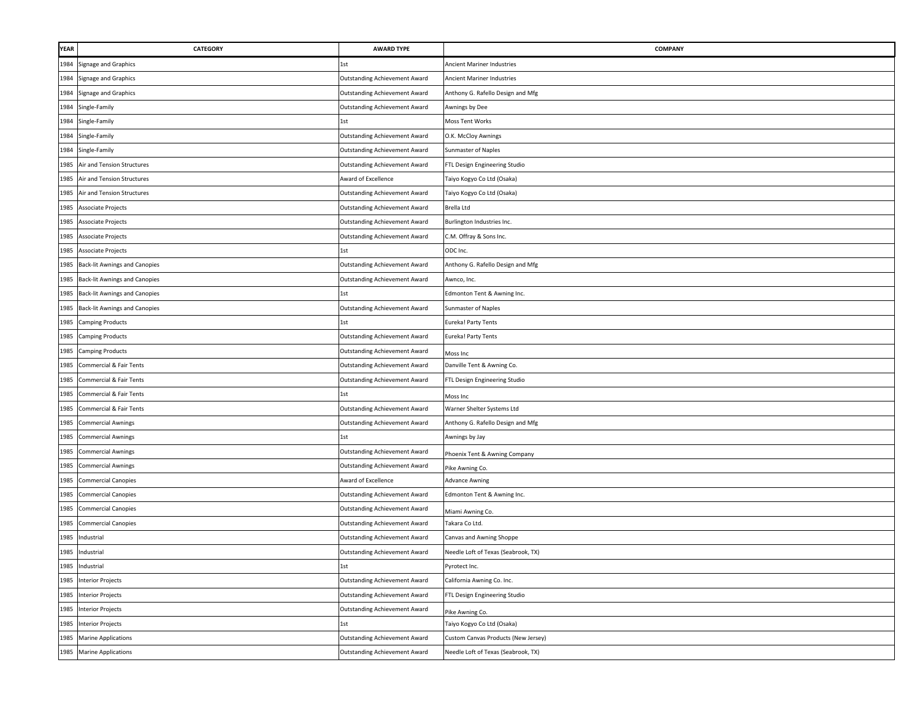| YEAR | CATEGORY | AWARD TYPE | COMPANY |
|---|---|---|---|
| 1984 | Signage and Graphics | 1st | Ancient Mariner Industries |
| 1984 | Signage and Graphics | Outstanding Achievement Award | Ancient Mariner Industries |
| 1984 | Signage and Graphics | Outstanding Achievement Award | Anthony G. Rafello Design and Mfg |
| 1984 | Single-Family | Outstanding Achievement Award | Awnings by Dee |
| 1984 | Single-Family | 1st | Moss Tent Works |
| 1984 | Single-Family | Outstanding Achievement Award | O.K. McCloy Awnings |
| 1984 | Single-Family | Outstanding Achievement Award | Sunmaster of Naples |
| 1985 | Air and Tension Structures | Outstanding Achievement Award | FTL Design Engineering Studio |
| 1985 | Air and Tension Structures | Award of Excellence | Taiyo Kogyo Co Ltd (Osaka) |
| 1985 | Air and Tension Structures | Outstanding Achievement Award | Taiyo Kogyo Co Ltd (Osaka) |
| 1985 | Associate Projects | Outstanding Achievement Award | Brella Ltd |
| 1985 | Associate Projects | Outstanding Achievement Award | Burlington Industries Inc. |
| 1985 | Associate Projects | Outstanding Achievement Award | C.M. Offray & Sons Inc. |
| 1985 | Associate Projects | 1st | ODC Inc. |
| 1985 | Back-lit Awnings and Canopies | Outstanding Achievement Award | Anthony G. Rafello Design and Mfg |
| 1985 | Back-lit Awnings and Canopies | Outstanding Achievement Award | Awnco, Inc. |
| 1985 | Back-lit Awnings and Canopies | 1st | Edmonton Tent & Awning Inc. |
| 1985 | Back-lit Awnings and Canopies | Outstanding Achievement Award | Sunmaster of Naples |
| 1985 | Camping Products | 1st | Eureka! Party Tents |
| 1985 | Camping Products | Outstanding Achievement Award | Eureka! Party Tents |
| 1985 | Camping Products | Outstanding Achievement Award | Moss Inc |
| 1985 | Commercial & Fair Tents | Outstanding Achievement Award | Danville Tent & Awning Co. |
| 1985 | Commercial & Fair Tents | Outstanding Achievement Award | FTL Design Engineering Studio |
| 1985 | Commercial & Fair Tents | 1st | Moss Inc |
| 1985 | Commercial & Fair Tents | Outstanding Achievement Award | Warner Shelter Systems Ltd |
| 1985 | Commercial Awnings | Outstanding Achievement Award | Anthony G. Rafello Design and Mfg |
| 1985 | Commercial Awnings | 1st | Awnings by Jay |
| 1985 | Commercial Awnings | Outstanding Achievement Award | Phoenix Tent & Awning Company |
| 1985 | Commercial Awnings | Outstanding Achievement Award | Pike Awning Co. |
| 1985 | Commercial Canopies | Award of Excellence | Advance Awning |
| 1985 | Commercial Canopies | Outstanding Achievement Award | Edmonton Tent & Awning Inc. |
| 1985 | Commercial Canopies | Outstanding Achievement Award | Miami Awning Co. |
| 1985 | Commercial Canopies | Outstanding Achievement Award | Takara Co Ltd. |
| 1985 | Industrial | Outstanding Achievement Award | Canvas and Awning Shoppe |
| 1985 | Industrial | Outstanding Achievement Award | Needle Loft of Texas (Seabrook, TX) |
| 1985 | Industrial | 1st | Pyrotect Inc. |
| 1985 | Interior Projects | Outstanding Achievement Award | California Awning Co. Inc. |
| 1985 | Interior Projects | Outstanding Achievement Award | FTL Design Engineering Studio |
| 1985 | Interior Projects | Outstanding Achievement Award | Pike Awning Co. |
| 1985 | Interior Projects | 1st | Taiyo Kogyo Co Ltd (Osaka) |
| 1985 | Marine Applications | Outstanding Achievement Award | Custom Canvas Products (New Jersey) |
| 1985 | Marine Applications | Outstanding Achievement Award | Needle Loft of Texas (Seabrook, TX) |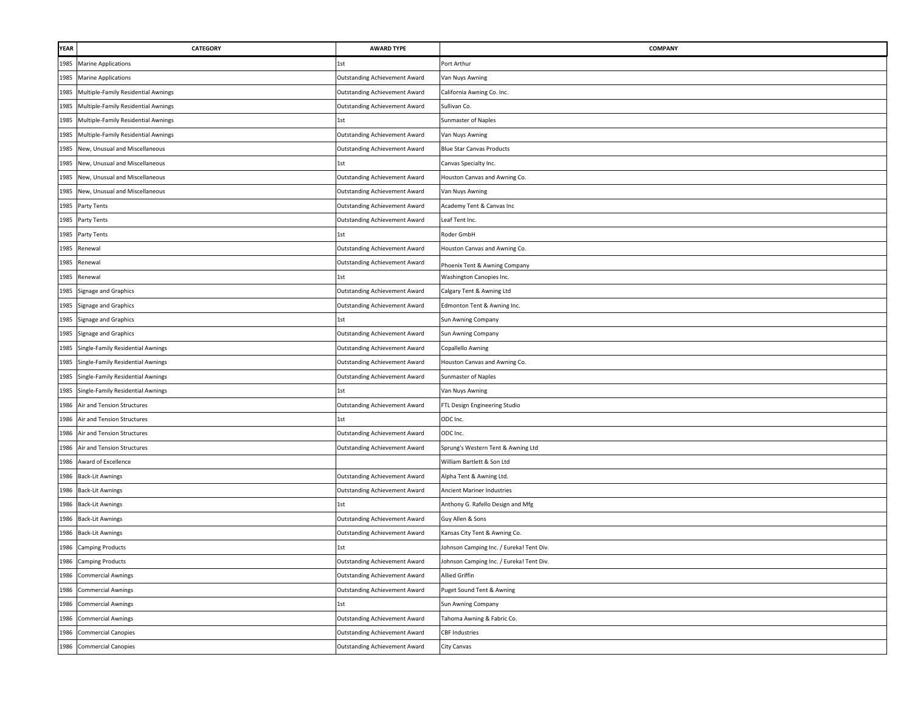| YEAR | CATEGORY | AWARD TYPE | COMPANY |
|---|---|---|---|
| 1985 | Marine Applications | 1st | Port Arthur |
| 1985 | Marine Applications | Outstanding Achievement Award | Van Nuys Awning |
| 1985 | Multiple-Family Residential Awnings | Outstanding Achievement Award | California Awning Co. Inc. |
| 1985 | Multiple-Family Residential Awnings | Outstanding Achievement Award | Sullivan Co. |
| 1985 | Multiple-Family Residential Awnings | 1st | Sunmaster of Naples |
| 1985 | Multiple-Family Residential Awnings | Outstanding Achievement Award | Van Nuys Awning |
| 1985 | New, Unusual and Miscellaneous | Outstanding Achievement Award | Blue Star Canvas Products |
| 1985 | New, Unusual and Miscellaneous | 1st | Canvas Specialty Inc. |
| 1985 | New, Unusual and Miscellaneous | Outstanding Achievement Award | Houston Canvas and Awning Co. |
| 1985 | New, Unusual and Miscellaneous | Outstanding Achievement Award | Van Nuys Awning |
| 1985 | Party Tents | Outstanding Achievement Award | Academy Tent & Canvas Inc |
| 1985 | Party Tents | Outstanding Achievement Award | Leaf Tent Inc. |
| 1985 | Party Tents | 1st | Roder GmbH |
| 1985 | Renewal | Outstanding Achievement Award | Houston Canvas and Awning Co. |
| 1985 | Renewal | Outstanding Achievement Award | Phoenix Tent & Awning Company |
| 1985 | Renewal | 1st | Washington Canopies Inc. |
| 1985 | Signage and Graphics | Outstanding Achievement Award | Calgary Tent & Awning Ltd |
| 1985 | Signage and Graphics | Outstanding Achievement Award | Edmonton Tent & Awning Inc. |
| 1985 | Signage and Graphics | 1st | Sun Awning Company |
| 1985 | Signage and Graphics | Outstanding Achievement Award | Sun Awning Company |
| 1985 | Single-Family Residential Awnings | Outstanding Achievement Award | Copallello Awning |
| 1985 | Single-Family Residential Awnings | Outstanding Achievement Award | Houston Canvas and Awning Co. |
| 1985 | Single-Family Residential Awnings | Outstanding Achievement Award | Sunmaster of Naples |
| 1985 | Single-Family Residential Awnings | 1st | Van Nuys Awning |
| 1986 | Air and Tension Structures | Outstanding Achievement Award | FTL Design Engineering Studio |
| 1986 | Air and Tension Structures | 1st | ODC Inc. |
| 1986 | Air and Tension Structures | Outstanding Achievement Award | ODC Inc. |
| 1986 | Air and Tension Structures | Outstanding Achievement Award | Sprung's Western Tent & Awning Ltd |
| 1986 | Award of Excellence | | William Bartlett & Son Ltd |
| 1986 | Back-Lit Awnings | Outstanding Achievement Award | Alpha Tent & Awning Ltd. |
| 1986 | Back-Lit Awnings | Outstanding Achievement Award | Ancient Mariner Industries |
| 1986 | Back-Lit Awnings | 1st | Anthony G. Rafello Design and Mfg |
| 1986 | Back-Lit Awnings | Outstanding Achievement Award | Guy Allen & Sons |
| 1986 | Back-Lit Awnings | Outstanding Achievement Award | Kansas City Tent & Awning Co. |
| 1986 | Camping Products | 1st | Johnson Camping Inc. / Eureka! Tent Div. |
| 1986 | Camping Products | Outstanding Achievement Award | Johnson Camping Inc. / Eureka! Tent Div. |
| 1986 | Commercial Awnings | Outstanding Achievement Award | Allied Griffin |
| 1986 | Commercial Awnings | Outstanding Achievement Award | Puget Sound Tent & Awning |
| 1986 | Commercial Awnings | 1st | Sun Awning Company |
| 1986 | Commercial Awnings | Outstanding Achievement Award | Tahoma Awning & Fabric Co. |
| 1986 | Commercial Canopies | Outstanding Achievement Award | CBF Industries |
| 1986 | Commercial Canopies | Outstanding Achievement Award | City Canvas |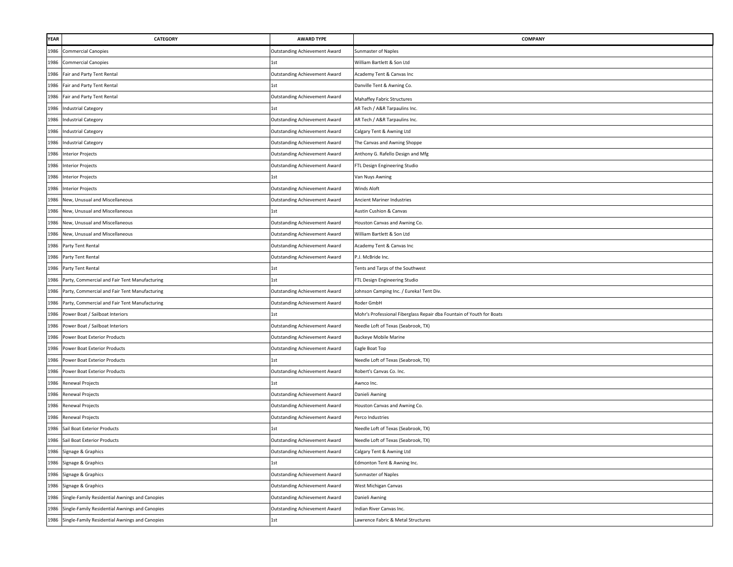| YEAR | CATEGORY | AWARD TYPE | COMPANY |
|---|---|---|---|
| 1986 | Commercial Canopies | Outstanding Achievement Award | Sunmaster of Naples |
| 1986 | Commercial Canopies | 1st | William Bartlett & Son Ltd |
| 1986 | Fair and Party Tent Rental | Outstanding Achievement Award | Academy Tent & Canvas Inc |
| 1986 | Fair and Party Tent Rental | 1st | Danville Tent & Awning Co. |
| 1986 | Fair and Party Tent Rental | Outstanding Achievement Award | Mahaffey Fabric Structures |
| 1986 | Industrial Category | 1st | AR Tech / A&R Tarpaulins Inc. |
| 1986 | Industrial Category | Outstanding Achievement Award | AR Tech / A&R Tarpaulins Inc. |
| 1986 | Industrial Category | Outstanding Achievement Award | Calgary Tent & Awning Ltd |
| 1986 | Industrial Category | Outstanding Achievement Award | The Canvas and Awning Shoppe |
| 1986 | Interior Projects | Outstanding Achievement Award | Anthony G. Rafello Design and Mfg |
| 1986 | Interior Projects | Outstanding Achievement Award | FTL Design Engineering Studio |
| 1986 | Interior Projects | 1st | Van Nuys Awning |
| 1986 | Interior Projects | Outstanding Achievement Award | Winds Aloft |
| 1986 | New, Unusual and Miscellaneous | Outstanding Achievement Award | Ancient Mariner Industries |
| 1986 | New, Unusual and Miscellaneous | 1st | Austin Cushion & Canvas |
| 1986 | New, Unusual and Miscellaneous | Outstanding Achievement Award | Houston Canvas and Awning Co. |
| 1986 | New, Unusual and Miscellaneous | Outstanding Achievement Award | William Bartlett & Son Ltd |
| 1986 | Party Tent Rental | Outstanding Achievement Award | Academy Tent & Canvas Inc |
| 1986 | Party Tent Rental | Outstanding Achievement Award | P.J. McBride Inc. |
| 1986 | Party Tent Rental | 1st | Tents and Tarps of the Southwest |
| 1986 | Party, Commercial and Fair Tent Manufacturing | 1st | FTL Design Engineering Studio |
| 1986 | Party, Commercial and Fair Tent Manufacturing | Outstanding Achievement Award | Johnson Camping Inc. / Eureka! Tent Div. |
| 1986 | Party, Commercial and Fair Tent Manufacturing | Outstanding Achievement Award | Roder GmbH |
| 1986 | Power Boat / Sailboat Interiors | 1st | Mohr's Professional Fiberglass Repair dba Fountain of Youth for Boats |
| 1986 | Power Boat / Sailboat Interiors | Outstanding Achievement Award | Needle Loft of Texas (Seabrook, TX) |
| 1986 | Power Boat Exterior Products | Outstanding Achievement Award | Buckeye Mobile Marine |
| 1986 | Power Boat Exterior Products | Outstanding Achievement Award | Eagle Boat Top |
| 1986 | Power Boat Exterior Products | 1st | Needle Loft of Texas (Seabrook, TX) |
| 1986 | Power Boat Exterior Products | Outstanding Achievement Award | Robert's Canvas Co. Inc. |
| 1986 | Renewal Projects | 1st | Awnco Inc. |
| 1986 | Renewal Projects | Outstanding Achievement Award | Danieli Awning |
| 1986 | Renewal Projects | Outstanding Achievement Award | Houston Canvas and Awning Co. |
| 1986 | Renewal Projects | Outstanding Achievement Award | Perco Industries |
| 1986 | Sail Boat Exterior Products | 1st | Needle Loft of Texas (Seabrook, TX) |
| 1986 | Sail Boat Exterior Products | Outstanding Achievement Award | Needle Loft of Texas (Seabrook, TX) |
| 1986 | Signage & Graphics | Outstanding Achievement Award | Calgary Tent & Awning Ltd |
| 1986 | Signage & Graphics | 1st | Edmonton Tent & Awning Inc. |
| 1986 | Signage & Graphics | Outstanding Achievement Award | Sunmaster of Naples |
| 1986 | Signage & Graphics | Outstanding Achievement Award | West Michigan Canvas |
| 1986 | Single-Family Residential Awnings and Canopies | Outstanding Achievement Award | Danieli Awning |
| 1986 | Single-Family Residential Awnings and Canopies | Outstanding Achievement Award | Indian River Canvas Inc. |
| 1986 | Single-Family Residential Awnings and Canopies | 1st | Lawrence Fabric & Metal Structures |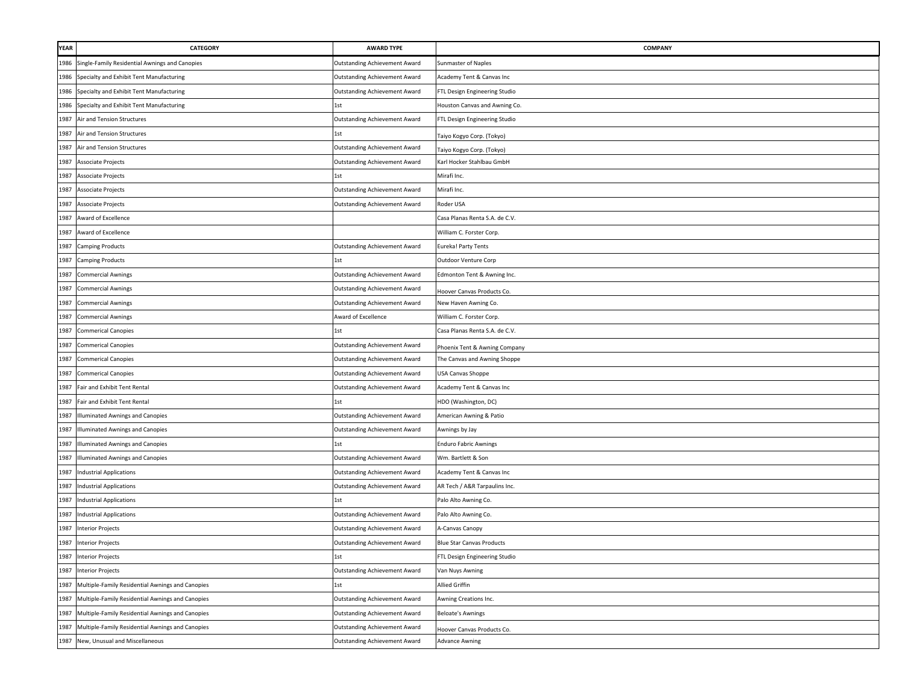| YEAR | CATEGORY | AWARD TYPE | COMPANY |
|---|---|---|---|
| 1986 | Single-Family Residential Awnings and Canopies | Outstanding Achievement Award | Sunmaster of Naples |
| 1986 | Specialty and Exhibit Tent Manufacturing | Outstanding Achievement Award | Academy Tent & Canvas Inc |
| 1986 | Specialty and Exhibit Tent Manufacturing | Outstanding Achievement Award | FTL Design Engineering Studio |
| 1986 | Specialty and Exhibit Tent Manufacturing | 1st | Houston Canvas and Awning Co. |
| 1987 | Air and Tension Structures | Outstanding Achievement Award | FTL Design Engineering Studio |
| 1987 | Air and Tension Structures | 1st | Taiyo Kogyo Corp. (Tokyo) |
| 1987 | Air and Tension Structures | Outstanding Achievement Award | Taiyo Kogyo Corp. (Tokyo) |
| 1987 | Associate Projects | Outstanding Achievement Award | Karl Hocker Stahlbau GmbH |
| 1987 | Associate Projects | 1st | Mirafi Inc. |
| 1987 | Associate Projects | Outstanding Achievement Award | Mirafi Inc. |
| 1987 | Associate Projects | Outstanding Achievement Award | Roder USA |
| 1987 | Award of Excellence | | Casa Planas Renta S.A. de C.V. |
| 1987 | Award of Excellence | | William C. Forster Corp. |
| 1987 | Camping Products | Outstanding Achievement Award | Eureka! Party Tents |
| 1987 | Camping Products | 1st | Outdoor Venture Corp |
| 1987 | Commercial Awnings | Outstanding Achievement Award | Edmonton Tent & Awning Inc. |
| 1987 | Commercial Awnings | Outstanding Achievement Award | Hoover Canvas Products Co. |
| 1987 | Commercial Awnings | Outstanding Achievement Award | New Haven Awning Co. |
| 1987 | Commercial Awnings | Award of Excellence | William C. Forster Corp. |
| 1987 | Commerical Canopies | 1st | Casa Planas Renta S.A. de C.V. |
| 1987 | Commerical Canopies | Outstanding Achievement Award | Phoenix Tent & Awning Company |
| 1987 | Commerical Canopies | Outstanding Achievement Award | The Canvas and Awning Shoppe |
| 1987 | Commerical Canopies | Outstanding Achievement Award | USA Canvas Shoppe |
| 1987 | Fair and Exhibit Tent Rental | Outstanding Achievement Award | Academy Tent & Canvas Inc |
| 1987 | Fair and Exhibit Tent Rental | 1st | HDO (Washington, DC) |
| 1987 | Illuminated Awnings and Canopies | Outstanding Achievement Award | American Awning & Patio |
| 1987 | Illuminated Awnings and Canopies | Outstanding Achievement Award | Awnings by Jay |
| 1987 | Illuminated Awnings and Canopies | 1st | Enduro Fabric Awnings |
| 1987 | Illuminated Awnings and Canopies | Outstanding Achievement Award | Wm. Bartlett & Son |
| 1987 | Industrial Applications | Outstanding Achievement Award | Academy Tent & Canvas Inc |
| 1987 | Industrial Applications | Outstanding Achievement Award | AR Tech / A&R Tarpaulins Inc. |
| 1987 | Industrial Applications | 1st | Palo Alto Awning Co. |
| 1987 | Industrial Applications | Outstanding Achievement Award | Palo Alto Awning Co. |
| 1987 | Interior Projects | Outstanding Achievement Award | A-Canvas Canopy |
| 1987 | Interior Projects | Outstanding Achievement Award | Blue Star Canvas Products |
| 1987 | Interior Projects | 1st | FTL Design Engineering Studio |
| 1987 | Interior Projects | Outstanding Achievement Award | Van Nuys Awning |
| 1987 | Multiple-Family Residential Awnings and Canopies | 1st | Allied Griffin |
| 1987 | Multiple-Family Residential Awnings and Canopies | Outstanding Achievement Award | Awning Creations Inc. |
| 1987 | Multiple-Family Residential Awnings and Canopies | Outstanding Achievement Award | Beloate's Awnings |
| 1987 | Multiple-Family Residential Awnings and Canopies | Outstanding Achievement Award | Hoover Canvas Products Co. |
| 1987 | New, Unusual and Miscellaneous | Outstanding Achievement Award | Advance Awning |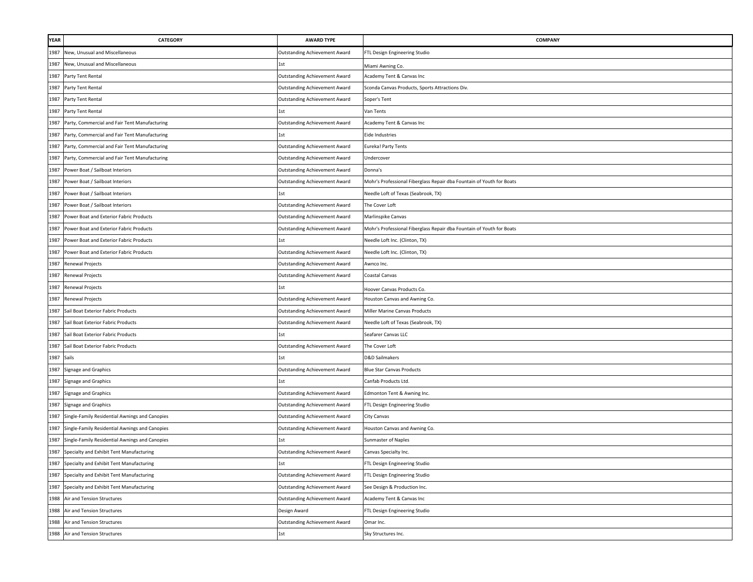| YEAR | CATEGORY | AWARD TYPE | COMPANY |
|---|---|---|---|
| 1987 | New, Unusual and Miscellaneous | Outstanding Achievement Award | FTL Design Engineering Studio |
| 1987 | New, Unusual and Miscellaneous | 1st | Miami Awning Co. |
| 1987 | Party Tent Rental | Outstanding Achievement Award | Academy Tent & Canvas Inc |
| 1987 | Party Tent Rental | Outstanding Achievement Award | Sconda Canvas Products, Sports Attractions Div. |
| 1987 | Party Tent Rental | Outstanding Achievement Award | Soper's Tent |
| 1987 | Party Tent Rental | 1st | Van Tents |
| 1987 | Party, Commercial and Fair Tent Manufacturing | Outstanding Achievement Award | Academy Tent & Canvas Inc |
| 1987 | Party, Commercial and Fair Tent Manufacturing | 1st | Eide Industries |
| 1987 | Party, Commercial and Fair Tent Manufacturing | Outstanding Achievement Award | Eureka! Party Tents |
| 1987 | Party, Commercial and Fair Tent Manufacturing | Outstanding Achievement Award | Undercover |
| 1987 | Power Boat / Sailboat Interiors | Outstanding Achievement Award | Donna's |
| 1987 | Power Boat / Sailboat Interiors | Outstanding Achievement Award | Mohr's Professional Fiberglass Repair dba Fountain of Youth for Boats |
| 1987 | Power Boat / Sailboat Interiors | 1st | Needle Loft of Texas (Seabrook, TX) |
| 1987 | Power Boat / Sailboat Interiors | Outstanding Achievement Award | The Cover Loft |
| 1987 | Power Boat and Exterior Fabric Products | Outstanding Achievement Award | Marlinspike Canvas |
| 1987 | Power Boat and Exterior Fabric Products | Outstanding Achievement Award | Mohr's Professional Fiberglass Repair dba Fountain of Youth for Boats |
| 1987 | Power Boat and Exterior Fabric Products | 1st | Needle Loft Inc. (Clinton, TX) |
| 1987 | Power Boat and Exterior Fabric Products | Outstanding Achievement Award | Needle Loft Inc. (Clinton, TX) |
| 1987 | Renewal Projects | Outstanding Achievement Award | Awnco Inc. |
| 1987 | Renewal Projects | Outstanding Achievement Award | Coastal Canvas |
| 1987 | Renewal Projects | 1st | Hoover Canvas Products Co. |
| 1987 | Renewal Projects | Outstanding Achievement Award | Houston Canvas and Awning Co. |
| 1987 | Sail Boat Exterior Fabric Products | Outstanding Achievement Award | Miller Marine Canvas Products |
| 1987 | Sail Boat Exterior Fabric Products | Outstanding Achievement Award | Needle Loft of Texas (Seabrook, TX) |
| 1987 | Sail Boat Exterior Fabric Products | 1st | Seafarer Canvas LLC |
| 1987 | Sail Boat Exterior Fabric Products | Outstanding Achievement Award | The Cover Loft |
| 1987 | Sails | 1st | D&D Sailmakers |
| 1987 | Signage and Graphics | Outstanding Achievement Award | Blue Star Canvas Products |
| 1987 | Signage and Graphics | 1st | Canfab Products Ltd. |
| 1987 | Signage and Graphics | Outstanding Achievement Award | Edmonton Tent & Awning Inc. |
| 1987 | Signage and Graphics | Outstanding Achievement Award | FTL Design Engineering Studio |
| 1987 | Single-Family Residential Awnings and Canopies | Outstanding Achievement Award | City Canvas |
| 1987 | Single-Family Residential Awnings and Canopies | Outstanding Achievement Award | Houston Canvas and Awning Co. |
| 1987 | Single-Family Residential Awnings and Canopies | 1st | Sunmaster of Naples |
| 1987 | Specialty and Exhibit Tent Manufacturing | Outstanding Achievement Award | Canvas Specialty Inc. |
| 1987 | Specialty and Exhibit Tent Manufacturing | 1st | FTL Design Engineering Studio |
| 1987 | Specialty and Exhibit Tent Manufacturing | Outstanding Achievement Award | FTL Design Engineering Studio |
| 1987 | Specialty and Exhibit Tent Manufacturing | Outstanding Achievement Award | See Design & Production Inc. |
| 1988 | Air and Tension Structures | Outstanding Achievement Award | Academy Tent & Canvas Inc |
| 1988 | Air and Tension Structures | Design Award | FTL Design Engineering Studio |
| 1988 | Air and Tension Structures | Outstanding Achievement Award | Omar Inc. |
| 1988 | Air and Tension Structures | 1st | Sky Structures Inc. |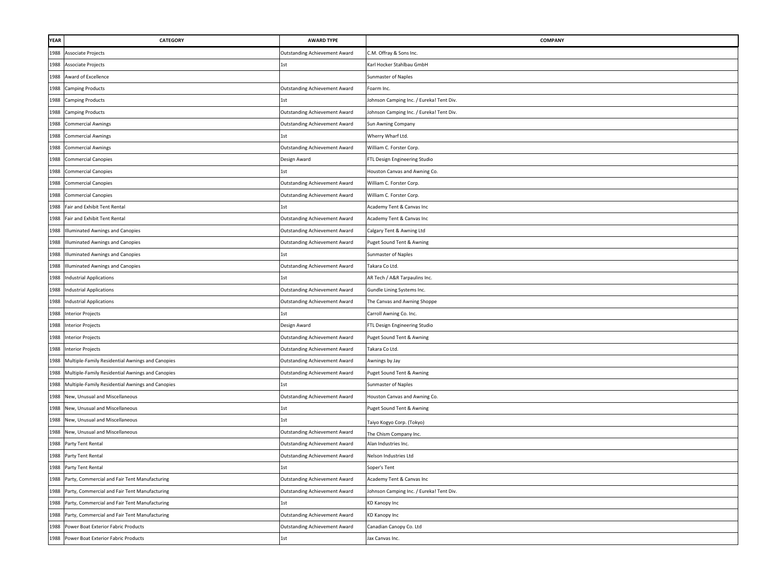| YEAR | CATEGORY | AWARD TYPE | COMPANY |
|---|---|---|---|
| 1988 | Associate Projects | Outstanding Achievement Award | C.M. Offray & Sons Inc. |
| 1988 | Associate Projects | 1st | Karl Hocker Stahlbau GmbH |
| 1988 | Award of Excellence | | Sunmaster of Naples |
| 1988 | Camping Products | Outstanding Achievement Award | Foarm Inc. |
| 1988 | Camping Products | 1st | Johnson Camping Inc. / Eureka! Tent Div. |
| 1988 | Camping Products | Outstanding Achievement Award | Johnson Camping Inc. / Eureka! Tent Div. |
| 1988 | Commercial Awnings | Outstanding Achievement Award | Sun Awning Company |
| 1988 | Commercial Awnings | 1st | Wherry Wharf Ltd. |
| 1988 | Commercial Awnings | Outstanding Achievement Award | William C. Forster Corp. |
| 1988 | Commercial Canopies | Design Award | FTL Design Engineering Studio |
| 1988 | Commercial Canopies | 1st | Houston Canvas and Awning Co. |
| 1988 | Commercial Canopies | Outstanding Achievement Award | William C. Forster Corp. |
| 1988 | Commercial Canopies | Outstanding Achievement Award | William C. Forster Corp. |
| 1988 | Fair and Exhibit Tent Rental | 1st | Academy Tent & Canvas Inc |
| 1988 | Fair and Exhibit Tent Rental | Outstanding Achievement Award | Academy Tent & Canvas Inc |
| 1988 | Illuminated Awnings and Canopies | Outstanding Achievement Award | Calgary Tent & Awning Ltd |
| 1988 | Illuminated Awnings and Canopies | Outstanding Achievement Award | Puget Sound Tent & Awning |
| 1988 | Illuminated Awnings and Canopies | 1st | Sunmaster of Naples |
| 1988 | Illuminated Awnings and Canopies | Outstanding Achievement Award | Takara Co Ltd. |
| 1988 | Industrial Applications | 1st | AR Tech / A&R Tarpaulins Inc. |
| 1988 | Industrial Applications | Outstanding Achievement Award | Gundle Lining Systems Inc. |
| 1988 | Industrial Applications | Outstanding Achievement Award | The Canvas and Awning Shoppe |
| 1988 | Interior Projects | 1st | Carroll Awning Co. Inc. |
| 1988 | Interior Projects | Design Award | FTL Design Engineering Studio |
| 1988 | Interior Projects | Outstanding Achievement Award | Puget Sound Tent & Awning |
| 1988 | Interior Projects | Outstanding Achievement Award | Takara Co Ltd. |
| 1988 | Multiple-Family Residential Awnings and Canopies | Outstanding Achievement Award | Awnings by Jay |
| 1988 | Multiple-Family Residential Awnings and Canopies | Outstanding Achievement Award | Puget Sound Tent & Awning |
| 1988 | Multiple-Family Residential Awnings and Canopies | 1st | Sunmaster of Naples |
| 1988 | New, Unusual and Miscellaneous | Outstanding Achievement Award | Houston Canvas and Awning Co. |
| 1988 | New, Unusual and Miscellaneous | 1st | Puget Sound Tent & Awning |
| 1988 | New, Unusual and Miscellaneous | 1st | Taiyo Kogyo Corp. (Tokyo) |
| 1988 | New, Unusual and Miscellaneous | Outstanding Achievement Award | The Chism Company Inc. |
| 1988 | Party Tent Rental | Outstanding Achievement Award | Alan Industries Inc. |
| 1988 | Party Tent Rental | Outstanding Achievement Award | Nelson Industries Ltd |
| 1988 | Party Tent Rental | 1st | Soper's Tent |
| 1988 | Party, Commercial and Fair Tent Manufacturing | Outstanding Achievement Award | Academy Tent & Canvas Inc |
| 1988 | Party, Commercial and Fair Tent Manufacturing | Outstanding Achievement Award | Johnson Camping Inc. / Eureka! Tent Div. |
| 1988 | Party, Commercial and Fair Tent Manufacturing | 1st | KD Kanopy Inc |
| 1988 | Party, Commercial and Fair Tent Manufacturing | Outstanding Achievement Award | KD Kanopy Inc |
| 1988 | Power Boat Exterior Fabric Products | Outstanding Achievement Award | Canadian Canopy Co. Ltd |
| 1988 | Power Boat Exterior Fabric Products | 1st | Jax Canvas Inc. |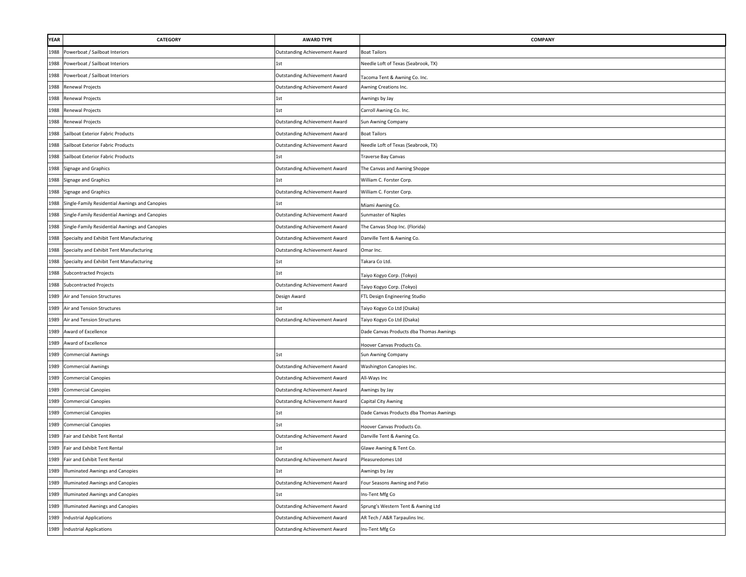| YEAR | CATEGORY | AWARD TYPE | COMPANY |
|---|---|---|---|
| 1988 | Powerboat / Sailboat Interiors | Outstanding Achievement Award | Boat Tailors |
| 1988 | Powerboat / Sailboat Interiors | 1st | Needle Loft of Texas (Seabrook, TX) |
| 1988 | Powerboat / Sailboat Interiors | Outstanding Achievement Award | Tacoma Tent & Awning Co. Inc. |
| 1988 | Renewal Projects | Outstanding Achievement Award | Awning Creations Inc. |
| 1988 | Renewal Projects | 1st | Awnings by Jay |
| 1988 | Renewal Projects | 1st | Carroll Awning Co. Inc. |
| 1988 | Renewal Projects | Outstanding Achievement Award | Sun Awning Company |
| 1988 | Sailboat Exterior Fabric Products | Outstanding Achievement Award | Boat Tailors |
| 1988 | Sailboat Exterior Fabric Products | Outstanding Achievement Award | Needle Loft of Texas (Seabrook, TX) |
| 1988 | Sailboat Exterior Fabric Products | 1st | Traverse Bay Canvas |
| 1988 | Signage and Graphics | Outstanding Achievement Award | The Canvas and Awning Shoppe |
| 1988 | Signage and Graphics | 1st | William C. Forster Corp. |
| 1988 | Signage and Graphics | Outstanding Achievement Award | William C. Forster Corp. |
| 1988 | Single-Family Residential Awnings and Canopies | 1st | Miami Awning Co. |
| 1988 | Single-Family Residential Awnings and Canopies | Outstanding Achievement Award | Sunmaster of Naples |
| 1988 | Single-Family Residential Awnings and Canopies | Outstanding Achievement Award | The Canvas Shop Inc. (Florida) |
| 1988 | Specialty and Exhibit Tent Manufacturing | Outstanding Achievement Award | Danville Tent & Awning Co. |
| 1988 | Specialty and Exhibit Tent Manufacturing | Outstanding Achievement Award | Omar Inc. |
| 1988 | Specialty and Exhibit Tent Manufacturing | 1st | Takara Co Ltd. |
| 1988 | Subcontracted Projects | 1st | Taiyo Kogyo Corp. (Tokyo) |
| 1988 | Subcontracted Projects | Outstanding Achievement Award | Taiyo Kogyo Corp. (Tokyo) |
| 1989 | Air and Tension Structures | Design Award | FTL Design Engineering Studio |
| 1989 | Air and Tension Structures | 1st | Taiyo Kogyo Co Ltd (Osaka) |
| 1989 | Air and Tension Structures | Outstanding Achievement Award | Taiyo Kogyo Co Ltd (Osaka) |
| 1989 | Award of Excellence | | Dade Canvas Products dba Thomas Awnings |
| 1989 | Award of Excellence | | Hoover Canvas Products Co. |
| 1989 | Commercial Awnings | 1st | Sun Awning Company |
| 1989 | Commercial Awnings | Outstanding Achievement Award | Washington Canopies Inc. |
| 1989 | Commercial Canopies | Outstanding Achievement Award | All-Ways Inc |
| 1989 | Commercial Canopies | Outstanding Achievement Award | Awnings by Jay |
| 1989 | Commercial Canopies | Outstanding Achievement Award | Capital City Awning |
| 1989 | Commercial Canopies | 1st | Dade Canvas Products dba Thomas Awnings |
| 1989 | Commercial Canopies | 1st | Hoover Canvas Products Co. |
| 1989 | Fair and Exhibit Tent Rental | Outstanding Achievement Award | Danville Tent & Awning Co. |
| 1989 | Fair and Exhibit Tent Rental | 1st | Glawe Awning & Tent Co. |
| 1989 | Fair and Exhibit Tent Rental | Outstanding Achievement Award | Pleasuredomes Ltd |
| 1989 | Illuminated Awnings and Canopies | 1st | Awnings by Jay |
| 1989 | Illuminated Awnings and Canopies | Outstanding Achievement Award | Four Seasons Awning and Patio |
| 1989 | Illuminated Awnings and Canopies | 1st | Ins-Tent Mfg Co |
| 1989 | Illuminated Awnings and Canopies | Outstanding Achievement Award | Sprung's Western Tent & Awning Ltd |
| 1989 | Industrial Applications | Outstanding Achievement Award | AR Tech / A&R Tarpaulins Inc. |
| 1989 | Industrial Applications | Outstanding Achievement Award | Ins-Tent Mfg Co |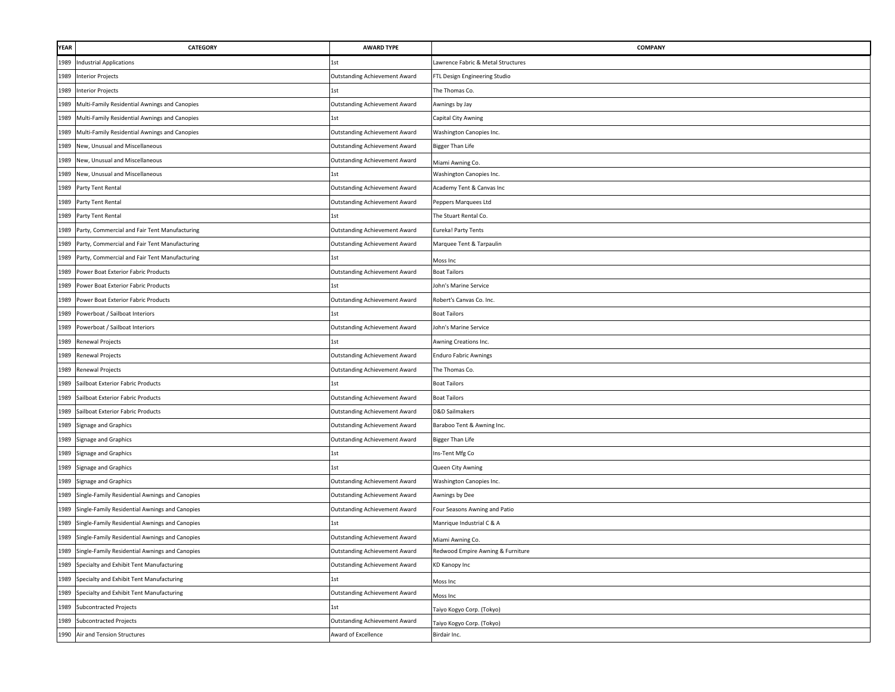| YEAR | CATEGORY | AWARD TYPE | COMPANY |
|---|---|---|---|
| 1989 | Industrial Applications | 1st | Lawrence Fabric & Metal Structures |
| 1989 | Interior Projects | Outstanding Achievement Award | FTL Design Engineering Studio |
| 1989 | Interior Projects | 1st | The Thomas Co. |
| 1989 | Multi-Family Residential Awnings and Canopies | Outstanding Achievement Award | Awnings by Jay |
| 1989 | Multi-Family Residential Awnings and Canopies | 1st | Capital City Awning |
| 1989 | Multi-Family Residential Awnings and Canopies | Outstanding Achievement Award | Washington Canopies Inc. |
| 1989 | New, Unusual and Miscellaneous | Outstanding Achievement Award | Bigger Than Life |
| 1989 | New, Unusual and Miscellaneous | Outstanding Achievement Award | Miami Awning Co. |
| 1989 | New, Unusual and Miscellaneous | 1st | Washington Canopies Inc. |
| 1989 | Party Tent Rental | Outstanding Achievement Award | Academy Tent & Canvas Inc |
| 1989 | Party Tent Rental | Outstanding Achievement Award | Peppers Marquees Ltd |
| 1989 | Party Tent Rental | 1st | The Stuart Rental Co. |
| 1989 | Party, Commercial and Fair Tent Manufacturing | Outstanding Achievement Award | Eureka! Party Tents |
| 1989 | Party, Commercial and Fair Tent Manufacturing | Outstanding Achievement Award | Marquee Tent & Tarpaulin |
| 1989 | Party, Commercial and Fair Tent Manufacturing | 1st | Moss Inc |
| 1989 | Power Boat Exterior Fabric Products | Outstanding Achievement Award | Boat Tailors |
| 1989 | Power Boat Exterior Fabric Products | 1st | John's Marine Service |
| 1989 | Power Boat Exterior Fabric Products | Outstanding Achievement Award | Robert's Canvas Co. Inc. |
| 1989 | Powerboat / Sailboat Interiors | 1st | Boat Tailors |
| 1989 | Powerboat / Sailboat Interiors | Outstanding Achievement Award | John's Marine Service |
| 1989 | Renewal Projects | 1st | Awning Creations Inc. |
| 1989 | Renewal Projects | Outstanding Achievement Award | Enduro Fabric Awnings |
| 1989 | Renewal Projects | Outstanding Achievement Award | The Thomas Co. |
| 1989 | Sailboat Exterior Fabric Products | 1st | Boat Tailors |
| 1989 | Sailboat Exterior Fabric Products | Outstanding Achievement Award | Boat Tailors |
| 1989 | Sailboat Exterior Fabric Products | Outstanding Achievement Award | D&D Sailmakers |
| 1989 | Signage and Graphics | Outstanding Achievement Award | Baraboo Tent & Awning Inc. |
| 1989 | Signage and Graphics | Outstanding Achievement Award | Bigger Than Life |
| 1989 | Signage and Graphics | 1st | Ins-Tent Mfg Co |
| 1989 | Signage and Graphics | 1st | Queen City Awning |
| 1989 | Signage and Graphics | Outstanding Achievement Award | Washington Canopies Inc. |
| 1989 | Single-Family Residential Awnings and Canopies | Outstanding Achievement Award | Awnings by Dee |
| 1989 | Single-Family Residential Awnings and Canopies | Outstanding Achievement Award | Four Seasons Awning and Patio |
| 1989 | Single-Family Residential Awnings and Canopies | 1st | Manrique Industrial C & A |
| 1989 | Single-Family Residential Awnings and Canopies | Outstanding Achievement Award | Miami Awning Co. |
| 1989 | Single-Family Residential Awnings and Canopies | Outstanding Achievement Award | Redwood Empire Awning & Furniture |
| 1989 | Specialty and Exhibit Tent Manufacturing | Outstanding Achievement Award | KD Kanopy Inc |
| 1989 | Specialty and Exhibit Tent Manufacturing | 1st | Moss Inc |
| 1989 | Specialty and Exhibit Tent Manufacturing | Outstanding Achievement Award | Moss Inc |
| 1989 | Subcontracted Projects | 1st | Taiyo Kogyo Corp. (Tokyo) |
| 1989 | Subcontracted Projects | Outstanding Achievement Award | Taiyo Kogyo Corp. (Tokyo) |
| 1990 | Air and Tension Structures | Award of Excellence | Birdair Inc. |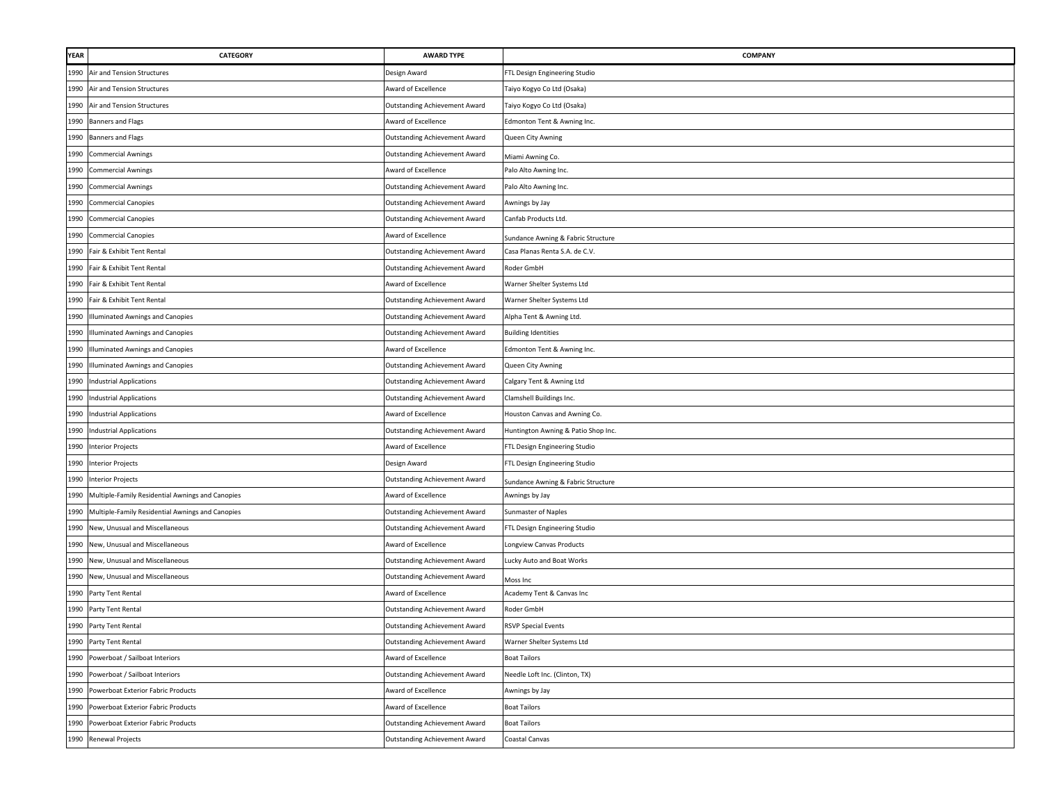| YEAR | CATEGORY | AWARD TYPE | COMPANY |
|---|---|---|---|
| 1990 | Air and Tension Structures | Design Award | FTL Design Engineering Studio |
| 1990 | Air and Tension Structures | Award of Excellence | Taiyo Kogyo Co Ltd (Osaka) |
| 1990 | Air and Tension Structures | Outstanding Achievement Award | Taiyo Kogyo Co Ltd (Osaka) |
| 1990 | Banners and Flags | Award of Excellence | Edmonton Tent & Awning Inc. |
| 1990 | Banners and Flags | Outstanding Achievement Award | Queen City Awning |
| 1990 | Commercial Awnings | Outstanding Achievement Award | Miami Awning Co. |
| 1990 | Commercial Awnings | Award of Excellence | Palo Alto Awning Inc. |
| 1990 | Commercial Awnings | Outstanding Achievement Award | Palo Alto Awning Inc. |
| 1990 | Commercial Canopies | Outstanding Achievement Award | Awnings by Jay |
| 1990 | Commercial Canopies | Outstanding Achievement Award | Canfab Products Ltd. |
| 1990 | Commercial Canopies | Award of Excellence | Sundance Awning & Fabric Structure |
| 1990 | Fair & Exhibit Tent Rental | Outstanding Achievement Award | Casa Planas Renta S.A. de C.V. |
| 1990 | Fair & Exhibit Tent Rental | Outstanding Achievement Award | Roder GmbH |
| 1990 | Fair & Exhibit Tent Rental | Award of Excellence | Warner Shelter Systems Ltd |
| 1990 | Fair & Exhibit Tent Rental | Outstanding Achievement Award | Warner Shelter Systems Ltd |
| 1990 | Illuminated Awnings and Canopies | Outstanding Achievement Award | Alpha Tent & Awning Ltd. |
| 1990 | Illuminated Awnings and Canopies | Outstanding Achievement Award | Building Identities |
| 1990 | Illuminated Awnings and Canopies | Award of Excellence | Edmonton Tent & Awning Inc. |
| 1990 | Illuminated Awnings and Canopies | Outstanding Achievement Award | Queen City Awning |
| 1990 | Industrial Applications | Outstanding Achievement Award | Calgary Tent & Awning Ltd |
| 1990 | Industrial Applications | Outstanding Achievement Award | Clamshell Buildings Inc. |
| 1990 | Industrial Applications | Award of Excellence | Houston Canvas and Awning Co. |
| 1990 | Industrial Applications | Outstanding Achievement Award | Huntington Awning & Patio Shop Inc. |
| 1990 | Interior Projects | Award of Excellence | FTL Design Engineering Studio |
| 1990 | Interior Projects | Design Award | FTL Design Engineering Studio |
| 1990 | Interior Projects | Outstanding Achievement Award | Sundance Awning & Fabric Structure |
| 1990 | Multiple-Family Residential Awnings and Canopies | Award of Excellence | Awnings by Jay |
| 1990 | Multiple-Family Residential Awnings and Canopies | Outstanding Achievement Award | Sunmaster of Naples |
| 1990 | New, Unusual and Miscellaneous | Outstanding Achievement Award | FTL Design Engineering Studio |
| 1990 | New, Unusual and Miscellaneous | Award of Excellence | Longview Canvas Products |
| 1990 | New, Unusual and Miscellaneous | Outstanding Achievement Award | Lucky Auto and Boat Works |
| 1990 | New, Unusual and Miscellaneous | Outstanding Achievement Award | Moss Inc |
| 1990 | Party Tent Rental | Award of Excellence | Academy Tent & Canvas Inc |
| 1990 | Party Tent Rental | Outstanding Achievement Award | Roder GmbH |
| 1990 | Party Tent Rental | Outstanding Achievement Award | RSVP Special Events |
| 1990 | Party Tent Rental | Outstanding Achievement Award | Warner Shelter Systems Ltd |
| 1990 | Powerboat / Sailboat Interiors | Award of Excellence | Boat Tailors |
| 1990 | Powerboat / Sailboat Interiors | Outstanding Achievement Award | Needle Loft Inc. (Clinton, TX) |
| 1990 | Powerboat Exterior Fabric Products | Award of Excellence | Awnings by Jay |
| 1990 | Powerboat Exterior Fabric Products | Award of Excellence | Boat Tailors |
| 1990 | Powerboat Exterior Fabric Products | Outstanding Achievement Award | Boat Tailors |
| 1990 | Renewal Projects | Outstanding Achievement Award | Coastal Canvas |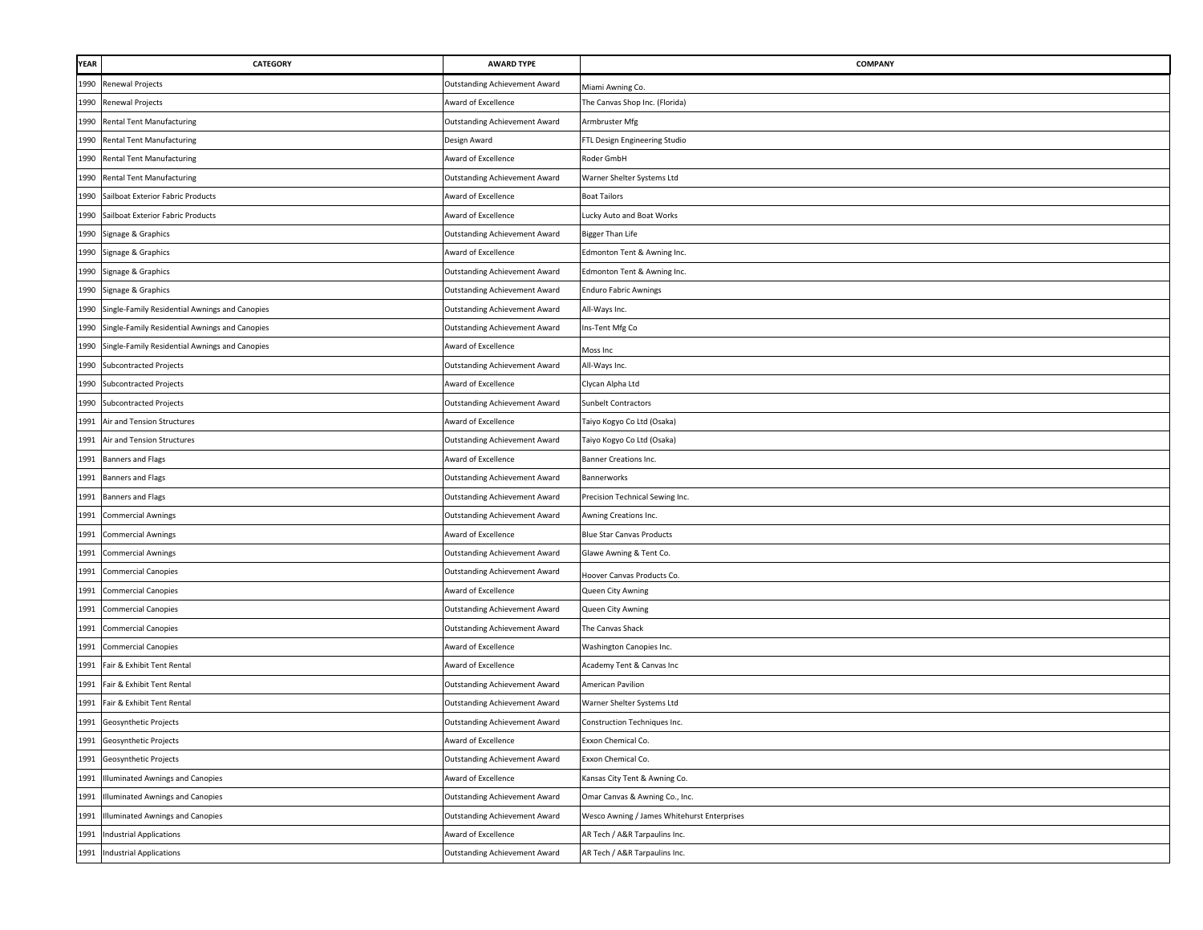| YEAR | CATEGORY | AWARD TYPE | COMPANY |
|---|---|---|---|
| 1990 | Renewal Projects | Outstanding Achievement Award | Miami Awning Co. |
| 1990 | Renewal Projects | Award of Excellence | The Canvas Shop Inc. (Florida) |
| 1990 | Rental Tent Manufacturing | Outstanding Achievement Award | Armbruster Mfg |
| 1990 | Rental Tent Manufacturing | Design Award | FTL Design Engineering Studio |
| 1990 | Rental Tent Manufacturing | Award of Excellence | Roder GmbH |
| 1990 | Rental Tent Manufacturing | Outstanding Achievement Award | Warner Shelter Systems Ltd |
| 1990 | Sailboat Exterior Fabric Products | Award of Excellence | Boat Tailors |
| 1990 | Sailboat Exterior Fabric Products | Award of Excellence | Lucky Auto and Boat Works |
| 1990 | Signage & Graphics | Outstanding Achievement Award | Bigger Than Life |
| 1990 | Signage & Graphics | Award of Excellence | Edmonton Tent & Awning Inc. |
| 1990 | Signage & Graphics | Outstanding Achievement Award | Edmonton Tent & Awning Inc. |
| 1990 | Signage & Graphics | Outstanding Achievement Award | Enduro Fabric Awnings |
| 1990 | Single-Family Residential Awnings and Canopies | Outstanding Achievement Award | All-Ways Inc. |
| 1990 | Single-Family Residential Awnings and Canopies | Outstanding Achievement Award | Ins-Tent Mfg Co |
| 1990 | Single-Family Residential Awnings and Canopies | Award of Excellence | Moss Inc |
| 1990 | Subcontracted Projects | Outstanding Achievement Award | All-Ways Inc. |
| 1990 | Subcontracted Projects | Award of Excellence | Clycan Alpha Ltd |
| 1990 | Subcontracted Projects | Outstanding Achievement Award | Sunbelt Contractors |
| 1991 | Air and Tension Structures | Award of Excellence | Taiyo Kogyo Co Ltd (Osaka) |
| 1991 | Air and Tension Structures | Outstanding Achievement Award | Taiyo Kogyo Co Ltd (Osaka) |
| 1991 | Banners and Flags | Award of Excellence | Banner Creations Inc. |
| 1991 | Banners and Flags | Outstanding Achievement Award | Bannerworks |
| 1991 | Banners and Flags | Outstanding Achievement Award | Precision Technical Sewing Inc. |
| 1991 | Commercial Awnings | Outstanding Achievement Award | Awning Creations Inc. |
| 1991 | Commercial Awnings | Award of Excellence | Blue Star Canvas Products |
| 1991 | Commercial Awnings | Outstanding Achievement Award | Glawe Awning & Tent Co. |
| 1991 | Commercial Canopies | Outstanding Achievement Award | Hoover Canvas Products Co. |
| 1991 | Commercial Canopies | Award of Excellence | Queen City Awning |
| 1991 | Commercial Canopies | Outstanding Achievement Award | Queen City Awning |
| 1991 | Commercial Canopies | Outstanding Achievement Award | The Canvas Shack |
| 1991 | Commercial Canopies | Award of Excellence | Washington Canopies Inc. |
| 1991 | Fair & Exhibit Tent Rental | Award of Excellence | Academy Tent & Canvas Inc |
| 1991 | Fair & Exhibit Tent Rental | Outstanding Achievement Award | American Pavilion |
| 1991 | Fair & Exhibit Tent Rental | Outstanding Achievement Award | Warner Shelter Systems Ltd |
| 1991 | Geosynthetic Projects | Outstanding Achievement Award | Construction Techniques Inc. |
| 1991 | Geosynthetic Projects | Award of Excellence | Exxon Chemical Co. |
| 1991 | Geosynthetic Projects | Outstanding Achievement Award | Exxon Chemical Co. |
| 1991 | Illuminated Awnings and Canopies | Award of Excellence | Kansas City Tent & Awning Co. |
| 1991 | Illuminated Awnings and Canopies | Outstanding Achievement Award | Omar Canvas & Awning Co., Inc. |
| 1991 | Illuminated Awnings and Canopies | Outstanding Achievement Award | Wesco Awning / James Whitehurst Enterprises |
| 1991 | Industrial Applications | Award of Excellence | AR Tech / A&R Tarpaulins Inc. |
| 1991 | Industrial Applications | Outstanding Achievement Award | AR Tech / A&R Tarpaulins Inc. |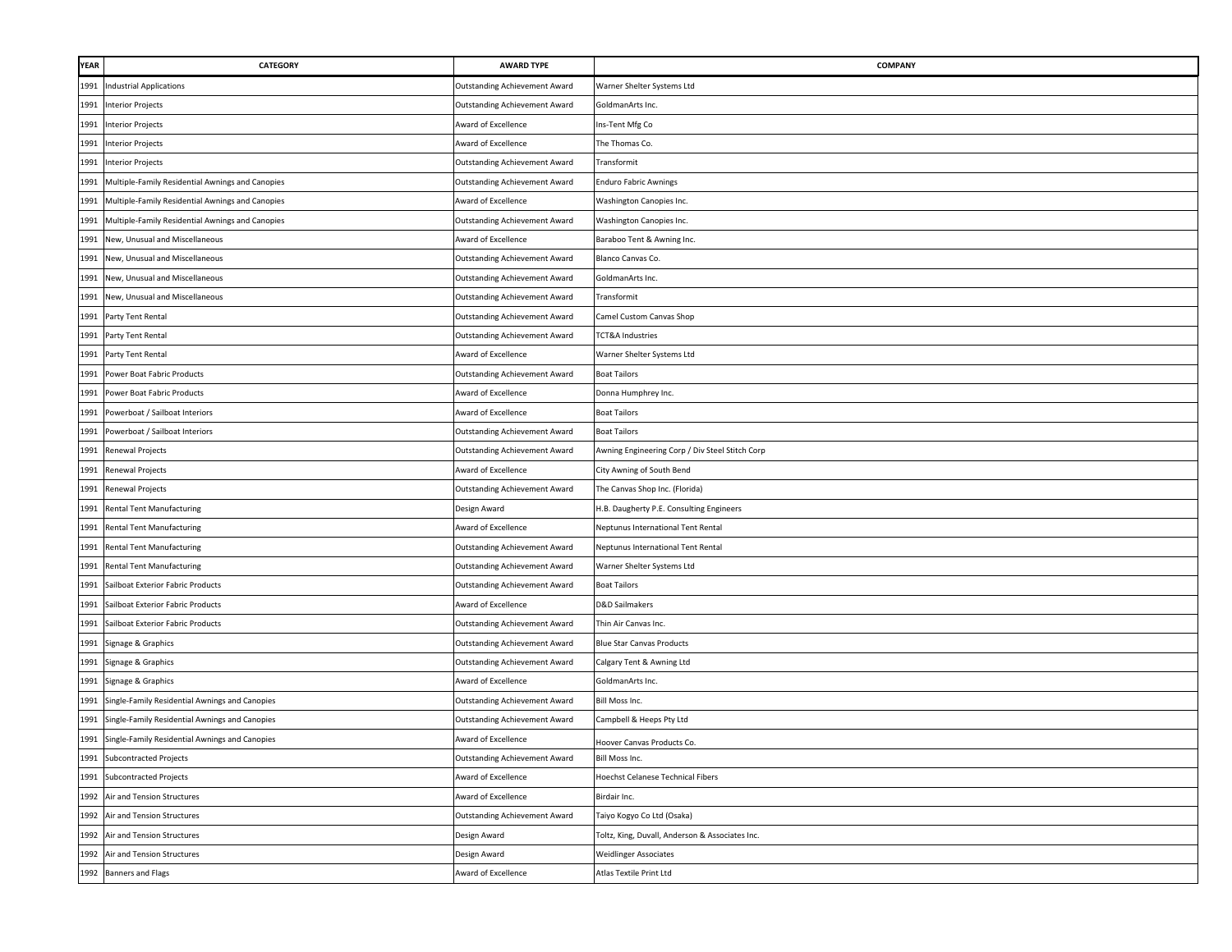| YEAR | CATEGORY | AWARD TYPE | COMPANY |
|---|---|---|---|
| 1991 | Industrial Applications | Outstanding Achievement Award | Warner Shelter Systems Ltd |
| 1991 | Interior Projects | Outstanding Achievement Award | GoldmanArts Inc. |
| 1991 | Interior Projects | Award of Excellence | Ins-Tent Mfg Co |
| 1991 | Interior Projects | Award of Excellence | The Thomas Co. |
| 1991 | Interior Projects | Outstanding Achievement Award | Transformit |
| 1991 | Multiple-Family Residential Awnings and Canopies | Outstanding Achievement Award | Enduro Fabric Awnings |
| 1991 | Multiple-Family Residential Awnings and Canopies | Award of Excellence | Washington Canopies Inc. |
| 1991 | Multiple-Family Residential Awnings and Canopies | Outstanding Achievement Award | Washington Canopies Inc. |
| 1991 | New, Unusual and Miscellaneous | Award of Excellence | Baraboo Tent & Awning Inc. |
| 1991 | New, Unusual and Miscellaneous | Outstanding Achievement Award | Blanco Canvas Co. |
| 1991 | New, Unusual and Miscellaneous | Outstanding Achievement Award | GoldmanArts Inc. |
| 1991 | New, Unusual and Miscellaneous | Outstanding Achievement Award | Transformit |
| 1991 | Party Tent Rental | Outstanding Achievement Award | Camel Custom Canvas Shop |
| 1991 | Party Tent Rental | Outstanding Achievement Award | TCT&A Industries |
| 1991 | Party Tent Rental | Award of Excellence | Warner Shelter Systems Ltd |
| 1991 | Power Boat Fabric Products | Outstanding Achievement Award | Boat Tailors |
| 1991 | Power Boat Fabric Products | Award of Excellence | Donna Humphrey Inc. |
| 1991 | Powerboat / Sailboat Interiors | Award of Excellence | Boat Tailors |
| 1991 | Powerboat / Sailboat Interiors | Outstanding Achievement Award | Boat Tailors |
| 1991 | Renewal Projects | Outstanding Achievement Award | Awning Engineering Corp / Div Steel Stitch Corp |
| 1991 | Renewal Projects | Award of Excellence | City Awning of South Bend |
| 1991 | Renewal Projects | Outstanding Achievement Award | The Canvas Shop Inc. (Florida) |
| 1991 | Rental Tent Manufacturing | Design Award | H.B. Daugherty P.E. Consulting Engineers |
| 1991 | Rental Tent Manufacturing | Award of Excellence | Neptunus International Tent Rental |
| 1991 | Rental Tent Manufacturing | Outstanding Achievement Award | Neptunus International Tent Rental |
| 1991 | Rental Tent Manufacturing | Outstanding Achievement Award | Warner Shelter Systems Ltd |
| 1991 | Sailboat Exterior Fabric Products | Outstanding Achievement Award | Boat Tailors |
| 1991 | Sailboat Exterior Fabric Products | Award of Excellence | D&D Sailmakers |
| 1991 | Sailboat Exterior Fabric Products | Outstanding Achievement Award | Thin Air Canvas Inc. |
| 1991 | Signage & Graphics | Outstanding Achievement Award | Blue Star Canvas Products |
| 1991 | Signage & Graphics | Outstanding Achievement Award | Calgary Tent & Awning Ltd |
| 1991 | Signage & Graphics | Award of Excellence | GoldmanArts Inc. |
| 1991 | Single-Family Residential Awnings and Canopies | Outstanding Achievement Award | Bill Moss Inc. |
| 1991 | Single-Family Residential Awnings and Canopies | Outstanding Achievement Award | Campbell & Heeps Pty Ltd |
| 1991 | Single-Family Residential Awnings and Canopies | Award of Excellence | Hoover Canvas Products Co. |
| 1991 | Subcontracted Projects | Outstanding Achievement Award | Bill Moss Inc. |
| 1991 | Subcontracted Projects | Award of Excellence | Hoechst Celanese Technical Fibers |
| 1992 | Air and Tension Structures | Award of Excellence | Birdair Inc. |
| 1992 | Air and Tension Structures | Outstanding Achievement Award | Taiyo Kogyo Co Ltd (Osaka) |
| 1992 | Air and Tension Structures | Design Award | Toltz, King, Duvall, Anderson & Associates Inc. |
| 1992 | Air and Tension Structures | Design Award | Weidlinger Associates |
| 1992 | Banners and Flags | Award of Excellence | Atlas Textile Print Ltd |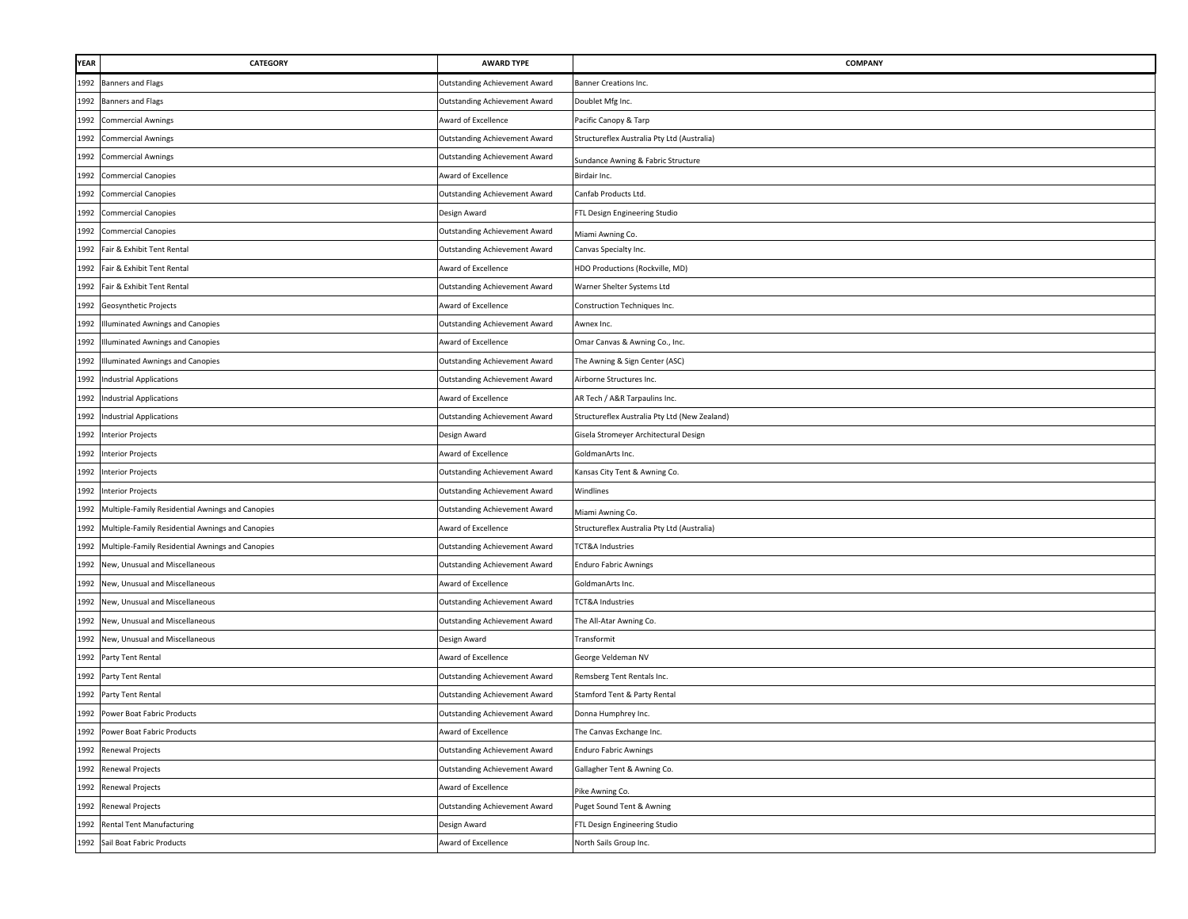| YEAR | CATEGORY | AWARD TYPE | COMPANY |
|---|---|---|---|
| 1992 | Banners and Flags | Outstanding Achievement Award | Banner Creations Inc. |
| 1992 | Banners and Flags | Outstanding Achievement Award | Doublet Mfg Inc. |
| 1992 | Commercial Awnings | Award of Excellence | Pacific Canopy & Tarp |
| 1992 | Commercial Awnings | Outstanding Achievement Award | Structureflex Australia Pty Ltd (Australia) |
| 1992 | Commercial Awnings | Outstanding Achievement Award | Sundance Awning & Fabric Structure |
| 1992 | Commercial Canopies | Award of Excellence | Birdair Inc. |
| 1992 | Commercial Canopies | Outstanding Achievement Award | Canfab Products Ltd. |
| 1992 | Commercial Canopies | Design Award | FTL Design Engineering Studio |
| 1992 | Commercial Canopies | Outstanding Achievement Award | Miami Awning Co. |
| 1992 | Fair & Exhibit Tent Rental | Outstanding Achievement Award | Canvas Specialty Inc. |
| 1992 | Fair & Exhibit Tent Rental | Award of Excellence | HDO Productions (Rockville, MD) |
| 1992 | Fair & Exhibit Tent Rental | Outstanding Achievement Award | Warner Shelter Systems Ltd |
| 1992 | Geosynthetic Projects | Award of Excellence | Construction Techniques Inc. |
| 1992 | Illuminated Awnings and Canopies | Outstanding Achievement Award | Awnex Inc. |
| 1992 | Illuminated Awnings and Canopies | Award of Excellence | Omar Canvas & Awning Co., Inc. |
| 1992 | Illuminated Awnings and Canopies | Outstanding Achievement Award | The Awning & Sign Center (ASC) |
| 1992 | Industrial Applications | Outstanding Achievement Award | Airborne Structures Inc. |
| 1992 | Industrial Applications | Award of Excellence | AR Tech / A&R Tarpaulins Inc. |
| 1992 | Industrial Applications | Outstanding Achievement Award | Structureflex Australia Pty Ltd (New Zealand) |
| 1992 | Interior Projects | Design Award | Gisela Stromeyer Architectural Design |
| 1992 | Interior Projects | Award of Excellence | GoldmanArts Inc. |
| 1992 | Interior Projects | Outstanding Achievement Award | Kansas City Tent & Awning Co. |
| 1992 | Interior Projects | Outstanding Achievement Award | Windlines |
| 1992 | Multiple-Family Residential Awnings and Canopies | Outstanding Achievement Award | Miami Awning Co. |
| 1992 | Multiple-Family Residential Awnings and Canopies | Award of Excellence | Structureflex Australia Pty Ltd (Australia) |
| 1992 | Multiple-Family Residential Awnings and Canopies | Outstanding Achievement Award | TCT&A Industries |
| 1992 | New, Unusual and Miscellaneous | Outstanding Achievement Award | Enduro Fabric Awnings |
| 1992 | New, Unusual and Miscellaneous | Award of Excellence | GoldmanArts Inc. |
| 1992 | New, Unusual and Miscellaneous | Outstanding Achievement Award | TCT&A Industries |
| 1992 | New, Unusual and Miscellaneous | Outstanding Achievement Award | The All-Atar Awning Co. |
| 1992 | New, Unusual and Miscellaneous | Design Award | Transformit |
| 1992 | Party Tent Rental | Award of Excellence | George Veldeman NV |
| 1992 | Party Tent Rental | Outstanding Achievement Award | Remsberg Tent Rentals Inc. |
| 1992 | Party Tent Rental | Outstanding Achievement Award | Stamford Tent & Party Rental |
| 1992 | Power Boat Fabric Products | Outstanding Achievement Award | Donna Humphrey Inc. |
| 1992 | Power Boat Fabric Products | Award of Excellence | The Canvas Exchange Inc. |
| 1992 | Renewal Projects | Outstanding Achievement Award | Enduro Fabric Awnings |
| 1992 | Renewal Projects | Outstanding Achievement Award | Gallagher Tent & Awning Co. |
| 1992 | Renewal Projects | Award of Excellence | Pike Awning Co. |
| 1992 | Renewal Projects | Outstanding Achievement Award | Puget Sound Tent & Awning |
| 1992 | Rental Tent Manufacturing | Design Award | FTL Design Engineering Studio |
| 1992 | Sail Boat Fabric Products | Award of Excellence | North Sails Group Inc. |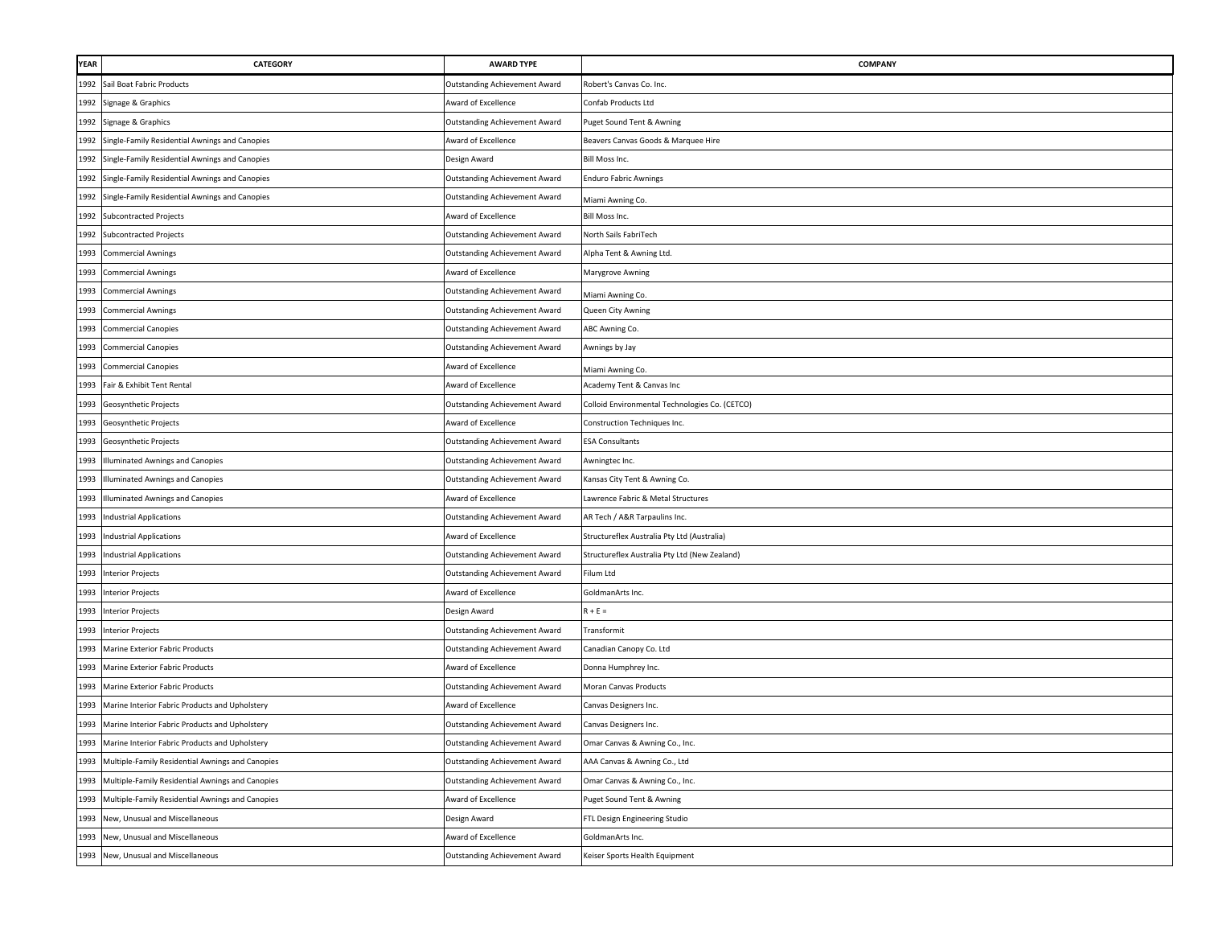| YEAR | CATEGORY | AWARD TYPE | COMPANY |
| --- | --- | --- | --- |
| 1992 | Sail Boat Fabric Products | Outstanding Achievement Award | Robert's Canvas Co. Inc. |
| 1992 | Signage & Graphics | Award of Excellence | Confab Products Ltd |
| 1992 | Signage & Graphics | Outstanding Achievement Award | Puget Sound Tent & Awning |
| 1992 | Single-Family Residential Awnings and Canopies | Award of Excellence | Beavers Canvas Goods & Marquee Hire |
| 1992 | Single-Family Residential Awnings and Canopies | Design Award | Bill Moss Inc. |
| 1992 | Single-Family Residential Awnings and Canopies | Outstanding Achievement Award | Enduro Fabric Awnings |
| 1992 | Single-Family Residential Awnings and Canopies | Outstanding Achievement Award | Miami Awning Co. |
| 1992 | Subcontracted Projects | Award of Excellence | Bill Moss Inc. |
| 1992 | Subcontracted Projects | Outstanding Achievement Award | North Sails FabriTech |
| 1993 | Commercial Awnings | Outstanding Achievement Award | Alpha Tent & Awning Ltd. |
| 1993 | Commercial Awnings | Award of Excellence | Marygrove Awning |
| 1993 | Commercial Awnings | Outstanding Achievement Award | Miami Awning Co. |
| 1993 | Commercial Awnings | Outstanding Achievement Award | Queen City Awning |
| 1993 | Commercial Canopies | Outstanding Achievement Award | ABC Awning Co. |
| 1993 | Commercial Canopies | Outstanding Achievement Award | Awnings by Jay |
| 1993 | Commercial Canopies | Award of Excellence | Miami Awning Co. |
| 1993 | Fair & Exhibit Tent Rental | Award of Excellence | Academy Tent & Canvas Inc |
| 1993 | Geosynthetic Projects | Outstanding Achievement Award | Colloid Environmental Technologies Co. (CETCO) |
| 1993 | Geosynthetic Projects | Award of Excellence | Construction Techniques Inc. |
| 1993 | Geosynthetic Projects | Outstanding Achievement Award | ESA Consultants |
| 1993 | Illuminated Awnings and Canopies | Outstanding Achievement Award | Awningtec Inc. |
| 1993 | Illuminated Awnings and Canopies | Outstanding Achievement Award | Kansas City Tent & Awning Co. |
| 1993 | Illuminated Awnings and Canopies | Award of Excellence | Lawrence Fabric & Metal Structures |
| 1993 | Industrial Applications | Outstanding Achievement Award | AR Tech / A&R Tarpaulins Inc. |
| 1993 | Industrial Applications | Award of Excellence | Structureflex Australia Pty Ltd (Australia) |
| 1993 | Industrial Applications | Outstanding Achievement Award | Structureflex Australia Pty Ltd (New Zealand) |
| 1993 | Interior Projects | Outstanding Achievement Award | Filum Ltd |
| 1993 | Interior Projects | Award of Excellence | GoldmanArts Inc. |
| 1993 | Interior Projects | Design Award | R + E = |
| 1993 | Interior Projects | Outstanding Achievement Award | Transformit |
| 1993 | Marine Exterior Fabric Products | Outstanding Achievement Award | Canadian Canopy Co. Ltd |
| 1993 | Marine Exterior Fabric Products | Award of Excellence | Donna Humphrey Inc. |
| 1993 | Marine Exterior Fabric Products | Outstanding Achievement Award | Moran Canvas Products |
| 1993 | Marine Interior Fabric Products and Upholstery | Award of Excellence | Canvas Designers Inc. |
| 1993 | Marine Interior Fabric Products and Upholstery | Outstanding Achievement Award | Canvas Designers Inc. |
| 1993 | Marine Interior Fabric Products and Upholstery | Outstanding Achievement Award | Omar Canvas & Awning Co., Inc. |
| 1993 | Multiple-Family Residential Awnings and Canopies | Outstanding Achievement Award | AAA Canvas & Awning Co., Ltd |
| 1993 | Multiple-Family Residential Awnings and Canopies | Outstanding Achievement Award | Omar Canvas & Awning Co., Inc. |
| 1993 | Multiple-Family Residential Awnings and Canopies | Award of Excellence | Puget Sound Tent & Awning |
| 1993 | New, Unusual and Miscellaneous | Design Award | FTL Design Engineering Studio |
| 1993 | New, Unusual and Miscellaneous | Award of Excellence | GoldmanArts Inc. |
| 1993 | New, Unusual and Miscellaneous | Outstanding Achievement Award | Keiser Sports Health Equipment |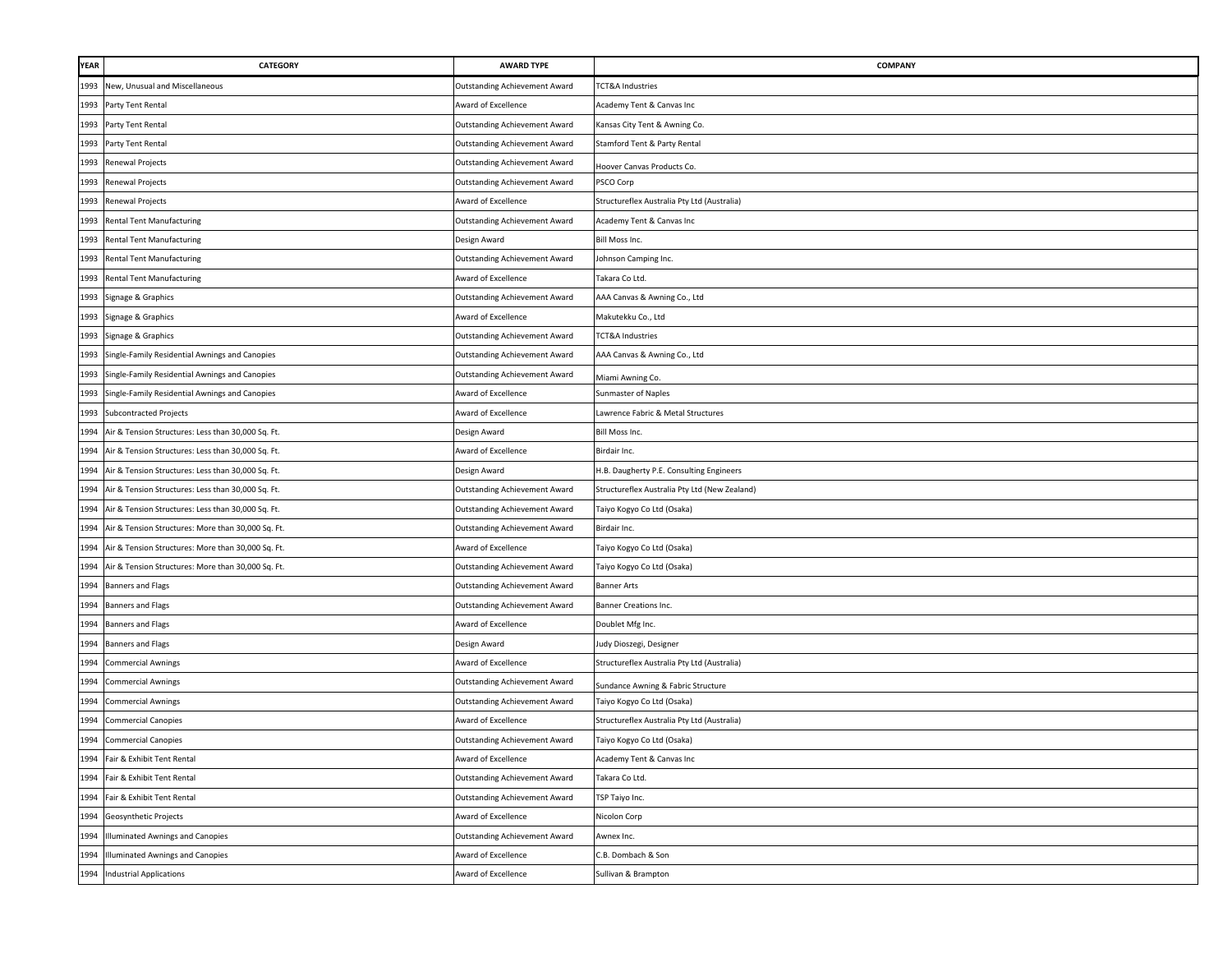| YEAR | CATEGORY | AWARD TYPE | COMPANY |
|---|---|---|---|
| 1993 | New, Unusual and Miscellaneous | Outstanding Achievement Award | TCT&A Industries |
| 1993 | Party Tent Rental | Award of Excellence | Academy Tent & Canvas Inc |
| 1993 | Party Tent Rental | Outstanding Achievement Award | Kansas City Tent & Awning Co. |
| 1993 | Party Tent Rental | Outstanding Achievement Award | Stamford Tent & Party Rental |
| 1993 | Renewal Projects | Outstanding Achievement Award | Hoover Canvas Products Co. |
| 1993 | Renewal Projects | Outstanding Achievement Award | PSCO Corp |
| 1993 | Renewal Projects | Award of Excellence | Structureflex Australia Pty Ltd (Australia) |
| 1993 | Rental Tent Manufacturing | Outstanding Achievement Award | Academy Tent & Canvas Inc |
| 1993 | Rental Tent Manufacturing | Design Award | Bill Moss Inc. |
| 1993 | Rental Tent Manufacturing | Outstanding Achievement Award | Johnson Camping Inc. |
| 1993 | Rental Tent Manufacturing | Award of Excellence | Takara Co Ltd. |
| 1993 | Signage & Graphics | Outstanding Achievement Award | AAA Canvas & Awning Co., Ltd |
| 1993 | Signage & Graphics | Award of Excellence | Makutekku Co., Ltd |
| 1993 | Signage & Graphics | Outstanding Achievement Award | TCT&A Industries |
| 1993 | Single-Family Residential Awnings and Canopies | Outstanding Achievement Award | AAA Canvas & Awning Co., Ltd |
| 1993 | Single-Family Residential Awnings and Canopies | Outstanding Achievement Award | Miami Awning Co. |
| 1993 | Single-Family Residential Awnings and Canopies | Award of Excellence | Sunmaster of Naples |
| 1993 | Subcontracted Projects | Award of Excellence | Lawrence Fabric & Metal Structures |
| 1994 | Air & Tension Structures: Less than 30,000 Sq. Ft. | Design Award | Bill Moss Inc. |
| 1994 | Air & Tension Structures: Less than 30,000 Sq. Ft. | Award of Excellence | Birdair Inc. |
| 1994 | Air & Tension Structures: Less than 30,000 Sq. Ft. | Design Award | H.B. Daugherty P.E. Consulting Engineers |
| 1994 | Air & Tension Structures: Less than 30,000 Sq. Ft. | Outstanding Achievement Award | Structureflex Australia Pty Ltd (New Zealand) |
| 1994 | Air & Tension Structures: Less than 30,000 Sq. Ft. | Outstanding Achievement Award | Taiyo Kogyo Co Ltd (Osaka) |
| 1994 | Air & Tension Structures: More than 30,000 Sq. Ft. | Outstanding Achievement Award | Birdair Inc. |
| 1994 | Air & Tension Structures: More than 30,000 Sq. Ft. | Award of Excellence | Taiyo Kogyo Co Ltd (Osaka) |
| 1994 | Air & Tension Structures: More than 30,000 Sq. Ft. | Outstanding Achievement Award | Taiyo Kogyo Co Ltd (Osaka) |
| 1994 | Banners and Flags | Outstanding Achievement Award | Banner Arts |
| 1994 | Banners and Flags | Outstanding Achievement Award | Banner Creations Inc. |
| 1994 | Banners and Flags | Award of Excellence | Doublet Mfg Inc. |
| 1994 | Banners and Flags | Design Award | Judy Dioszegi, Designer |
| 1994 | Commercial Awnings | Award of Excellence | Structureflex Australia Pty Ltd (Australia) |
| 1994 | Commercial Awnings | Outstanding Achievement Award | Sundance Awning & Fabric Structure |
| 1994 | Commercial Awnings | Outstanding Achievement Award | Taiyo Kogyo Co Ltd (Osaka) |
| 1994 | Commercial Canopies | Award of Excellence | Structureflex Australia Pty Ltd (Australia) |
| 1994 | Commercial Canopies | Outstanding Achievement Award | Taiyo Kogyo Co Ltd (Osaka) |
| 1994 | Fair & Exhibit Tent Rental | Award of Excellence | Academy Tent & Canvas Inc |
| 1994 | Fair & Exhibit Tent Rental | Outstanding Achievement Award | Takara Co Ltd. |
| 1994 | Fair & Exhibit Tent Rental | Outstanding Achievement Award | TSP Taiyo Inc. |
| 1994 | Geosynthetic Projects | Award of Excellence | Nicolon Corp |
| 1994 | Illuminated Awnings and Canopies | Outstanding Achievement Award | Awnex Inc. |
| 1994 | Illuminated Awnings and Canopies | Award of Excellence | C.B. Dombach & Son |
| 1994 | Industrial Applications | Award of Excellence | Sullivan & Brampton |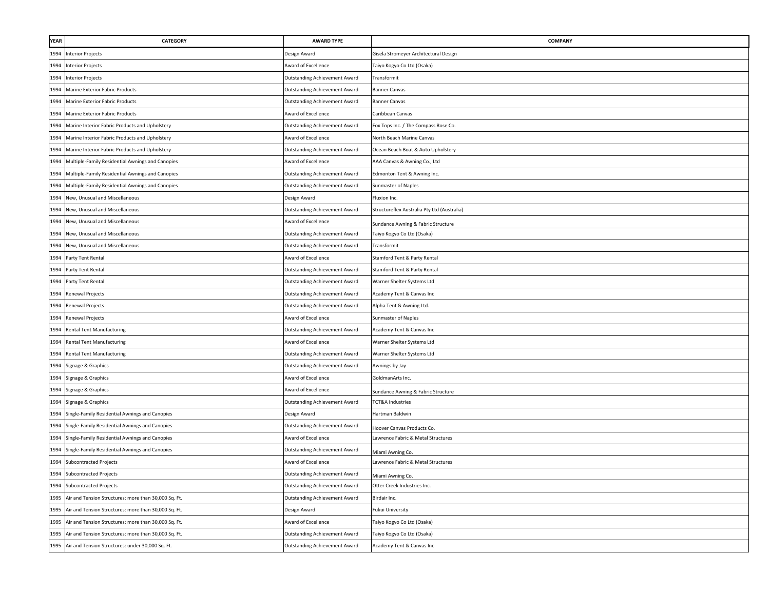| YEAR | CATEGORY | AWARD TYPE | COMPANY |
|---|---|---|---|
| 1994 | Interior Projects | Design Award | Gisela Stromeyer Architectural Design |
| 1994 | Interior Projects | Award of Excellence | Taiyo Kogyo Co Ltd (Osaka) |
| 1994 | Interior Projects | Outstanding Achievement Award | Transformit |
| 1994 | Marine Exterior Fabric Products | Outstanding Achievement Award | Banner Canvas |
| 1994 | Marine Exterior Fabric Products | Outstanding Achievement Award | Banner Canvas |
| 1994 | Marine Exterior Fabric Products | Award of Excellence | Caribbean Canvas |
| 1994 | Marine Interior Fabric Products and Upholstery | Outstanding Achievement Award | Fox Tops Inc. / The Compass Rose Co. |
| 1994 | Marine Interior Fabric Products and Upholstery | Award of Excellence | North Beach Marine Canvas |
| 1994 | Marine Interior Fabric Products and Upholstery | Outstanding Achievement Award | Ocean Beach Boat & Auto Upholstery |
| 1994 | Multiple-Family Residential Awnings and Canopies | Award of Excellence | AAA Canvas & Awning Co., Ltd |
| 1994 | Multiple-Family Residential Awnings and Canopies | Outstanding Achievement Award | Edmonton Tent & Awning Inc. |
| 1994 | Multiple-Family Residential Awnings and Canopies | Outstanding Achievement Award | Sunmaster of Naples |
| 1994 | New, Unusual and Miscellaneous | Design Award | Fluxion Inc. |
| 1994 | New, Unusual and Miscellaneous | Outstanding Achievement Award | Structureflex Australia Pty Ltd (Australia) |
| 1994 | New, Unusual and Miscellaneous | Award of Excellence | Sundance Awning & Fabric Structure |
| 1994 | New, Unusual and Miscellaneous | Outstanding Achievement Award | Taiyo Kogyo Co Ltd (Osaka) |
| 1994 | New, Unusual and Miscellaneous | Outstanding Achievement Award | Transformit |
| 1994 | Party Tent Rental | Award of Excellence | Stamford Tent & Party Rental |
| 1994 | Party Tent Rental | Outstanding Achievement Award | Stamford Tent & Party Rental |
| 1994 | Party Tent Rental | Outstanding Achievement Award | Warner Shelter Systems Ltd |
| 1994 | Renewal Projects | Outstanding Achievement Award | Academy Tent & Canvas Inc |
| 1994 | Renewal Projects | Outstanding Achievement Award | Alpha Tent & Awning Ltd. |
| 1994 | Renewal Projects | Award of Excellence | Sunmaster of Naples |
| 1994 | Rental Tent Manufacturing | Outstanding Achievement Award | Academy Tent & Canvas Inc |
| 1994 | Rental Tent Manufacturing | Award of Excellence | Warner Shelter Systems Ltd |
| 1994 | Rental Tent Manufacturing | Outstanding Achievement Award | Warner Shelter Systems Ltd |
| 1994 | Signage & Graphics | Outstanding Achievement Award | Awnings by Jay |
| 1994 | Signage & Graphics | Award of Excellence | GoldmanArts Inc. |
| 1994 | Signage & Graphics | Award of Excellence | Sundance Awning & Fabric Structure |
| 1994 | Signage & Graphics | Outstanding Achievement Award | TCT&A Industries |
| 1994 | Single-Family Residential Awnings and Canopies | Design Award | Hartman Baldwin |
| 1994 | Single-Family Residential Awnings and Canopies | Outstanding Achievement Award | Hoover Canvas Products Co. |
| 1994 | Single-Family Residential Awnings and Canopies | Award of Excellence | Lawrence Fabric & Metal Structures |
| 1994 | Single-Family Residential Awnings and Canopies | Outstanding Achievement Award | Miami Awning Co. |
| 1994 | Subcontracted Projects | Award of Excellence | Lawrence Fabric & Metal Structures |
| 1994 | Subcontracted Projects | Outstanding Achievement Award | Miami Awning Co. |
| 1994 | Subcontracted Projects | Outstanding Achievement Award | Otter Creek Industries Inc. |
| 1995 | Air and Tension Structures: more than 30,000 Sq. Ft. | Outstanding Achievement Award | Birdair Inc. |
| 1995 | Air and Tension Structures: more than 30,000 Sq. Ft. | Design Award | Fukui University |
| 1995 | Air and Tension Structures: more than 30,000 Sq. Ft. | Award of Excellence | Taiyo Kogyo Co Ltd (Osaka) |
| 1995 | Air and Tension Structures: more than 30,000 Sq. Ft. | Outstanding Achievement Award | Taiyo Kogyo Co Ltd (Osaka) |
| 1995 | Air and Tension Structures: under 30,000 Sq. Ft. | Outstanding Achievement Award | Academy Tent & Canvas Inc |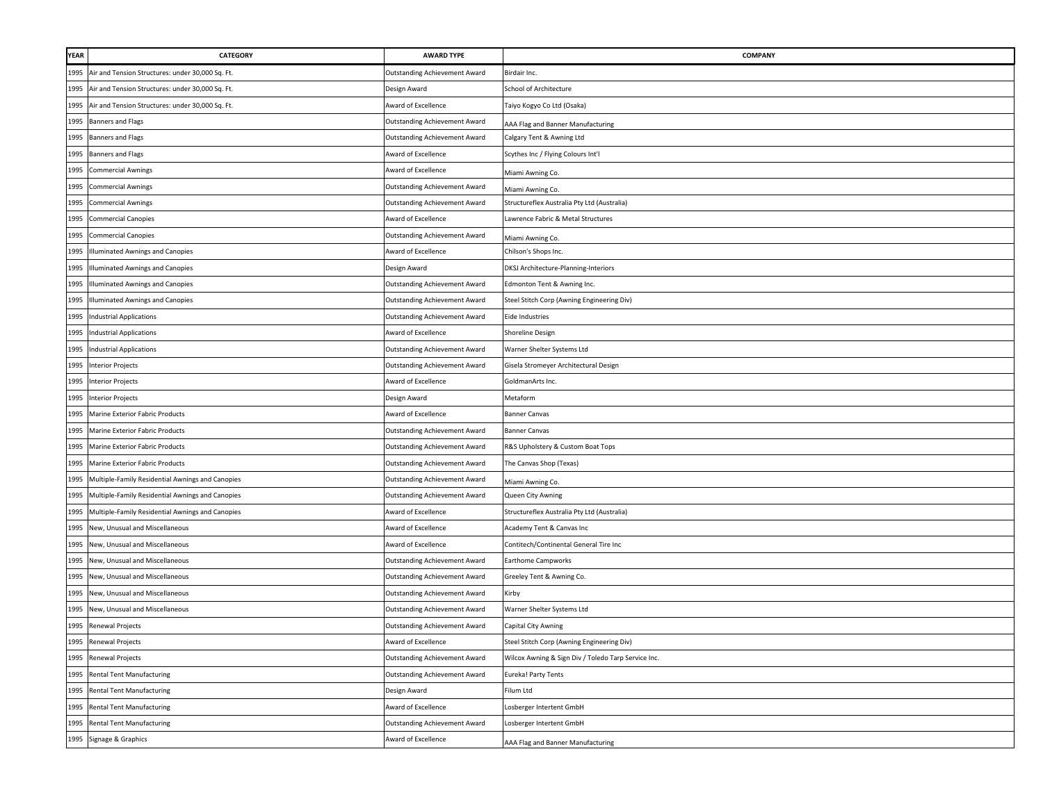| YEAR | CATEGORY | AWARD TYPE | COMPANY |
|---|---|---|---|
| 1995 | Air and Tension Structures: under 30,000 Sq. Ft. | Outstanding Achievement Award | Birdair Inc. |
| 1995 | Air and Tension Structures: under 30,000 Sq. Ft. | Design Award | School of Architecture |
| 1995 | Air and Tension Structures: under 30,000 Sq. Ft. | Award of Excellence | Taiyo Kogyo Co Ltd (Osaka) |
| 1995 | Banners and Flags | Outstanding Achievement Award | AAA Flag and Banner Manufacturing |
| 1995 | Banners and Flags | Outstanding Achievement Award | Calgary Tent & Awning Ltd |
| 1995 | Banners and Flags | Award of Excellence | Scythes Inc / Flying Colours Int'l |
| 1995 | Commercial Awnings | Award of Excellence | Miami Awning Co. |
| 1995 | Commercial Awnings | Outstanding Achievement Award | Miami Awning Co. |
| 1995 | Commercial Awnings | Outstanding Achievement Award | Structureflex Australia Pty Ltd (Australia) |
| 1995 | Commercial Canopies | Award of Excellence | Lawrence Fabric & Metal Structures |
| 1995 | Commercial Canopies | Outstanding Achievement Award | Miami Awning Co. |
| 1995 | Illuminated Awnings and Canopies | Award of Excellence | Chilson's Shops Inc. |
| 1995 | Illuminated Awnings and Canopies | Design Award | DKSJ Architecture-Planning-Interiors |
| 1995 | Illuminated Awnings and Canopies | Outstanding Achievement Award | Edmonton Tent & Awning Inc. |
| 1995 | Illuminated Awnings and Canopies | Outstanding Achievement Award | Steel Stitch Corp (Awning Engineering Div) |
| 1995 | Industrial Applications | Outstanding Achievement Award | Eide Industries |
| 1995 | Industrial Applications | Award of Excellence | Shoreline Design |
| 1995 | Industrial Applications | Outstanding Achievement Award | Warner Shelter Systems Ltd |
| 1995 | Interior Projects | Outstanding Achievement Award | Gisela Stromeyer Architectural Design |
| 1995 | Interior Projects | Award of Excellence | GoldmanArts Inc. |
| 1995 | Interior Projects | Design Award | Metaform |
| 1995 | Marine Exterior Fabric Products | Award of Excellence | Banner Canvas |
| 1995 | Marine Exterior Fabric Products | Outstanding Achievement Award | Banner Canvas |
| 1995 | Marine Exterior Fabric Products | Outstanding Achievement Award | R&S Upholstery & Custom Boat Tops |
| 1995 | Marine Exterior Fabric Products | Outstanding Achievement Award | The Canvas Shop (Texas) |
| 1995 | Multiple-Family Residential Awnings and Canopies | Outstanding Achievement Award | Miami Awning Co. |
| 1995 | Multiple-Family Residential Awnings and Canopies | Outstanding Achievement Award | Queen City Awning |
| 1995 | Multiple-Family Residential Awnings and Canopies | Award of Excellence | Structureflex Australia Pty Ltd (Australia) |
| 1995 | New, Unusual and Miscellaneous | Award of Excellence | Academy Tent & Canvas Inc |
| 1995 | New, Unusual and Miscellaneous | Award of Excellence | Contitech/Continental General Tire Inc |
| 1995 | New, Unusual and Miscellaneous | Outstanding Achievement Award | Earthome Campworks |
| 1995 | New, Unusual and Miscellaneous | Outstanding Achievement Award | Greeley Tent & Awning Co. |
| 1995 | New, Unusual and Miscellaneous | Outstanding Achievement Award | Kirby |
| 1995 | New, Unusual and Miscellaneous | Outstanding Achievement Award | Warner Shelter Systems Ltd |
| 1995 | Renewal Projects | Outstanding Achievement Award | Capital City Awning |
| 1995 | Renewal Projects | Award of Excellence | Steel Stitch Corp (Awning Engineering Div) |
| 1995 | Renewal Projects | Outstanding Achievement Award | Wilcox Awning & Sign Div / Toledo Tarp Service Inc. |
| 1995 | Rental Tent Manufacturing | Outstanding Achievement Award | Eureka! Party Tents |
| 1995 | Rental Tent Manufacturing | Design Award | Filum Ltd |
| 1995 | Rental Tent Manufacturing | Award of Excellence | Losberger Intertent GmbH |
| 1995 | Rental Tent Manufacturing | Outstanding Achievement Award | Losberger Intertent GmbH |
| 1995 | Signage & Graphics | Award of Excellence | AAA Flag and Banner Manufacturing |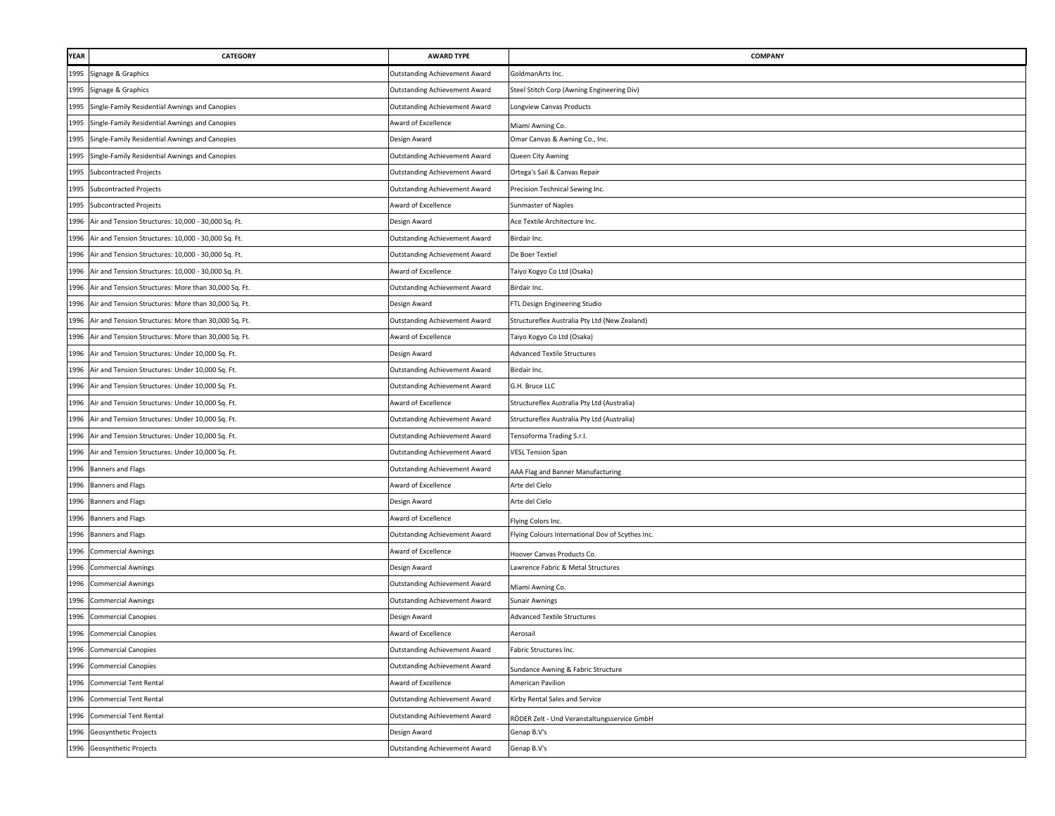| YEAR | CATEGORY | AWARD TYPE | COMPANY |
|---|---|---|---|
| 1995 | Signage & Graphics | Outstanding Achievement Award | GoldmanArts Inc. |
| 1995 | Signage & Graphics | Outstanding Achievement Award | Steel Stitch Corp (Awning Engineering Div) |
| 1995 | Single-Family Residential Awnings and Canopies | Outstanding Achievement Award | Longview Canvas Products |
| 1995 | Single-Family Residential Awnings and Canopies | Award of Excellence | Miami Awning Co. |
| 1995 | Single-Family Residential Awnings and Canopies | Design Award | Omar Canvas & Awning Co., Inc. |
| 1995 | Single-Family Residential Awnings and Canopies | Outstanding Achievement Award | Queen City Awning |
| 1995 | Subcontracted Projects | Outstanding Achievement Award | Ortega's Sail & Canvas Repair |
| 1995 | Subcontracted Projects | Outstanding Achievement Award | Precision Technical Sewing Inc. |
| 1995 | Subcontracted Projects | Award of Excellence | Sunmaster of Naples |
| 1996 | Air and Tension Structures: 10,000 - 30,000 Sq. Ft. | Design Award | Ace Textile Architecture Inc. |
| 1996 | Air and Tension Structures: 10,000 - 30,000 Sq. Ft. | Outstanding Achievement Award | Birdair Inc. |
| 1996 | Air and Tension Structures: 10,000 - 30,000 Sq. Ft. | Outstanding Achievement Award | De Boer Textiel |
| 1996 | Air and Tension Structures: 10,000 - 30,000 Sq. Ft. | Award of Excellence | Taiyo Kogyo Co Ltd (Osaka) |
| 1996 | Air and Tension Structures: More than 30,000 Sq. Ft. | Outstanding Achievement Award | Birdair Inc. |
| 1996 | Air and Tension Structures: More than 30,000 Sq. Ft. | Design Award | FTL Design Engineering Studio |
| 1996 | Air and Tension Structures: More than 30,000 Sq. Ft. | Outstanding Achievement Award | Structureflex Australia Pty Ltd (New Zealand) |
| 1996 | Air and Tension Structures: More than 30,000 Sq. Ft. | Award of Excellence | Taiyo Kogyo Co Ltd (Osaka) |
| 1996 | Air and Tension Structures: Under 10,000 Sq. Ft. | Design Award | Advanced Textile Structures |
| 1996 | Air and Tension Structures: Under 10,000 Sq. Ft. | Outstanding Achievement Award | Birdair Inc. |
| 1996 | Air and Tension Structures: Under 10,000 Sq. Ft. | Outstanding Achievement Award | G.H. Bruce LLC |
| 1996 | Air and Tension Structures: Under 10,000 Sq. Ft. | Award of Excellence | Structureflex Australia Pty Ltd (Australia) |
| 1996 | Air and Tension Structures: Under 10,000 Sq. Ft. | Outstanding Achievement Award | Structureflex Australia Pty Ltd (Australia) |
| 1996 | Air and Tension Structures: Under 10,000 Sq. Ft. | Outstanding Achievement Award | Tensoforma Trading S.r.l. |
| 1996 | Air and Tension Structures: Under 10,000 Sq. Ft. | Outstanding Achievement Award | VESL Tension Span |
| 1996 | Banners and Flags | Outstanding Achievement Award | AAA Flag and Banner Manufacturing |
| 1996 | Banners and Flags | Award of Excellence | Arte del Cielo |
| 1996 | Banners and Flags | Design Award | Arte del Cielo |
| 1996 | Banners and Flags | Award of Excellence | Flying Colors Inc. |
| 1996 | Banners and Flags | Outstanding Achievement Award | Flying Colours International Dov of Scythes Inc. |
| 1996 | Commercial Awnings | Award of Excellence | Hoover Canvas Products Co. |
| 1996 | Commercial Awnings | Design Award | Lawrence Fabric & Metal Structures |
| 1996 | Commercial Awnings | Outstanding Achievement Award | Miami Awning Co. |
| 1996 | Commercial Awnings | Outstanding Achievement Award | Sunair Awnings |
| 1996 | Commercial Canopies | Design Award | Advanced Textile Structures |
| 1996 | Commercial Canopies | Award of Excellence | Aerosail |
| 1996 | Commercial Canopies | Outstanding Achievement Award | Fabric Structures Inc. |
| 1996 | Commercial Canopies | Outstanding Achievement Award | Sundance Awning & Fabric Structure |
| 1996 | Commercial Tent Rental | Award of Excellence | American Pavilion |
| 1996 | Commercial Tent Rental | Outstanding Achievement Award | Kirby Rental Sales and Service |
| 1996 | Commercial Tent Rental | Outstanding Achievement Award | RÖDER Zelt - Und Veranstaltungsservice GmbH |
| 1996 | Geosynthetic Projects | Design Award | Genap B.V's |
| 1996 | Geosynthetic Projects | Outstanding Achievement Award | Genap B.V's |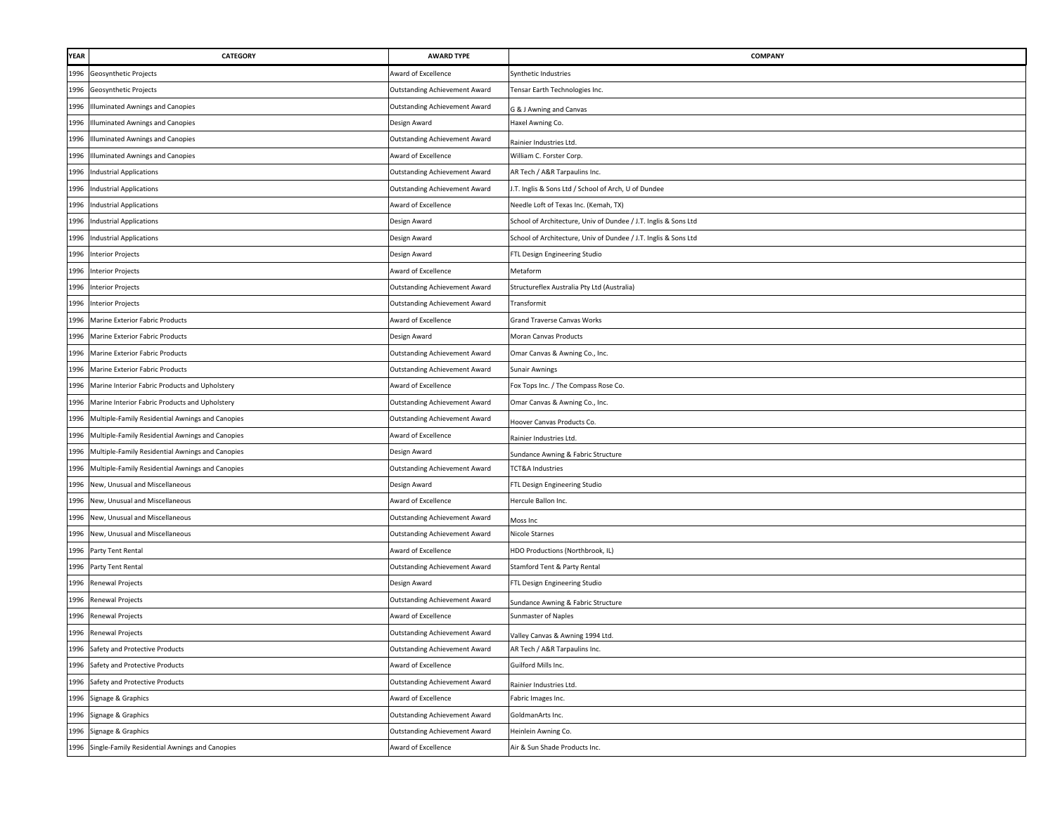| YEAR | CATEGORY | AWARD TYPE | COMPANY |
|---|---|---|---|
| 1996 | Geosynthetic Projects | Award of Excellence | Synthetic Industries |
| 1996 | Geosynthetic Projects | Outstanding Achievement Award | Tensar Earth Technologies Inc. |
| 1996 | Illuminated Awnings and Canopies | Outstanding Achievement Award | G & J Awning and Canvas |
| 1996 | Illuminated Awnings and Canopies | Design Award | Haxel Awning Co. |
| 1996 | Illuminated Awnings and Canopies | Outstanding Achievement Award | Rainier Industries Ltd. |
| 1996 | Illuminated Awnings and Canopies | Award of Excellence | William C. Forster Corp. |
| 1996 | Industrial Applications | Outstanding Achievement Award | AR Tech / A&R Tarpaulins Inc. |
| 1996 | Industrial Applications | Outstanding Achievement Award | J.T. Inglis & Sons Ltd / School of Arch, U of Dundee |
| 1996 | Industrial Applications | Award of Excellence | Needle Loft of Texas Inc. (Kemah, TX) |
| 1996 | Industrial Applications | Design Award | School of Architecture, Univ of Dundee / J.T. Inglis & Sons Ltd |
| 1996 | Industrial Applications | Design Award | School of Architecture, Univ of Dundee / J.T. Inglis & Sons Ltd |
| 1996 | Interior Projects | Design Award | FTL Design Engineering Studio |
| 1996 | Interior Projects | Award of Excellence | Metaform |
| 1996 | Interior Projects | Outstanding Achievement Award | Structureflex Australia Pty Ltd (Australia) |
| 1996 | Interior Projects | Outstanding Achievement Award | Transformit |
| 1996 | Marine Exterior Fabric Products | Award of Excellence | Grand Traverse Canvas Works |
| 1996 | Marine Exterior Fabric Products | Design Award | Moran Canvas Products |
| 1996 | Marine Exterior Fabric Products | Outstanding Achievement Award | Omar Canvas & Awning Co., Inc. |
| 1996 | Marine Exterior Fabric Products | Outstanding Achievement Award | Sunair Awnings |
| 1996 | Marine Interior Fabric Products and Upholstery | Award of Excellence | Fox Tops Inc. / The Compass Rose Co. |
| 1996 | Marine Interior Fabric Products and Upholstery | Outstanding Achievement Award | Omar Canvas & Awning Co., Inc. |
| 1996 | Multiple-Family Residential Awnings and Canopies | Outstanding Achievement Award | Hoover Canvas Products Co. |
| 1996 | Multiple-Family Residential Awnings and Canopies | Award of Excellence | Rainier Industries Ltd. |
| 1996 | Multiple-Family Residential Awnings and Canopies | Design Award | Sundance Awning & Fabric Structure |
| 1996 | Multiple-Family Residential Awnings and Canopies | Outstanding Achievement Award | TCT&A Industries |
| 1996 | New, Unusual and Miscellaneous | Design Award | FTL Design Engineering Studio |
| 1996 | New, Unusual and Miscellaneous | Award of Excellence | Hercule Ballon Inc. |
| 1996 | New, Unusual and Miscellaneous | Outstanding Achievement Award | Moss Inc |
| 1996 | New, Unusual and Miscellaneous | Outstanding Achievement Award | Nicole Starnes |
| 1996 | Party Tent Rental | Award of Excellence | HDO Productions (Northbrook, IL) |
| 1996 | Party Tent Rental | Outstanding Achievement Award | Stamford Tent & Party Rental |
| 1996 | Renewal Projects | Design Award | FTL Design Engineering Studio |
| 1996 | Renewal Projects | Outstanding Achievement Award | Sundance Awning & Fabric Structure |
| 1996 | Renewal Projects | Award of Excellence | Sunmaster of Naples |
| 1996 | Renewal Projects | Outstanding Achievement Award | Valley Canvas & Awning 1994 Ltd. |
| 1996 | Safety and Protective Products | Outstanding Achievement Award | AR Tech / A&R Tarpaulins Inc. |
| 1996 | Safety and Protective Products | Award of Excellence | Guilford Mills Inc. |
| 1996 | Safety and Protective Products | Outstanding Achievement Award | Rainier Industries Ltd. |
| 1996 | Signage & Graphics | Award of Excellence | Fabric Images Inc. |
| 1996 | Signage & Graphics | Outstanding Achievement Award | GoldmanArts Inc. |
| 1996 | Signage & Graphics | Outstanding Achievement Award | Heinlein Awning Co. |
| 1996 | Single-Family Residential Awnings and Canopies | Award of Excellence | Air & Sun Shade Products Inc. |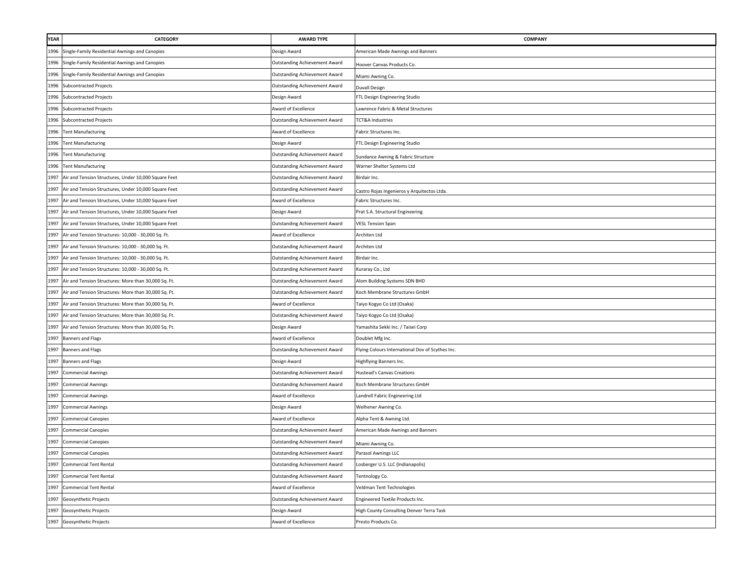| YEAR | CATEGORY | AWARD TYPE | COMPANY |
|---|---|---|---|
| 1996 | Single-Family Residential Awnings and Canopies | Design Award | American Made Awnings and Banners |
| 1996 | Single-Family Residential Awnings and Canopies | Outstanding Achievement Award | Hoover Canvas Products Co. |
| 1996 | Single-Family Residential Awnings and Canopies | Outstanding Achievement Award | Miami Awning Co. |
| 1996 | Subcontracted Projects | Outstanding Achievement Award | Duvall Design |
| 1996 | Subcontracted Projects | Design Award | FTL Design Engineering Studio |
| 1996 | Subcontracted Projects | Award of Excellence | Lawrence Fabric & Metal Structures |
| 1996 | Subcontracted Projects | Outstanding Achievement Award | TCT&A Industries |
| 1996 | Tent Manufacturing | Award of Excellence | Fabric Structures Inc. |
| 1996 | Tent Manufacturing | Design Award | FTL Design Engineering Studio |
| 1996 | Tent Manufacturing | Outstanding Achievement Award | Sundance Awning & Fabric Structure |
| 1996 | Tent Manufacturing | Outstanding Achievement Award | Warner Shelter Systems Ltd |
| 1997 | Air and Tension Structures, Under 10,000 Square Feet | Outstanding Achievement Award | Birdair Inc. |
| 1997 | Air and Tension Structures, Under 10,000 Square Feet | Outstanding Achievement Award | Castro Rojas Ingenieros y Arquitectos Ltda. |
| 1997 | Air and Tension Structures, Under 10,000 Square Feet | Award of Excellence | Fabric Structures Inc. |
| 1997 | Air and Tension Structures, Under 10,000 Square Feet | Design Award | Prat S.A. Structural Engineering |
| 1997 | Air and Tension Structures, Under 10,000 Square Feet | Outstanding Achievement Award | VESL Tension Span |
| 1997 | Air and Tension Structures: 10,000 - 30,000 Sq. Ft. | Award of Excellence | Architen Ltd |
| 1997 | Air and Tension Structures: 10,000 - 30,000 Sq. Ft. | Outstanding Achievement Award | Architen Ltd |
| 1997 | Air and Tension Structures: 10,000 - 30,000 Sq. Ft. | Outstanding Achievement Award | Birdair Inc. |
| 1997 | Air and Tension Structures: 10,000 - 30,000 Sq. Ft. | Outstanding Achievement Award | Kuraray Co., Ltd |
| 1997 | Air and Tension Structures: More than 30,000 Sq. Ft. | Outstanding Achievement Award | Alom Building Systems SDN BHD |
| 1997 | Air and Tension Structures: More than 30,000 Sq. Ft. | Outstanding Achievement Award | Koch Membrane Structures GmbH |
| 1997 | Air and Tension Structures: More than 30,000 Sq. Ft. | Award of Excellence | Taiyo Kogyo Co Ltd (Osaka) |
| 1997 | Air and Tension Structures: More than 30,000 Sq. Ft. | Outstanding Achievement Award | Taiyo Kogyo Co Ltd (Osaka) |
| 1997 | Air and Tension Structures: More than 30,000 Sq. Ft. | Design Award | Yamashita Sekki Inc. / Taisei Corp |
| 1997 | Banners and Flags | Award of Excellence | Doublet Mfg Inc. |
| 1997 | Banners and Flags | Outstanding Achievement Award | Flying Colours International Dov of Scythes Inc. |
| 1997 | Banners and Flags | Design Award | Highflying Banners Inc. |
| 1997 | Commercial Awnings | Outstanding Achievement Award | Hustead's Canvas Creations |
| 1997 | Commercial Awnings | Outstanding Achievement Award | Koch Membrane Structures GmbH |
| 1997 | Commercial Awnings | Award of Excellence | Landrell Fabric Engineering Ltd |
| 1997 | Commercial Awnings | Design Award | Welhener Awning Co. |
| 1997 | Commercial Canopies | Award of Excellence | Alpha Tent & Awning Ltd. |
| 1997 | Commercial Canopies | Outstanding Achievement Award | American Made Awnings and Banners |
| 1997 | Commercial Canopies | Outstanding Achievement Award | Miami Awning Co. |
| 1997 | Commercial Canopies | Outstanding Achievement Award | Parasol Awnings LLC |
| 1997 | Commercial Tent Rental | Outstanding Achievement Award | Losberger U.S. LLC (Indianapolis) |
| 1997 | Commercial Tent Rental | Outstanding Achievement Award | Tentnology Co. |
| 1997 | Commercial Tent Rental | Award of Excellence | Veldman Tent Technologies |
| 1997 | Geosynthetic Projects | Outstanding Achievement Award | Engineered Textile Products Inc. |
| 1997 | Geosynthetic Projects | Design Award | High County Consulting Denver Terra Task |
| 1997 | Geosynthetic Projects | Award of Excellence | Presto Products Co. |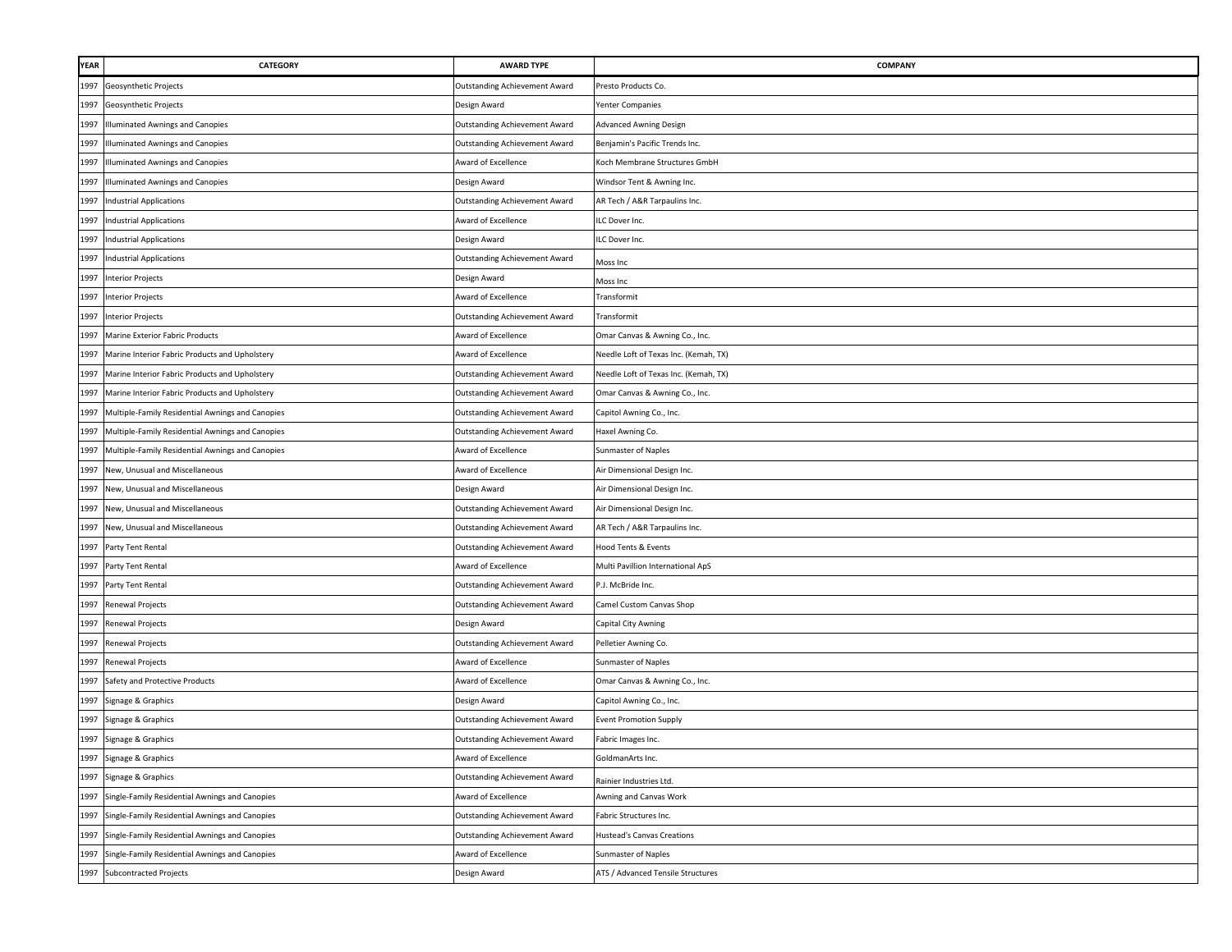| YEAR | CATEGORY | AWARD TYPE | COMPANY |
|---|---|---|---|
| 1997 | Geosynthetic Projects | Outstanding Achievement Award | Presto Products Co. |
| 1997 | Geosynthetic Projects | Design Award | Yenter Companies |
| 1997 | Illuminated Awnings and Canopies | Outstanding Achievement Award | Advanced Awning Design |
| 1997 | Illuminated Awnings and Canopies | Outstanding Achievement Award | Benjamin's Pacific Trends Inc. |
| 1997 | Illuminated Awnings and Canopies | Award of Excellence | Koch Membrane Structures GmbH |
| 1997 | Illuminated Awnings and Canopies | Design Award | Windsor Tent & Awning Inc. |
| 1997 | Industrial Applications | Outstanding Achievement Award | AR Tech / A&R Tarpaulins Inc. |
| 1997 | Industrial Applications | Award of Excellence | ILC Dover Inc. |
| 1997 | Industrial Applications | Design Award | ILC Dover Inc. |
| 1997 | Industrial Applications | Outstanding Achievement Award | Moss Inc |
| 1997 | Interior Projects | Design Award | Moss Inc |
| 1997 | Interior Projects | Award of Excellence | Transformit |
| 1997 | Interior Projects | Outstanding Achievement Award | Transformit |
| 1997 | Marine Exterior Fabric Products | Award of Excellence | Omar Canvas & Awning Co., Inc. |
| 1997 | Marine Interior Fabric Products and Upholstery | Award of Excellence | Needle Loft of Texas Inc. (Kemah, TX) |
| 1997 | Marine Interior Fabric Products and Upholstery | Outstanding Achievement Award | Needle Loft of Texas Inc. (Kemah, TX) |
| 1997 | Marine Interior Fabric Products and Upholstery | Outstanding Achievement Award | Omar Canvas & Awning Co., Inc. |
| 1997 | Multiple-Family Residential Awnings and Canopies | Outstanding Achievement Award | Capitol Awning Co., Inc. |
| 1997 | Multiple-Family Residential Awnings and Canopies | Outstanding Achievement Award | Haxel Awning Co. |
| 1997 | Multiple-Family Residential Awnings and Canopies | Award of Excellence | Sunmaster of Naples |
| 1997 | New, Unusual and Miscellaneous | Award of Excellence | Air Dimensional Design Inc. |
| 1997 | New, Unusual and Miscellaneous | Design Award | Air Dimensional Design Inc. |
| 1997 | New, Unusual and Miscellaneous | Outstanding Achievement Award | Air Dimensional Design Inc. |
| 1997 | New, Unusual and Miscellaneous | Outstanding Achievement Award | AR Tech / A&R Tarpaulins Inc. |
| 1997 | Party Tent Rental | Outstanding Achievement Award | Hood Tents & Events |
| 1997 | Party Tent Rental | Award of Excellence | Multi Pavillion International ApS |
| 1997 | Party Tent Rental | Outstanding Achievement Award | P.J. McBride Inc. |
| 1997 | Renewal Projects | Outstanding Achievement Award | Camel Custom Canvas Shop |
| 1997 | Renewal Projects | Design Award | Capital City Awning |
| 1997 | Renewal Projects | Outstanding Achievement Award | Pelletier Awning Co. |
| 1997 | Renewal Projects | Award of Excellence | Sunmaster of Naples |
| 1997 | Safety and Protective Products | Award of Excellence | Omar Canvas & Awning Co., Inc. |
| 1997 | Signage & Graphics | Design Award | Capitol Awning Co., Inc. |
| 1997 | Signage & Graphics | Outstanding Achievement Award | Event Promotion Supply |
| 1997 | Signage & Graphics | Outstanding Achievement Award | Fabric Images Inc. |
| 1997 | Signage & Graphics | Award of Excellence | GoldmanArts Inc. |
| 1997 | Signage & Graphics | Outstanding Achievement Award | Rainier Industries Ltd. |
| 1997 | Single-Family Residential Awnings and Canopies | Award of Excellence | Awning and Canvas Work |
| 1997 | Single-Family Residential Awnings and Canopies | Outstanding Achievement Award | Fabric Structures Inc. |
| 1997 | Single-Family Residential Awnings and Canopies | Outstanding Achievement Award | Hustead's Canvas Creations |
| 1997 | Single-Family Residential Awnings and Canopies | Award of Excellence | Sunmaster of Naples |
| 1997 | Subcontracted Projects | Design Award | ATS / Advanced Tensile Structures |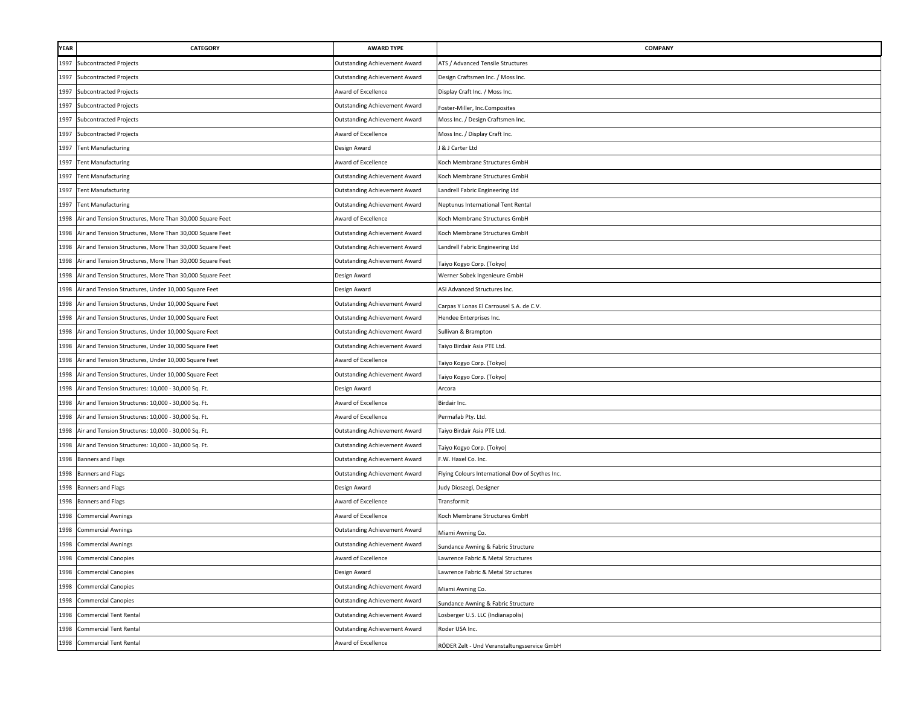| YEAR | CATEGORY | AWARD TYPE | COMPANY |
|---|---|---|---|
| 1997 | Subcontracted Projects | Outstanding Achievement Award | ATS / Advanced Tensile Structures |
| 1997 | Subcontracted Projects | Outstanding Achievement Award | Design Craftsmen Inc. / Moss Inc. |
| 1997 | Subcontracted Projects | Award of Excellence | Display Craft Inc. / Moss Inc. |
| 1997 | Subcontracted Projects | Outstanding Achievement Award | Foster-Miller, Inc.Composites |
| 1997 | Subcontracted Projects | Outstanding Achievement Award | Moss Inc. / Design Craftsmen Inc. |
| 1997 | Subcontracted Projects | Award of Excellence | Moss Inc. / Display Craft Inc. |
| 1997 | Tent Manufacturing | Design Award | J & J Carter Ltd |
| 1997 | Tent Manufacturing | Award of Excellence | Koch Membrane Structures GmbH |
| 1997 | Tent Manufacturing | Outstanding Achievement Award | Koch Membrane Structures GmbH |
| 1997 | Tent Manufacturing | Outstanding Achievement Award | Landrell Fabric Engineering Ltd |
| 1997 | Tent Manufacturing | Outstanding Achievement Award | Neptunus International Tent Rental |
| 1998 | Air and Tension Structures, More Than 30,000 Square Feet | Award of Excellence | Koch Membrane Structures GmbH |
| 1998 | Air and Tension Structures, More Than 30,000 Square Feet | Outstanding Achievement Award | Koch Membrane Structures GmbH |
| 1998 | Air and Tension Structures, More Than 30,000 Square Feet | Outstanding Achievement Award | Landrell Fabric Engineering Ltd |
| 1998 | Air and Tension Structures, More Than 30,000 Square Feet | Outstanding Achievement Award | Taiyo Kogyo Corp. (Tokyo) |
| 1998 | Air and Tension Structures, More Than 30,000 Square Feet | Design Award | Werner Sobek Ingenieure GmbH |
| 1998 | Air and Tension Structures, Under 10,000 Square Feet | Design Award | ASI Advanced Structures Inc. |
| 1998 | Air and Tension Structures, Under 10,000 Square Feet | Outstanding Achievement Award | Carpas Y Lonas El Carrousel S.A. de C.V. |
| 1998 | Air and Tension Structures, Under 10,000 Square Feet | Outstanding Achievement Award | Hendee Enterprises Inc. |
| 1998 | Air and Tension Structures, Under 10,000 Square Feet | Outstanding Achievement Award | Sullivan & Brampton |
| 1998 | Air and Tension Structures, Under 10,000 Square Feet | Outstanding Achievement Award | Taiyo Birdair Asia PTE Ltd. |
| 1998 | Air and Tension Structures, Under 10,000 Square Feet | Award of Excellence | Taiyo Kogyo Corp. (Tokyo) |
| 1998 | Air and Tension Structures, Under 10,000 Square Feet | Outstanding Achievement Award | Taiyo Kogyo Corp. (Tokyo) |
| 1998 | Air and Tension Structures: 10,000 - 30,000 Sq. Ft. | Design Award | Arcora |
| 1998 | Air and Tension Structures: 10,000 - 30,000 Sq. Ft. | Award of Excellence | Birdair Inc. |
| 1998 | Air and Tension Structures: 10,000 - 30,000 Sq. Ft. | Award of Excellence | Permafab Pty. Ltd. |
| 1998 | Air and Tension Structures: 10,000 - 30,000 Sq. Ft. | Outstanding Achievement Award | Taiyo Birdair Asia PTE Ltd. |
| 1998 | Air and Tension Structures: 10,000 - 30,000 Sq. Ft. | Outstanding Achievement Award | Taiyo Kogyo Corp. (Tokyo) |
| 1998 | Banners and Flags | Outstanding Achievement Award | F.W. Haxel Co. Inc. |
| 1998 | Banners and Flags | Outstanding Achievement Award | Flying Colours International Dov of Scythes Inc. |
| 1998 | Banners and Flags | Design Award | Judy Dioszegi, Designer |
| 1998 | Banners and Flags | Award of Excellence | Transformit |
| 1998 | Commercial Awnings | Award of Excellence | Koch Membrane Structures GmbH |
| 1998 | Commercial Awnings | Outstanding Achievement Award | Miami Awning Co. |
| 1998 | Commercial Awnings | Outstanding Achievement Award | Sundance Awning & Fabric Structure |
| 1998 | Commercial Canopies | Award of Excellence | Lawrence Fabric & Metal Structures |
| 1998 | Commercial Canopies | Design Award | Lawrence Fabric & Metal Structures |
| 1998 | Commercial Canopies | Outstanding Achievement Award | Miami Awning Co. |
| 1998 | Commercial Canopies | Outstanding Achievement Award | Sundance Awning & Fabric Structure |
| 1998 | Commercial Tent Rental | Outstanding Achievement Award | Losberger U.S. LLC (Indianapolis) |
| 1998 | Commercial Tent Rental | Outstanding Achievement Award | Roder USA Inc. |
| 1998 | Commercial Tent Rental | Award of Excellence | RÖDER Zelt - Und Veranstaltungsservice GmbH |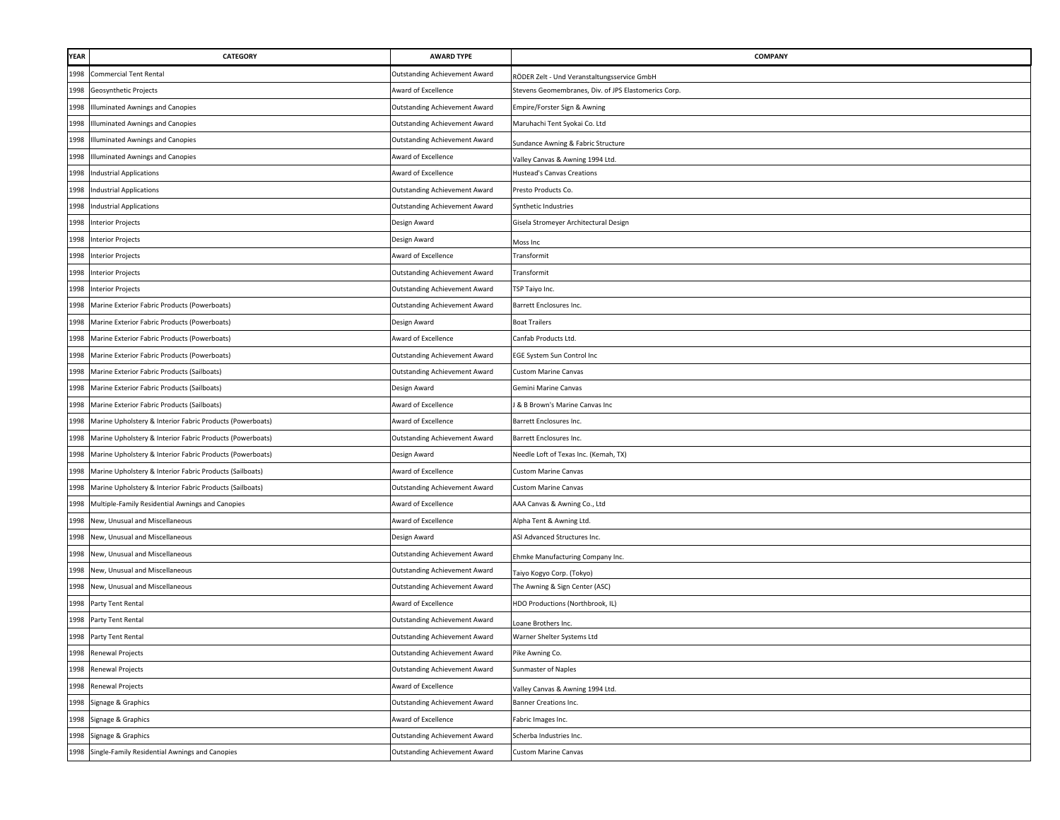| YEAR | CATEGORY | AWARD TYPE | COMPANY |
|---|---|---|---|
| 1998 | Commercial Tent Rental | Outstanding Achievement Award | RÖDER Zelt - Und Veranstaltungsservice GmbH |
| 1998 | Geosynthetic Projects | Award of Excellence | Stevens Geomembranes, Div. of JPS Elastomerics Corp. |
| 1998 | Illuminated Awnings and Canopies | Outstanding Achievement Award | Empire/Forster Sign & Awning |
| 1998 | Illuminated Awnings and Canopies | Outstanding Achievement Award | Maruhachi Tent Syokai Co. Ltd |
| 1998 | Illuminated Awnings and Canopies | Outstanding Achievement Award | Sundance Awning & Fabric Structure |
| 1998 | Illuminated Awnings and Canopies | Award of Excellence | Valley Canvas & Awning 1994 Ltd. |
| 1998 | Industrial Applications | Award of Excellence | Hustead's Canvas Creations |
| 1998 | Industrial Applications | Outstanding Achievement Award | Presto Products Co. |
| 1998 | Industrial Applications | Outstanding Achievement Award | Synthetic Industries |
| 1998 | Interior Projects | Design Award | Gisela Stromeyer Architectural Design |
| 1998 | Interior Projects | Design Award | Moss Inc |
| 1998 | Interior Projects | Award of Excellence | Transformit |
| 1998 | Interior Projects | Outstanding Achievement Award | Transformit |
| 1998 | Interior Projects | Outstanding Achievement Award | TSP Taiyo Inc. |
| 1998 | Marine Exterior Fabric Products (Powerboats) | Outstanding Achievement Award | Barrett Enclosures Inc. |
| 1998 | Marine Exterior Fabric Products (Powerboats) | Design Award | Boat Trailers |
| 1998 | Marine Exterior Fabric Products (Powerboats) | Award of Excellence | Canfab Products Ltd. |
| 1998 | Marine Exterior Fabric Products (Powerboats) | Outstanding Achievement Award | EGE System Sun Control Inc |
| 1998 | Marine Exterior Fabric Products (Sailboats) | Outstanding Achievement Award | Custom Marine Canvas |
| 1998 | Marine Exterior Fabric Products (Sailboats) | Design Award | Gemini Marine Canvas |
| 1998 | Marine Exterior Fabric Products (Sailboats) | Award of Excellence | J & B Brown's Marine Canvas Inc |
| 1998 | Marine Upholstery & Interior Fabric Products (Powerboats) | Award of Excellence | Barrett Enclosures Inc. |
| 1998 | Marine Upholstery & Interior Fabric Products (Powerboats) | Outstanding Achievement Award | Barrett Enclosures Inc. |
| 1998 | Marine Upholstery & Interior Fabric Products (Powerboats) | Design Award | Needle Loft of Texas Inc. (Kemah, TX) |
| 1998 | Marine Upholstery & Interior Fabric Products (Sailboats) | Award of Excellence | Custom Marine Canvas |
| 1998 | Marine Upholstery & Interior Fabric Products (Sailboats) | Outstanding Achievement Award | Custom Marine Canvas |
| 1998 | Multiple-Family Residential Awnings and Canopies | Award of Excellence | AAA Canvas & Awning Co., Ltd |
| 1998 | New, Unusual and Miscellaneous | Award of Excellence | Alpha Tent & Awning Ltd. |
| 1998 | New, Unusual and Miscellaneous | Design Award | ASI Advanced Structures Inc. |
| 1998 | New, Unusual and Miscellaneous | Outstanding Achievement Award | Ehmke Manufacturing Company Inc. |
| 1998 | New, Unusual and Miscellaneous | Outstanding Achievement Award | Taiyo Kogyo Corp. (Tokyo) |
| 1998 | New, Unusual and Miscellaneous | Outstanding Achievement Award | The Awning & Sign Center (ASC) |
| 1998 | Party Tent Rental | Award of Excellence | HDO Productions (Northbrook, IL) |
| 1998 | Party Tent Rental | Outstanding Achievement Award | Loane Brothers Inc. |
| 1998 | Party Tent Rental | Outstanding Achievement Award | Warner Shelter Systems Ltd |
| 1998 | Renewal Projects | Outstanding Achievement Award | Pike Awning Co. |
| 1998 | Renewal Projects | Outstanding Achievement Award | Sunmaster of Naples |
| 1998 | Renewal Projects | Award of Excellence | Valley Canvas & Awning 1994 Ltd. |
| 1998 | Signage & Graphics | Outstanding Achievement Award | Banner Creations Inc. |
| 1998 | Signage & Graphics | Award of Excellence | Fabric Images Inc. |
| 1998 | Signage & Graphics | Outstanding Achievement Award | Scherba Industries Inc. |
| 1998 | Single-Family Residential Awnings and Canopies | Outstanding Achievement Award | Custom Marine Canvas |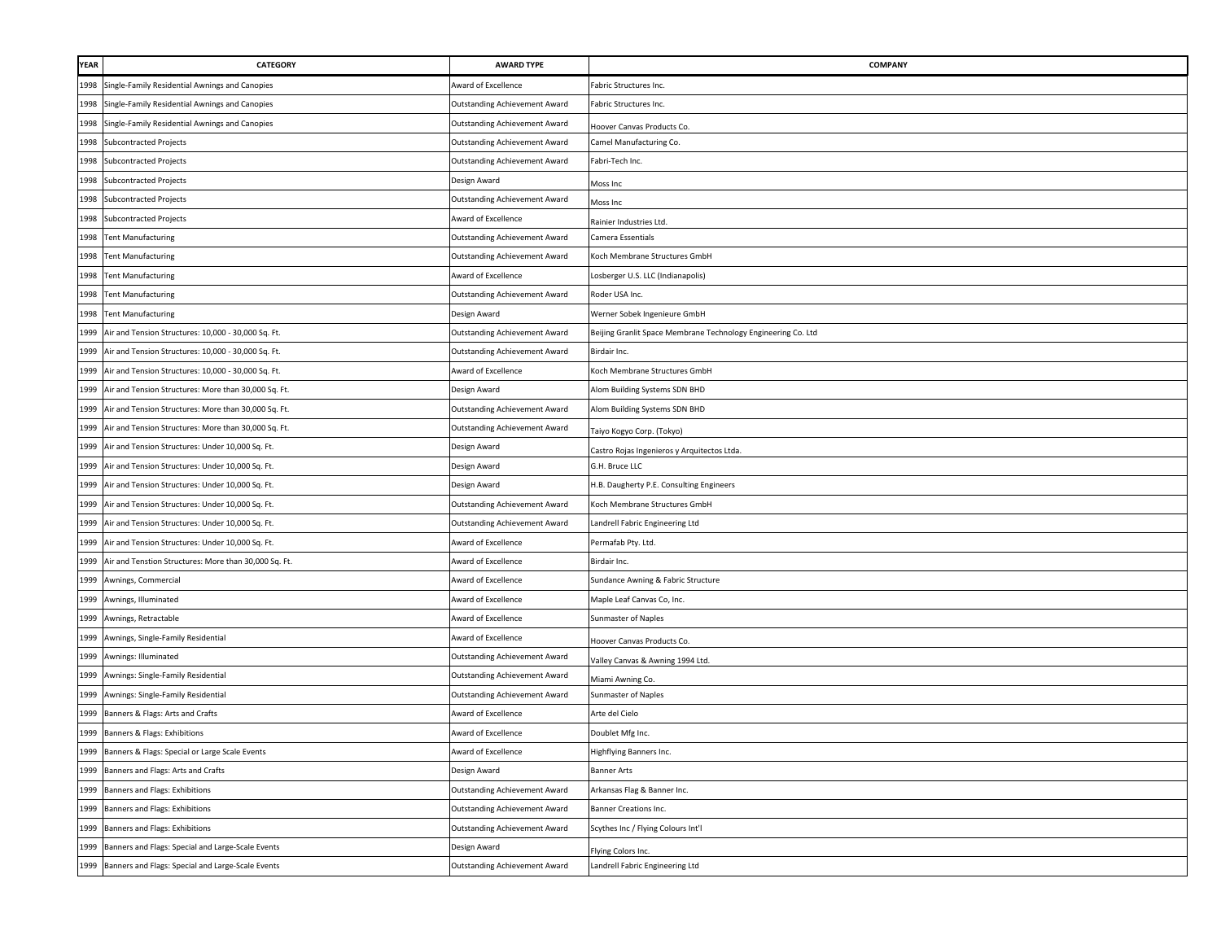| YEAR | CATEGORY | AWARD TYPE | COMPANY |
|---|---|---|---|
| 1998 | Single-Family Residential Awnings and Canopies | Award of Excellence | Fabric Structures Inc. |
| 1998 | Single-Family Residential Awnings and Canopies | Outstanding Achievement Award | Fabric Structures Inc. |
| 1998 | Single-Family Residential Awnings and Canopies | Outstanding Achievement Award | Hoover Canvas Products Co. |
| 1998 | Subcontracted Projects | Outstanding Achievement Award | Camel Manufacturing Co. |
| 1998 | Subcontracted Projects | Outstanding Achievement Award | Fabri-Tech Inc. |
| 1998 | Subcontracted Projects | Design Award | Moss Inc |
| 1998 | Subcontracted Projects | Outstanding Achievement Award | Moss Inc |
| 1998 | Subcontracted Projects | Award of Excellence | Rainier Industries Ltd. |
| 1998 | Tent Manufacturing | Outstanding Achievement Award | Camera Essentials |
| 1998 | Tent Manufacturing | Outstanding Achievement Award | Koch Membrane Structures GmbH |
| 1998 | Tent Manufacturing | Award of Excellence | Losberger U.S. LLC (Indianapolis) |
| 1998 | Tent Manufacturing | Outstanding Achievement Award | Roder USA Inc. |
| 1998 | Tent Manufacturing | Design Award | Werner Sobek Ingenieure GmbH |
| 1999 | Air and Tension Structures: 10,000 - 30,000 Sq. Ft. | Outstanding Achievement Award | Beijing Granlit Space Membrane Technology Engineering Co. Ltd |
| 1999 | Air and Tension Structures: 10,000 - 30,000 Sq. Ft. | Outstanding Achievement Award | Birdair Inc. |
| 1999 | Air and Tension Structures: 10,000 - 30,000 Sq. Ft. | Award of Excellence | Koch Membrane Structures GmbH |
| 1999 | Air and Tension Structures: More than 30,000 Sq. Ft. | Design Award | Alom Building Systems SDN BHD |
| 1999 | Air and Tension Structures: More than 30,000 Sq. Ft. | Outstanding Achievement Award | Alom Building Systems SDN BHD |
| 1999 | Air and Tension Structures: More than 30,000 Sq. Ft. | Outstanding Achievement Award | Taiyo Kogyo Corp. (Tokyo) |
| 1999 | Air and Tension Structures: Under 10,000 Sq. Ft. | Design Award | Castro Rojas Ingenieros y Arquitectos Ltda. |
| 1999 | Air and Tension Structures: Under 10,000 Sq. Ft. | Design Award | G.H. Bruce LLC |
| 1999 | Air and Tension Structures: Under 10,000 Sq. Ft. | Design Award | H.B. Daugherty P.E. Consulting Engineers |
| 1999 | Air and Tension Structures: Under 10,000 Sq. Ft. | Outstanding Achievement Award | Koch Membrane Structures GmbH |
| 1999 | Air and Tension Structures: Under 10,000 Sq. Ft. | Outstanding Achievement Award | Landrell Fabric Engineering Ltd |
| 1999 | Air and Tension Structures: Under 10,000 Sq. Ft. | Award of Excellence | Permafab Pty. Ltd. |
| 1999 | Air and Tenstion Structures: More than 30,000 Sq. Ft. | Award of Excellence | Birdair Inc. |
| 1999 | Awnings, Commercial | Award of Excellence | Sundance Awning & Fabric Structure |
| 1999 | Awnings, Illuminated | Award of Excellence | Maple Leaf Canvas Co, Inc. |
| 1999 | Awnings, Retractable | Award of Excellence | Sunmaster of Naples |
| 1999 | Awnings, Single-Family Residential | Award of Excellence | Hoover Canvas Products Co. |
| 1999 | Awnings: Illuminated | Outstanding Achievement Award | Valley Canvas & Awning 1994 Ltd. |
| 1999 | Awnings: Single-Family Residential | Outstanding Achievement Award | Miami Awning Co. |
| 1999 | Awnings: Single-Family Residential | Outstanding Achievement Award | Sunmaster of Naples |
| 1999 | Banners & Flags: Arts and Crafts | Award of Excellence | Arte del Cielo |
| 1999 | Banners & Flags: Exhibitions | Award of Excellence | Doublet Mfg Inc. |
| 1999 | Banners & Flags: Special or Large Scale Events | Award of Excellence | Highflying Banners Inc. |
| 1999 | Banners and Flags: Arts and Crafts | Design Award | Banner Arts |
| 1999 | Banners and Flags: Exhibitions | Outstanding Achievement Award | Arkansas Flag & Banner Inc. |
| 1999 | Banners and Flags: Exhibitions | Outstanding Achievement Award | Banner Creations Inc. |
| 1999 | Banners and Flags: Exhibitions | Outstanding Achievement Award | Scythes Inc / Flying Colours Int'l |
| 1999 | Banners and Flags: Special and Large-Scale Events | Design Award | Flying Colors Inc. |
| 1999 | Banners and Flags: Special and Large-Scale Events | Outstanding Achievement Award | Landrell Fabric Engineering Ltd |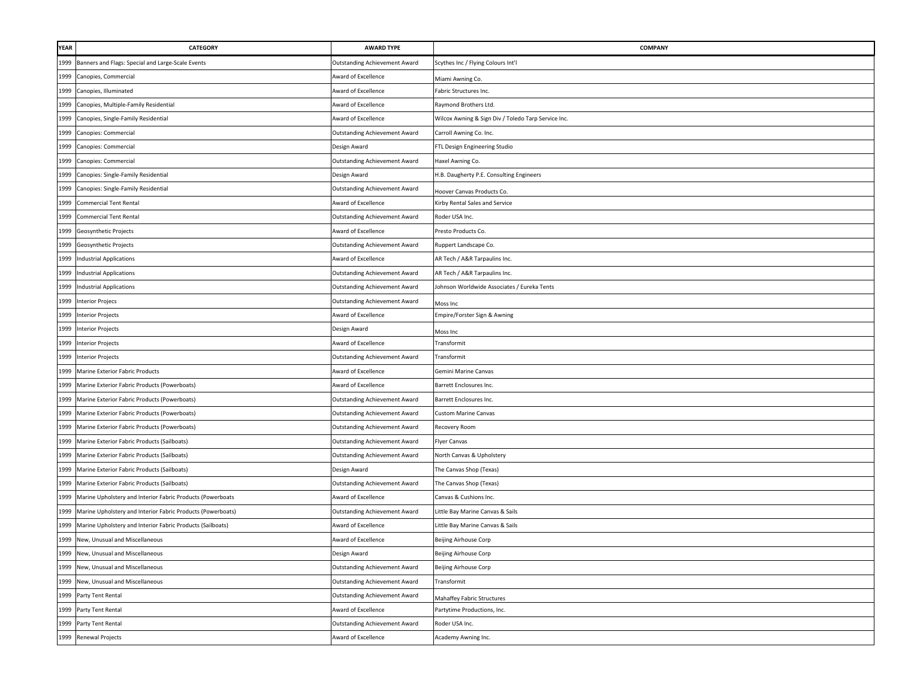| YEAR | CATEGORY | AWARD TYPE | COMPANY |
|---|---|---|---|
| 1999 | Banners and Flags: Special and Large-Scale Events | Outstanding Achievement Award | Scythes Inc / Flying Colours Int'l |
| 1999 | Canopies, Commercial | Award of Excellence | Miami Awning Co. |
| 1999 | Canopies, Illuminated | Award of Excellence | Fabric Structures Inc. |
| 1999 | Canopies, Multiple-Family Residential | Award of Excellence | Raymond Brothers Ltd. |
| 1999 | Canopies, Single-Family Residential | Award of Excellence | Wilcox Awning & Sign Div / Toledo Tarp Service Inc. |
| 1999 | Canopies: Commercial | Outstanding Achievement Award | Carroll Awning Co. Inc. |
| 1999 | Canopies: Commercial | Design Award | FTL Design Engineering Studio |
| 1999 | Canopies: Commercial | Outstanding Achievement Award | Haxel Awning Co. |
| 1999 | Canopies: Single-Family Residential | Design Award | H.B. Daugherty P.E. Consulting Engineers |
| 1999 | Canopies: Single-Family Residential | Outstanding Achievement Award | Hoover Canvas Products Co. |
| 1999 | Commercial Tent Rental | Award of Excellence | Kirby Rental Sales and Service |
| 1999 | Commercial Tent Rental | Outstanding Achievement Award | Roder USA Inc. |
| 1999 | Geosynthetic Projects | Award of Excellence | Presto Products Co. |
| 1999 | Geosynthetic Projects | Outstanding Achievement Award | Ruppert Landscape Co. |
| 1999 | Industrial Applications | Award of Excellence | AR Tech / A&R Tarpaulins Inc. |
| 1999 | Industrial Applications | Outstanding Achievement Award | AR Tech / A&R Tarpaulins Inc. |
| 1999 | Industrial Applications | Outstanding Achievement Award | Johnson Worldwide Associates / Eureka Tents |
| 1999 | Interior Projecs | Outstanding Achievement Award | Moss Inc |
| 1999 | Interior Projects | Award of Excellence | Empire/Forster Sign & Awning |
| 1999 | Interior Projects | Design Award | Moss Inc |
| 1999 | Interior Projects | Award of Excellence | Transformit |
| 1999 | Interior Projects | Outstanding Achievement Award | Transformit |
| 1999 | Marine Exterior Fabric Products | Award of Excellence | Gemini Marine Canvas |
| 1999 | Marine Exterior Fabric Products (Powerboats) | Award of Excellence | Barrett Enclosures Inc. |
| 1999 | Marine Exterior Fabric Products (Powerboats) | Outstanding Achievement Award | Barrett Enclosures Inc. |
| 1999 | Marine Exterior Fabric Products (Powerboats) | Outstanding Achievement Award | Custom Marine Canvas |
| 1999 | Marine Exterior Fabric Products (Powerboats) | Outstanding Achievement Award | Recovery Room |
| 1999 | Marine Exterior Fabric Products (Sailboats) | Outstanding Achievement Award | Flyer Canvas |
| 1999 | Marine Exterior Fabric Products (Sailboats) | Outstanding Achievement Award | North Canvas & Upholstery |
| 1999 | Marine Exterior Fabric Products (Sailboats) | Design Award | The Canvas Shop (Texas) |
| 1999 | Marine Exterior Fabric Products (Sailboats) | Outstanding Achievement Award | The Canvas Shop (Texas) |
| 1999 | Marine Upholstery and Interior Fabric Products (Powerboats | Award of Excellence | Canvas & Cushions Inc. |
| 1999 | Marine Upholstery and Interior Fabric Products (Powerboats) | Outstanding Achievement Award | Little Bay Marine Canvas & Sails |
| 1999 | Marine Upholstery and Interior Fabric Products (Sailboats) | Award of Excellence | Little Bay Marine Canvas & Sails |
| 1999 | New, Unusual and Miscellaneous | Award of Excellence | Beijing Airhouse Corp |
| 1999 | New, Unusual and Miscellaneous | Design Award | Beijing Airhouse Corp |
| 1999 | New, Unusual and Miscellaneous | Outstanding Achievement Award | Beijing Airhouse Corp |
| 1999 | New, Unusual and Miscellaneous | Outstanding Achievement Award | Transformit |
| 1999 | Party Tent Rental | Outstanding Achievement Award | Mahaffey Fabric Structures |
| 1999 | Party Tent Rental | Award of Excellence | Partytime Productions, Inc. |
| 1999 | Party Tent Rental | Outstanding Achievement Award | Roder USA Inc. |
| 1999 | Renewal Projects | Award of Excellence | Academy Awning Inc. |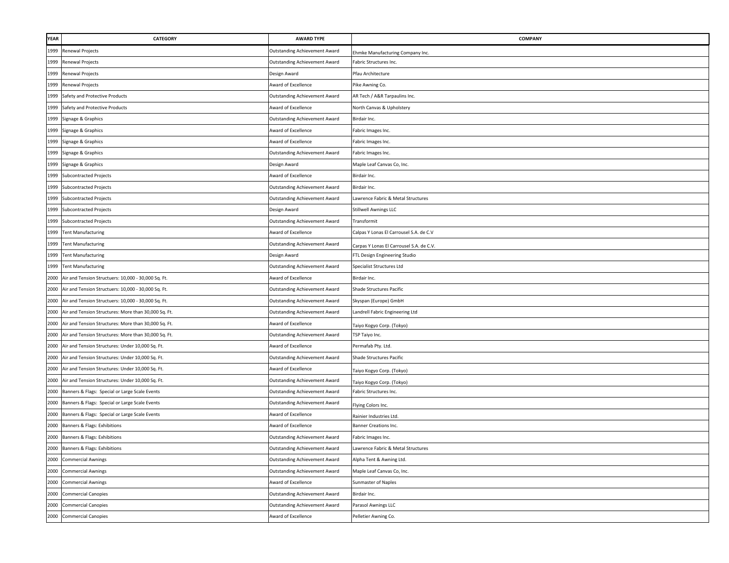| YEAR | CATEGORY | AWARD TYPE | COMPANY |
|---|---|---|---|
| 1999 | Renewal Projects | Outstanding Achievement Award | Ehmke Manufacturing Company Inc. |
| 1999 | Renewal Projects | Outstanding Achievement Award | Fabric Structures Inc. |
| 1999 | Renewal Projects | Design Award | Pfau Architecture |
| 1999 | Renewal Projects | Award of Excellence | Pike Awning Co. |
| 1999 | Safety and Protective Products | Outstanding Achievement Award | AR Tech / A&R Tarpaulins Inc. |
| 1999 | Safety and Protective Products | Award of Excellence | North Canvas & Upholstery |
| 1999 | Signage & Graphics | Outstanding Achievement Award | Birdair Inc. |
| 1999 | Signage & Graphics | Award of Excellence | Fabric Images Inc. |
| 1999 | Signage & Graphics | Award of Excellence | Fabric Images Inc. |
| 1999 | Signage & Graphics | Outstanding Achievement Award | Fabric Images Inc. |
| 1999 | Signage & Graphics | Design Award | Maple Leaf Canvas Co, Inc. |
| 1999 | Subcontracted Projects | Award of Excellence | Birdair Inc. |
| 1999 | Subcontracted Projects | Outstanding Achievement Award | Birdair Inc. |
| 1999 | Subcontracted Projects | Outstanding Achievement Award | Lawrence Fabric & Metal Structures |
| 1999 | Subcontracted Projects | Design Award | Stillwell Awnings LLC |
| 1999 | Subcontracted Projects | Outstanding Achievement Award | Transformit |
| 1999 | Tent Manufacturing | Award of Excellence | Calpas Y Lonas El Carrousel S.A. de C.V |
| 1999 | Tent Manufacturing | Outstanding Achievement Award | Carpas Y Lonas El Carrousel S.A. de C.V. |
| 1999 | Tent Manufacturing | Design Award | FTL Design Engineering Studio |
| 1999 | Tent Manufacturing | Outstanding Achievement Award | Specialist Structures Ltd |
| 2000 | Air and Tension Structuers: 10,000 - 30,000 Sq. Ft. | Award of Excellence | Birdair Inc. |
| 2000 | Air and Tension Structuers: 10,000 - 30,000 Sq. Ft. | Outstanding Achievement Award | Shade Structures Pacific |
| 2000 | Air and Tension Structuers: 10,000 - 30,000 Sq. Ft. | Outstanding Achievement Award | Skyspan (Europe) GmbH |
| 2000 | Air and Tension Structures: More than 30,000 Sq. Ft. | Outstanding Achievement Award | Landrell Fabric Engineering Ltd |
| 2000 | Air and Tension Structures: More than 30,000 Sq. Ft. | Award of Excellence | Taiyo Kogyo Corp. (Tokyo) |
| 2000 | Air and Tension Structures: More than 30,000 Sq. Ft. | Outstanding Achievement Award | TSP Taiyo Inc. |
| 2000 | Air and Tension Structures: Under 10,000 Sq. Ft. | Award of Excellence | Permafab Pty. Ltd. |
| 2000 | Air and Tension Structures: Under 10,000 Sq. Ft. | Outstanding Achievement Award | Shade Structures Pacific |
| 2000 | Air and Tension Structures: Under 10,000 Sq. Ft. | Award of Excellence | Taiyo Kogyo Corp. (Tokyo) |
| 2000 | Air and Tension Structures: Under 10,000 Sq. Ft. | Outstanding Achievement Award | Taiyo Kogyo Corp. (Tokyo) |
| 2000 | Banners & Flags: Special or Large Scale Events | Outstanding Achievement Award | Fabric Structures Inc. |
| 2000 | Banners & Flags: Special or Large Scale Events | Outstanding Achievement Award | Flying Colors Inc. |
| 2000 | Banners & Flags: Special or Large Scale Events | Award of Excellence | Rainier Industries Ltd. |
| 2000 | Banners & Flags: Exhibitions | Award of Excellence | Banner Creations Inc. |
| 2000 | Banners & Flags: Exhibitions | Outstanding Achievement Award | Fabric Images Inc. |
| 2000 | Banners & Flags: Exhibitions | Outstanding Achievement Award | Lawrence Fabric & Metal Structures |
| 2000 | Commercial Awnings | Outstanding Achievement Award | Alpha Tent & Awning Ltd. |
| 2000 | Commercial Awnings | Outstanding Achievement Award | Maple Leaf Canvas Co, Inc. |
| 2000 | Commercial Awnings | Award of Excellence | Sunmaster of Naples |
| 2000 | Commercial Canopies | Outstanding Achievement Award | Birdair Inc. |
| 2000 | Commercial Canopies | Outstanding Achievement Award | Parasol Awnings LLC |
| 2000 | Commercial Canopies | Award of Excellence | Pelletier Awning Co. |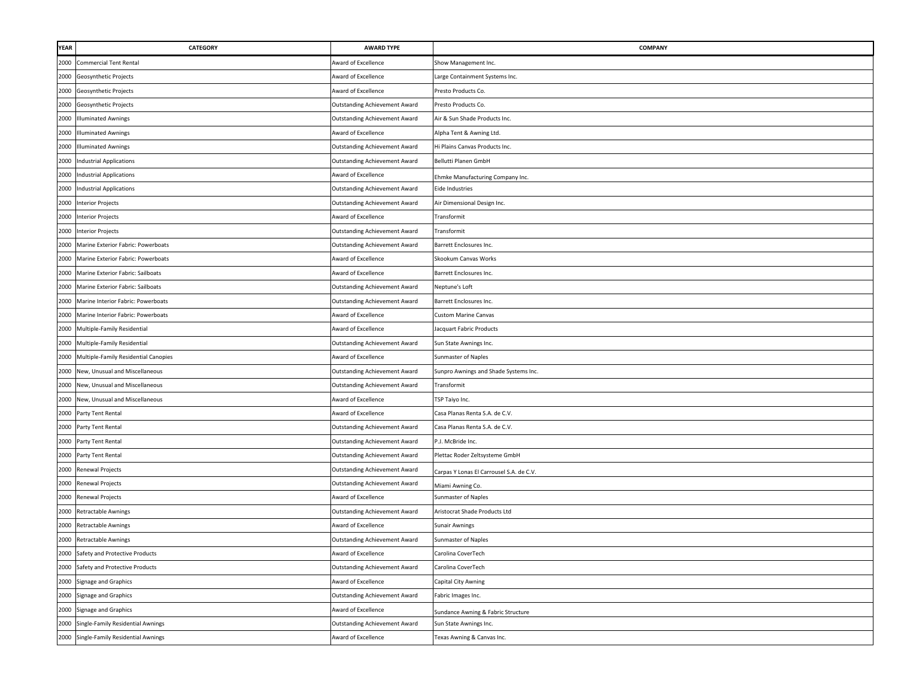| YEAR | CATEGORY | AWARD TYPE | COMPANY |
| --- | --- | --- | --- |
| 2000 | Commercial Tent Rental | Award of Excellence | Show Management Inc. |
| 2000 | Geosynthetic Projects | Award of Excellence | Large Containment Systems Inc. |
| 2000 | Geosynthetic Projects | Award of Excellence | Presto Products Co. |
| 2000 | Geosynthetic Projects | Outstanding Achievement Award | Presto Products Co. |
| 2000 | Illuminated Awnings | Outstanding Achievement Award | Air & Sun Shade Products Inc. |
| 2000 | Illuminated Awnings | Award of Excellence | Alpha Tent & Awning Ltd. |
| 2000 | Illuminated Awnings | Outstanding Achievement Award | Hi Plains Canvas Products Inc. |
| 2000 | Industrial Applications | Outstanding Achievement Award | Bellutti Planen GmbH |
| 2000 | Industrial Applications | Award of Excellence | Ehmke Manufacturing Company Inc. |
| 2000 | Industrial Applications | Outstanding Achievement Award | Eide Industries |
| 2000 | Interior Projects | Outstanding Achievement Award | Air Dimensional Design Inc. |
| 2000 | Interior Projects | Award of Excellence | Transformit |
| 2000 | Interior Projects | Outstanding Achievement Award | Transformit |
| 2000 | Marine Exterior Fabric: Powerboats | Outstanding Achievement Award | Barrett Enclosures Inc. |
| 2000 | Marine Exterior Fabric: Powerboats | Award of Excellence | Skookum Canvas Works |
| 2000 | Marine Exterior Fabric: Sailboats | Award of Excellence | Barrett Enclosures Inc. |
| 2000 | Marine Exterior Fabric: Sailboats | Outstanding Achievement Award | Neptune's Loft |
| 2000 | Marine Interior Fabric: Powerboats | Outstanding Achievement Award | Barrett Enclosures Inc. |
| 2000 | Marine Interior Fabric: Powerboats | Award of Excellence | Custom Marine Canvas |
| 2000 | Multiple-Family Residential | Award of Excellence | Jacquart Fabric Products |
| 2000 | Multiple-Family Residential | Outstanding Achievement Award | Sun State Awnings Inc. |
| 2000 | Multiple-Family Residential Canopies | Award of Excellence | Sunmaster of Naples |
| 2000 | New, Unusual and Miscellaneous | Outstanding Achievement Award | Sunpro Awnings and Shade Systems Inc. |
| 2000 | New, Unusual and Miscellaneous | Outstanding Achievement Award | Transformit |
| 2000 | New, Unusual and Miscellaneous | Award of Excellence | TSP Taiyo Inc. |
| 2000 | Party Tent Rental | Award of Excellence | Casa Planas Renta S.A. de C.V. |
| 2000 | Party Tent Rental | Outstanding Achievement Award | Casa Planas Renta S.A. de C.V. |
| 2000 | Party Tent Rental | Outstanding Achievement Award | P.J. McBride Inc. |
| 2000 | Party Tent Rental | Outstanding Achievement Award | Plettac Roder Zeltsysteme GmbH |
| 2000 | Renewal Projects | Outstanding Achievement Award | Carpas Y Lonas El Carrousel S.A. de C.V. |
| 2000 | Renewal Projects | Outstanding Achievement Award | Miami Awning Co. |
| 2000 | Renewal Projects | Award of Excellence | Sunmaster of Naples |
| 2000 | Retractable Awnings | Outstanding Achievement Award | Aristocrat Shade Products Ltd |
| 2000 | Retractable Awnings | Award of Excellence | Sunair Awnings |
| 2000 | Retractable Awnings | Outstanding Achievement Award | Sunmaster of Naples |
| 2000 | Safety and Protective Products | Award of Excellence | Carolina CoverTech |
| 2000 | Safety and Protective Products | Outstanding Achievement Award | Carolina CoverTech |
| 2000 | Signage and Graphics | Award of Excellence | Capital City Awning |
| 2000 | Signage and Graphics | Outstanding Achievement Award | Fabric Images Inc. |
| 2000 | Signage and Graphics | Award of Excellence | Sundance Awning & Fabric Structure |
| 2000 | Single-Family Residential Awnings | Outstanding Achievement Award | Sun State Awnings Inc. |
| 2000 | Single-Family Residential Awnings | Award of Excellence | Texas Awning & Canvas Inc. |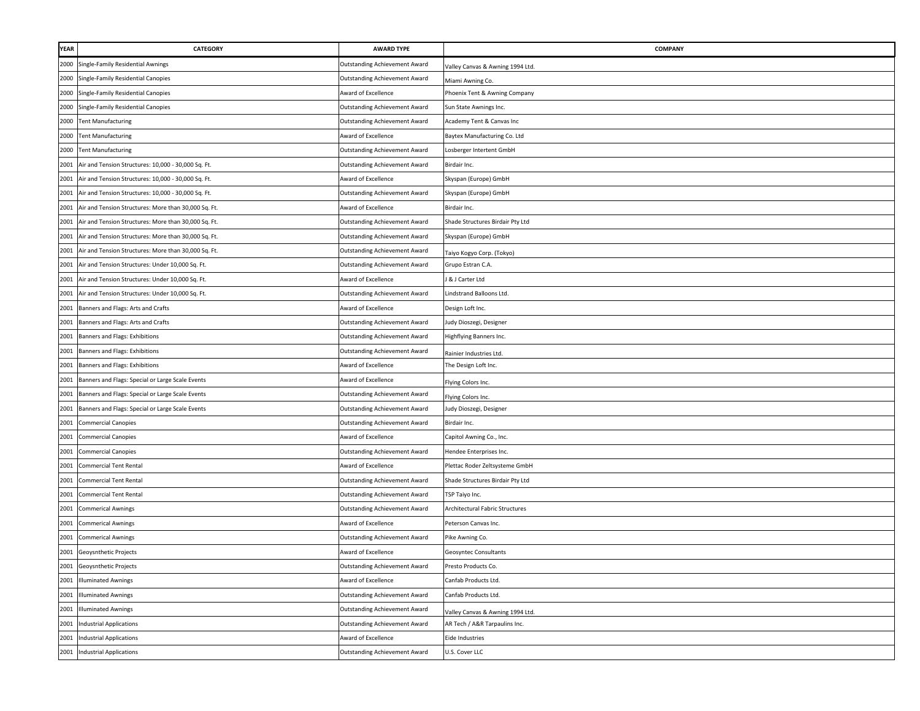| YEAR | CATEGORY | AWARD TYPE | COMPANY |
|---|---|---|---|
| 2000 | Single-Family Residential Awnings | Outstanding Achievement Award | Valley Canvas & Awning 1994 Ltd. |
| 2000 | Single-Family Residential Canopies | Outstanding Achievement Award | Miami Awning Co. |
| 2000 | Single-Family Residential Canopies | Award of Excellence | Phoenix Tent & Awning Company |
| 2000 | Single-Family Residential Canopies | Outstanding Achievement Award | Sun State Awnings Inc. |
| 2000 | Tent Manufacturing | Outstanding Achievement Award | Academy Tent & Canvas Inc |
| 2000 | Tent Manufacturing | Award of Excellence | Baytex Manufacturing Co. Ltd |
| 2000 | Tent Manufacturing | Outstanding Achievement Award | Losberger Intertent GmbH |
| 2001 | Air and Tension Structures: 10,000 - 30,000 Sq. Ft. | Outstanding Achievement Award | Birdair Inc. |
| 2001 | Air and Tension Structures: 10,000 - 30,000 Sq. Ft. | Award of Excellence | Skyspan (Europe) GmbH |
| 2001 | Air and Tension Structures: 10,000 - 30,000 Sq. Ft. | Outstanding Achievement Award | Skyspan (Europe) GmbH |
| 2001 | Air and Tension Structures: More than 30,000 Sq. Ft. | Award of Excellence | Birdair Inc. |
| 2001 | Air and Tension Structures: More than 30,000 Sq. Ft. | Outstanding Achievement Award | Shade Structures Birdair Pty Ltd |
| 2001 | Air and Tension Structures: More than 30,000 Sq. Ft. | Outstanding Achievement Award | Skyspan (Europe) GmbH |
| 2001 | Air and Tension Structures: More than 30,000 Sq. Ft. | Outstanding Achievement Award | Taiyo Kogyo Corp. (Tokyo) |
| 2001 | Air and Tension Structures: Under 10,000 Sq. Ft. | Outstanding Achievement Award | Grupo Estran C.A. |
| 2001 | Air and Tension Structures: Under 10,000 Sq. Ft. | Award of Excellence | J & J Carter Ltd |
| 2001 | Air and Tension Structures: Under 10,000 Sq. Ft. | Outstanding Achievement Award | Lindstrand Balloons Ltd. |
| 2001 | Banners and Flags: Arts and Crafts | Award of Excellence | Design Loft Inc. |
| 2001 | Banners and Flags: Arts and Crafts | Outstanding Achievement Award | Judy Dioszegi, Designer |
| 2001 | Banners and Flags: Exhibitions | Outstanding Achievement Award | Highflying Banners Inc. |
| 2001 | Banners and Flags: Exhibitions | Outstanding Achievement Award | Rainier Industries Ltd. |
| 2001 | Banners and Flags: Exhibitions | Award of Excellence | The Design Loft Inc. |
| 2001 | Banners and Flags: Special or Large Scale Events | Award of Excellence | Flying Colors Inc. |
| 2001 | Banners and Flags: Special or Large Scale Events | Outstanding Achievement Award | Flying Colors Inc. |
| 2001 | Banners and Flags: Special or Large Scale Events | Outstanding Achievement Award | Judy Dioszegi, Designer |
| 2001 | Commercial Canopies | Outstanding Achievement Award | Birdair Inc. |
| 2001 | Commercial Canopies | Award of Excellence | Capitol Awning Co., Inc. |
| 2001 | Commercial Canopies | Outstanding Achievement Award | Hendee Enterprises Inc. |
| 2001 | Commercial Tent Rental | Award of Excellence | Plettac Roder Zeltsysteme GmbH |
| 2001 | Commercial Tent Rental | Outstanding Achievement Award | Shade Structures Birdair Pty Ltd |
| 2001 | Commercial Tent Rental | Outstanding Achievement Award | TSP Taiyo Inc. |
| 2001 | Commerical Awnings | Outstanding Achievement Award | Architectural Fabric Structures |
| 2001 | Commerical Awnings | Award of Excellence | Peterson Canvas Inc. |
| 2001 | Commerical Awnings | Outstanding Achievement Award | Pike Awning Co. |
| 2001 | Geoysnthetic Projects | Award of Excellence | Geosyntec Consultants |
| 2001 | Geoysnthetic Projects | Outstanding Achievement Award | Presto Products Co. |
| 2001 | Illuminated Awnings | Award of Excellence | Canfab Products Ltd. |
| 2001 | Illuminated Awnings | Outstanding Achievement Award | Canfab Products Ltd. |
| 2001 | Illuminated Awnings | Outstanding Achievement Award | Valley Canvas & Awning 1994 Ltd. |
| 2001 | Industrial Applications | Outstanding Achievement Award | AR Tech / A&R Tarpaulins Inc. |
| 2001 | Industrial Applications | Award of Excellence | Eide Industries |
| 2001 | Industrial Applications | Outstanding Achievement Award | U.S. Cover LLC |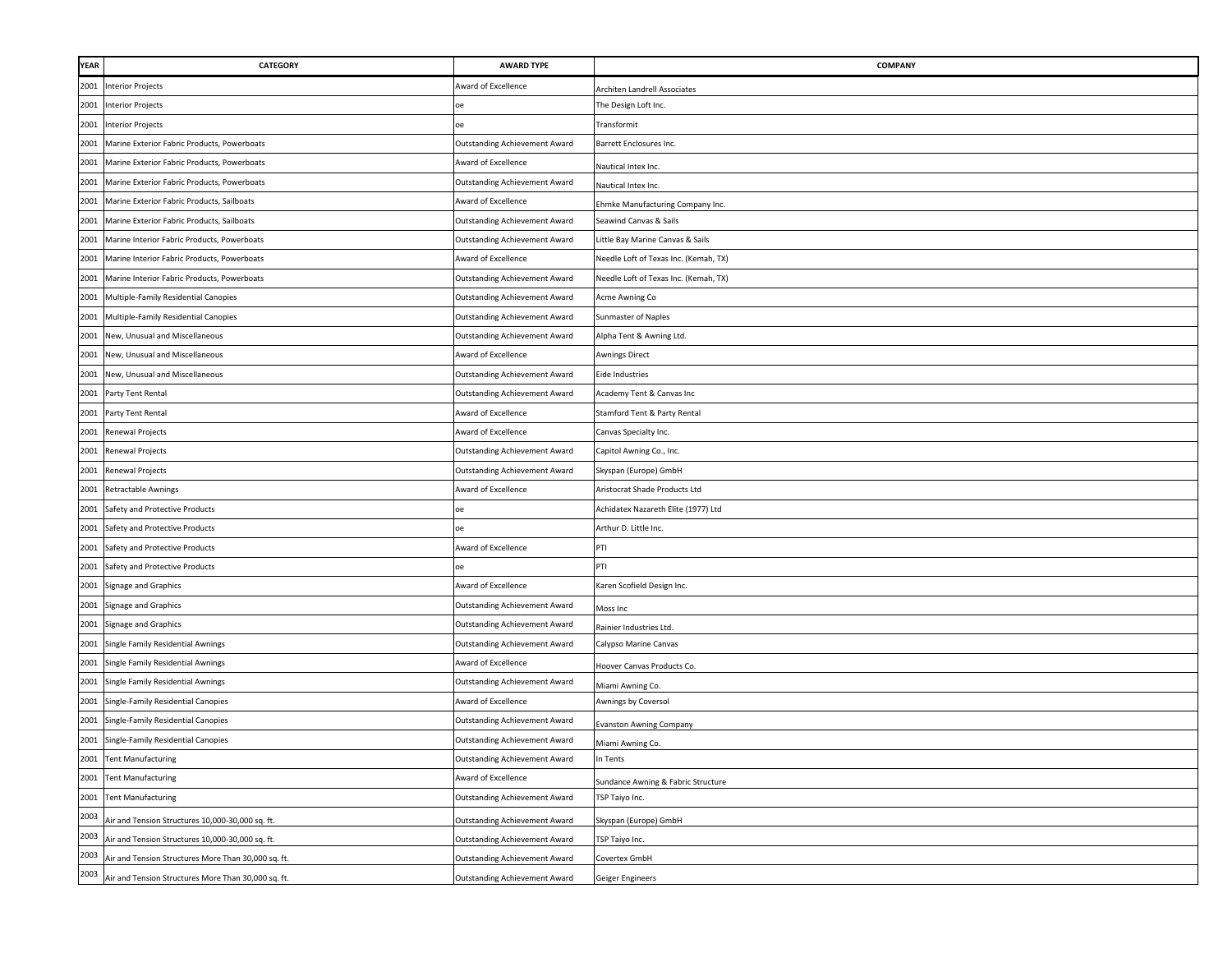| YEAR | CATEGORY | AWARD TYPE | COMPANY |
|---|---|---|---|
| 2001 | Interior Projects | Award of Excellence | Architen Landrell Associates |
| 2001 | Interior Projects | oe | The Design Loft Inc. |
| 2001 | Interior Projects | oe | Transformit |
| 2001 | Marine Exterior Fabric Products, Powerboats | Outstanding Achievement Award | Barrett Enclosures Inc. |
| 2001 | Marine Exterior Fabric Products, Powerboats | Award of Excellence | Nautical Intex Inc. |
| 2001 | Marine Exterior Fabric Products, Powerboats | Outstanding Achievement Award | Nautical Intex Inc. |
| 2001 | Marine Exterior Fabric Products, Sailboats | Award of Excellence | Ehmke Manufacturing Company Inc. |
| 2001 | Marine Exterior Fabric Products, Sailboats | Outstanding Achievement Award | Seawind Canvas & Sails |
| 2001 | Marine Interior Fabric Products, Powerboats | Outstanding Achievement Award | Little Bay Marine Canvas & Sails |
| 2001 | Marine Interior Fabric Products, Powerboats | Award of Excellence | Needle Loft of Texas Inc. (Kemah, TX) |
| 2001 | Marine Interior Fabric Products, Powerboats | Outstanding Achievement Award | Needle Loft of Texas Inc. (Kemah, TX) |
| 2001 | Multiple-Family Residential Canopies | Outstanding Achievement Award | Acme Awning Co |
| 2001 | Multiple-Family Residential Canopies | Outstanding Achievement Award | Sunmaster of Naples |
| 2001 | New, Unusual and Miscellaneous | Outstanding Achievement Award | Alpha Tent & Awning Ltd. |
| 2001 | New, Unusual and Miscellaneous | Award of Excellence | Awnings Direct |
| 2001 | New, Unusual and Miscellaneous | Outstanding Achievement Award | Eide Industries |
| 2001 | Party Tent Rental | Outstanding Achievement Award | Academy Tent & Canvas Inc |
| 2001 | Party Tent Rental | Award of Excellence | Stamford Tent & Party Rental |
| 2001 | Renewal Projects | Award of Excellence | Canvas Specialty Inc. |
| 2001 | Renewal Projects | Outstanding Achievement Award | Capitol Awning Co., Inc. |
| 2001 | Renewal Projects | Outstanding Achievement Award | Skyspan (Europe) GmbH |
| 2001 | Retractable Awnings | Award of Excellence | Aristocrat Shade Products Ltd |
| 2001 | Safety and Protective Products | oe | Achidatex Nazareth Elite (1977) Ltd |
| 2001 | Safety and Protective Products | oe | Arthur D. Little Inc. |
| 2001 | Safety and Protective Products | Award of Excellence | PTI |
| 2001 | Safety and Protective Products | oe | PTI |
| 2001 | Signage and Graphics | Award of Excellence | Karen Scofield Design Inc. |
| 2001 | Signage and Graphics | Outstanding Achievement Award | Moss Inc |
| 2001 | Signage and Graphics | Outstanding Achievement Award | Rainier Industries Ltd. |
| 2001 | Single Family Residential Awnings | Outstanding Achievement Award | Calypso Marine Canvas |
| 2001 | Single Family Residential Awnings | Award of Excellence | Hoover Canvas Products Co. |
| 2001 | Single Family Residential Awnings | Outstanding Achievement Award | Miami Awning Co. |
| 2001 | Single-Family Residential Canopies | Award of Excellence | Awnings by Coversol |
| 2001 | Single-Family Residential Canopies | Outstanding Achievement Award | Evanston Awning Company |
| 2001 | Single-Family Residential Canopies | Outstanding Achievement Award | Miami Awning Co. |
| 2001 | Tent Manufacturing | Outstanding Achievement Award | In Tents |
| 2001 | Tent Manufacturing | Award of Excellence | Sundance Awning & Fabric Structure |
| 2001 | Tent Manufacturing | Outstanding Achievement Award | TSP Taiyo Inc. |
| 2003 | Air and Tension Structures 10,000-30,000 sq. ft. | Outstanding Achievement Award | Skyspan (Europe) GmbH |
| 2003 | Air and Tension Structures 10,000-30,000 sq. ft. | Outstanding Achievement Award | TSP Taiyo Inc. |
| 2003 | Air and Tension Structures More Than 30,000 sq. ft. | Outstanding Achievement Award | Covertex GmbH |
| 2003 | Air and Tension Structures More Than 30,000 sq. ft. | Outstanding Achievement Award | Geiger Engineers |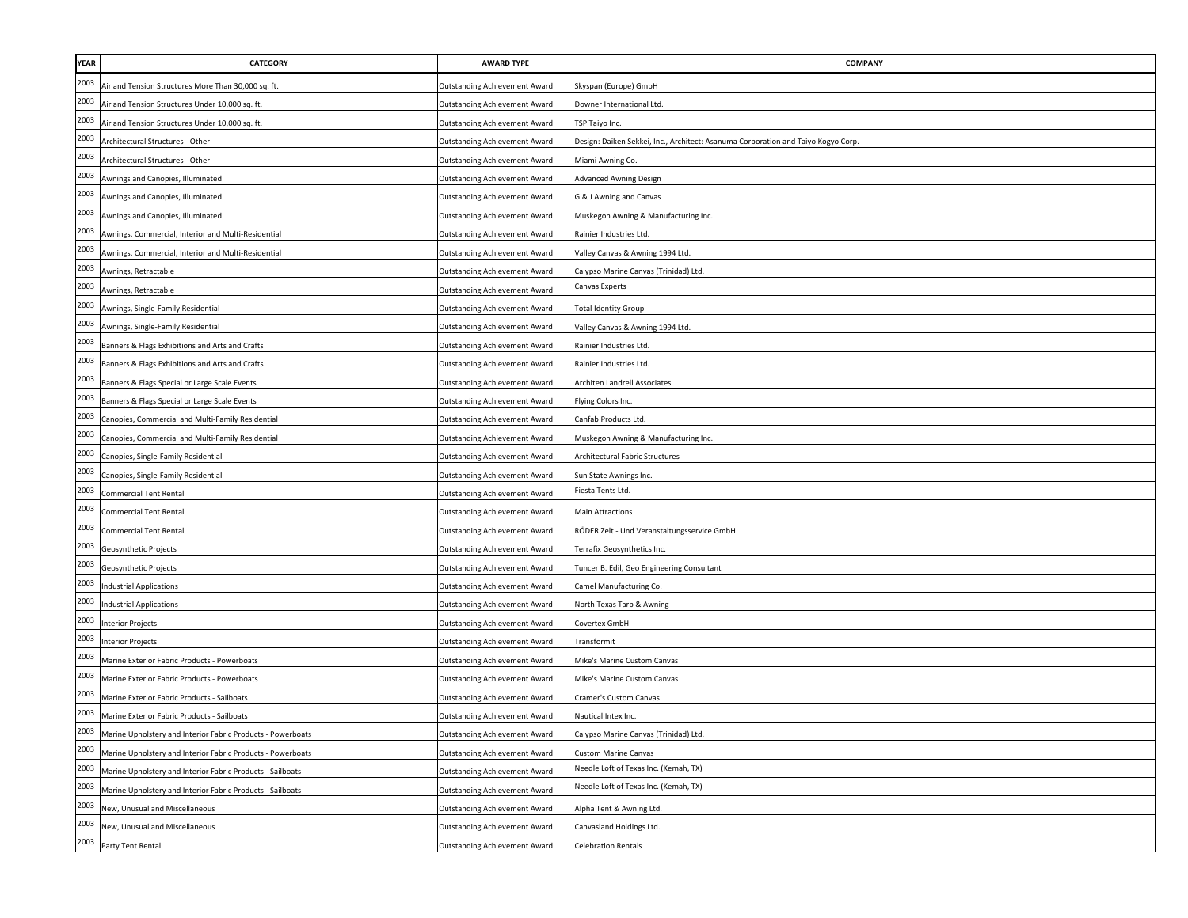| YEAR | CATEGORY | AWARD TYPE | COMPANY |
|---|---|---|---|
| 2003 | Air and Tension Structures More Than 30,000 sq. ft. | Outstanding Achievement Award | Skyspan (Europe) GmbH |
| 2003 | Air and Tension Structures Under 10,000 sq. ft. | Outstanding Achievement Award | Downer International Ltd. |
| 2003 | Air and Tension Structures Under 10,000 sq. ft. | Outstanding Achievement Award | TSP Taiyo Inc. |
| 2003 | Architectural Structures - Other | Outstanding Achievement Award | Design: Daiken Sekkei, Inc., Architect: Asanuma Corporation and Taiyo Kogyo Corp. |
| 2003 | Architectural Structures - Other | Outstanding Achievement Award | Miami Awning Co. |
| 2003 | Awnings and Canopies, Illuminated | Outstanding Achievement Award | Advanced Awning Design |
| 2003 | Awnings and Canopies, Illuminated | Outstanding Achievement Award | G & J Awning and Canvas |
| 2003 | Awnings and Canopies, Illuminated | Outstanding Achievement Award | Muskegon Awning & Manufacturing Inc. |
| 2003 | Awnings, Commercial, Interior and Multi-Residential | Outstanding Achievement Award | Rainier Industries Ltd. |
| 2003 | Awnings, Commercial, Interior and Multi-Residential | Outstanding Achievement Award | Valley Canvas & Awning 1994 Ltd. |
| 2003 | Awnings, Retractable | Outstanding Achievement Award | Calypso Marine Canvas (Trinidad) Ltd. |
| 2003 | Awnings, Retractable | Outstanding Achievement Award | Canvas Experts |
| 2003 | Awnings, Single-Family Residential | Outstanding Achievement Award | Total Identity Group |
| 2003 | Awnings, Single-Family Residential | Outstanding Achievement Award | Valley Canvas & Awning 1994 Ltd. |
| 2003 | Banners & Flags Exhibitions and Arts and Crafts | Outstanding Achievement Award | Rainier Industries Ltd. |
| 2003 | Banners & Flags Exhibitions and Arts and Crafts | Outstanding Achievement Award | Rainier Industries Ltd. |
| 2003 | Banners & Flags Special or Large Scale Events | Outstanding Achievement Award | Architen Landrell Associates |
| 2003 | Banners & Flags Special or Large Scale Events | Outstanding Achievement Award | Flying Colors Inc. |
| 2003 | Canopies, Commercial and Multi-Family Residential | Outstanding Achievement Award | Canfab Products Ltd. |
| 2003 | Canopies, Commercial and Multi-Family Residential | Outstanding Achievement Award | Muskegon Awning & Manufacturing Inc. |
| 2003 | Canopies, Single-Family Residential | Outstanding Achievement Award | Architectural Fabric Structures |
| 2003 | Canopies, Single-Family Residential | Outstanding Achievement Award | Sun State Awnings Inc. |
| 2003 | Commercial Tent Rental | Outstanding Achievement Award | Fiesta Tents Ltd. |
| 2003 | Commercial Tent Rental | Outstanding Achievement Award | Main Attractions |
| 2003 | Commercial Tent Rental | Outstanding Achievement Award | RÖDER Zelt - Und Veranstaltungsservice GmbH |
| 2003 | Geosynthetic Projects | Outstanding Achievement Award | Terrafix Geosynthetics Inc. |
| 2003 | Geosynthetic Projects | Outstanding Achievement Award | Tuncer B. Edil, Geo Engineering Consultant |
| 2003 | Industrial Applications | Outstanding Achievement Award | Camel Manufacturing Co. |
| 2003 | Industrial Applications | Outstanding Achievement Award | North Texas Tarp & Awning |
| 2003 | Interior Projects | Outstanding Achievement Award | Covertex GmbH |
| 2003 | Interior Projects | Outstanding Achievement Award | Transformit |
| 2003 | Marine Exterior Fabric Products - Powerboats | Outstanding Achievement Award | Mike's Marine Custom Canvas |
| 2003 | Marine Exterior Fabric Products - Powerboats | Outstanding Achievement Award | Mike's Marine Custom Canvas |
| 2003 | Marine Exterior Fabric Products - Sailboats | Outstanding Achievement Award | Cramer's Custom Canvas |
| 2003 | Marine Exterior Fabric Products - Sailboats | Outstanding Achievement Award | Nautical Intex Inc. |
| 2003 | Marine Upholstery and Interior Fabric Products - Powerboats | Outstanding Achievement Award | Calypso Marine Canvas (Trinidad) Ltd. |
| 2003 | Marine Upholstery and Interior Fabric Products - Powerboats | Outstanding Achievement Award | Custom Marine Canvas |
| 2003 | Marine Upholstery and Interior Fabric Products - Sailboats | Outstanding Achievement Award | Needle Loft of Texas Inc. (Kemah, TX) |
| 2003 | Marine Upholstery and Interior Fabric Products - Sailboats | Outstanding Achievement Award | Needle Loft of Texas Inc. (Kemah, TX) |
| 2003 | New, Unusual and Miscellaneous | Outstanding Achievement Award | Alpha Tent & Awning Ltd. |
| 2003 | New, Unusual and Miscellaneous | Outstanding Achievement Award | Canvasland Holdings Ltd. |
| 2003 | Party Tent Rental | Outstanding Achievement Award | Celebration Rentals |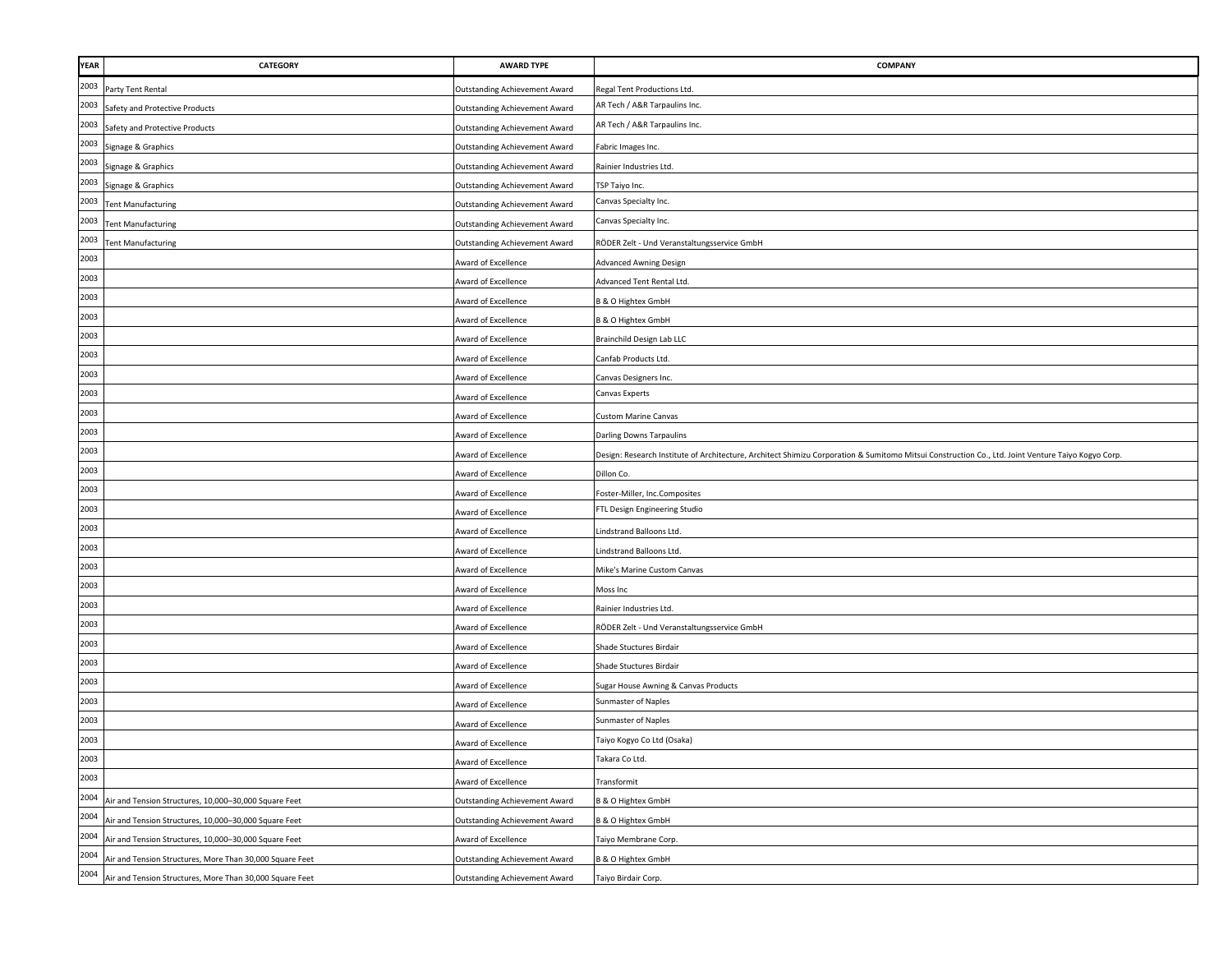| YEAR | CATEGORY | AWARD TYPE | COMPANY |
|---|---|---|---|
| 2003 | Party Tent Rental | Outstanding Achievement Award | Regal Tent Productions Ltd. |
| 2003 | Safety and Protective Products | Outstanding Achievement Award | AR Tech / A&R Tarpaulins Inc. |
| 2003 | Safety and Protective Products | Outstanding Achievement Award | AR Tech / A&R Tarpaulins Inc. |
| 2003 | Signage & Graphics | Outstanding Achievement Award | Fabric Images Inc. |
| 2003 | Signage & Graphics | Outstanding Achievement Award | Rainier Industries Ltd. |
| 2003 | Signage & Graphics | Outstanding Achievement Award | TSP Taiyo Inc. |
| 2003 | Tent Manufacturing | Outstanding Achievement Award | Canvas Specialty Inc. |
| 2003 | Tent Manufacturing | Outstanding Achievement Award | Canvas Specialty Inc. |
| 2003 | Tent Manufacturing | Outstanding Achievement Award | RÖDER Zelt - Und Veranstaltungsservice GmbH |
| 2003 | | Award of Excellence | Advanced Awning Design |
| 2003 | | Award of Excellence | Advanced Tent Rental Ltd. |
| 2003 | | Award of Excellence | B & O Hightex GmbH |
| 2003 | | Award of Excellence | B & O Hightex GmbH |
| 2003 | | Award of Excellence | Brainchild Design Lab LLC |
| 2003 | | Award of Excellence | Canfab Products Ltd. |
| 2003 | | Award of Excellence | Canvas Designers Inc. |
| 2003 | | Award of Excellence | Canvas Experts |
| 2003 | | Award of Excellence | Custom Marine Canvas |
| 2003 | | Award of Excellence | Darling Downs Tarpaulins |
| 2003 | | Award of Excellence | Design: Research Institute of Architecture, Architect Shimizu Corporation & Sumitomo Mitsui Construction Co., Ltd. Joint Venture Taiyo Kogyo Corp. |
| 2003 | | Award of Excellence | Dillon Co. |
| 2003 | | Award of Excellence | Foster-Miller, Inc.Composites |
| 2003 | | Award of Excellence | FTL Design Engineering Studio |
| 2003 | | Award of Excellence | Lindstrand Balloons Ltd. |
| 2003 | | Award of Excellence | Lindstrand Balloons Ltd. |
| 2003 | | Award of Excellence | Mike's Marine Custom Canvas |
| 2003 | | Award of Excellence | Moss Inc |
| 2003 | | Award of Excellence | Rainier Industries Ltd. |
| 2003 | | Award of Excellence | RÖDER Zelt - Und Veranstaltungsservice GmbH |
| 2003 | | Award of Excellence | Shade Stuctures Birdair |
| 2003 | | Award of Excellence | Shade Stuctures Birdair |
| 2003 | | Award of Excellence | Sugar House Awning & Canvas Products |
| 2003 | | Award of Excellence | Sunmaster of Naples |
| 2003 | | Award of Excellence | Sunmaster of Naples |
| 2003 | | Award of Excellence | Taiyo Kogyo Co Ltd (Osaka) |
| 2003 | | Award of Excellence | Takara Co Ltd. |
| 2003 | | Award of Excellence | Transformit |
| 2004 | Air and Tension Structures, 10,000–30,000 Square Feet | Outstanding Achievement Award | B & O Hightex GmbH |
| 2004 | Air and Tension Structures, 10,000–30,000 Square Feet | Outstanding Achievement Award | B & O Hightex GmbH |
| 2004 | Air and Tension Structures, 10,000–30,000 Square Feet | Award of Excellence | Taiyo Membrane Corp. |
| 2004 | Air and Tension Structures, More Than 30,000 Square Feet | Outstanding Achievement Award | B & O Hightex GmbH |
| 2004 | Air and Tension Structures, More Than 30,000 Square Feet | Outstanding Achievement Award | Taiyo Birdair Corp. |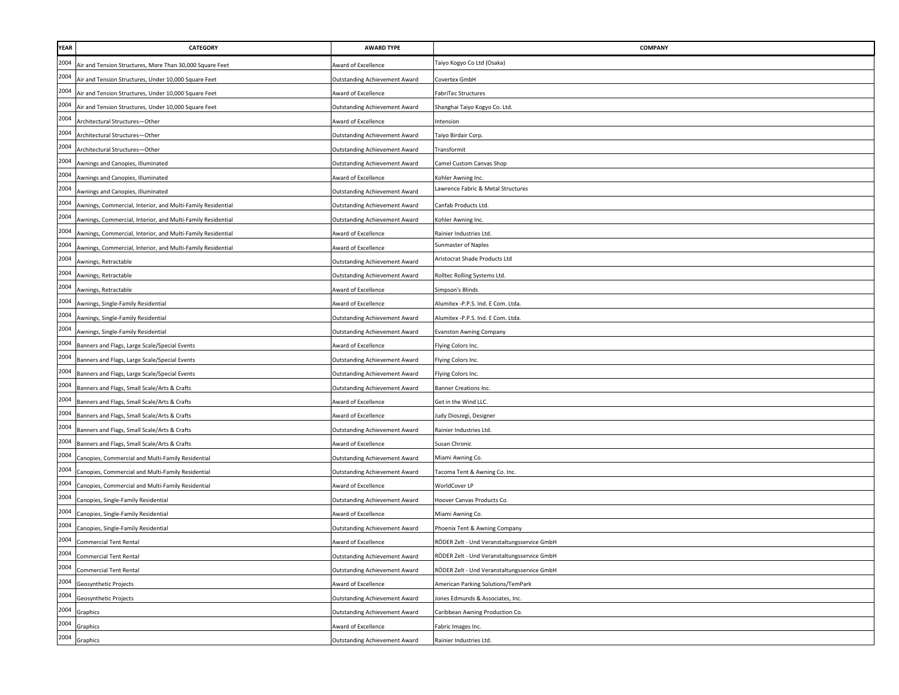| YEAR | CATEGORY | AWARD TYPE | COMPANY |
| --- | --- | --- | --- |
| 2004 | Air and Tension Structures, More Than 30,000 Square Feet | Award of Excellence | Taiyo Kogyo Co Ltd (Osaka) |
| 2004 | Air and Tension Structures, Under 10,000 Square Feet | Outstanding Achievement Award | Covertex GmbH |
| 2004 | Air and Tension Structures, Under 10,000 Square Feet | Award of Excellence | FabriTec Structures |
| 2004 | Air and Tension Structures, Under 10,000 Square Feet | Outstanding Achievement Award | Shanghai Taiyo Kogyo Co. Ltd. |
| 2004 | Architectural Structures—Other | Award of Excellence | Intension |
| 2004 | Architectural Structures—Other | Outstanding Achievement Award | Taiyo Birdair Corp. |
| 2004 | Architectural Structures—Other | Outstanding Achievement Award | Transformit |
| 2004 | Awnings and Canopies, Illuminated | Outstanding Achievement Award | Camel Custom Canvas Shop |
| 2004 | Awnings and Canopies, Illuminated | Award of Excellence | Kohler Awning Inc. |
| 2004 | Awnings and Canopies, Illuminated | Outstanding Achievement Award | Lawrence Fabric & Metal Structures |
| 2004 | Awnings, Commercial, Interior, and Multi-Family Residential | Outstanding Achievement Award | Canfab Products Ltd. |
| 2004 | Awnings, Commercial, Interior, and Multi-Family Residential | Outstanding Achievement Award | Kohler Awning Inc. |
| 2004 | Awnings, Commercial, Interior, and Multi-Family Residential | Award of Excellence | Rainier Industries Ltd. |
| 2004 | Awnings, Commercial, Interior, and Multi-Family Residential | Award of Excellence | Sunmaster of Naples |
| 2004 | Awnings, Retractable | Outstanding Achievement Award | Aristocrat Shade Products Ltd |
| 2004 | Awnings, Retractable | Outstanding Achievement Award | Rolltec Rolling Systems Ltd. |
| 2004 | Awnings, Retractable | Award of Excellence | Simpson's Blinds |
| 2004 | Awnings, Single-Family Residential | Award of Excellence | Alumitex -P.P.S. Ind. E Com. Ltda. |
| 2004 | Awnings, Single-Family Residential | Outstanding Achievement Award | Alumitex -P.P.S. Ind. E Com. Ltda. |
| 2004 | Awnings, Single-Family Residential | Outstanding Achievement Award | Evanston Awning Company |
| 2004 | Banners and Flags, Large Scale/Special Events | Award of Excellence | Flying Colors Inc. |
| 2004 | Banners and Flags, Large Scale/Special Events | Outstanding Achievement Award | Flying Colors Inc. |
| 2004 | Banners and Flags, Large Scale/Special Events | Outstanding Achievement Award | Flying Colors Inc. |
| 2004 | Banners and Flags, Small Scale/Arts & Crafts | Outstanding Achievement Award | Banner Creations Inc. |
| 2004 | Banners and Flags, Small Scale/Arts & Crafts | Award of Excellence | Get in the Wind LLC. |
| 2004 | Banners and Flags, Small Scale/Arts & Crafts | Award of Excellence | Judy Dioszegi, Designer |
| 2004 | Banners and Flags, Small Scale/Arts & Crafts | Outstanding Achievement Award | Rainier Industries Ltd. |
| 2004 | Banners and Flags, Small Scale/Arts & Crafts | Award of Excellence | Susan Chronic |
| 2004 | Canopies, Commercial and Multi-Family Residential | Outstanding Achievement Award | Miami Awning Co. |
| 2004 | Canopies, Commercial and Multi-Family Residential | Outstanding Achievement Award | Tacoma Tent & Awning Co. Inc. |
| 2004 | Canopies, Commercial and Multi-Family Residential | Award of Excellence | WorldCover LP |
| 2004 | Canopies, Single-Family Residential | Outstanding Achievement Award | Hoover Canvas Products Co. |
| 2004 | Canopies, Single-Family Residential | Award of Excellence | Miami Awning Co. |
| 2004 | Canopies, Single-Family Residential | Outstanding Achievement Award | Phoenix Tent & Awning Company |
| 2004 | Commercial Tent Rental | Award of Excellence | RÖDER Zelt - Und Veranstaltungsservice GmbH |
| 2004 | Commercial Tent Rental | Outstanding Achievement Award | RÖDER Zelt - Und Veranstaltungsservice GmbH |
| 2004 | Commercial Tent Rental | Outstanding Achievement Award | RÖDER Zelt - Und Veranstaltungsservice GmbH |
| 2004 | Geosynthetic Projects | Award of Excellence | American Parking Solutions/TemPark |
| 2004 | Geosynthetic Projects | Outstanding Achievement Award | Jones Edmunds & Associates, Inc. |
| 2004 | Graphics | Outstanding Achievement Award | Caribbean Awning Production Co. |
| 2004 | Graphics | Award of Excellence | Fabric Images Inc. |
| 2004 | Graphics | Outstanding Achievement Award | Rainier Industries Ltd. |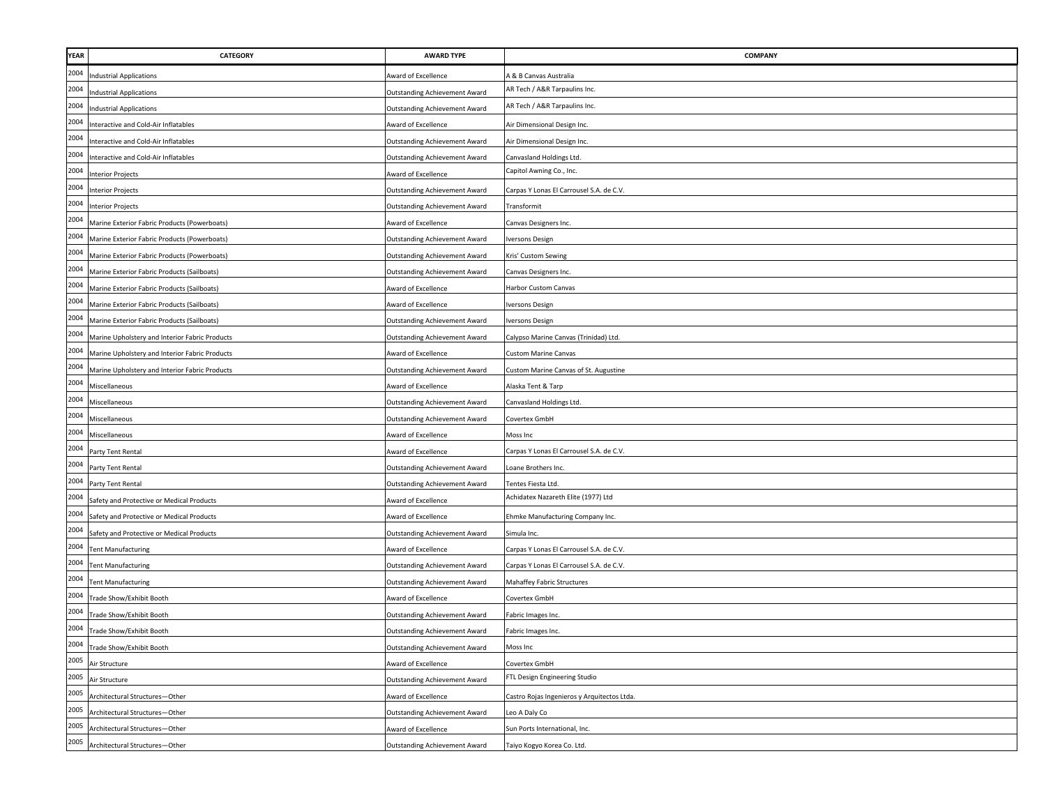| YEAR | CATEGORY | AWARD TYPE | COMPANY |
|---|---|---|---|
| 2004 | Industrial Applications | Award of Excellence | A & B Canvas Australia |
| 2004 | Industrial Applications | Outstanding Achievement Award | AR Tech / A&R Tarpaulins Inc. |
| 2004 | Industrial Applications | Outstanding Achievement Award | AR Tech / A&R Tarpaulins Inc. |
| 2004 | Interactive and Cold-Air Inflatables | Award of Excellence | Air Dimensional Design Inc. |
| 2004 | Interactive and Cold-Air Inflatables | Outstanding Achievement Award | Air Dimensional Design Inc. |
| 2004 | Interactive and Cold-Air Inflatables | Outstanding Achievement Award | Canvasland Holdings Ltd. |
| 2004 | Interior Projects | Award of Excellence | Capitol Awning Co., Inc. |
| 2004 | Interior Projects | Outstanding Achievement Award | Carpas Y Lonas El Carrousel S.A. de C.V. |
| 2004 | Interior Projects | Outstanding Achievement Award | Transformit |
| 2004 | Marine Exterior Fabric Products (Powerboats) | Award of Excellence | Canvas Designers Inc. |
| 2004 | Marine Exterior Fabric Products (Powerboats) | Outstanding Achievement Award | Iversons Design |
| 2004 | Marine Exterior Fabric Products (Powerboats) | Outstanding Achievement Award | Kris' Custom Sewing |
| 2004 | Marine Exterior Fabric Products (Sailboats) | Outstanding Achievement Award | Canvas Designers Inc. |
| 2004 | Marine Exterior Fabric Products (Sailboats) | Award of Excellence | Harbor Custom Canvas |
| 2004 | Marine Exterior Fabric Products (Sailboats) | Award of Excellence | Iversons Design |
| 2004 | Marine Exterior Fabric Products (Sailboats) | Outstanding Achievement Award | Iversons Design |
| 2004 | Marine Upholstery and Interior Fabric Products | Outstanding Achievement Award | Calypso Marine Canvas (Trinidad) Ltd. |
| 2004 | Marine Upholstery and Interior Fabric Products | Award of Excellence | Custom Marine Canvas |
| 2004 | Marine Upholstery and Interior Fabric Products | Outstanding Achievement Award | Custom Marine Canvas of St. Augustine |
| 2004 | Miscellaneous | Award of Excellence | Alaska Tent & Tarp |
| 2004 | Miscellaneous | Outstanding Achievement Award | Canvasland Holdings Ltd. |
| 2004 | Miscellaneous | Outstanding Achievement Award | Covertex GmbH |
| 2004 | Miscellaneous | Award of Excellence | Moss Inc |
| 2004 | Party Tent Rental | Award of Excellence | Carpas Y Lonas El Carrousel S.A. de C.V. |
| 2004 | Party Tent Rental | Outstanding Achievement Award | Loane Brothers Inc. |
| 2004 | Party Tent Rental | Outstanding Achievement Award | Tentes Fiesta Ltd. |
| 2004 | Safety and Protective or Medical Products | Award of Excellence | Achidatex Nazareth Elite (1977) Ltd |
| 2004 | Safety and Protective or Medical Products | Award of Excellence | Ehmke Manufacturing Company Inc. |
| 2004 | Safety and Protective or Medical Products | Outstanding Achievement Award | Simula Inc. |
| 2004 | Tent Manufacturing | Award of Excellence | Carpas Y Lonas El Carrousel S.A. de C.V. |
| 2004 | Tent Manufacturing | Outstanding Achievement Award | Carpas Y Lonas El Carrousel S.A. de C.V. |
| 2004 | Tent Manufacturing | Outstanding Achievement Award | Mahaffey Fabric Structures |
| 2004 | Trade Show/Exhibit Booth | Award of Excellence | Covertex GmbH |
| 2004 | Trade Show/Exhibit Booth | Outstanding Achievement Award | Fabric Images Inc. |
| 2004 | Trade Show/Exhibit Booth | Outstanding Achievement Award | Fabric Images Inc. |
| 2004 | Trade Show/Exhibit Booth | Outstanding Achievement Award | Moss Inc |
| 2005 | Air Structure | Award of Excellence | Covertex GmbH |
| 2005 | Air Structure | Outstanding Achievement Award | FTL Design Engineering Studio |
| 2005 | Architectural Structures—Other | Award of Excellence | Castro Rojas Ingenieros y Arquitectos Ltda. |
| 2005 | Architectural Structures—Other | Outstanding Achievement Award | Leo A Daly Co |
| 2005 | Architectural Structures—Other | Award of Excellence | Sun Ports International, Inc. |
| 2005 | Architectural Structures—Other | Outstanding Achievement Award | Taiyo Kogyo Korea Co. Ltd. |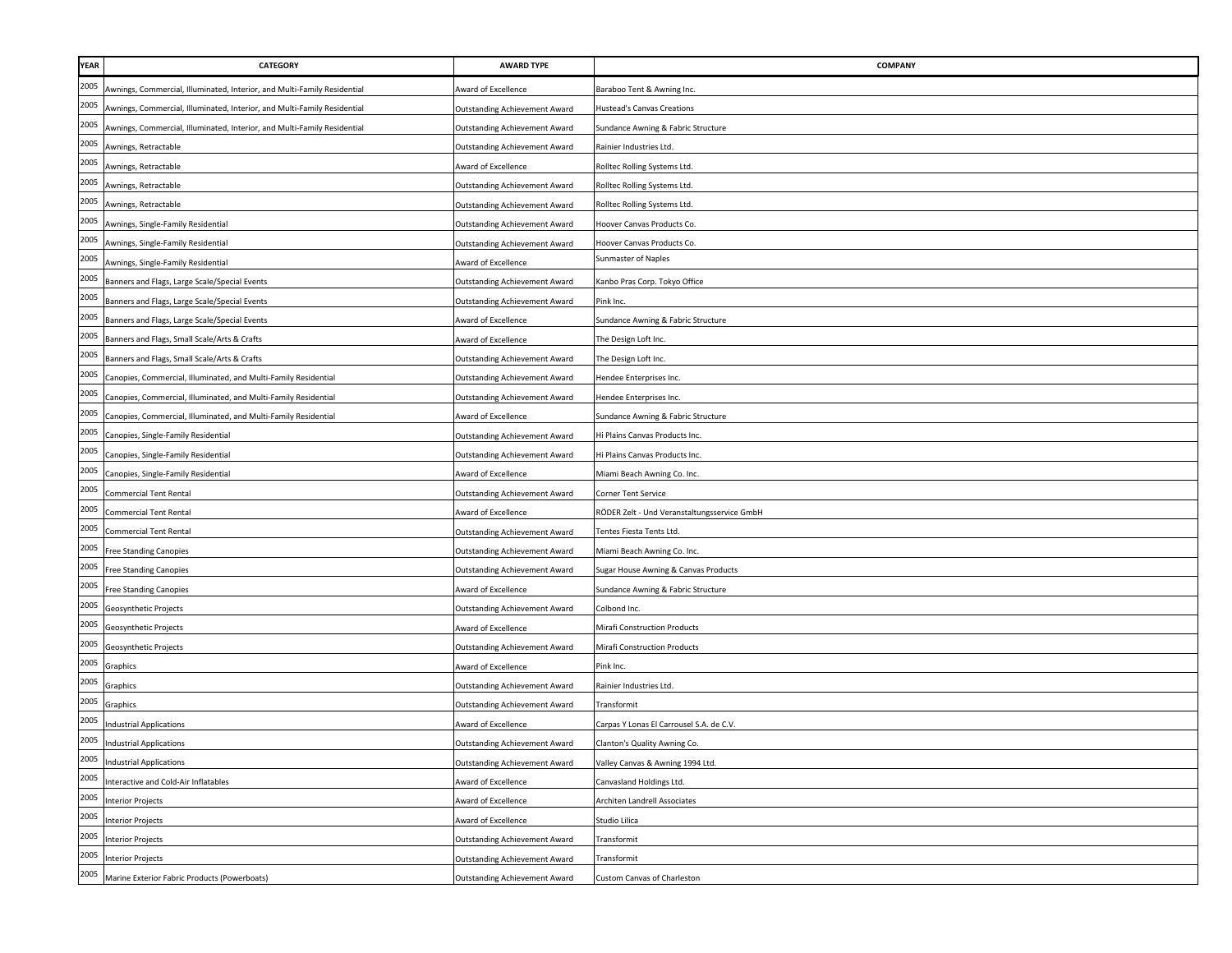| YEAR | CATEGORY | AWARD TYPE | COMPANY |
|---|---|---|---|
| 2005 | Awnings, Commercial, Illuminated, Interior, and Multi-Family Residential | Award of Excellence | Baraboo Tent & Awning Inc. |
| 2005 | Awnings, Commercial, Illuminated, Interior, and Multi-Family Residential | Outstanding Achievement Award | Hustead's Canvas Creations |
| 2005 | Awnings, Commercial, Illuminated, Interior, and Multi-Family Residential | Outstanding Achievement Award | Sundance Awning & Fabric Structure |
| 2005 | Awnings, Retractable | Outstanding Achievement Award | Rainier Industries Ltd. |
| 2005 | Awnings, Retractable | Award of Excellence | Rolltec Rolling Systems Ltd. |
| 2005 | Awnings, Retractable | Outstanding Achievement Award | Rolltec Rolling Systems Ltd. |
| 2005 | Awnings, Retractable | Outstanding Achievement Award | Rolltec Rolling Systems Ltd. |
| 2005 | Awnings, Single-Family Residential | Outstanding Achievement Award | Hoover Canvas Products Co. |
| 2005 | Awnings, Single-Family Residential | Outstanding Achievement Award | Hoover Canvas Products Co. |
| 2005 | Awnings, Single-Family Residential | Award of Excellence | Sunmaster of Naples |
| 2005 | Banners and Flags, Large Scale/Special Events | Outstanding Achievement Award | Kanbo Pras Corp. Tokyo Office |
| 2005 | Banners and Flags, Large Scale/Special Events | Outstanding Achievement Award | Pink Inc. |
| 2005 | Banners and Flags, Large Scale/Special Events | Award of Excellence | Sundance Awning & Fabric Structure |
| 2005 | Banners and Flags, Small Scale/Arts & Crafts | Award of Excellence | The Design Loft Inc. |
| 2005 | Banners and Flags, Small Scale/Arts & Crafts | Outstanding Achievement Award | The Design Loft Inc. |
| 2005 | Canopies, Commercial, Illuminated, and Multi-Family Residential | Outstanding Achievement Award | Hendee Enterprises Inc. |
| 2005 | Canopies, Commercial, Illuminated, and Multi-Family Residential | Outstanding Achievement Award | Hendee Enterprises Inc. |
| 2005 | Canopies, Commercial, Illuminated, and Multi-Family Residential | Award of Excellence | Sundance Awning & Fabric Structure |
| 2005 | Canopies, Single-Family Residential | Outstanding Achievement Award | Hi Plains Canvas Products Inc. |
| 2005 | Canopies, Single-Family Residential | Outstanding Achievement Award | Hi Plains Canvas Products Inc. |
| 2005 | Canopies, Single-Family Residential | Award of Excellence | Miami Beach Awning Co. Inc. |
| 2005 | Commercial Tent Rental | Outstanding Achievement Award | Corner Tent Service |
| 2005 | Commercial Tent Rental | Award of Excellence | RÖDER Zelt - Und Veranstaltungsservice GmbH |
| 2005 | Commercial Tent Rental | Outstanding Achievement Award | Tentes Fiesta Tents Ltd. |
| 2005 | Free Standing Canopies | Outstanding Achievement Award | Miami Beach Awning Co. Inc. |
| 2005 | Free Standing Canopies | Outstanding Achievement Award | Sugar House Awning & Canvas Products |
| 2005 | Free Standing Canopies | Award of Excellence | Sundance Awning & Fabric Structure |
| 2005 | Geosynthetic Projects | Outstanding Achievement Award | Colbond Inc. |
| 2005 | Geosynthetic Projects | Award of Excellence | Mirafi Construction Products |
| 2005 | Geosynthetic Projects | Outstanding Achievement Award | Mirafi Construction Products |
| 2005 | Graphics | Award of Excellence | Pink Inc. |
| 2005 | Graphics | Outstanding Achievement Award | Rainier Industries Ltd. |
| 2005 | Graphics | Outstanding Achievement Award | Transformit |
| 2005 | Industrial Applications | Award of Excellence | Carpas Y Lonas El Carrousel S.A. de C.V. |
| 2005 | Industrial Applications | Outstanding Achievement Award | Clanton's Quality Awning Co. |
| 2005 | Industrial Applications | Outstanding Achievement Award | Valley Canvas & Awning 1994 Ltd. |
| 2005 | Interactive and Cold-Air Inflatables | Award of Excellence | Canvasland Holdings Ltd. |
| 2005 | Interior Projects | Award of Excellence | Architen Landrell Associates |
| 2005 | Interior Projects | Award of Excellence | Studio Lilica |
| 2005 | Interior Projects | Outstanding Achievement Award | Transformit |
| 2005 | Interior Projects | Outstanding Achievement Award | Transformit |
| 2005 | Marine Exterior Fabric Products (Powerboats) | Outstanding Achievement Award | Custom Canvas of Charleston |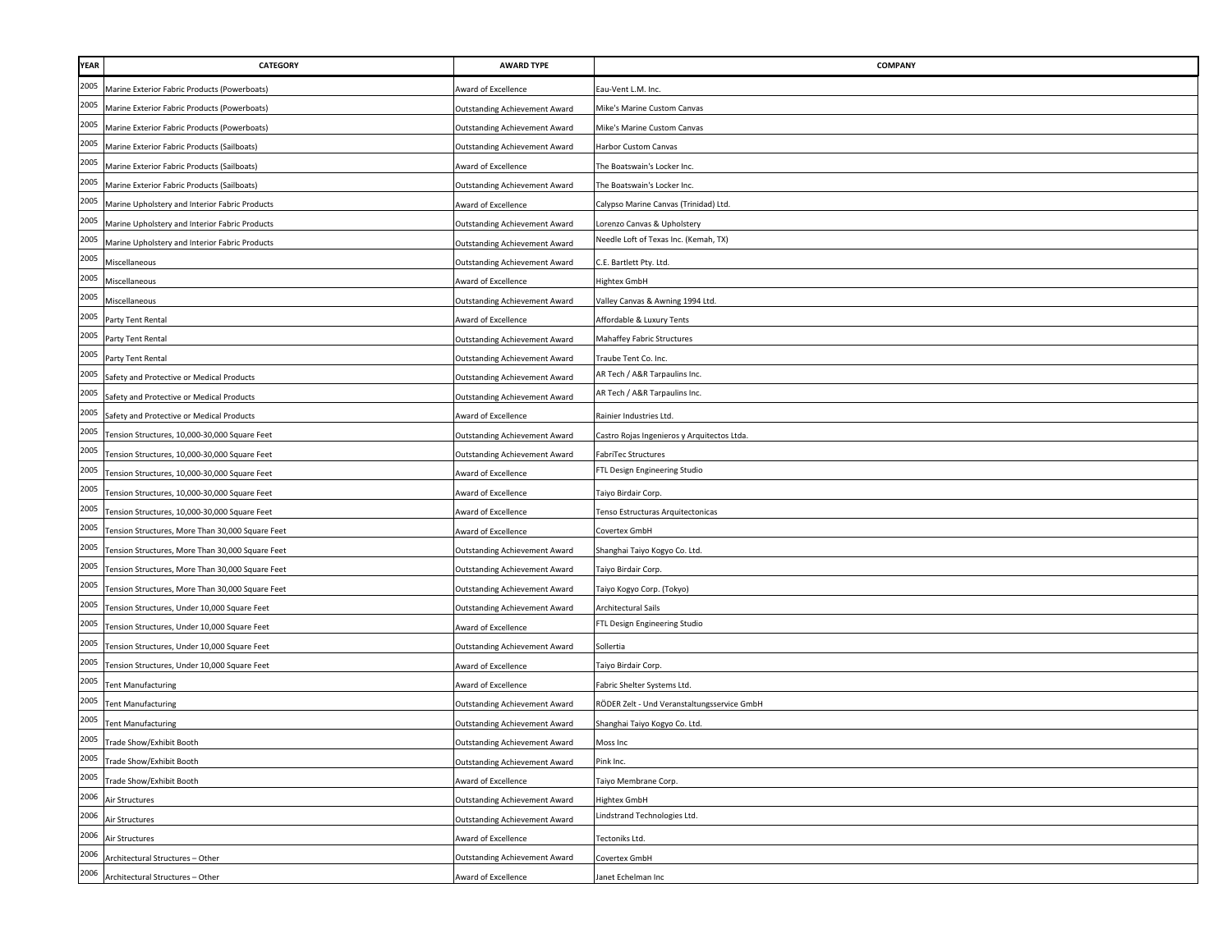| YEAR | CATEGORY | AWARD TYPE | COMPANY |
|---|---|---|---|
| 2005 | Marine Exterior Fabric Products (Powerboats) | Award of Excellence | Eau-Vent L.M. Inc. |
| 2005 | Marine Exterior Fabric Products (Powerboats) | Outstanding Achievement Award | Mike's Marine Custom Canvas |
| 2005 | Marine Exterior Fabric Products (Powerboats) | Outstanding Achievement Award | Mike's Marine Custom Canvas |
| 2005 | Marine Exterior Fabric Products (Sailboats) | Outstanding Achievement Award | Harbor Custom Canvas |
| 2005 | Marine Exterior Fabric Products (Sailboats) | Award of Excellence | The Boatswain's Locker Inc. |
| 2005 | Marine Exterior Fabric Products (Sailboats) | Outstanding Achievement Award | The Boatswain's Locker Inc. |
| 2005 | Marine Upholstery and Interior Fabric Products | Award of Excellence | Calypso Marine Canvas (Trinidad) Ltd. |
| 2005 | Marine Upholstery and Interior Fabric Products | Outstanding Achievement Award | Lorenzo Canvas & Upholstery |
| 2005 | Marine Upholstery and Interior Fabric Products | Outstanding Achievement Award | Needle Loft of Texas Inc. (Kemah, TX) |
| 2005 | Miscellaneous | Outstanding Achievement Award | C.E. Bartlett Pty. Ltd. |
| 2005 | Miscellaneous | Award of Excellence | Hightex GmbH |
| 2005 | Miscellaneous | Outstanding Achievement Award | Valley Canvas & Awning 1994 Ltd. |
| 2005 | Party Tent Rental | Award of Excellence | Affordable & Luxury Tents |
| 2005 | Party Tent Rental | Outstanding Achievement Award | Mahaffey Fabric Structures |
| 2005 | Party Tent Rental | Outstanding Achievement Award | Traube Tent Co. Inc. |
| 2005 | Safety and Protective or Medical Products | Outstanding Achievement Award | AR Tech / A&R Tarpaulins Inc. |
| 2005 | Safety and Protective or Medical Products | Outstanding Achievement Award | AR Tech / A&R Tarpaulins Inc. |
| 2005 | Safety and Protective or Medical Products | Award of Excellence | Rainier Industries Ltd. |
| 2005 | Tension Structures, 10,000-30,000 Square Feet | Outstanding Achievement Award | Castro Rojas Ingenieros y Arquitectos Ltda. |
| 2005 | Tension Structures, 10,000-30,000 Square Feet | Outstanding Achievement Award | FabriTec Structures |
| 2005 | Tension Structures, 10,000-30,000 Square Feet | Award of Excellence | FTL Design Engineering Studio |
| 2005 | Tension Structures, 10,000-30,000 Square Feet | Award of Excellence | Taiyo Birdair Corp. |
| 2005 | Tension Structures, 10,000-30,000 Square Feet | Award of Excellence | Tenso Estructuras Arquitectonicas |
| 2005 | Tension Structures, More Than 30,000 Square Feet | Award of Excellence | Covertex GmbH |
| 2005 | Tension Structures, More Than 30,000 Square Feet | Outstanding Achievement Award | Shanghai Taiyo Kogyo Co. Ltd. |
| 2005 | Tension Structures, More Than 30,000 Square Feet | Outstanding Achievement Award | Taiyo Birdair Corp. |
| 2005 | Tension Structures, More Than 30,000 Square Feet | Outstanding Achievement Award | Taiyo Kogyo Corp. (Tokyo) |
| 2005 | Tension Structures, Under 10,000 Square Feet | Outstanding Achievement Award | Architectural Sails |
| 2005 | Tension Structures, Under 10,000 Square Feet | Award of Excellence | FTL Design Engineering Studio |
| 2005 | Tension Structures, Under 10,000 Square Feet | Outstanding Achievement Award | Sollertia |
| 2005 | Tension Structures, Under 10,000 Square Feet | Award of Excellence | Taiyo Birdair Corp. |
| 2005 | Tent Manufacturing | Award of Excellence | Fabric Shelter Systems Ltd. |
| 2005 | Tent Manufacturing | Outstanding Achievement Award | RÖDER Zelt - Und Veranstaltungsservice GmbH |
| 2005 | Tent Manufacturing | Outstanding Achievement Award | Shanghai Taiyo Kogyo Co. Ltd. |
| 2005 | Trade Show/Exhibit Booth | Outstanding Achievement Award | Moss Inc |
| 2005 | Trade Show/Exhibit Booth | Outstanding Achievement Award | Pink Inc. |
| 2005 | Trade Show/Exhibit Booth | Award of Excellence | Taiyo Membrane Corp. |
| 2006 | Air Structures | Outstanding Achievement Award | Hightex GmbH |
| 2006 | Air Structures | Outstanding Achievement Award | Lindstrand Technologies Ltd. |
| 2006 | Air Structures | Award of Excellence | Tectoniks Ltd. |
| 2006 | Architectural Structures – Other | Outstanding Achievement Award | Covertex GmbH |
| 2006 | Architectural Structures – Other | Award of Excellence | Janet Echelman Inc |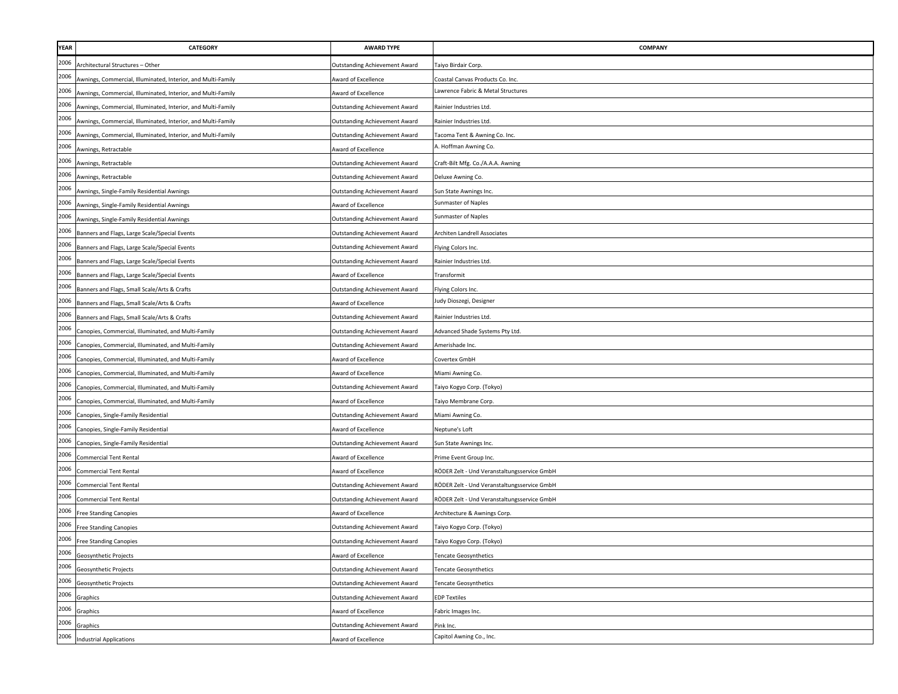| YEAR | CATEGORY | AWARD TYPE | COMPANY |
|---|---|---|---|
| 2006 | Architectural Structures – Other | Outstanding Achievement Award | Taiyo Birdair Corp. |
| 2006 | Awnings, Commercial, Illuminated, Interior, and Multi-Family | Award of Excellence | Coastal Canvas Products Co. Inc. |
| 2006 | Awnings, Commercial, Illuminated, Interior, and Multi-Family | Award of Excellence | Lawrence Fabric & Metal Structures |
| 2006 | Awnings, Commercial, Illuminated, Interior, and Multi-Family | Outstanding Achievement Award | Rainier Industries Ltd. |
| 2006 | Awnings, Commercial, Illuminated, Interior, and Multi-Family | Outstanding Achievement Award | Rainier Industries Ltd. |
| 2006 | Awnings, Commercial, Illuminated, Interior, and Multi-Family | Outstanding Achievement Award | Tacoma Tent & Awning Co. Inc. |
| 2006 | Awnings, Retractable | Award of Excellence | A. Hoffman Awning Co. |
| 2006 | Awnings, Retractable | Outstanding Achievement Award | Craft-Bilt Mfg. Co./A.A.A. Awning |
| 2006 | Awnings, Retractable | Outstanding Achievement Award | Deluxe Awning Co. |
| 2006 | Awnings, Single-Family Residential Awnings | Outstanding Achievement Award | Sun State Awnings Inc. |
| 2006 | Awnings, Single-Family Residential Awnings | Award of Excellence | Sunmaster of Naples |
| 2006 | Awnings, Single-Family Residential Awnings | Outstanding Achievement Award | Sunmaster of Naples |
| 2006 | Banners and Flags, Large Scale/Special Events | Outstanding Achievement Award | Architen Landrell Associates |
| 2006 | Banners and Flags, Large Scale/Special Events | Outstanding Achievement Award | Flying Colors Inc. |
| 2006 | Banners and Flags, Large Scale/Special Events | Outstanding Achievement Award | Rainier Industries Ltd. |
| 2006 | Banners and Flags, Large Scale/Special Events | Award of Excellence | Transformit |
| 2006 | Banners and Flags, Small Scale/Arts & Crafts | Outstanding Achievement Award | Flying Colors Inc. |
| 2006 | Banners and Flags, Small Scale/Arts & Crafts | Award of Excellence | Judy Dioszegi, Designer |
| 2006 | Banners and Flags, Small Scale/Arts & Crafts | Outstanding Achievement Award | Rainier Industries Ltd. |
| 2006 | Canopies, Commercial, Illuminated, and Multi-Family | Outstanding Achievement Award | Advanced Shade Systems Pty Ltd. |
| 2006 | Canopies, Commercial, Illuminated, and Multi-Family | Outstanding Achievement Award | Amerishade Inc. |
| 2006 | Canopies, Commercial, Illuminated, and Multi-Family | Award of Excellence | Covertex GmbH |
| 2006 | Canopies, Commercial, Illuminated, and Multi-Family | Award of Excellence | Miami Awning Co. |
| 2006 | Canopies, Commercial, Illuminated, and Multi-Family | Outstanding Achievement Award | Taiyo Kogyo Corp. (Tokyo) |
| 2006 | Canopies, Commercial, Illuminated, and Multi-Family | Award of Excellence | Taiyo Membrane Corp. |
| 2006 | Canopies, Single-Family Residential | Outstanding Achievement Award | Miami Awning Co. |
| 2006 | Canopies, Single-Family Residential | Award of Excellence | Neptune's Loft |
| 2006 | Canopies, Single-Family Residential | Outstanding Achievement Award | Sun State Awnings Inc. |
| 2006 | Commercial Tent Rental | Award of Excellence | Prime Event Group Inc. |
| 2006 | Commercial Tent Rental | Award of Excellence | RÖDER Zelt - Und Veranstaltungsservice GmbH |
| 2006 | Commercial Tent Rental | Outstanding Achievement Award | RÖDER Zelt - Und Veranstaltungsservice GmbH |
| 2006 | Commercial Tent Rental | Outstanding Achievement Award | RÖDER Zelt - Und Veranstaltungsservice GmbH |
| 2006 | Free Standing Canopies | Award of Excellence | Architecture & Awnings Corp. |
| 2006 | Free Standing Canopies | Outstanding Achievement Award | Taiyo Kogyo Corp. (Tokyo) |
| 2006 | Free Standing Canopies | Outstanding Achievement Award | Taiyo Kogyo Corp. (Tokyo) |
| 2006 | Geosynthetic Projects | Award of Excellence | Tencate Geosynthetics |
| 2006 | Geosynthetic Projects | Outstanding Achievement Award | Tencate Geosynthetics |
| 2006 | Geosynthetic Projects | Outstanding Achievement Award | Tencate Geosynthetics |
| 2006 | Graphics | Outstanding Achievement Award | EDP Textiles |
| 2006 | Graphics | Award of Excellence | Fabric Images Inc. |
| 2006 | Graphics | Outstanding Achievement Award | Pink Inc. |
| 2006 | Industrial Applications | Award of Excellence | Capitol Awning Co., Inc. |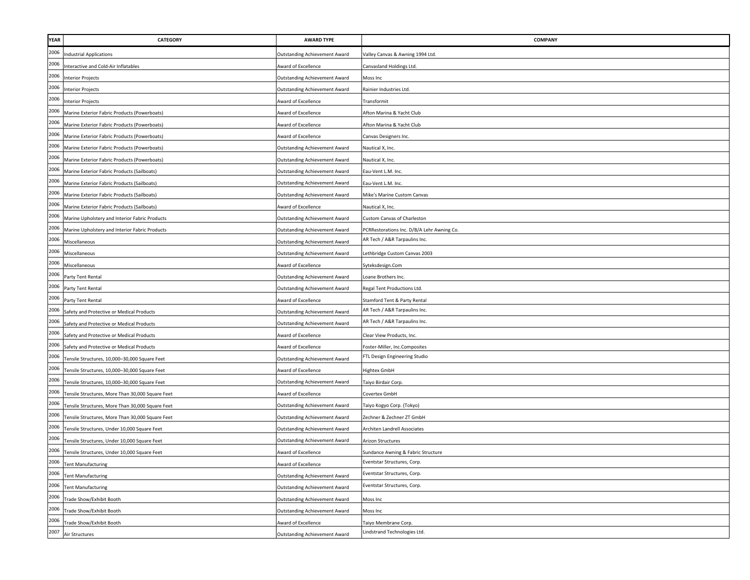| YEAR | CATEGORY | AWARD TYPE | COMPANY |
|---|---|---|---|
| 2006 | Industrial Applications | Outstanding Achievement Award | Valley Canvas & Awning 1994 Ltd. |
| 2006 | Interactive and Cold-Air Inflatables | Award of Excellence | Canvasland Holdings Ltd. |
| 2006 | Interior Projects | Outstanding Achievement Award | Moss Inc |
| 2006 | Interior Projects | Outstanding Achievement Award | Rainier Industries Ltd. |
| 2006 | Interior Projects | Award of Excellence | Transformit |
| 2006 | Marine Exterior Fabric Products (Powerboats) | Award of Excellence | Afton Marina & Yacht Club |
| 2006 | Marine Exterior Fabric Products (Powerboats) | Award of Excellence | Afton Marina & Yacht Club |
| 2006 | Marine Exterior Fabric Products (Powerboats) | Award of Excellence | Canvas Designers Inc. |
| 2006 | Marine Exterior Fabric Products (Powerboats) | Outstanding Achievement Award | Nautical X, Inc. |
| 2006 | Marine Exterior Fabric Products (Powerboats) | Outstanding Achievement Award | Nautical X, Inc. |
| 2006 | Marine Exterior Fabric Products (Sailboats) | Outstanding Achievement Award | Eau-Vent L.M. Inc. |
| 2006 | Marine Exterior Fabric Products (Sailboats) | Outstanding Achievement Award | Eau-Vent L.M. Inc. |
| 2006 | Marine Exterior Fabric Products (Sailboats) | Outstanding Achievement Award | Mike's Marine Custom Canvas |
| 2006 | Marine Exterior Fabric Products (Sailboats) | Award of Excellence | Nautical X, Inc. |
| 2006 | Marine Upholstery and Interior Fabric Products | Outstanding Achievement Award | Custom Canvas of Charleston |
| 2006 | Marine Upholstery and Interior Fabric Products | Outstanding Achievement Award | PCRRestorations Inc. D/B/A Lehr Awning Co. |
| 2006 | Miscellaneous | Outstanding Achievement Award | AR Tech / A&R Tarpaulins Inc. |
| 2006 | Miscellaneous | Outstanding Achievement Award | Lethbridge Custom Canvas 2003 |
| 2006 | Miscellaneous | Award of Excellence | Syteksdesign.Com |
| 2006 | Party Tent Rental | Outstanding Achievement Award | Loane Brothers Inc. |
| 2006 | Party Tent Rental | Outstanding Achievement Award | Regal Tent Productions Ltd. |
| 2006 | Party Tent Rental | Award of Excellence | Stamford Tent & Party Rental |
| 2006 | Safety and Protective or Medical Products | Outstanding Achievement Award | AR Tech / A&R Tarpaulins Inc. |
| 2006 | Safety and Protective or Medical Products | Outstanding Achievement Award | AR Tech / A&R Tarpaulins Inc. |
| 2006 | Safety and Protective or Medical Products | Award of Excellence | Clear View Products, Inc. |
| 2006 | Safety and Protective or Medical Products | Award of Excellence | Foster-Miller, Inc.Composites |
| 2006 | Tensile Structures, 10,000–30,000 Square Feet | Outstanding Achievement Award | FTL Design Engineering Studio |
| 2006 | Tensile Structures, 10,000–30,000 Square Feet | Award of Excellence | Hightex GmbH |
| 2006 | Tensile Structures, 10,000–30,000 Square Feet | Outstanding Achievement Award | Taiyo Birdair Corp. |
| 2006 | Tensile Structures, More Than 30,000 Square Feet | Award of Excellence | Covertex GmbH |
| 2006 | Tensile Structures, More Than 30,000 Square Feet | Outstanding Achievement Award | Taiyo Kogyo Corp. (Tokyo) |
| 2006 | Tensile Structures, More Than 30,000 Square Feet | Outstanding Achievement Award | Zechner & Zechner ZT GmbH |
| 2006 | Tensile Structures, Under 10,000 Square Feet | Outstanding Achievement Award | Architen Landrell Associates |
| 2006 | Tensile Structures, Under 10,000 Square Feet | Outstanding Achievement Award | Arizon Structures |
| 2006 | Tensile Structures, Under 10,000 Square Feet | Award of Excellence | Sundance Awning & Fabric Structure |
| 2006 | Tent Manufacturing | Award of Excellence | Eventstar Structures, Corp. |
| 2006 | Tent Manufacturing | Outstanding Achievement Award | Eventstar Structures, Corp. |
| 2006 | Tent Manufacturing | Outstanding Achievement Award | Eventstar Structures, Corp. |
| 2006 | Trade Show/Exhibit Booth | Outstanding Achievement Award | Moss Inc |
| 2006 | Trade Show/Exhibit Booth | Outstanding Achievement Award | Moss Inc |
| 2006 | Trade Show/Exhibit Booth | Award of Excellence | Taiyo Membrane Corp. |
| 2007 | Air Structures | Outstanding Achievement Award | Lindstrand Technologies Ltd. |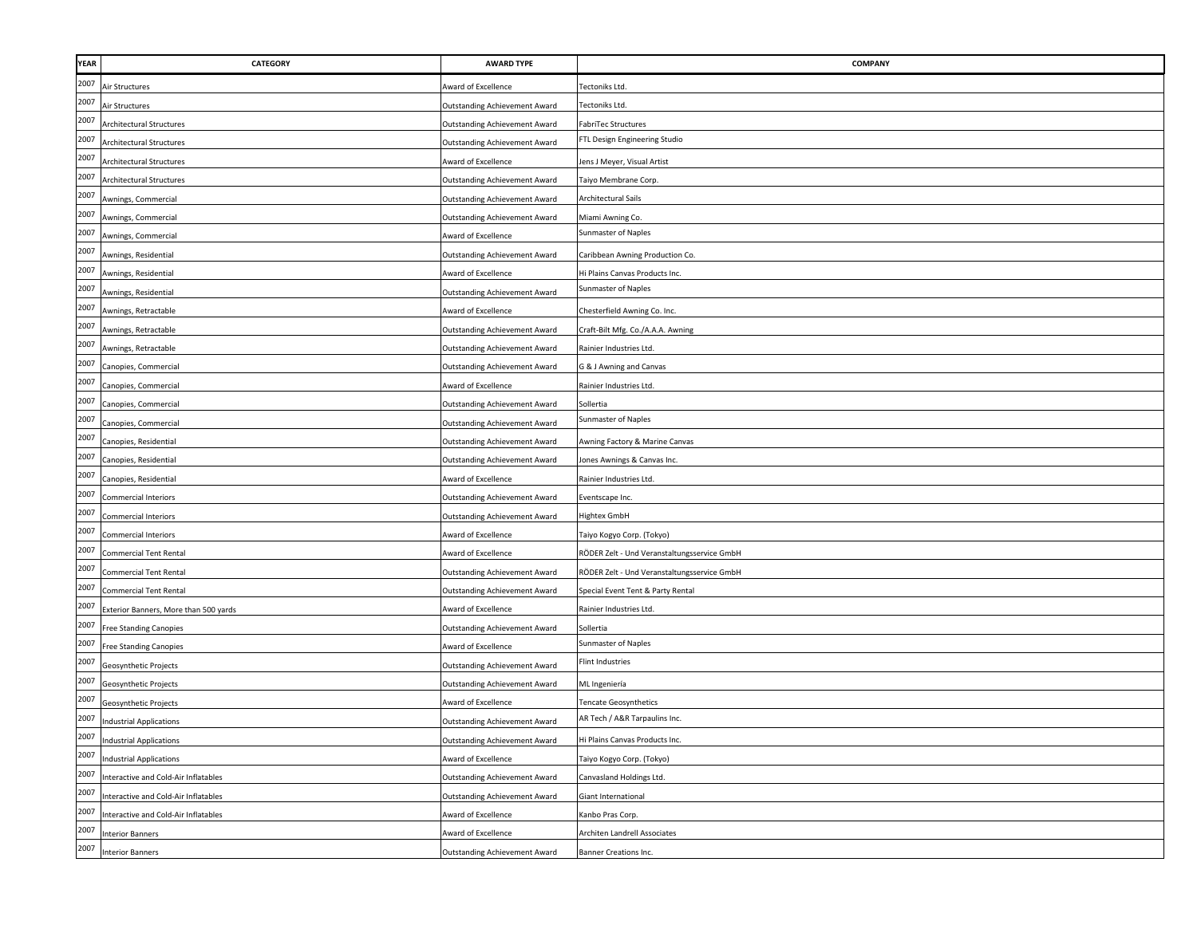| YEAR | CATEGORY | AWARD TYPE | COMPANY |
|---|---|---|---|
| 2007 | Air Structures | Award of Excellence | Tectoniks Ltd. |
| 2007 | Air Structures | Outstanding Achievement Award | Tectoniks Ltd. |
| 2007 | Architectural Structures | Outstanding Achievement Award | FabriTec Structures |
| 2007 | Architectural Structures | Outstanding Achievement Award | FTL Design Engineering Studio |
| 2007 | Architectural Structures | Award of Excellence | Jens J Meyer, Visual Artist |
| 2007 | Architectural Structures | Outstanding Achievement Award | Taiyo Membrane Corp. |
| 2007 | Awnings, Commercial | Outstanding Achievement Award | Architectural Sails |
| 2007 | Awnings, Commercial | Outstanding Achievement Award | Miami Awning Co. |
| 2007 | Awnings, Commercial | Award of Excellence | Sunmaster of Naples |
| 2007 | Awnings, Residential | Outstanding Achievement Award | Caribbean Awning Production Co. |
| 2007 | Awnings, Residential | Award of Excellence | Hi Plains Canvas Products Inc. |
| 2007 | Awnings, Residential | Outstanding Achievement Award | Sunmaster of Naples |
| 2007 | Awnings, Retractable | Award of Excellence | Chesterfield Awning Co. Inc. |
| 2007 | Awnings, Retractable | Outstanding Achievement Award | Craft-Bilt Mfg. Co./A.A.A. Awning |
| 2007 | Awnings, Retractable | Outstanding Achievement Award | Rainier Industries Ltd. |
| 2007 | Canopies, Commercial | Outstanding Achievement Award | G & J Awning and Canvas |
| 2007 | Canopies, Commercial | Award of Excellence | Rainier Industries Ltd. |
| 2007 | Canopies, Commercial | Outstanding Achievement Award | Sollertia |
| 2007 | Canopies, Commercial | Outstanding Achievement Award | Sunmaster of Naples |
| 2007 | Canopies, Residential | Outstanding Achievement Award | Awning Factory & Marine Canvas |
| 2007 | Canopies, Residential | Outstanding Achievement Award | Jones Awnings & Canvas Inc. |
| 2007 | Canopies, Residential | Award of Excellence | Rainier Industries Ltd. |
| 2007 | Commercial Interiors | Outstanding Achievement Award | Eventscape Inc. |
| 2007 | Commercial Interiors | Outstanding Achievement Award | Hightex GmbH |
| 2007 | Commercial Interiors | Award of Excellence | Taiyo Kogyo Corp. (Tokyo) |
| 2007 | Commercial Tent Rental | Award of Excellence | RÖDER Zelt - Und Veranstaltungsservice GmbH |
| 2007 | Commercial Tent Rental | Outstanding Achievement Award | RÖDER Zelt - Und Veranstaltungsservice GmbH |
| 2007 | Commercial Tent Rental | Outstanding Achievement Award | Special Event Tent & Party Rental |
| 2007 | Exterior Banners, More than 500 yards | Award of Excellence | Rainier Industries Ltd. |
| 2007 | Free Standing Canopies | Outstanding Achievement Award | Sollertia |
| 2007 | Free Standing Canopies | Award of Excellence | Sunmaster of Naples |
| 2007 | Geosynthetic Projects | Outstanding Achievement Award | Flint Industries |
| 2007 | Geosynthetic Projects | Outstanding Achievement Award | ML Ingeniería |
| 2007 | Geosynthetic Projects | Award of Excellence | Tencate Geosynthetics |
| 2007 | Industrial Applications | Outstanding Achievement Award | AR Tech / A&R Tarpaulins Inc. |
| 2007 | Industrial Applications | Outstanding Achievement Award | Hi Plains Canvas Products Inc. |
| 2007 | Industrial Applications | Award of Excellence | Taiyo Kogyo Corp. (Tokyo) |
| 2007 | Interactive and Cold-Air Inflatables | Outstanding Achievement Award | Canvasland Holdings Ltd. |
| 2007 | Interactive and Cold-Air Inflatables | Outstanding Achievement Award | Giant International |
| 2007 | Interactive and Cold-Air Inflatables | Award of Excellence | Kanbo Pras Corp. |
| 2007 | Interior Banners | Award of Excellence | Architen Landrell Associates |
| 2007 | Interior Banners | Outstanding Achievement Award | Banner Creations Inc. |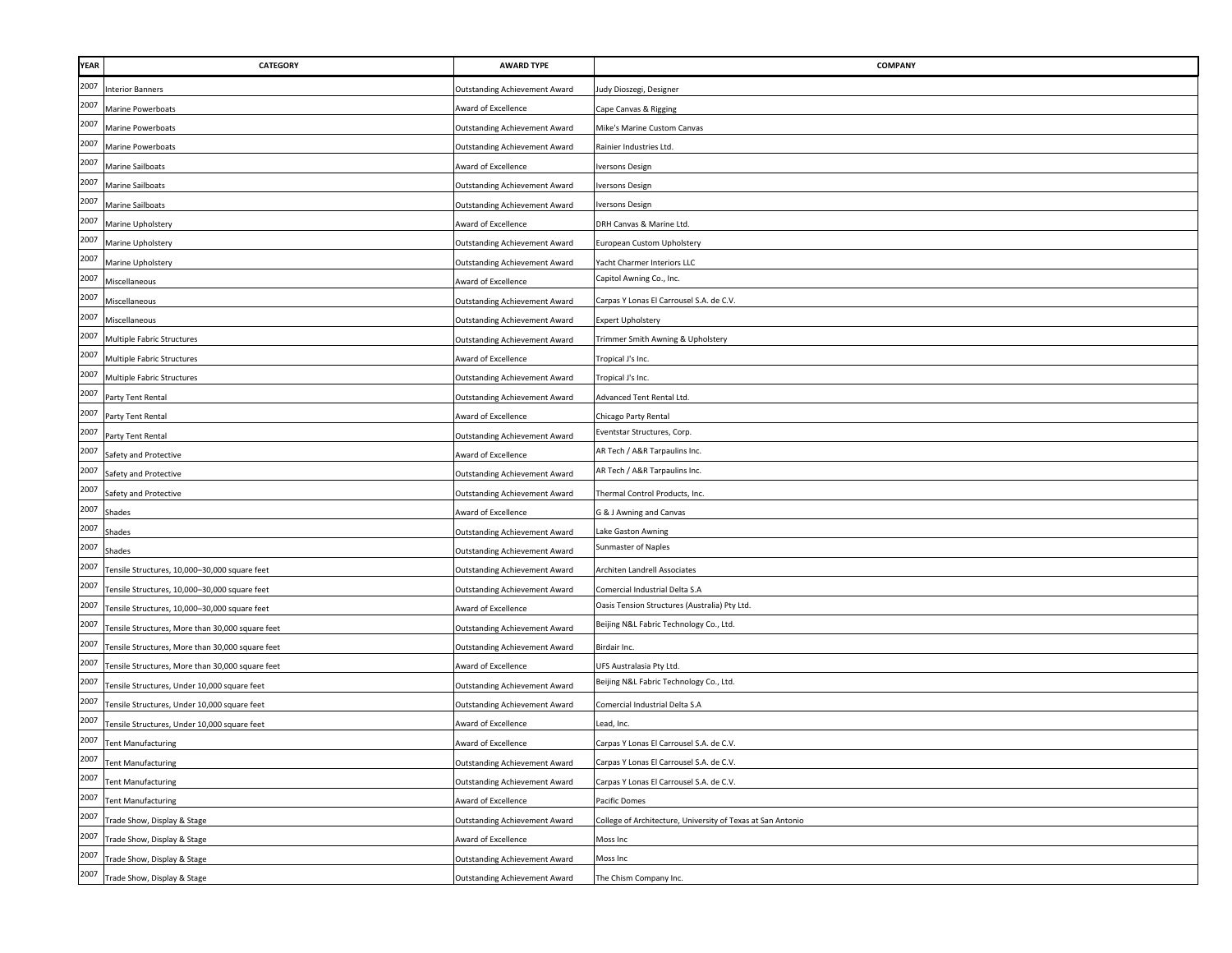| YEAR | CATEGORY | AWARD TYPE | COMPANY |
|---|---|---|---|
| 2007 | Interior Banners | Outstanding Achievement Award | Judy Dioszegi, Designer |
| 2007 | Marine Powerboats | Award of Excellence | Cape Canvas & Rigging |
| 2007 | Marine Powerboats | Outstanding Achievement Award | Mike's Marine Custom Canvas |
| 2007 | Marine Powerboats | Outstanding Achievement Award | Rainier Industries Ltd. |
| 2007 | Marine Sailboats | Award of Excellence | Iversons Design |
| 2007 | Marine Sailboats | Outstanding Achievement Award | Iversons Design |
| 2007 | Marine Sailboats | Outstanding Achievement Award | Iversons Design |
| 2007 | Marine Upholstery | Award of Excellence | DRH Canvas & Marine Ltd. |
| 2007 | Marine Upholstery | Outstanding Achievement Award | European Custom Upholstery |
| 2007 | Marine Upholstery | Outstanding Achievement Award | Yacht Charmer Interiors LLC |
| 2007 | Miscellaneous | Award of Excellence | Capitol Awning Co., Inc. |
| 2007 | Miscellaneous | Outstanding Achievement Award | Carpas Y Lonas El Carrousel S.A. de C.V. |
| 2007 | Miscellaneous | Outstanding Achievement Award | Expert Upholstery |
| 2007 | Multiple Fabric Structures | Outstanding Achievement Award | Trimmer Smith Awning & Upholstery |
| 2007 | Multiple Fabric Structures | Award of Excellence | Tropical J's Inc. |
| 2007 | Multiple Fabric Structures | Outstanding Achievement Award | Tropical J's Inc. |
| 2007 | Party Tent Rental | Outstanding Achievement Award | Advanced Tent Rental Ltd. |
| 2007 | Party Tent Rental | Award of Excellence | Chicago Party Rental |
| 2007 | Party Tent Rental | Outstanding Achievement Award | Eventstar Structures, Corp. |
| 2007 | Safety and Protective | Award of Excellence | AR Tech / A&R Tarpaulins Inc. |
| 2007 | Safety and Protective | Outstanding Achievement Award | AR Tech / A&R Tarpaulins Inc. |
| 2007 | Safety and Protective | Outstanding Achievement Award | Thermal Control Products, Inc. |
| 2007 | Shades | Award of Excellence | G & J Awning and Canvas |
| 2007 | Shades | Outstanding Achievement Award | Lake Gaston Awning |
| 2007 | Shades | Outstanding Achievement Award | Sunmaster of Naples |
| 2007 | Tensile Structures, 10,000–30,000 square feet | Outstanding Achievement Award | Architen Landrell Associates |
| 2007 | Tensile Structures, 10,000–30,000 square feet | Outstanding Achievement Award | Comercial Industrial Delta S.A |
| 2007 | Tensile Structures, 10,000–30,000 square feet | Award of Excellence | Oasis Tension Structures (Australia) Pty Ltd. |
| 2007 | Tensile Structures, More than 30,000 square feet | Outstanding Achievement Award | Beijing N&L Fabric Technology Co., Ltd. |
| 2007 | Tensile Structures, More than 30,000 square feet | Outstanding Achievement Award | Birdair Inc. |
| 2007 | Tensile Structures, More than 30,000 square feet | Award of Excellence | UFS Australasia Pty Ltd. |
| 2007 | Tensile Structures, Under 10,000 square feet | Outstanding Achievement Award | Beijing N&L Fabric Technology Co., Ltd. |
| 2007 | Tensile Structures, Under 10,000 square feet | Outstanding Achievement Award | Comercial Industrial Delta S.A |
| 2007 | Tensile Structures, Under 10,000 square feet | Award of Excellence | Lead, Inc. |
| 2007 | Tent Manufacturing | Award of Excellence | Carpas Y Lonas El Carrousel S.A. de C.V. |
| 2007 | Tent Manufacturing | Outstanding Achievement Award | Carpas Y Lonas El Carrousel S.A. de C.V. |
| 2007 | Tent Manufacturing | Outstanding Achievement Award | Carpas Y Lonas El Carrousel S.A. de C.V. |
| 2007 | Tent Manufacturing | Award of Excellence | Pacific Domes |
| 2007 | Trade Show, Display & Stage | Outstanding Achievement Award | College of Architecture, University of Texas at San Antonio |
| 2007 | Trade Show, Display & Stage | Award of Excellence | Moss Inc |
| 2007 | Trade Show, Display & Stage | Outstanding Achievement Award | Moss Inc |
| 2007 | Trade Show, Display & Stage | Outstanding Achievement Award | The Chism Company Inc. |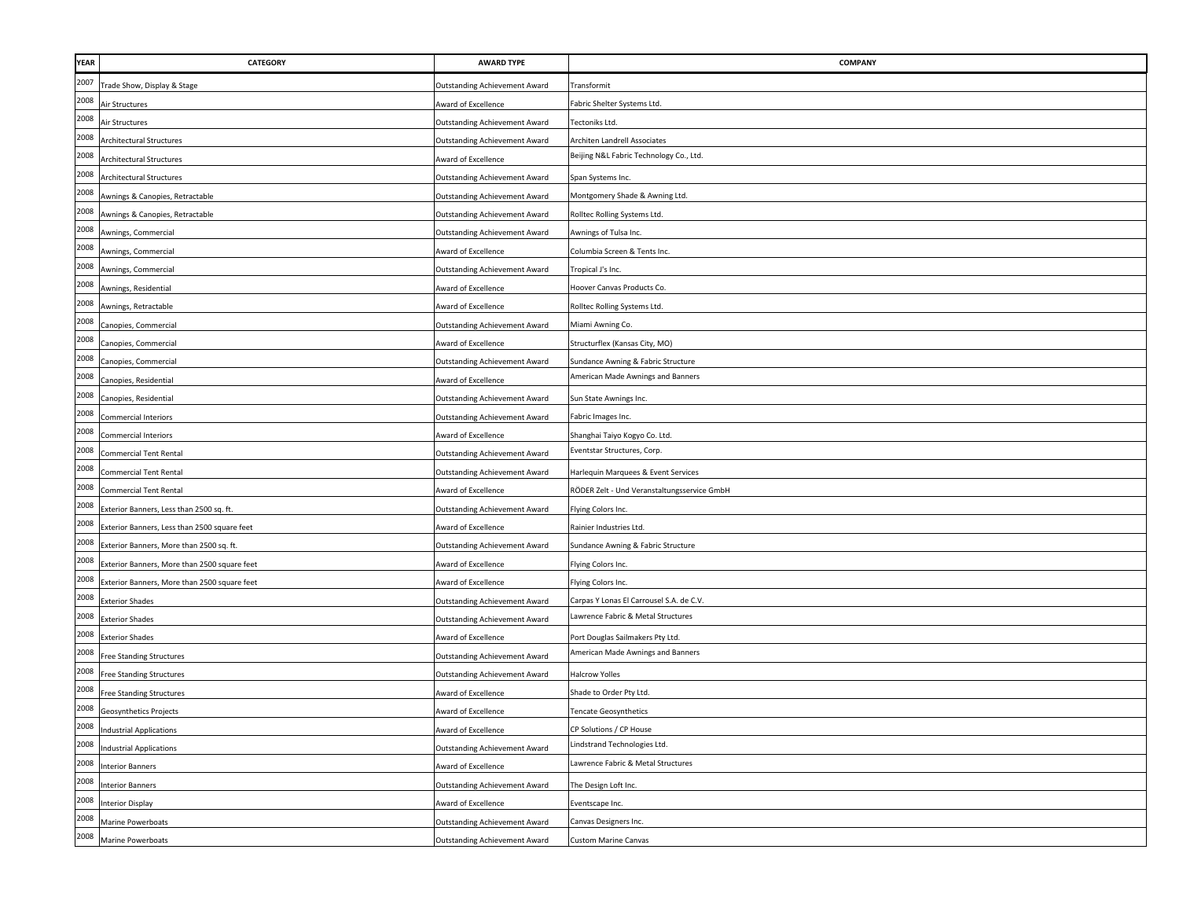| YEAR | CATEGORY | AWARD TYPE | COMPANY |
|---|---|---|---|
| 2007 | Trade Show, Display & Stage | Outstanding Achievement Award | Transformit |
| 2008 | Air Structures | Award of Excellence | Fabric Shelter Systems Ltd. |
| 2008 | Air Structures | Outstanding Achievement Award | Tectoniks Ltd. |
| 2008 | Architectural Structures | Outstanding Achievement Award | Architen Landrell Associates |
| 2008 | Architectural Structures | Award of Excellence | Beijing N&L Fabric Technology Co., Ltd. |
| 2008 | Architectural Structures | Outstanding Achievement Award | Span Systems Inc. |
| 2008 | Awnings & Canopies, Retractable | Outstanding Achievement Award | Montgomery Shade & Awning Ltd. |
| 2008 | Awnings & Canopies, Retractable | Outstanding Achievement Award | Rolltec Rolling Systems Ltd. |
| 2008 | Awnings, Commercial | Outstanding Achievement Award | Awnings of Tulsa Inc. |
| 2008 | Awnings, Commercial | Award of Excellence | Columbia Screen & Tents Inc. |
| 2008 | Awnings, Commercial | Outstanding Achievement Award | Tropical J's Inc. |
| 2008 | Awnings, Residential | Award of Excellence | Hoover Canvas Products Co. |
| 2008 | Awnings, Retractable | Award of Excellence | Rolltec Rolling Systems Ltd. |
| 2008 | Canopies, Commercial | Outstanding Achievement Award | Miami Awning Co. |
| 2008 | Canopies, Commercial | Award of Excellence | Structurflex (Kansas City, MO) |
| 2008 | Canopies, Commercial | Outstanding Achievement Award | Sundance Awning & Fabric Structure |
| 2008 | Canopies, Residential | Award of Excellence | American Made Awnings and Banners |
| 2008 | Canopies, Residential | Outstanding Achievement Award | Sun State Awnings Inc. |
| 2008 | Commercial Interiors | Outstanding Achievement Award | Fabric Images Inc. |
| 2008 | Commercial Interiors | Award of Excellence | Shanghai Taiyo Kogyo Co. Ltd. |
| 2008 | Commercial Tent Rental | Outstanding Achievement Award | Eventstar Structures, Corp. |
| 2008 | Commercial Tent Rental | Outstanding Achievement Award | Harlequin Marquees & Event Services |
| 2008 | Commercial Tent Rental | Award of Excellence | RÖDER Zelt - Und Veranstaltungsservice GmbH |
| 2008 | Exterior Banners, Less than 2500 sq. ft. | Outstanding Achievement Award | Flying Colors Inc. |
| 2008 | Exterior Banners, Less than 2500 square feet | Award of Excellence | Rainier Industries Ltd. |
| 2008 | Exterior Banners, More than 2500 sq. ft. | Outstanding Achievement Award | Sundance Awning & Fabric Structure |
| 2008 | Exterior Banners, More than 2500 square feet | Award of Excellence | Flying Colors Inc. |
| 2008 | Exterior Banners, More than 2500 square feet | Award of Excellence | Flying Colors Inc. |
| 2008 | Exterior Shades | Outstanding Achievement Award | Carpas Y Lonas El Carrousel S.A. de C.V. |
| 2008 | Exterior Shades | Outstanding Achievement Award | Lawrence Fabric & Metal Structures |
| 2008 | Exterior Shades | Award of Excellence | Port Douglas Sailmakers Pty Ltd. |
| 2008 | Free Standing Structures | Outstanding Achievement Award | American Made Awnings and Banners |
| 2008 | Free Standing Structures | Outstanding Achievement Award | Halcrow Yolles |
| 2008 | Free Standing Structures | Award of Excellence | Shade to Order Pty Ltd. |
| 2008 | Geosynthetics Projects | Award of Excellence | Tencate Geosynthetics |
| 2008 | Industrial Applications | Award of Excellence | CP Solutions / CP House |
| 2008 | Industrial Applications | Outstanding Achievement Award | Lindstrand Technologies Ltd. |
| 2008 | Interior Banners | Award of Excellence | Lawrence Fabric & Metal Structures |
| 2008 | Interior Banners | Outstanding Achievement Award | The Design Loft Inc. |
| 2008 | Interior Display | Award of Excellence | Eventscape Inc. |
| 2008 | Marine Powerboats | Outstanding Achievement Award | Canvas Designers Inc. |
| 2008 | Marine Powerboats | Outstanding Achievement Award | Custom Marine Canvas |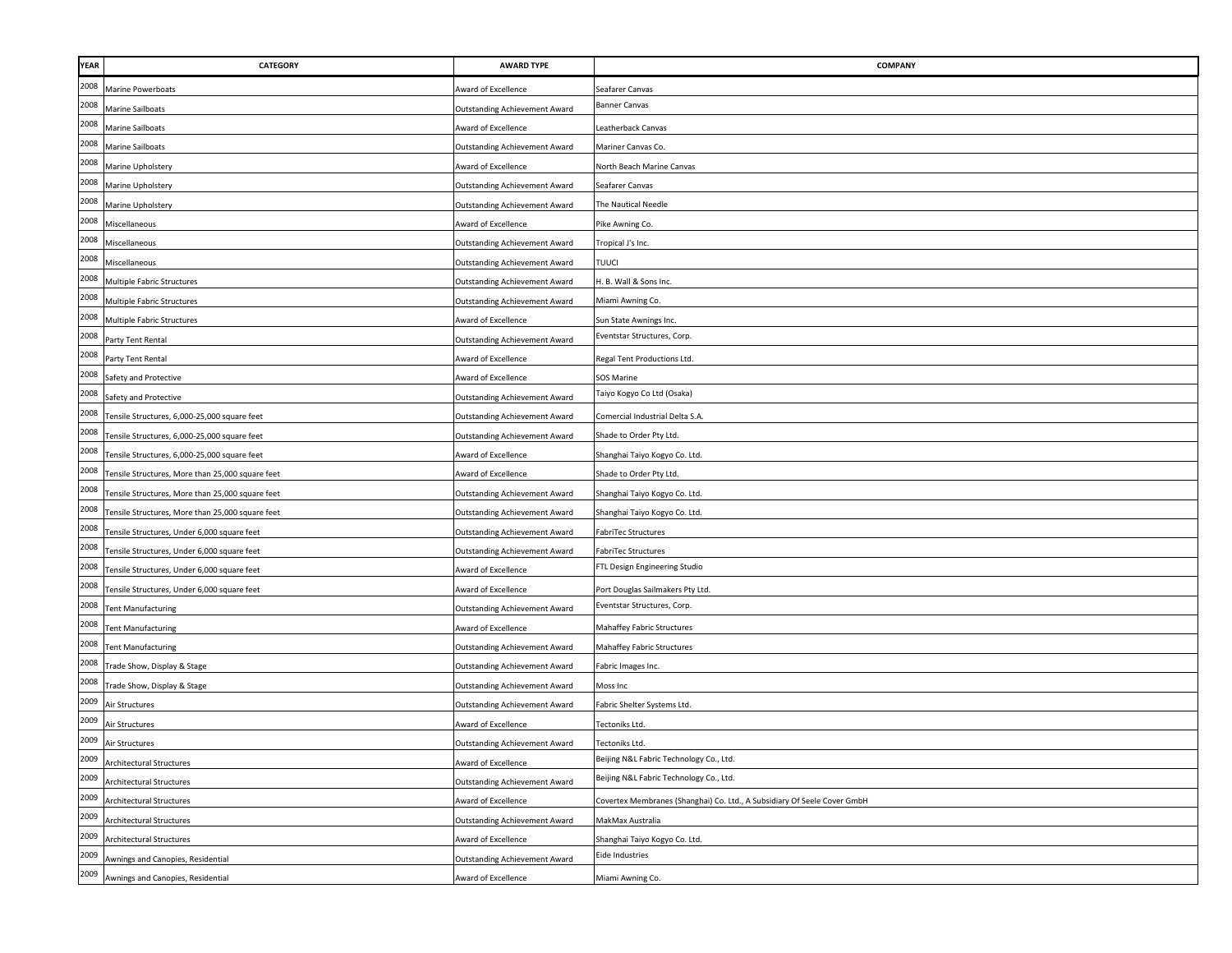| YEAR | CATEGORY | AWARD TYPE | COMPANY |
|---|---|---|---|
| 2008 | Marine Powerboats | Award of Excellence | Seafarer Canvas |
| 2008 | Marine Sailboats | Outstanding Achievement Award | Banner Canvas |
| 2008 | Marine Sailboats | Award of Excellence | Leatherback Canvas |
| 2008 | Marine Sailboats | Outstanding Achievement Award | Mariner Canvas Co. |
| 2008 | Marine Upholstery | Award of Excellence | North Beach Marine Canvas |
| 2008 | Marine Upholstery | Outstanding Achievement Award | Seafarer Canvas |
| 2008 | Marine Upholstery | Outstanding Achievement Award | The Nautical Needle |
| 2008 | Miscellaneous | Award of Excellence | Pike Awning Co. |
| 2008 | Miscellaneous | Outstanding Achievement Award | Tropical J's Inc. |
| 2008 | Miscellaneous | Outstanding Achievement Award | TUUCI |
| 2008 | Multiple Fabric Structures | Outstanding Achievement Award | H. B. Wall & Sons Inc. |
| 2008 | Multiple Fabric Structures | Outstanding Achievement Award | Miami Awning Co. |
| 2008 | Multiple Fabric Structures | Award of Excellence | Sun State Awnings Inc. |
| 2008 | Party Tent Rental | Outstanding Achievement Award | Eventstar Structures, Corp. |
| 2008 | Party Tent Rental | Award of Excellence | Regal Tent Productions Ltd. |
| 2008 | Safety and Protective | Award of Excellence | SOS Marine |
| 2008 | Safety and Protective | Outstanding Achievement Award | Taiyo Kogyo Co Ltd (Osaka) |
| 2008 | Tensile Structures, 6,000-25,000 square feet | Outstanding Achievement Award | Comercial Industrial Delta S.A. |
| 2008 | Tensile Structures, 6,000-25,000 square feet | Outstanding Achievement Award | Shade to Order Pty Ltd. |
| 2008 | Tensile Structures, 6,000-25,000 square feet | Award of Excellence | Shanghai Taiyo Kogyo Co. Ltd. |
| 2008 | Tensile Structures, More than 25,000 square feet | Award of Excellence | Shade to Order Pty Ltd. |
| 2008 | Tensile Structures, More than 25,000 square feet | Outstanding Achievement Award | Shanghai Taiyo Kogyo Co. Ltd. |
| 2008 | Tensile Structures, More than 25,000 square feet | Outstanding Achievement Award | Shanghai Taiyo Kogyo Co. Ltd. |
| 2008 | Tensile Structures, Under 6,000 square feet | Outstanding Achievement Award | FabriTec Structures |
| 2008 | Tensile Structures, Under 6,000 square feet | Outstanding Achievement Award | FabriTec Structures |
| 2008 | Tensile Structures, Under 6,000 square feet | Award of Excellence | FTL Design Engineering Studio |
| 2008 | Tensile Structures, Under 6,000 square feet | Award of Excellence | Port Douglas Sailmakers Pty Ltd. |
| 2008 | Tent Manufacturing | Outstanding Achievement Award | Eventstar Structures, Corp. |
| 2008 | Tent Manufacturing | Award of Excellence | Mahaffey Fabric Structures |
| 2008 | Tent Manufacturing | Outstanding Achievement Award | Mahaffey Fabric Structures |
| 2008 | Trade Show, Display & Stage | Outstanding Achievement Award | Fabric Images Inc. |
| 2008 | Trade Show, Display & Stage | Outstanding Achievement Award | Moss Inc |
| 2009 | Air Structures | Outstanding Achievement Award | Fabric Shelter Systems Ltd. |
| 2009 | Air Structures | Award of Excellence | Tectoniks Ltd. |
| 2009 | Air Structures | Outstanding Achievement Award | Tectoniks Ltd. |
| 2009 | Architectural Structures | Award of Excellence | Beijing N&L Fabric Technology Co., Ltd. |
| 2009 | Architectural Structures | Outstanding Achievement Award | Beijing N&L Fabric Technology Co., Ltd. |
| 2009 | Architectural Structures | Award of Excellence | Covertex Membranes (Shanghai) Co. Ltd., A Subsidiary Of Seele Cover GmbH |
| 2009 | Architectural Structures | Outstanding Achievement Award | MakMax Australia |
| 2009 | Architectural Structures | Award of Excellence | Shanghai Taiyo Kogyo Co. Ltd. |
| 2009 | Awnings and Canopies, Residential | Outstanding Achievement Award | Eide Industries |
| 2009 | Awnings and Canopies, Residential | Award of Excellence | Miami Awning Co. |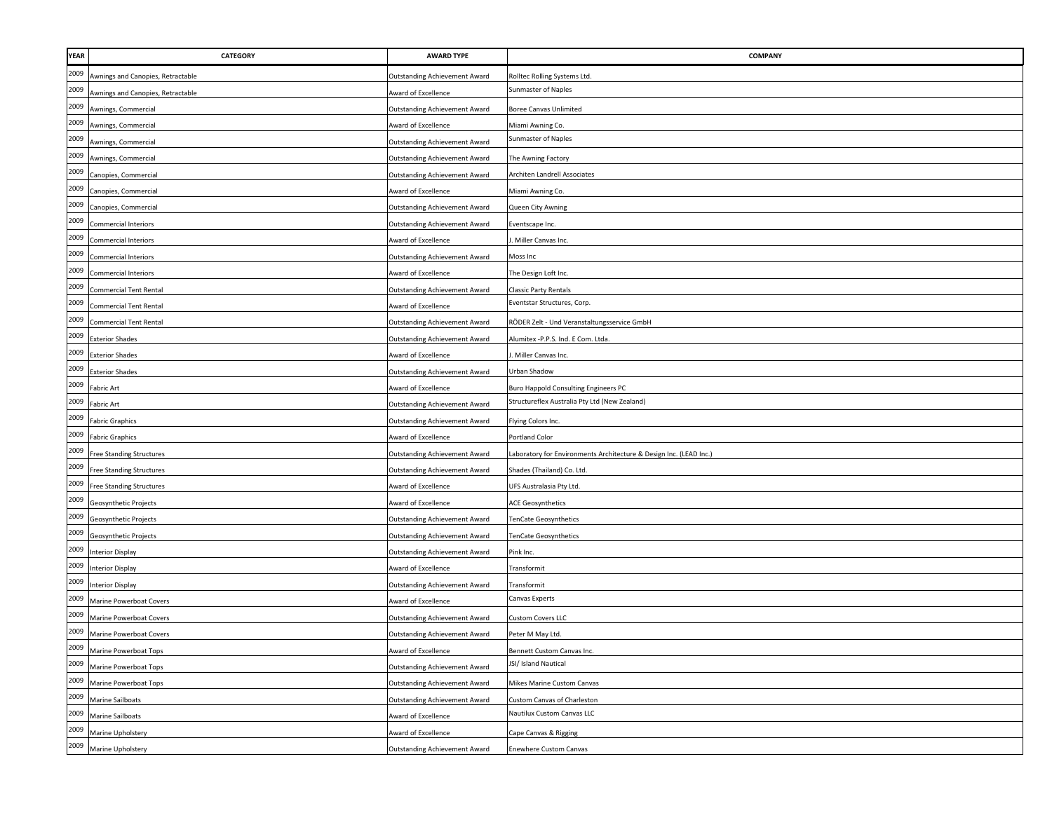| YEAR | CATEGORY | AWARD TYPE | COMPANY |
|---|---|---|---|
| 2009 | Awnings and Canopies, Retractable | Outstanding Achievement Award | Rolltec Rolling Systems Ltd. |
| 2009 | Awnings and Canopies, Retractable | Award of Excellence | Sunmaster of Naples |
| 2009 | Awnings, Commercial | Outstanding Achievement Award | Boree Canvas Unlimited |
| 2009 | Awnings, Commercial | Award of Excellence | Miami Awning Co. |
| 2009 | Awnings, Commercial | Outstanding Achievement Award | Sunmaster of Naples |
| 2009 | Awnings, Commercial | Outstanding Achievement Award | The Awning Factory |
| 2009 | Canopies, Commercial | Outstanding Achievement Award | Architen Landrell Associates |
| 2009 | Canopies, Commercial | Award of Excellence | Miami Awning Co. |
| 2009 | Canopies, Commercial | Outstanding Achievement Award | Queen City Awning |
| 2009 | Commercial Interiors | Outstanding Achievement Award | Eventscape Inc. |
| 2009 | Commercial Interiors | Award of Excellence | J. Miller Canvas Inc. |
| 2009 | Commercial Interiors | Outstanding Achievement Award | Moss Inc |
| 2009 | Commercial Interiors | Award of Excellence | The Design Loft Inc. |
| 2009 | Commercial Tent Rental | Outstanding Achievement Award | Classic Party Rentals |
| 2009 | Commercial Tent Rental | Award of Excellence | Eventstar Structures, Corp. |
| 2009 | Commercial Tent Rental | Outstanding Achievement Award | RÖDER Zelt - Und Veranstaltungsservice GmbH |
| 2009 | Exterior Shades | Outstanding Achievement Award | Alumitex -P.P.S. Ind. E Com. Ltda. |
| 2009 | Exterior Shades | Award of Excellence | J. Miller Canvas Inc. |
| 2009 | Exterior Shades | Outstanding Achievement Award | Urban Shadow |
| 2009 | Fabric Art | Award of Excellence | Buro Happold Consulting Engineers PC |
| 2009 | Fabric Art | Outstanding Achievement Award | Structureflex Australia Pty Ltd (New Zealand) |
| 2009 | Fabric Graphics | Outstanding Achievement Award | Flying Colors Inc. |
| 2009 | Fabric Graphics | Award of Excellence | Portland Color |
| 2009 | Free Standing Structures | Outstanding Achievement Award | Laboratory for Environments Architecture & Design Inc. (LEAD Inc.) |
| 2009 | Free Standing Structures | Outstanding Achievement Award | Shades (Thailand) Co. Ltd. |
| 2009 | Free Standing Structures | Award of Excellence | UFS Australasia Pty Ltd. |
| 2009 | Geosynthetic Projects | Award of Excellence | ACE Geosynthetics |
| 2009 | Geosynthetic Projects | Outstanding Achievement Award | TenCate Geosynthetics |
| 2009 | Geosynthetic Projects | Outstanding Achievement Award | TenCate Geosynthetics |
| 2009 | Interior Display | Outstanding Achievement Award | Pink Inc. |
| 2009 | Interior Display | Award of Excellence | Transformit |
| 2009 | Interior Display | Outstanding Achievement Award | Transformit |
| 2009 | Marine Powerboat Covers | Award of Excellence | Canvas Experts |
| 2009 | Marine Powerboat Covers | Outstanding Achievement Award | Custom Covers LLC |
| 2009 | Marine Powerboat Covers | Outstanding Achievement Award | Peter M May Ltd. |
| 2009 | Marine Powerboat Tops | Award of Excellence | Bennett Custom Canvas Inc. |
| 2009 | Marine Powerboat Tops | Outstanding Achievement Award | JSI/ Island Nautical |
| 2009 | Marine Powerboat Tops | Outstanding Achievement Award | Mikes Marine Custom Canvas |
| 2009 | Marine Sailboats | Outstanding Achievement Award | Custom Canvas of Charleston |
| 2009 | Marine Sailboats | Award of Excellence | Nautilux Custom Canvas LLC |
| 2009 | Marine Upholstery | Award of Excellence | Cape Canvas & Rigging |
| 2009 | Marine Upholstery | Outstanding Achievement Award | Enewhere Custom Canvas |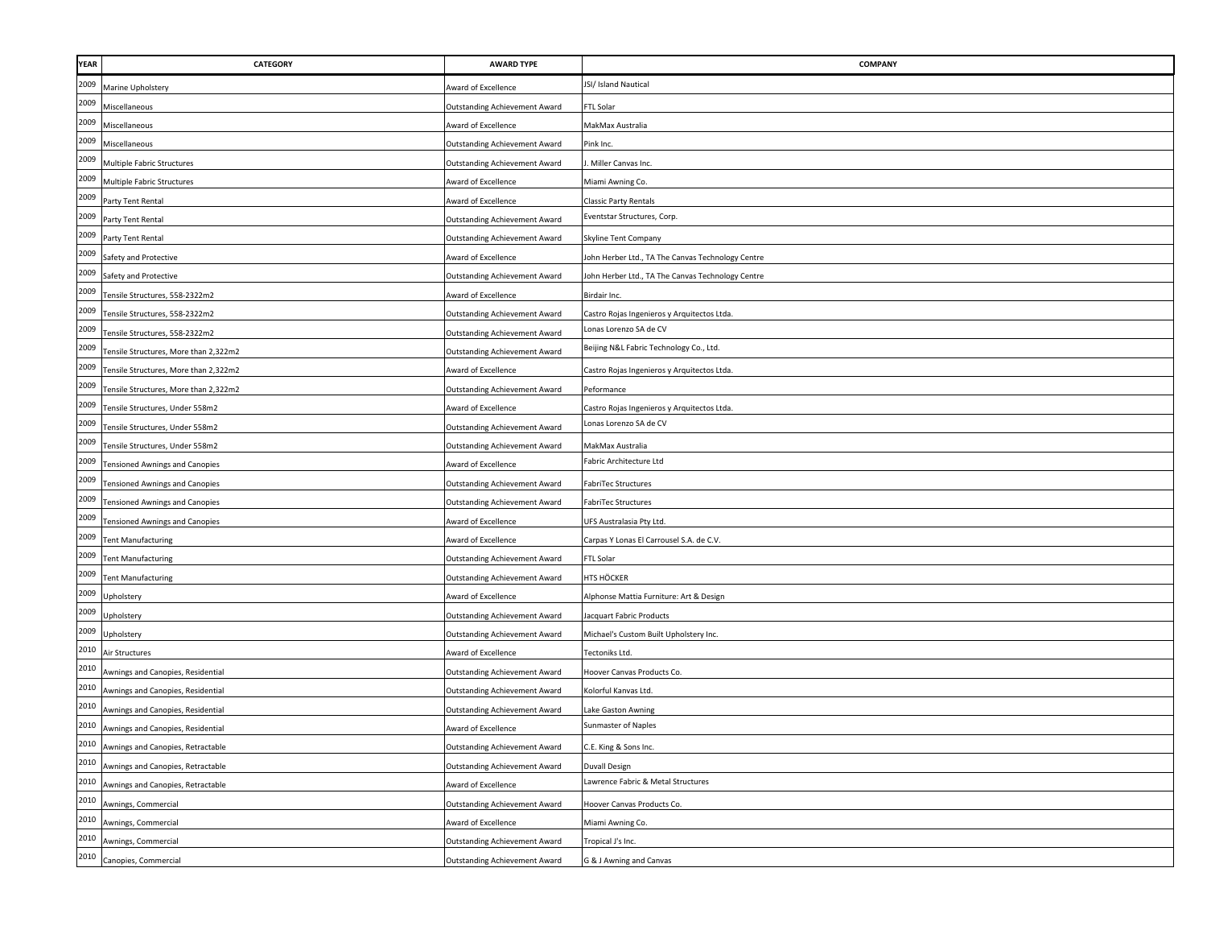| YEAR | CATEGORY | AWARD TYPE | COMPANY |
|---|---|---|---|
| 2009 | Marine Upholstery | Award of Excellence | JSI/ Island Nautical |
| 2009 | Miscellaneous | Outstanding Achievement Award | FTL Solar |
| 2009 | Miscellaneous | Award of Excellence | MakMax Australia |
| 2009 | Miscellaneous | Outstanding Achievement Award | Pink Inc. |
| 2009 | Multiple Fabric Structures | Outstanding Achievement Award | J. Miller Canvas Inc. |
| 2009 | Multiple Fabric Structures | Award of Excellence | Miami Awning Co. |
| 2009 | Party Tent Rental | Award of Excellence | Classic Party Rentals |
| 2009 | Party Tent Rental | Outstanding Achievement Award | Eventstar Structures, Corp. |
| 2009 | Party Tent Rental | Outstanding Achievement Award | Skyline Tent Company |
| 2009 | Safety and Protective | Award of Excellence | John Herber Ltd., TA The Canvas Technology Centre |
| 2009 | Safety and Protective | Outstanding Achievement Award | John Herber Ltd., TA The Canvas Technology Centre |
| 2009 | Tensile Structures, 558-2322m2 | Award of Excellence | Birdair Inc. |
| 2009 | Tensile Structures, 558-2322m2 | Outstanding Achievement Award | Castro Rojas Ingenieros y Arquitectos Ltda. |
| 2009 | Tensile Structures, 558-2322m2 | Outstanding Achievement Award | Lonas Lorenzo SA de CV |
| 2009 | Tensile Structures, More than 2,322m2 | Outstanding Achievement Award | Beijing N&L Fabric Technology Co., Ltd. |
| 2009 | Tensile Structures, More than 2,322m2 | Award of Excellence | Castro Rojas Ingenieros y Arquitectos Ltda. |
| 2009 | Tensile Structures, More than 2,322m2 | Outstanding Achievement Award | Peformance |
| 2009 | Tensile Structures, Under 558m2 | Award of Excellence | Castro Rojas Ingenieros y Arquitectos Ltda. |
| 2009 | Tensile Structures, Under 558m2 | Outstanding Achievement Award | Lonas Lorenzo SA de CV |
| 2009 | Tensile Structures, Under 558m2 | Outstanding Achievement Award | MakMax Australia |
| 2009 | Tensioned Awnings and Canopies | Award of Excellence | Fabric Architecture Ltd |
| 2009 | Tensioned Awnings and Canopies | Outstanding Achievement Award | FabriTec Structures |
| 2009 | Tensioned Awnings and Canopies | Outstanding Achievement Award | FabriTec Structures |
| 2009 | Tensioned Awnings and Canopies | Award of Excellence | UFS Australasia Pty Ltd. |
| 2009 | Tent Manufacturing | Award of Excellence | Carpas Y Lonas El Carrousel S.A. de C.V. |
| 2009 | Tent Manufacturing | Outstanding Achievement Award | FTL Solar |
| 2009 | Tent Manufacturing | Outstanding Achievement Award | HTS HÖCKER |
| 2009 | Upholstery | Award of Excellence | Alphonse Mattia Furniture: Art & Design |
| 2009 | Upholstery | Outstanding Achievement Award | Jacquart Fabric Products |
| 2009 | Upholstery | Outstanding Achievement Award | Michael's Custom Built Upholstery Inc. |
| 2010 | Air Structures | Award of Excellence | Tectoniks Ltd. |
| 2010 | Awnings and Canopies, Residential | Outstanding Achievement Award | Hoover Canvas Products Co. |
| 2010 | Awnings and Canopies, Residential | Outstanding Achievement Award | Kolorful Kanvas Ltd. |
| 2010 | Awnings and Canopies, Residential | Outstanding Achievement Award | Lake Gaston Awning |
| 2010 | Awnings and Canopies, Residential | Award of Excellence | Sunmaster of Naples |
| 2010 | Awnings and Canopies, Retractable | Outstanding Achievement Award | C.E. King & Sons Inc. |
| 2010 | Awnings and Canopies, Retractable | Outstanding Achievement Award | Duvall Design |
| 2010 | Awnings and Canopies, Retractable | Award of Excellence | Lawrence Fabric & Metal Structures |
| 2010 | Awnings, Commercial | Outstanding Achievement Award | Hoover Canvas Products Co. |
| 2010 | Awnings, Commercial | Award of Excellence | Miami Awning Co. |
| 2010 | Awnings, Commercial | Outstanding Achievement Award | Tropical J's Inc. |
| 2010 | Canopies, Commercial | Outstanding Achievement Award | G & J Awning and Canvas |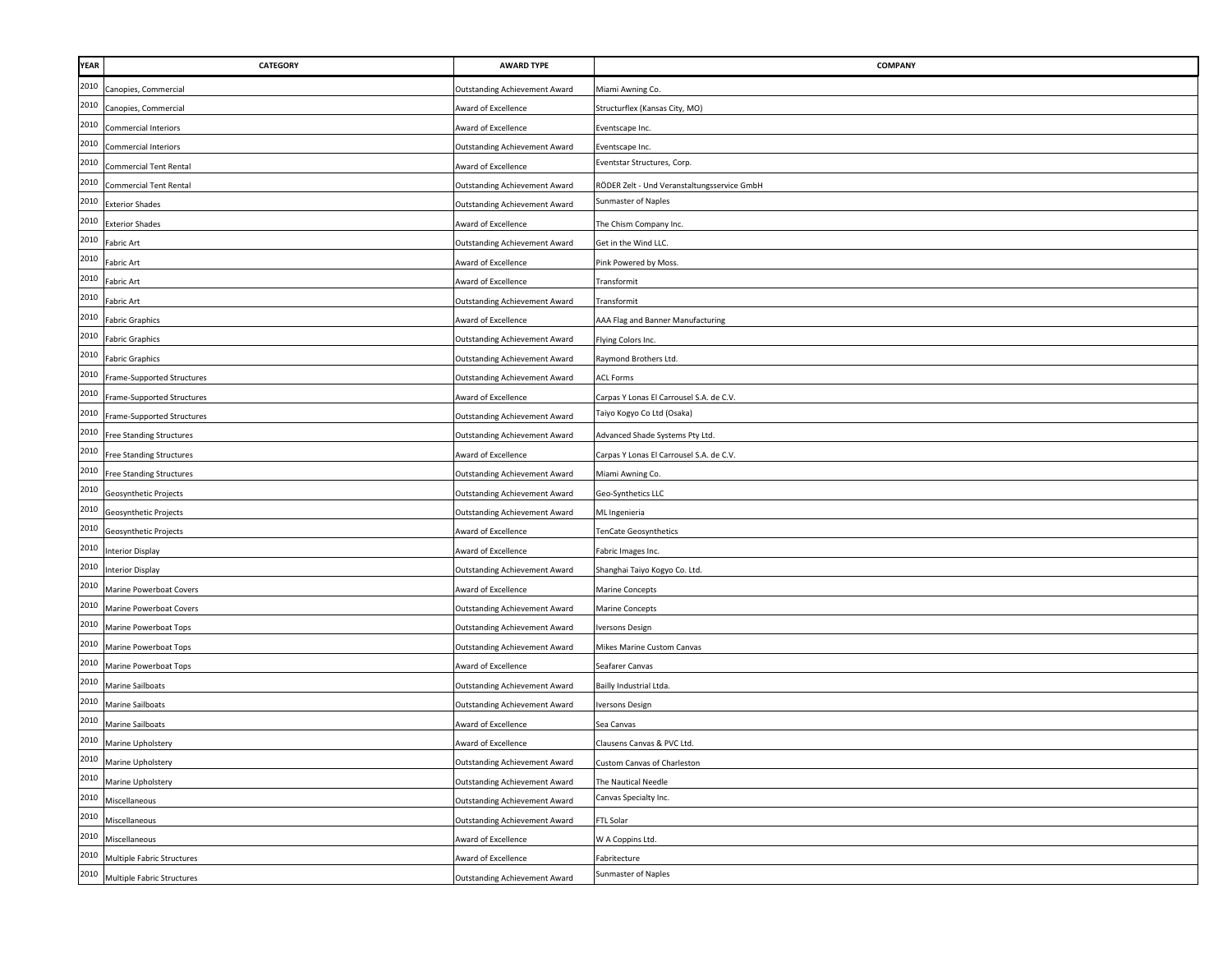| YEAR | CATEGORY | AWARD TYPE | COMPANY |
|---|---|---|---|
| 2010 | Canopies, Commercial | Outstanding Achievement Award | Miami Awning Co. |
| 2010 | Canopies, Commercial | Award of Excellence | Structurflex (Kansas City, MO) |
| 2010 | Commercial Interiors | Award of Excellence | Eventscape Inc. |
| 2010 | Commercial Interiors | Outstanding Achievement Award | Eventscape Inc. |
| 2010 | Commercial Tent Rental | Award of Excellence | Eventstar Structures, Corp. |
| 2010 | Commercial Tent Rental | Outstanding Achievement Award | RÖDER Zelt - Und Veranstaltungsservice GmbH |
| 2010 | Exterior Shades | Outstanding Achievement Award | Sunmaster of Naples |
| 2010 | Exterior Shades | Award of Excellence | The Chism Company Inc. |
| 2010 | Fabric Art | Outstanding Achievement Award | Get in the Wind LLC. |
| 2010 | Fabric Art | Award of Excellence | Pink Powered by Moss. |
| 2010 | Fabric Art | Award of Excellence | Transformit |
| 2010 | Fabric Art | Outstanding Achievement Award | Transformit |
| 2010 | Fabric Graphics | Award of Excellence | AAA Flag and Banner Manufacturing |
| 2010 | Fabric Graphics | Outstanding Achievement Award | Flying Colors Inc. |
| 2010 | Fabric Graphics | Outstanding Achievement Award | Raymond Brothers Ltd. |
| 2010 | Frame-Supported Structures | Outstanding Achievement Award | ACL Forms |
| 2010 | Frame-Supported Structures | Award of Excellence | Carpas Y Lonas El Carrousel S.A. de C.V. |
| 2010 | Frame-Supported Structures | Outstanding Achievement Award | Taiyo Kogyo Co Ltd (Osaka) |
| 2010 | Free Standing Structures | Outstanding Achievement Award | Advanced Shade Systems Pty Ltd. |
| 2010 | Free Standing Structures | Award of Excellence | Carpas Y Lonas El Carrousel S.A. de C.V. |
| 2010 | Free Standing Structures | Outstanding Achievement Award | Miami Awning Co. |
| 2010 | Geosynthetic Projects | Outstanding Achievement Award | Geo-Synthetics LLC |
| 2010 | Geosynthetic Projects | Outstanding Achievement Award | ML Ingenieria |
| 2010 | Geosynthetic Projects | Award of Excellence | TenCate Geosynthetics |
| 2010 | Interior Display | Award of Excellence | Fabric Images Inc. |
| 2010 | Interior Display | Outstanding Achievement Award | Shanghai Taiyo Kogyo Co. Ltd. |
| 2010 | Marine Powerboat Covers | Award of Excellence | Marine Concepts |
| 2010 | Marine Powerboat Covers | Outstanding Achievement Award | Marine Concepts |
| 2010 | Marine Powerboat Tops | Outstanding Achievement Award | Iversons Design |
| 2010 | Marine Powerboat Tops | Outstanding Achievement Award | Mikes Marine Custom Canvas |
| 2010 | Marine Powerboat Tops | Award of Excellence | Seafarer Canvas |
| 2010 | Marine Sailboats | Outstanding Achievement Award | Bailly Industrial Ltda. |
| 2010 | Marine Sailboats | Outstanding Achievement Award | Iversons Design |
| 2010 | Marine Sailboats | Award of Excellence | Sea Canvas |
| 2010 | Marine Upholstery | Award of Excellence | Clausens Canvas & PVC Ltd. |
| 2010 | Marine Upholstery | Outstanding Achievement Award | Custom Canvas of Charleston |
| 2010 | Marine Upholstery | Outstanding Achievement Award | The Nautical Needle |
| 2010 | Miscellaneous | Outstanding Achievement Award | Canvas Specialty Inc. |
| 2010 | Miscellaneous | Outstanding Achievement Award | FTL Solar |
| 2010 | Miscellaneous | Award of Excellence | W A Coppins Ltd. |
| 2010 | Multiple Fabric Structures | Award of Excellence | Fabritecture |
| 2010 | Multiple Fabric Structures | Outstanding Achievement Award | Sunmaster of Naples |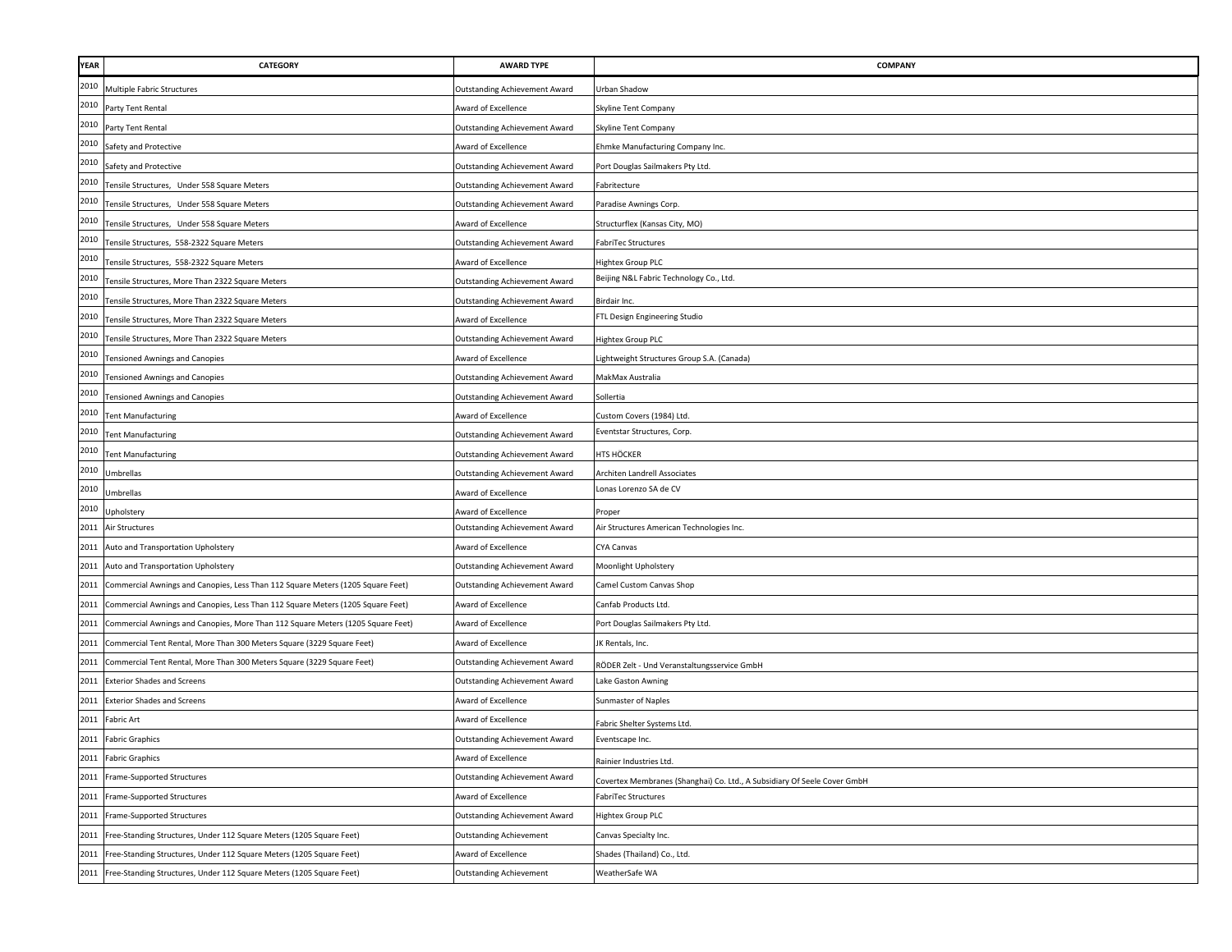| YEAR | CATEGORY | AWARD TYPE | COMPANY |
|---|---|---|---|
| 2010 | Multiple Fabric Structures | Outstanding Achievement Award | Urban Shadow |
| 2010 | Party Tent Rental | Award of Excellence | Skyline Tent Company |
| 2010 | Party Tent Rental | Outstanding Achievement Award | Skyline Tent Company |
| 2010 | Safety and Protective | Award of Excellence | Ehmke Manufacturing Company Inc. |
| 2010 | Safety and Protective | Outstanding Achievement Award | Port Douglas Sailmakers Pty Ltd. |
| 2010 | Tensile Structures, Under 558 Square Meters | Outstanding Achievement Award | Fabritecture |
| 2010 | Tensile Structures, Under 558 Square Meters | Outstanding Achievement Award | Paradise Awnings Corp. |
| 2010 | Tensile Structures, Under 558 Square Meters | Award of Excellence | Structurflex (Kansas City, MO) |
| 2010 | Tensile Structures, 558-2322 Square Meters | Outstanding Achievement Award | FabriTec Structures |
| 2010 | Tensile Structures, 558-2322 Square Meters | Award of Excellence | Hightex Group PLC |
| 2010 | Tensile Structures, More Than 2322 Square Meters | Outstanding Achievement Award | Beijing N&L Fabric Technology Co., Ltd. |
| 2010 | Tensile Structures, More Than 2322 Square Meters | Outstanding Achievement Award | Birdair Inc. |
| 2010 | Tensile Structures, More Than 2322 Square Meters | Award of Excellence | FTL Design Engineering Studio |
| 2010 | Tensile Structures, More Than 2322 Square Meters | Outstanding Achievement Award | Hightex Group PLC |
| 2010 | Tensioned Awnings and Canopies | Award of Excellence | Lightweight Structures Group S.A. (Canada) |
| 2010 | Tensioned Awnings and Canopies | Outstanding Achievement Award | MakMax Australia |
| 2010 | Tensioned Awnings and Canopies | Outstanding Achievement Award | Sollertia |
| 2010 | Tent Manufacturing | Award of Excellence | Custom Covers (1984) Ltd. |
| 2010 | Tent Manufacturing | Outstanding Achievement Award | Eventstar Structures, Corp. |
| 2010 | Tent Manufacturing | Outstanding Achievement Award | HTS HÖCKER |
| 2010 | Umbrellas | Outstanding Achievement Award | Architen Landrell Associates |
| 2010 | Umbrellas | Award of Excellence | Lonas Lorenzo SA de CV |
| 2010 | Upholstery | Award of Excellence | Proper |
| 2011 | Air Structures | Outstanding Achievement Award | Air Structures American Technologies Inc. |
| 2011 | Auto and Transportation Upholstery | Award of Excellence | CYA Canvas |
| 2011 | Auto and Transportation Upholstery | Outstanding Achievement Award | Moonlight Upholstery |
| 2011 | Commercial Awnings and Canopies, Less Than 112 Square Meters (1205 Square Feet) | Outstanding Achievement Award | Camel Custom Canvas Shop |
| 2011 | Commercial Awnings and Canopies, Less Than 112 Square Meters (1205 Square Feet) | Award of Excellence | Canfab Products Ltd. |
| 2011 | Commercial Awnings and Canopies, More Than 112 Square Meters (1205 Square Feet) | Award of Excellence | Port Douglas Sailmakers Pty Ltd. |
| 2011 | Commercial Tent Rental, More Than 300 Meters Square (3229 Square Feet) | Award of Excellence | JK Rentals, Inc. |
| 2011 | Commercial Tent Rental, More Than 300 Meters Square (3229 Square Feet) | Outstanding Achievement Award | RÖDER Zelt - Und Veranstaltungsservice GmbH |
| 2011 | Exterior Shades and Screens | Outstanding Achievement Award | Lake Gaston Awning |
| 2011 | Exterior Shades and Screens | Award of Excellence | Sunmaster of Naples |
| 2011 | Fabric Art | Award of Excellence | Fabric Shelter Systems Ltd. |
| 2011 | Fabric Graphics | Outstanding Achievement Award | Eventscape Inc. |
| 2011 | Fabric Graphics | Award of Excellence | Rainier Industries Ltd. |
| 2011 | Frame-Supported Structures | Outstanding Achievement Award | Covertex Membranes (Shanghai) Co. Ltd., A Subsidiary Of Seele Cover GmbH |
| 2011 | Frame-Supported Structures | Award of Excellence | FabriTec Structures |
| 2011 | Frame-Supported Structures | Outstanding Achievement Award | Hightex Group PLC |
| 2011 | Free-Standing Structures, Under 112 Square Meters (1205 Square Feet) | Outstanding Achievement | Canvas Specialty Inc. |
| 2011 | Free-Standing Structures, Under 112 Square Meters (1205 Square Feet) | Award of Excellence | Shades (Thailand) Co., Ltd. |
| 2011 | Free-Standing Structures, Under 112 Square Meters (1205 Square Feet) | Outstanding Achievement | WeatherSafe WA |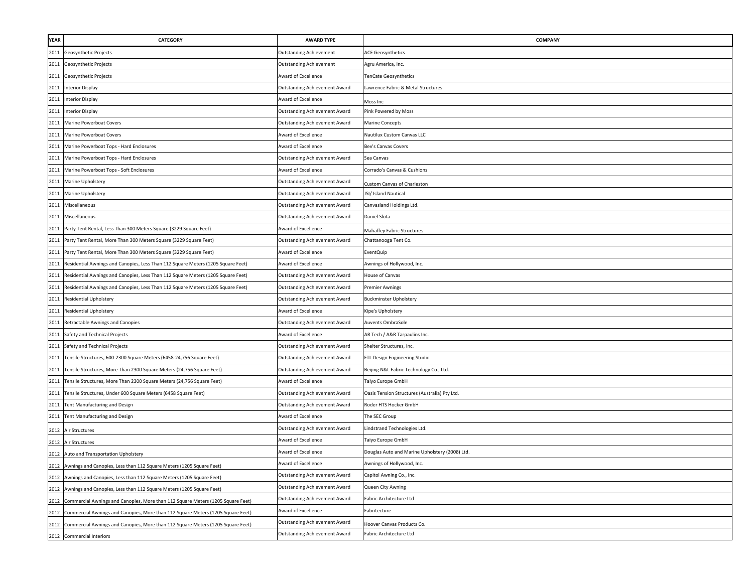| YEAR | CATEGORY | AWARD TYPE | COMPANY |
|---|---|---|---|
| 2011 | Geosynthetic Projects | Outstanding Achievement | ACE Geosynthetics |
| 2011 | Geosynthetic Projects | Outstanding Achievement | Agru America, Inc. |
| 2011 | Geosynthetic Projects | Award of Excellence | TenCate Geosynthetics |
| 2011 | Interior Display | Outstanding Achievement Award | Lawrence Fabric & Metal Structures |
| 2011 | Interior Display | Award of Excellence | Moss Inc |
| 2011 | Interior Display | Outstanding Achievement Award | Pink Powered by Moss |
| 2011 | Marine Powerboat Covers | Outstanding Achievement Award | Marine Concepts |
| 2011 | Marine Powerboat Covers | Award of Excellence | Nautilux Custom Canvas LLC |
| 2011 | Marine Powerboat Tops - Hard Enclosures | Award of Excellence | Bev's Canvas Covers |
| 2011 | Marine Powerboat Tops - Hard Enclosures | Outstanding Achievement Award | Sea Canvas |
| 2011 | Marine Powerboat Tops - Soft Enclosures | Award of Excellence | Corrado's Canvas & Cushions |
| 2011 | Marine Upholstery | Outstanding Achievement Award | Custom Canvas of Charleston |
| 2011 | Marine Upholstery | Outstanding Achievement Award | JSI/ Island Nautical |
| 2011 | Miscellaneous | Outstanding Achievement Award | Canvasland Holdings Ltd. |
| 2011 | Miscellaneous | Outstanding Achievement Award | Daniel Slota |
| 2011 | Party Tent Rental, Less Than 300 Meters Square (3229 Square Feet) | Award of Excellence | Mahaffey Fabric Structures |
| 2011 | Party Tent Rental, More Than 300 Meters Square (3229 Square Feet) | Outstanding Achievement Award | Chattanooga Tent Co. |
| 2011 | Party Tent Rental, More Than 300 Meters Square (3229 Square Feet) | Award of Excellence | EventQuip |
| 2011 | Residential Awnings and Canopies, Less Than 112 Square Meters (1205 Square Feet) | Award of Excellence | Awnings of Hollywood, Inc. |
| 2011 | Residential Awnings and Canopies, Less Than 112 Square Meters (1205 Square Feet) | Outstanding Achievement Award | House of Canvas |
| 2011 | Residential Awnings and Canopies, Less Than 112 Square Meters (1205 Square Feet) | Outstanding Achievement Award | Premier Awnings |
| 2011 | Residential Upholstery | Outstanding Achievement Award | Buckminster Upholstery |
| 2011 | Residential Upholstery | Award of Excellence | Kipe's Upholstery |
| 2011 | Retractable Awnings and Canopies | Outstanding Achievement Award | Auvents OmbraSole |
| 2011 | Safety and Technical Projects | Award of Excellence | AR Tech / A&R Tarpaulins Inc. |
| 2011 | Safety and Technical Projects | Outstanding Achievement Award | Shelter Structures, Inc. |
| 2011 | Tensile Structures, 600-2300 Square Meters (6458-24,756 Square Feet) | Outstanding Achievement Award | FTL Design Engineering Studio |
| 2011 | Tensile Structures, More Than 2300 Square Meters (24,756 Square Feet) | Outstanding Achievement Award | Beijing N&L Fabric Technology Co., Ltd. |
| 2011 | Tensile Structures, More Than 2300 Square Meters (24,756 Square Feet) | Award of Excellence | Taiyo Europe GmbH |
| 2011 | Tensile Structures, Under 600 Square Meters (6458 Square Feet) | Outstanding Achievement Award | Oasis Tension Structures (Australia) Pty Ltd. |
| 2011 | Tent Manufacturing and Design | Outstanding Achievement Award | Roder HTS Hocker GmbH |
| 2011 | Tent Manufacturing and Design | Award of Excellence | The SEC Group |
| 2012 | Air Structures | Outstanding Achievement Award | Lindstrand Technologies Ltd. |
| 2012 | Air Structures | Award of Excellence | Taiyo Europe GmbH |
| 2012 | Auto and Transportation Upholstery | Award of Excellence | Douglas Auto and Marine Upholstery (2008) Ltd. |
| 2012 | Awnings and Canopies, Less than 112 Square Meters (1205 Square Feet) | Award of Excellence | Awnings of Hollywood, Inc. |
| 2012 | Awnings and Canopies, Less than 112 Square Meters (1205 Square Feet) | Outstanding Achievement Award | Capitol Awning Co., Inc. |
| 2012 | Awnings and Canopies, Less than 112 Square Meters (1205 Square Feet) | Outstanding Achievement Award | Queen City Awning |
| 2012 | Commercial Awnings and Canopies, More than 112 Square Meters (1205 Square Feet) | Outstanding Achievement Award | Fabric Architecture Ltd |
| 2012 | Commercial Awnings and Canopies, More than 112 Square Meters (1205 Square Feet) | Award of Excellence | Fabritecture |
| 2012 | Commercial Awnings and Canopies, More than 112 Square Meters (1205 Square Feet) | Outstanding Achievement Award | Hoover Canvas Products Co. |
| 2012 | Commercial Interiors | Outstanding Achievement Award | Fabric Architecture Ltd |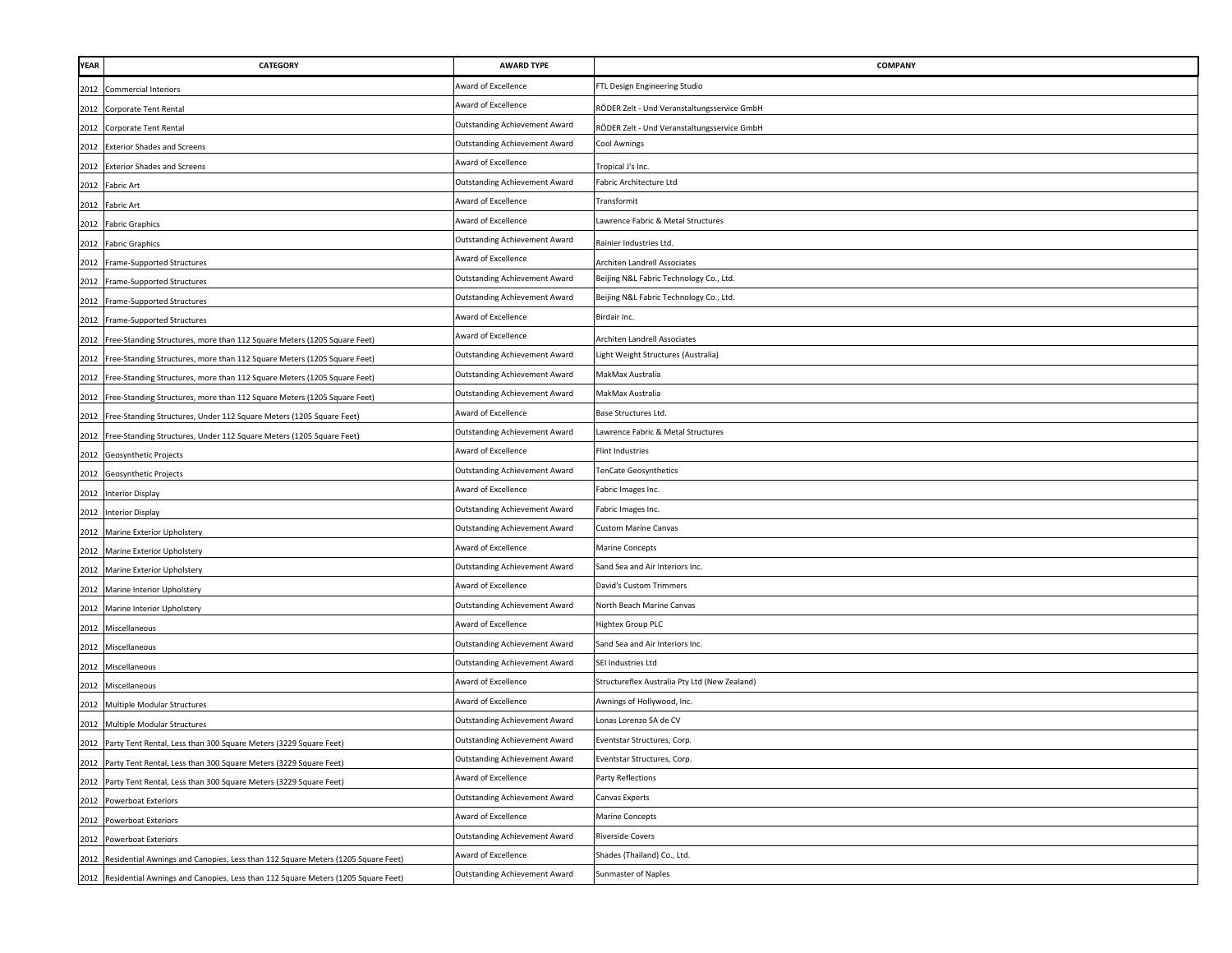| YEAR | CATEGORY | AWARD TYPE | COMPANY |
|---|---|---|---|
| 2012 | Commercial Interiors | Award of Excellence | FTL Design Engineering Studio |
| 2012 | Corporate Tent Rental | Award of Excellence | RÖDER Zelt - Und Veranstaltungsservice GmbH |
| 2012 | Corporate Tent Rental | Outstanding Achievement Award | RÖDER Zelt - Und Veranstaltungsservice GmbH |
| 2012 | Exterior Shades and Screens | Outstanding Achievement Award | Cool Awnings |
| 2012 | Exterior Shades and Screens | Award of Excellence | Tropical J's Inc. |
| 2012 | Fabric Art | Outstanding Achievement Award | Fabric Architecture Ltd |
| 2012 | Fabric Art | Award of Excellence | Transformit |
| 2012 | Fabric Graphics | Award of Excellence | Lawrence Fabric & Metal Structures |
| 2012 | Fabric Graphics | Outstanding Achievement Award | Rainier Industries Ltd. |
| 2012 | Frame-Supported Structures | Award of Excellence | Architen Landrell Associates |
| 2012 | Frame-Supported Structures | Outstanding Achievement Award | Beijing N&L Fabric Technology Co., Ltd. |
| 2012 | Frame-Supported Structures | Outstanding Achievement Award | Beijing N&L Fabric Technology Co., Ltd. |
| 2012 | Frame-Supported Structures | Award of Excellence | Birdair Inc. |
| 2012 | Free-Standing Structures, more than 112 Square Meters (1205 Square Feet) | Award of Excellence | Architen Landrell Associates |
| 2012 | Free-Standing Structures, more than 112 Square Meters (1205 Square Feet) | Outstanding Achievement Award | Light Weight Structures (Australia) |
| 2012 | Free-Standing Structures, more than 112 Square Meters (1205 Square Feet) | Outstanding Achievement Award | MakMax Australia |
| 2012 | Free-Standing Structures, more than 112 Square Meters (1205 Square Feet) | Outstanding Achievement Award | MakMax Australia |
| 2012 | Free-Standing Structures, Under 112 Square Meters (1205 Square Feet) | Award of Excellence | Base Structures Ltd. |
| 2012 | Free-Standing Structures, Under 112 Square Meters (1205 Square Feet) | Outstanding Achievement Award | Lawrence Fabric & Metal Structures |
| 2012 | Geosynthetic Projects | Award of Excellence | Flint Industries |
| 2012 | Geosynthetic Projects | Outstanding Achievement Award | TenCate Geosynthetics |
| 2012 | Interior Display | Award of Excellence | Fabric Images Inc. |
| 2012 | Interior Display | Outstanding Achievement Award | Fabric Images Inc. |
| 2012 | Marine Exterior Upholstery | Outstanding Achievement Award | Custom Marine Canvas |
| 2012 | Marine Exterior Upholstery | Award of Excellence | Marine Concepts |
| 2012 | Marine Exterior Upholstery | Outstanding Achievement Award | Sand Sea and Air Interiors Inc. |
| 2012 | Marine Interior Upholstery | Award of Excellence | David's Custom Trimmers |
| 2012 | Marine Interior Upholstery | Outstanding Achievement Award | North Beach Marine Canvas |
| 2012 | Miscellaneous | Award of Excellence | Hightex Group PLC |
| 2012 | Miscellaneous | Outstanding Achievement Award | Sand Sea and Air Interiors Inc. |
| 2012 | Miscellaneous | Outstanding Achievement Award | SEI Industries Ltd |
| 2012 | Miscellaneous | Award of Excellence | Structureflex Australia Pty Ltd (New Zealand) |
| 2012 | Multiple Modular Structures | Award of Excellence | Awnings of Hollywood, Inc. |
| 2012 | Multiple Modular Structures | Outstanding Achievement Award | Lonas Lorenzo SA de CV |
| 2012 | Party Tent Rental, Less than 300 Square Meters (3229 Square Feet) | Outstanding Achievement Award | Eventstar Structures, Corp. |
| 2012 | Party Tent Rental, Less than 300 Square Meters (3229 Square Feet) | Outstanding Achievement Award | Eventstar Structures, Corp. |
| 2012 | Party Tent Rental, Less than 300 Square Meters (3229 Square Feet) | Award of Excellence | Party Reflections |
| 2012 | Powerboat Exteriors | Outstanding Achievement Award | Canvas Experts |
| 2012 | Powerboat Exteriors | Award of Excellence | Marine Concepts |
| 2012 | Powerboat Exteriors | Outstanding Achievement Award | Riverside Covers |
| 2012 | Residential Awnings and Canopies, Less than 112 Square Meters (1205 Square Feet) | Award of Excellence | Shades (Thailand) Co., Ltd. |
| 2012 | Residential Awnings and Canopies, Less than 112 Square Meters (1205 Square Feet) | Outstanding Achievement Award | Sunmaster of Naples |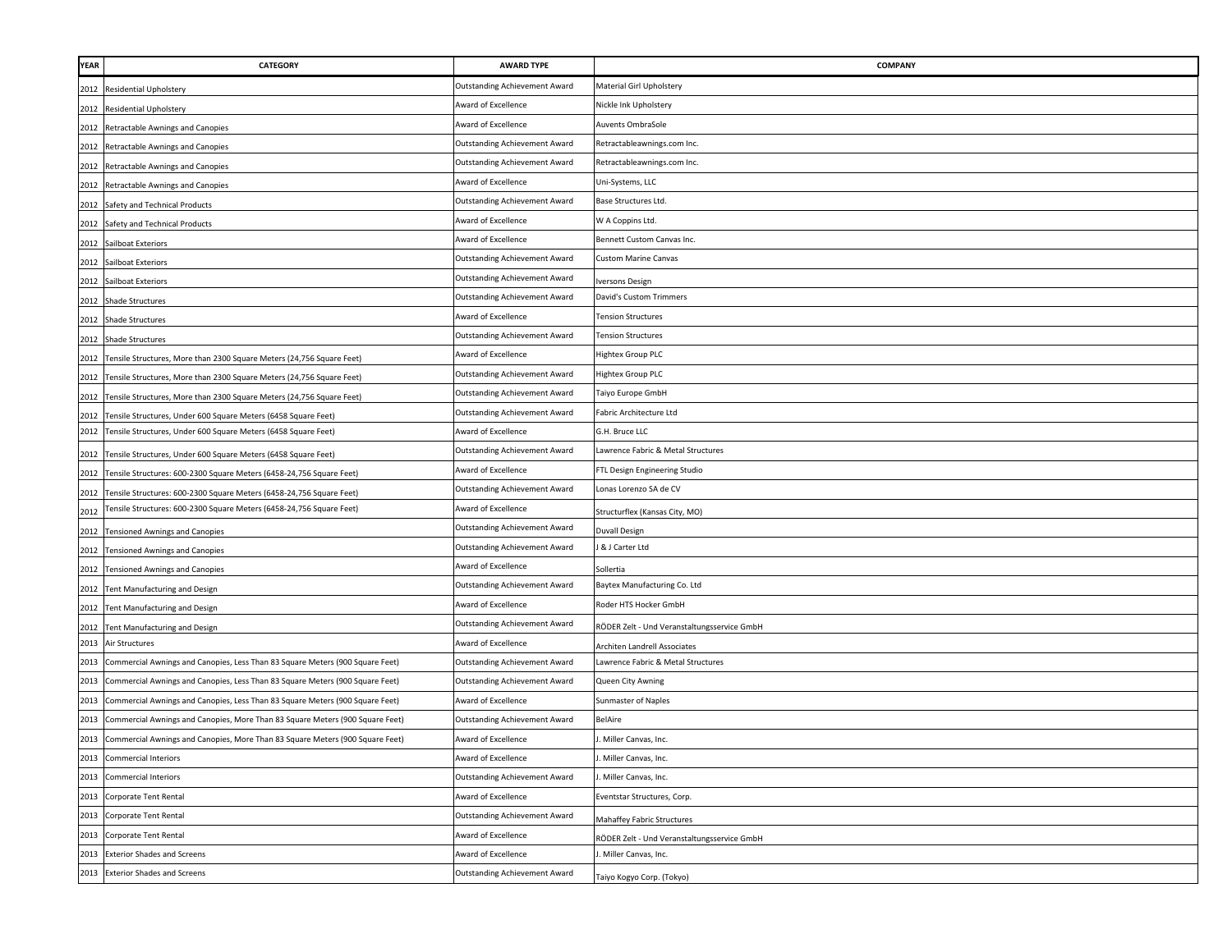| YEAR | CATEGORY | AWARD TYPE | COMPANY |
|---|---|---|---|
| 2012 | Residential Upholstery | Outstanding Achievement Award | Material Girl Upholstery |
| 2012 | Residential Upholstery | Award of Excellence | Nickle Ink Upholstery |
| 2012 | Retractable Awnings and Canopies | Award of Excellence | Auvents OmbraSole |
| 2012 | Retractable Awnings and Canopies | Outstanding Achievement Award | Retractableawnings.com Inc. |
| 2012 | Retractable Awnings and Canopies | Outstanding Achievement Award | Retractableawnings.com Inc. |
| 2012 | Retractable Awnings and Canopies | Award of Excellence | Uni-Systems, LLC |
| 2012 | Safety and Technical Products | Outstanding Achievement Award | Base Structures Ltd. |
| 2012 | Safety and Technical Products | Award of Excellence | W A Coppins Ltd. |
| 2012 | Sailboat Exteriors | Award of Excellence | Bennett Custom Canvas Inc. |
| 2012 | Sailboat Exteriors | Outstanding Achievement Award | Custom Marine Canvas |
| 2012 | Sailboat Exteriors | Outstanding Achievement Award | Iversons Design |
| 2012 | Shade Structures | Outstanding Achievement Award | David's Custom Trimmers |
| 2012 | Shade Structures | Award of Excellence | Tension Structures |
| 2012 | Shade Structures | Outstanding Achievement Award | Tension Structures |
| 2012 | Tensile Structures, More than 2300 Square Meters (24,756 Square Feet) | Award of Excellence | Hightex Group PLC |
| 2012 | Tensile Structures, More than 2300 Square Meters (24,756 Square Feet) | Outstanding Achievement Award | Hightex Group PLC |
| 2012 | Tensile Structures, More than 2300 Square Meters (24,756 Square Feet) | Outstanding Achievement Award | Taiyo Europe GmbH |
| 2012 | Tensile Structures, Under 600 Square Meters (6458 Square Feet) | Outstanding Achievement Award | Fabric Architecture Ltd |
| 2012 | Tensile Structures, Under 600 Square Meters (6458 Square Feet) | Award of Excellence | G.H. Bruce LLC |
| 2012 | Tensile Structures, Under 600 Square Meters (6458 Square Feet) | Outstanding Achievement Award | Lawrence Fabric & Metal Structures |
| 2012 | Tensile Structures: 600-2300 Square Meters (6458-24,756 Square Feet) | Award of Excellence | FTL Design Engineering Studio |
| 2012 | Tensile Structures: 600-2300 Square Meters (6458-24,756 Square Feet) | Outstanding Achievement Award | Lonas Lorenzo SA de CV |
| 2012 | Tensile Structures: 600-2300 Square Meters (6458-24,756 Square Feet) | Award of Excellence | Structurflex (Kansas City, MO) |
| 2012 | Tensioned Awnings and Canopies | Outstanding Achievement Award | Duvall Design |
| 2012 | Tensioned Awnings and Canopies | Outstanding Achievement Award | J & J Carter Ltd |
| 2012 | Tensioned Awnings and Canopies | Award of Excellence | Sollertia |
| 2012 | Tent Manufacturing and Design | Outstanding Achievement Award | Baytex Manufacturing Co. Ltd |
| 2012 | Tent Manufacturing and Design | Award of Excellence | Roder HTS Hocker GmbH |
| 2012 | Tent Manufacturing and Design | Outstanding Achievement Award | RÖDER Zelt - Und Veranstaltungsservice GmbH |
| 2013 | Air Structures | Award of Excellence | Architen Landrell Associates |
| 2013 | Commercial Awnings and Canopies, Less Than 83 Square Meters (900 Square Feet) | Outstanding Achievement Award | Lawrence Fabric & Metal Structures |
| 2013 | Commercial Awnings and Canopies, Less Than 83 Square Meters (900 Square Feet) | Outstanding Achievement Award | Queen City Awning |
| 2013 | Commercial Awnings and Canopies, Less Than 83 Square Meters (900 Square Feet) | Award of Excellence | Sunmaster of Naples |
| 2013 | Commercial Awnings and Canopies, More Than 83 Square Meters (900 Square Feet) | Outstanding Achievement Award | BelAire |
| 2013 | Commercial Awnings and Canopies, More Than 83 Square Meters (900 Square Feet) | Award of Excellence | J. Miller Canvas, Inc. |
| 2013 | Commercial Interiors | Award of Excellence | J. Miller Canvas, Inc. |
| 2013 | Commercial Interiors | Outstanding Achievement Award | J. Miller Canvas, Inc. |
| 2013 | Corporate Tent Rental | Award of Excellence | Eventstar Structures, Corp. |
| 2013 | Corporate Tent Rental | Outstanding Achievement Award | Mahaffey Fabric Structures |
| 2013 | Corporate Tent Rental | Award of Excellence | RÖDER Zelt - Und Veranstaltungsservice GmbH |
| 2013 | Exterior Shades and Screens | Award of Excellence | J. Miller Canvas, Inc. |
| 2013 | Exterior Shades and Screens | Outstanding Achievement Award | Taiyo Kogyo Corp. (Tokyo) |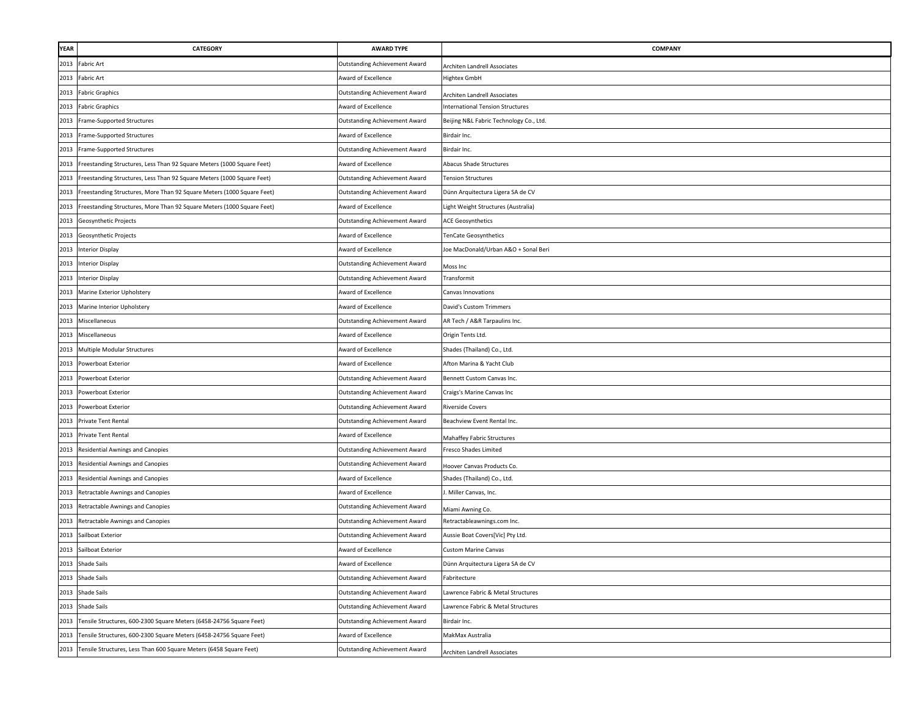| YEAR | CATEGORY | AWARD TYPE | COMPANY |
|---|---|---|---|
| 2013 | Fabric Art | Outstanding Achievement Award | Architen Landrell Associates |
| 2013 | Fabric Art | Award of Excellence | Hightex GmbH |
| 2013 | Fabric Graphics | Outstanding Achievement Award | Architen Landrell Associates |
| 2013 | Fabric Graphics | Award of Excellence | International Tension Structures |
| 2013 | Frame-Supported Structures | Outstanding Achievement Award | Beijing N&L Fabric Technology Co., Ltd. |
| 2013 | Frame-Supported Structures | Award of Excellence | Birdair Inc. |
| 2013 | Frame-Supported Structures | Outstanding Achievement Award | Birdair Inc. |
| 2013 | Freestanding Structures, Less Than 92 Square Meters (1000 Square Feet) | Award of Excellence | Abacus Shade Structures |
| 2013 | Freestanding Structures, Less Than 92 Square Meters (1000 Square Feet) | Outstanding Achievement Award | Tension Structures |
| 2013 | Freestanding Structures, More Than 92 Square Meters (1000 Square Feet) | Outstanding Achievement Award | Dünn Arquitectura Ligera SA de CV |
| 2013 | Freestanding Structures, More Than 92 Square Meters (1000 Square Feet) | Award of Excellence | Light Weight Structures (Australia) |
| 2013 | Geosynthetic Projects | Outstanding Achievement Award | ACE Geosynthetics |
| 2013 | Geosynthetic Projects | Award of Excellence | TenCate Geosynthetics |
| 2013 | Interior Display | Award of Excellence | Joe MacDonald/Urban A&O + Sonal Beri |
| 2013 | Interior Display | Outstanding Achievement Award | Moss Inc |
| 2013 | Interior Display | Outstanding Achievement Award | Transformit |
| 2013 | Marine Exterior Upholstery | Award of Excellence | Canvas Innovations |
| 2013 | Marine Interior Upholstery | Award of Excellence | David's Custom Trimmers |
| 2013 | Miscellaneous | Outstanding Achievement Award | AR Tech / A&R Tarpaulins Inc. |
| 2013 | Miscellaneous | Award of Excellence | Origin Tents Ltd. |
| 2013 | Multiple Modular Structures | Award of Excellence | Shades (Thailand) Co., Ltd. |
| 2013 | Powerboat Exterior | Award of Excellence | Afton Marina & Yacht Club |
| 2013 | Powerboat Exterior | Outstanding Achievement Award | Bennett Custom Canvas Inc. |
| 2013 | Powerboat Exterior | Outstanding Achievement Award | Craigs's Marine Canvas Inc |
| 2013 | Powerboat Exterior | Outstanding Achievement Award | Riverside Covers |
| 2013 | Private Tent Rental | Outstanding Achievement Award | Beachview Event Rental Inc. |
| 2013 | Private Tent Rental | Award of Excellence | Mahaffey Fabric Structures |
| 2013 | Residential Awnings and Canopies | Outstanding Achievement Award | Fresco Shades Limited |
| 2013 | Residential Awnings and Canopies | Outstanding Achievement Award | Hoover Canvas Products Co. |
| 2013 | Residential Awnings and Canopies | Award of Excellence | Shades (Thailand) Co., Ltd. |
| 2013 | Retractable Awnings and Canopies | Award of Excellence | J. Miller Canvas, Inc. |
| 2013 | Retractable Awnings and Canopies | Outstanding Achievement Award | Miami Awning Co. |
| 2013 | Retractable Awnings and Canopies | Outstanding Achievement Award | Retractableawnings.com Inc. |
| 2013 | Sailboat Exterior | Outstanding Achievement Award | Aussie Boat Covers[Vic] Pty Ltd. |
| 2013 | Sailboat Exterior | Award of Excellence | Custom Marine Canvas |
| 2013 | Shade Sails | Award of Excellence | Dünn Arquitectura Ligera SA de CV |
| 2013 | Shade Sails | Outstanding Achievement Award | Fabritecture |
| 2013 | Shade Sails | Outstanding Achievement Award | Lawrence Fabric & Metal Structures |
| 2013 | Shade Sails | Outstanding Achievement Award | Lawrence Fabric & Metal Structures |
| 2013 | Tensile Structures, 600-2300 Square Meters (6458-24756 Square Feet) | Outstanding Achievement Award | Birdair Inc. |
| 2013 | Tensile Structures, 600-2300 Square Meters (6458-24756 Square Feet) | Award of Excellence | MakMax Australia |
| 2013 | Tensile Structures, Less Than 600 Square Meters (6458 Square Feet) | Outstanding Achievement Award | Architen Landrell Associates |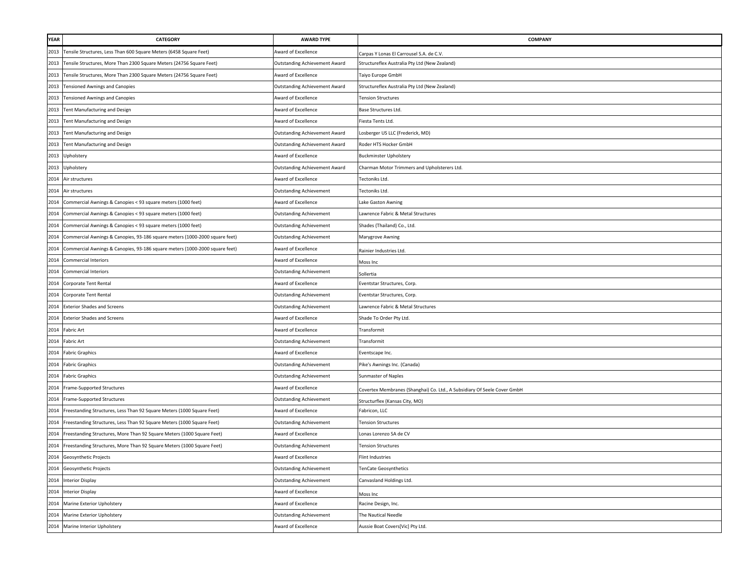| YEAR | CATEGORY | AWARD TYPE | COMPANY |
|---|---|---|---|
| 2013 | Tensile Structures, Less Than 600 Square Meters (6458 Square Feet) | Award of Excellence | Carpas Y Lonas El Carrousel S.A. de C.V. |
| 2013 | Tensile Structures, More Than 2300 Square Meters (24756 Square Feet) | Outstanding Achievement Award | Structureflex Australia Pty Ltd (New Zealand) |
| 2013 | Tensile Structures, More Than 2300 Square Meters (24756 Square Feet) | Award of Excellence | Taiyo Europe GmbH |
| 2013 | Tensioned Awnings and Canopies | Outstanding Achievement Award | Structureflex Australia Pty Ltd (New Zealand) |
| 2013 | Tensioned Awnings and Canopies | Award of Excellence | Tension Structures |
| 2013 | Tent Manufacturing and Design | Award of Excellence | Base Structures Ltd. |
| 2013 | Tent Manufacturing and Design | Award of Excellence | Fiesta Tents Ltd. |
| 2013 | Tent Manufacturing and Design | Outstanding Achievement Award | Losberger US LLC (Frederick, MD) |
| 2013 | Tent Manufacturing and Design | Outstanding Achievement Award | Roder HTS Hocker GmbH |
| 2013 | Upholstery | Award of Excellence | Buckminster Upholstery |
| 2013 | Upholstery | Outstanding Achievement Award | Charman Motor Trimmers and Upholsterers Ltd. |
| 2014 | Air structures | Award of Excellence | Tectoniks Ltd. |
| 2014 | Air structures | Outstanding Achievement | Tectoniks Ltd. |
| 2014 | Commercial Awnings & Canopies < 93 square meters (1000 feet) | Award of Excellence | Lake Gaston Awning |
| 2014 | Commercial Awnings & Canopies < 93 square meters (1000 feet) | Outstanding Achievement | Lawrence Fabric & Metal Structures |
| 2014 | Commercial Awnings & Canopies < 93 square meters (1000 feet) | Outstanding Achievement | Shades (Thailand) Co., Ltd. |
| 2014 | Commercial Awnings & Canopies, 93-186 square meters (1000-2000 square feet) | Outstanding Achievement | Marygrove Awning |
| 2014 | Commercial Awnings & Canopies, 93-186 square meters (1000-2000 square feet) | Award of Excellence | Rainier Industries Ltd. |
| 2014 | Commercial Interiors | Award of Excellence | Moss Inc |
| 2014 | Commercial Interiors | Outstanding Achievement | Sollertia |
| 2014 | Corporate Tent Rental | Award of Excellence | Eventstar Structures, Corp. |
| 2014 | Corporate Tent Rental | Outstanding Achievement | Eventstar Structures, Corp. |
| 2014 | Exterior Shades and Screens | Outstanding Achievement | Lawrence Fabric & Metal Structures |
| 2014 | Exterior Shades and Screens | Award of Excellence | Shade To Order Pty Ltd. |
| 2014 | Fabric Art | Award of Excellence | Transformit |
| 2014 | Fabric Art | Outstanding Achievement | Transformit |
| 2014 | Fabric Graphics | Award of Excellence | Eventscape Inc. |
| 2014 | Fabric Graphics | Outstanding Achievement | Pike's Awnings Inc. (Canada) |
| 2014 | Fabric Graphics | Outstanding Achievement | Sunmaster of Naples |
| 2014 | Frame-Supported Structures | Award of Excellence | Covertex Membranes (Shanghai) Co. Ltd., A Subsidiary Of Seele Cover GmbH |
| 2014 | Frame-Supported Structures | Outstanding Achievement | Structurflex (Kansas City, MO) |
| 2014 | Freestanding Structures, Less Than 92 Square Meters (1000 Square Feet) | Award of Excellence | Fabricon, LLC |
| 2014 | Freestanding Structures, Less Than 92 Square Meters (1000 Square Feet) | Outstanding Achievement | Tension Structures |
| 2014 | Freestanding Structures, More Than 92 Square Meters (1000 Square Feet) | Award of Excellence | Lonas Lorenzo SA de CV |
| 2014 | Freestanding Structures, More Than 92 Square Meters (1000 Square Feet) | Outstanding Achievement | Tension Structures |
| 2014 | Geosynthetic Projects | Award of Excellence | Flint Industries |
| 2014 | Geosynthetic Projects | Outstanding Achievement | TenCate Geosynthetics |
| 2014 | Interior Display | Outstanding Achievement | Canvasland Holdings Ltd. |
| 2014 | Interior Display | Award of Excellence | Moss Inc |
| 2014 | Marine Exterior Upholstery | Award of Excellence | Racine Design, Inc. |
| 2014 | Marine Exterior Upholstery | Outstanding Achievement | The Nautical Needle |
| 2014 | Marine Interior Upholstery | Award of Excellence | Aussie Boat Covers[Vic] Pty Ltd. |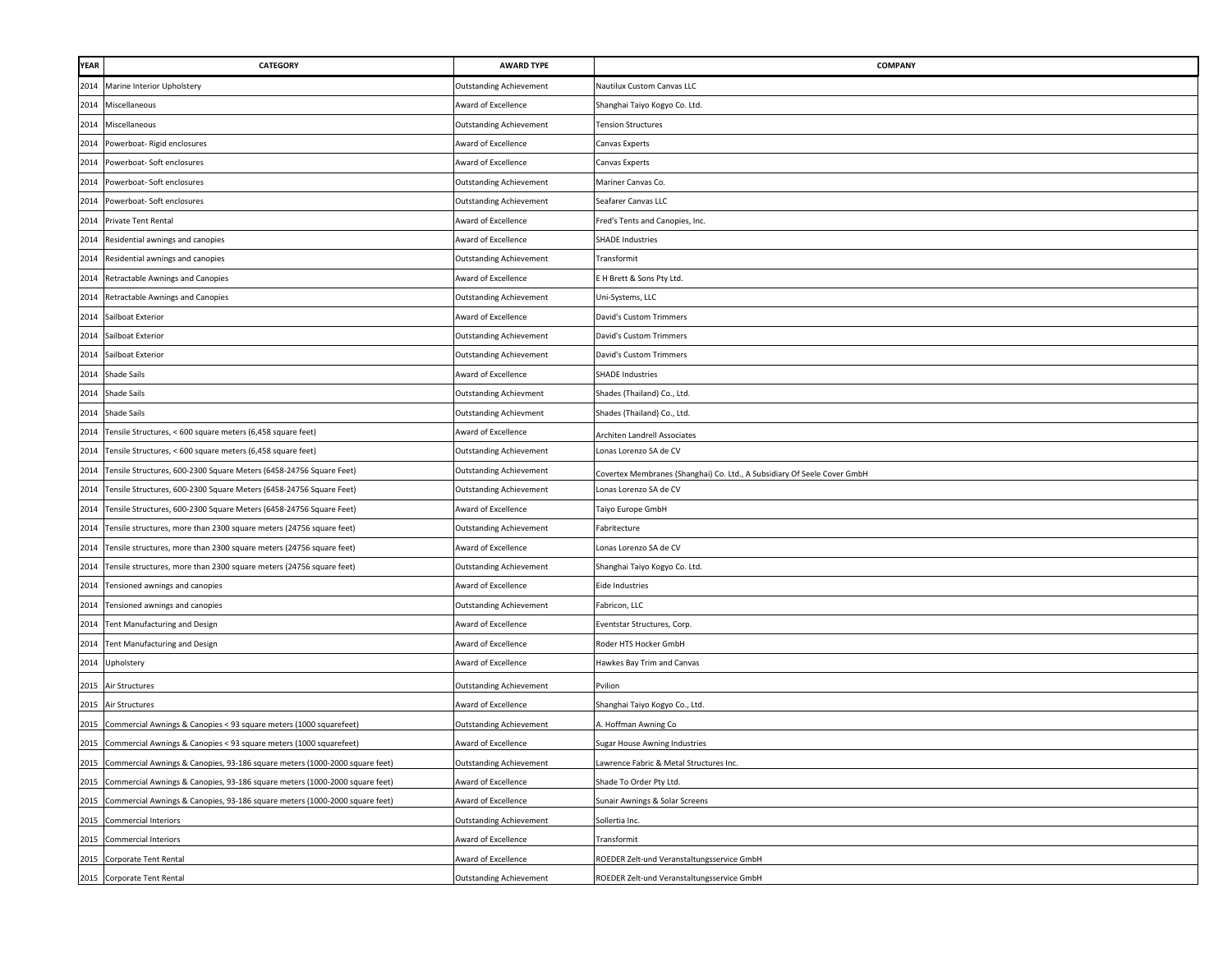| YEAR | CATEGORY | AWARD TYPE | COMPANY |
|---|---|---|---|
| 2014 | Marine Interior Upholstery | Outstanding Achievement | Nautilux Custom Canvas LLC |
| 2014 | Miscellaneous | Award of Excellence | Shanghai Taiyo Kogyo Co. Ltd. |
| 2014 | Miscellaneous | Outstanding Achievement | Tension Structures |
| 2014 | Powerboat- Rigid enclosures | Award of Excellence | Canvas Experts |
| 2014 | Powerboat- Soft enclosures | Award of Excellence | Canvas Experts |
| 2014 | Powerboat- Soft enclosures | Outstanding Achievement | Mariner Canvas Co. |
| 2014 | Powerboat- Soft enclosures | Outstanding Achievement | Seafarer Canvas LLC |
| 2014 | Private Tent Rental | Award of Excellence | Fred's Tents and Canopies, Inc. |
| 2014 | Residential awnings and canopies | Award of Excellence | SHADE Industries |
| 2014 | Residential awnings and canopies | Outstanding Achievement | Transformit |
| 2014 | Retractable Awnings and Canopies | Award of Excellence | E H Brett & Sons Pty Ltd. |
| 2014 | Retractable Awnings and Canopies | Outstanding Achievement | Uni-Systems, LLC |
| 2014 | Sailboat Exterior | Award of Excellence | David's Custom Trimmers |
| 2014 | Sailboat Exterior | Outstanding Achievement | David's Custom Trimmers |
| 2014 | Sailboat Exterior | Outstanding Achievement | David's Custom Trimmers |
| 2014 | Shade Sails | Award of Excellence | SHADE Industries |
| 2014 | Shade Sails | Outstanding Achievment | Shades (Thailand) Co., Ltd. |
| 2014 | Shade Sails | Outstanding Achievment | Shades (Thailand) Co., Ltd. |
| 2014 | Tensile Structures, < 600 square meters (6,458 square feet) | Award of Excellence | Architen Landrell Associates |
| 2014 | Tensile Structures, < 600 square meters (6,458 square feet) | Outstanding Achievement | Lonas Lorenzo SA de CV |
| 2014 | Tensile Structures, 600-2300 Square Meters (6458-24756 Square Feet) | Outstanding Achievement | Covertex Membranes (Shanghai) Co. Ltd., A Subsidiary Of Seele Cover GmbH |
| 2014 | Tensile Structures, 600-2300 Square Meters (6458-24756 Square Feet) | Outstanding Achievement | Lonas Lorenzo SA de CV |
| 2014 | Tensile Structures, 600-2300 Square Meters (6458-24756 Square Feet) | Award of Excellence | Taiyo Europe GmbH |
| 2014 | Tensile structures, more than 2300 square meters (24756 square feet) | Outstanding Achievement | Fabritecture |
| 2014 | Tensile structures, more than 2300 square meters (24756 square feet) | Award of Excellence | Lonas Lorenzo SA de CV |
| 2014 | Tensile structures, more than 2300 square meters (24756 square feet) | Outstanding Achievement | Shanghai Taiyo Kogyo Co. Ltd. |
| 2014 | Tensioned awnings and canopies | Award of Excellence | Eide Industries |
| 2014 | Tensioned awnings and canopies | Outstanding Achievement | Fabricon, LLC |
| 2014 | Tent Manufacturing and Design | Award of Excellence | Eventstar Structures, Corp. |
| 2014 | Tent Manufacturing and Design | Award of Excellence | Roder HTS Hocker GmbH |
| 2014 | Upholstery | Award of Excellence | Hawkes Bay Trim and Canvas |
| 2015 | Air Structures | Outstanding Achievement | Pvilion |
| 2015 | Air Structures | Award of Excellence | Shanghai Taiyo Kogyo Co., Ltd. |
| 2015 | Commercial Awnings & Canopies < 93 square meters (1000 squarefeet) | Outstanding Achievement | A. Hoffman Awning Co |
| 2015 | Commercial Awnings & Canopies < 93 square meters (1000 squarefeet) | Award of Excellence | Sugar House Awning Industries |
| 2015 | Commercial Awnings & Canopies, 93-186 square meters (1000-2000 square feet) | Outstanding Achievement | Lawrence Fabric & Metal Structures Inc. |
| 2015 | Commercial Awnings & Canopies, 93-186 square meters (1000-2000 square feet) | Award of Excellence | Shade To Order Pty Ltd. |
| 2015 | Commercial Awnings & Canopies, 93-186 square meters (1000-2000 square feet) | Award of Excellence | Sunair Awnings & Solar Screens |
| 2015 | Commercial Interiors | Outstanding Achievement | Sollertia Inc. |
| 2015 | Commercial Interiors | Award of Excellence | Transformit |
| 2015 | Corporate Tent Rental | Award of Excellence | ROEDER Zelt-und Veranstaltungsservice GmbH |
| 2015 | Corporate Tent Rental | Outstanding Achievement | ROEDER Zelt-und Veranstaltungsservice GmbH |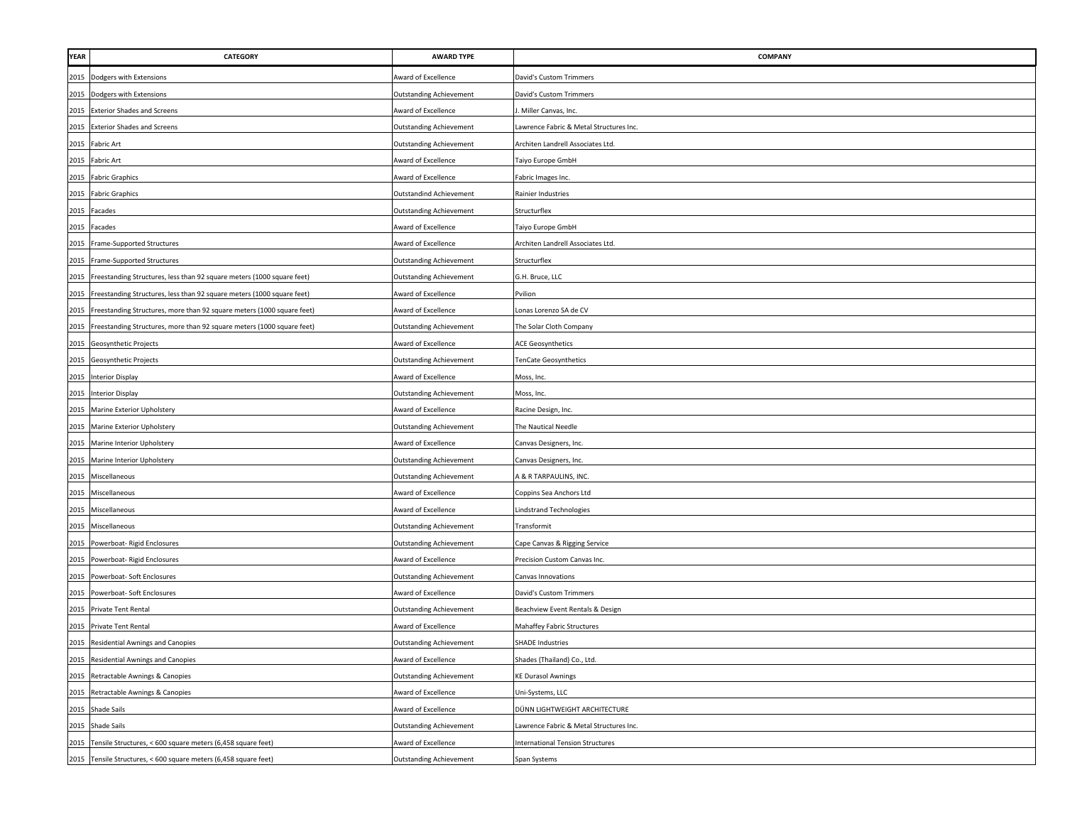| YEAR | CATEGORY | AWARD TYPE | COMPANY |
|---|---|---|---|
| 2015 | Dodgers with Extensions | Award of Excellence | David's Custom Trimmers |
| 2015 | Dodgers with Extensions | Outstanding Achievement | David's Custom Trimmers |
| 2015 | Exterior Shades and Screens | Award of Excellence | J. Miller Canvas, Inc. |
| 2015 | Exterior Shades and Screens | Outstanding Achievement | Lawrence Fabric & Metal Structures Inc. |
| 2015 | Fabric Art | Outstanding Achievement | Architen Landrell Associates Ltd. |
| 2015 | Fabric Art | Award of Excellence | Taiyo Europe GmbH |
| 2015 | Fabric Graphics | Award of Excellence | Fabric Images Inc. |
| 2015 | Fabric Graphics | Outstandind Achievement | Rainier Industries |
| 2015 | Facades | Outstanding Achievement | Structurflex |
| 2015 | Facades | Award of Excellence | Taiyo Europe GmbH |
| 2015 | Frame-Supported Structures | Award of Excellence | Architen Landrell Associates Ltd. |
| 2015 | Frame-Supported Structures | Outstanding Achievement | Structurflex |
| 2015 | Freestanding Structures, less than 92 square meters (1000 square feet) | Outstanding Achievement | G.H. Bruce, LLC |
| 2015 | Freestanding Structures, less than 92 square meters (1000 square feet) | Award of Excellence | Pvilion |
| 2015 | Freestanding Structures, more than 92 square meters (1000 square feet) | Award of Excellence | Lonas Lorenzo SA de CV |
| 2015 | Freestanding Structures, more than 92 square meters (1000 square feet) | Outstanding Achievement | The Solar Cloth Company |
| 2015 | Geosynthetic Projects | Award of Excellence | ACE Geosynthetics |
| 2015 | Geosynthetic Projects | Outstanding Achievement | TenCate Geosynthetics |
| 2015 | Interior Display | Award of Excellence | Moss, Inc. |
| 2015 | Interior Display | Outstanding Achievement | Moss, Inc. |
| 2015 | Marine Exterior Upholstery | Award of Excellence | Racine Design, Inc. |
| 2015 | Marine Exterior Upholstery | Outstanding Achievement | The Nautical Needle |
| 2015 | Marine Interior Upholstery | Award of Excellence | Canvas Designers, Inc. |
| 2015 | Marine Interior Upholstery | Outstanding Achievement | Canvas Designers, Inc. |
| 2015 | Miscellaneous | Outstanding Achievement | A & R TARPAULINS, INC. |
| 2015 | Miscellaneous | Award of Excellence | Coppins Sea Anchors Ltd |
| 2015 | Miscellaneous | Award of Excellence | Lindstrand Technologies |
| 2015 | Miscellaneous | Outstanding Achievement | Transformit |
| 2015 | Powerboat- Rigid Enclosures | Outstanding Achievement | Cape Canvas & Rigging Service |
| 2015 | Powerboat- Rigid Enclosures | Award of Excellence | Precision Custom Canvas Inc. |
| 2015 | Powerboat- Soft Enclosures | Outstanding Achievement | Canvas Innovations |
| 2015 | Powerboat- Soft Enclosures | Award of Excellence | David's Custom Trimmers |
| 2015 | Private Tent Rental | Outstanding Achievement | Beachview Event Rentals & Design |
| 2015 | Private Tent Rental | Award of Excellence | Mahaffey Fabric Structures |
| 2015 | Residential Awnings and Canopies | Outstanding Achievement | SHADE Industries |
| 2015 | Residential Awnings and Canopies | Award of Excellence | Shades (Thailand) Co., Ltd. |
| 2015 | Retractable Awnings & Canopies | Outstanding Achievement | KE Durasol Awnings |
| 2015 | Retractable Awnings & Canopies | Award of Excellence | Uni-Systems, LLC |
| 2015 | Shade Sails | Award of Excellence | DÜNN LIGHTWEIGHT ARCHITECTURE |
| 2015 | Shade Sails | Outstanding Achievement | Lawrence Fabric & Metal Structures Inc. |
| 2015 | Tensile Structures, < 600 square meters (6,458 square feet) | Award of Excellence | International Tension Structures |
| 2015 | Tensile Structures, < 600 square meters (6,458 square feet) | Outstanding Achievement | Span Systems |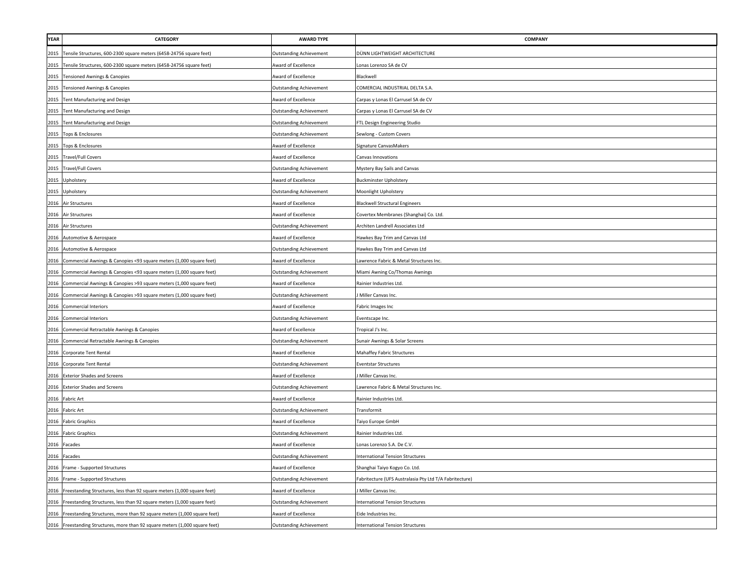| YEAR | CATEGORY | AWARD TYPE | COMPANY |
| --- | --- | --- | --- |
| 2015 | Tensile Structures, 600-2300 square meters (6458-24756 square feet) | Outstanding Achievement | DÜNN LIGHTWEIGHT ARCHITECTURE |
| 2015 | Tensile Structures, 600-2300 square meters (6458-24756 square feet) | Award of Excellence | Lonas Lorenzo SA de CV |
| 2015 | Tensioned Awnings & Canopies | Award of Excellence | Blackwell |
| 2015 | Tensioned Awnings & Canopies | Outstanding Achievement | COMERCIAL INDUSTRIAL DELTA S.A. |
| 2015 | Tent Manufacturing and Design | Award of Excellence | Carpas y Lonas El Carrusel SA de CV |
| 2015 | Tent Manufacturing and Design | Outstanding Achievement | Carpas y Lonas El Carrusel SA de CV |
| 2015 | Tent Manufacturing and Design | Outstanding Achievement | FTL Design Engineering Studio |
| 2015 | Tops & Enclosures | Outstanding Achievement | Sewlong - Custom Covers |
| 2015 | Tops & Enclosures | Award of Excellence | Signature CanvasMakers |
| 2015 | Travel/Full Covers | Award of Excellence | Canvas Innovations |
| 2015 | Travel/Full Covers | Outstanding Achievement | Mystery Bay Sails and Canvas |
| 2015 | Upholstery | Award of Excellence | Buckminster Upholstery |
| 2015 | Upholstery | Outstanding Achievement | Moonlight Upholstery |
| 2016 | Air Structures | Award of Excellence | Blackwell Structural Engineers |
| 2016 | Air Structures | Award of Excellence | Covertex Membranes (Shanghai) Co. Ltd. |
| 2016 | Air Structures | Outstanding Achievement | Architen Landrell Associates Ltd |
| 2016 | Automotive & Aerospace | Award of Excellence | Hawkes Bay Trim and Canvas Ltd |
| 2016 | Automotive & Aerospace | Outstanding Achievement | Hawkes Bay Trim and Canvas Ltd |
| 2016 | Commercial Awnings & Canopies <93 square meters (1,000 square feet) | Award of Excellence | Lawrence Fabric & Metal Structures Inc. |
| 2016 | Commercial Awnings & Canopies <93 square meters (1,000 square feet) | Outstanding Achievement | Miami Awning Co/Thomas Awnings |
| 2016 | Commercial Awnings & Canopies >93 square meters (1,000 square feet) | Award of Excellence | Rainier Industries Ltd. |
| 2016 | Commercial Awnings & Canopies >93 square meters (1,000 square feet) | Outstanding Achievement | J Miller Canvas Inc. |
| 2016 | Commercial Interiors | Award of Excellence | Fabric Images Inc |
| 2016 | Commercial Interiors | Outstanding Achievement | Eventscape Inc. |
| 2016 | Commercial Retractable Awnings & Canopies | Award of Excellence | Tropical J's Inc. |
| 2016 | Commercial Retractable Awnings & Canopies | Outstanding Achievement | Sunair Awnings & Solar Screens |
| 2016 | Corporate Tent Rental | Award of Excellence | Mahaffey Fabric Structures |
| 2016 | Corporate Tent Rental | Outstanding Achievement | Eventstar Structures |
| 2016 | Exterior Shades and Screens | Award of Excellence | J Miller Canvas Inc. |
| 2016 | Exterior Shades and Screens | Outstanding Achievement | Lawrence Fabric & Metal Structures Inc. |
| 2016 | Fabric Art | Award of Excellence | Rainier Industries Ltd. |
| 2016 | Fabric Art | Outstanding Achievement | Transformit |
| 2016 | Fabric Graphics | Award of Excellence | Taiyo Europe GmbH |
| 2016 | Fabric Graphics | Outstanding Achievement | Rainier Industries Ltd. |
| 2016 | Facades | Award of Excellence | Lonas Lorenzo S.A. De C.V. |
| 2016 | Facades | Outstanding Achievement | International Tension Structures |
| 2016 | Frame - Supported Structures | Award of Excellence | Shanghai Taiyo Kogyo Co. Ltd. |
| 2016 | Frame - Supported Structures | Outstanding Achievement | Fabritecture (UFS Australasia Pty Ltd T/A Fabritecture) |
| 2016 | Freestanding Structures, less than 92 square meters (1,000 square feet) | Award of Excellence | J Miller Canvas Inc. |
| 2016 | Freestanding Structures, less than 92 square meters (1,000 square feet) | Outstanding Achievement | International Tension Structures |
| 2016 | Freestanding Structures, more than 92 square meters (1,000 square feet) | Award of Excellence | Eide Industries Inc. |
| 2016 | Freestanding Structures, more than 92 square meters (1,000 square feet) | Outstanding Achievement | International Tension Structures |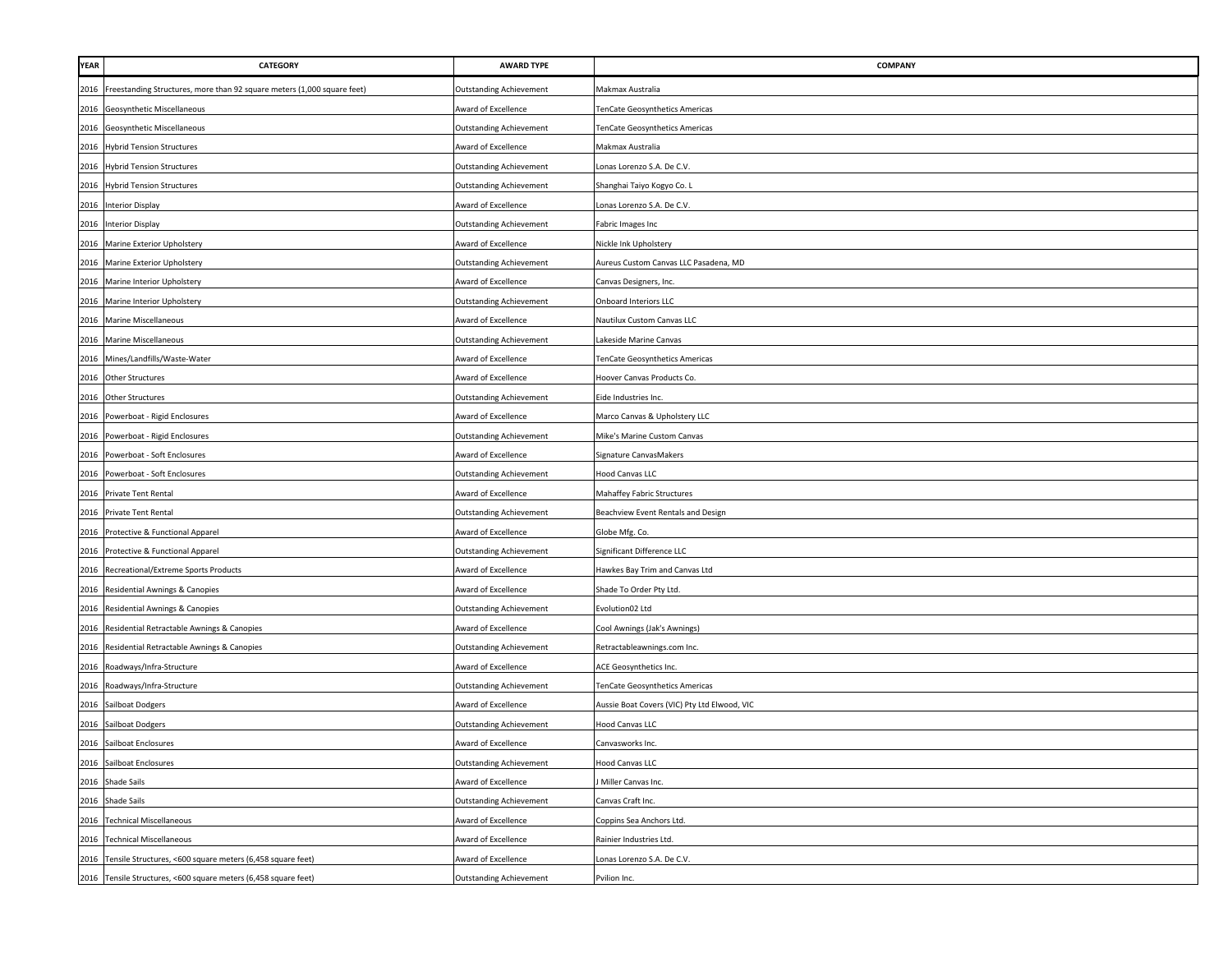| YEAR | CATEGORY | AWARD TYPE | COMPANY |
|---|---|---|---|
| 2016 | Freestanding Structures, more than 92 square meters (1,000 square feet) | Outstanding Achievement | Makmax Australia |
| 2016 | Geosynthetic Miscellaneous | Award of Excellence | TenCate Geosynthetics Americas |
| 2016 | Geosynthetic Miscellaneous | Outstanding Achievement | TenCate Geosynthetics Americas |
| 2016 | Hybrid Tension Structures | Award of Excellence | Makmax Australia |
| 2016 | Hybrid Tension Structures | Outstanding Achievement | Lonas Lorenzo S.A. De C.V. |
| 2016 | Hybrid Tension Structures | Outstanding Achievement | Shanghai Taiyo Kogyo Co. L |
| 2016 | Interior Display | Award of Excellence | Lonas Lorenzo S.A. De C.V. |
| 2016 | Interior Display | Outstanding Achievement | Fabric Images Inc |
| 2016 | Marine Exterior Upholstery | Award of Excellence | Nickle Ink Upholstery |
| 2016 | Marine Exterior Upholstery | Outstanding Achievement | Aureus Custom Canvas LLC Pasadena, MD |
| 2016 | Marine Interior Upholstery | Award of Excellence | Canvas Designers, Inc. |
| 2016 | Marine Interior Upholstery | Outstanding Achievement | Onboard Interiors LLC |
| 2016 | Marine Miscellaneous | Award of Excellence | Nautilux Custom Canvas LLC |
| 2016 | Marine Miscellaneous | Outstanding Achievement | Lakeside Marine Canvas |
| 2016 | Mines/Landfills/Waste-Water | Award of Excellence | TenCate Geosynthetics Americas |
| 2016 | Other Structures | Award of Excellence | Hoover Canvas Products Co. |
| 2016 | Other Structures | Outstanding Achievement | Eide Industries Inc. |
| 2016 | Powerboat - Rigid Enclosures | Award of Excellence | Marco Canvas & Upholstery LLC |
| 2016 | Powerboat - Rigid Enclosures | Outstanding Achievement | Mike's Marine Custom Canvas |
| 2016 | Powerboat - Soft Enclosures | Award of Excellence | Signature CanvasMakers |
| 2016 | Powerboat - Soft Enclosures | Outstanding Achievement | Hood Canvas LLC |
| 2016 | Private Tent Rental | Award of Excellence | Mahaffey Fabric Structures |
| 2016 | Private Tent Rental | Outstanding Achievement | Beachview Event Rentals and Design |
| 2016 | Protective & Functional Apparel | Award of Excellence | Globe Mfg. Co. |
| 2016 | Protective & Functional Apparel | Outstanding Achievement | Significant Difference LLC |
| 2016 | Recreational/Extreme Sports Products | Award of Excellence | Hawkes Bay Trim and Canvas Ltd |
| 2016 | Residential Awnings & Canopies | Award of Excellence | Shade To Order Pty Ltd. |
| 2016 | Residential Awnings & Canopies | Outstanding Achievement | Evolution02 Ltd |
| 2016 | Residential Retractable Awnings & Canopies | Award of Excellence | Cool Awnings (Jak's Awnings) |
| 2016 | Residential Retractable Awnings & Canopies | Outstanding Achievement | Retractableawnings.com Inc. |
| 2016 | Roadways/Infra-Structure | Award of Excellence | ACE Geosynthetics Inc. |
| 2016 | Roadways/Infra-Structure | Outstanding Achievement | TenCate Geosynthetics Americas |
| 2016 | Sailboat Dodgers | Award of Excellence | Aussie Boat Covers (VIC) Pty Ltd Elwood, VIC |
| 2016 | Sailboat Dodgers | Outstanding Achievement | Hood Canvas LLC |
| 2016 | Sailboat Enclosures | Award of Excellence | Canvasworks Inc. |
| 2016 | Sailboat Enclosures | Outstanding Achievement | Hood Canvas LLC |
| 2016 | Shade Sails | Award of Excellence | J Miller Canvas Inc. |
| 2016 | Shade Sails | Outstanding Achievement | Canvas Craft Inc. |
| 2016 | Technical Miscellaneous | Award of Excellence | Coppins Sea Anchors Ltd. |
| 2016 | Technical Miscellaneous | Award of Excellence | Rainier Industries Ltd. |
| 2016 | Tensile Structures, <600 square meters (6,458 square feet) | Award of Excellence | Lonas Lorenzo S.A. De C.V. |
| 2016 | Tensile Structures, <600 square meters (6,458 square feet) | Outstanding Achievement | Pvilion Inc. |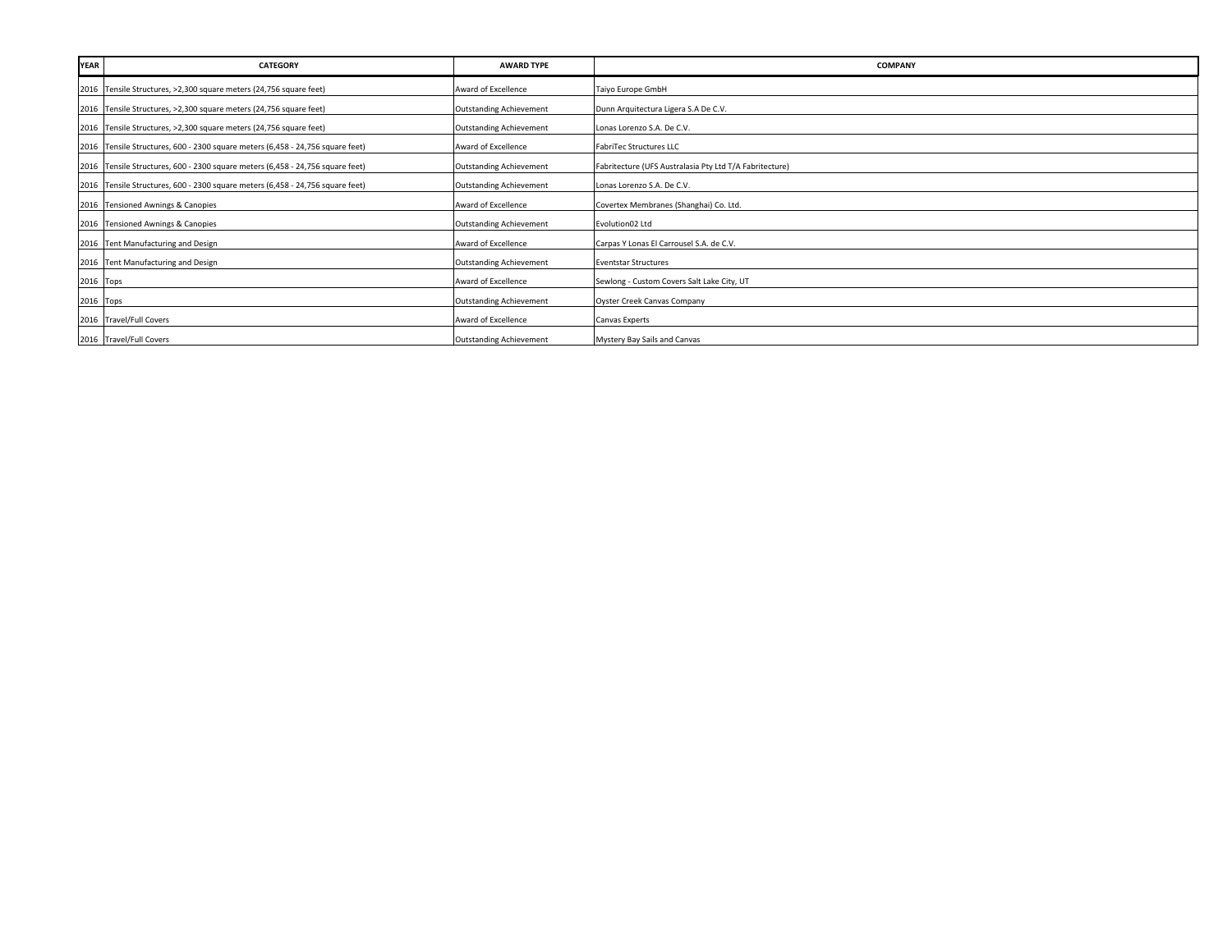| YEAR | CATEGORY | AWARD TYPE | COMPANY |
| --- | --- | --- | --- |
| 2016 | Tensile Structures, >2,300 square meters (24,756 square feet) | Award of Excellence | Taiyo Europe GmbH |
| 2016 | Tensile Structures, >2,300 square meters (24,756 square feet) | Outstanding Achievement | Dunn Arquitectura Ligera S.A De C.V. |
| 2016 | Tensile Structures, >2,300 square meters (24,756 square feet) | Outstanding Achievement | Lonas Lorenzo S.A. De C.V. |
| 2016 | Tensile Structures, 600 - 2300 square meters (6,458 - 24,756 square feet) | Award of Excellence | FabriTec Structures LLC |
| 2016 | Tensile Structures, 600 - 2300 square meters (6,458 - 24,756 square feet) | Outstanding Achievement | Fabritecture (UFS Australasia Pty Ltd T/A Fabritecture) |
| 2016 | Tensile Structures, 600 - 2300 square meters (6,458 - 24,756 square feet) | Outstanding Achievement | Lonas Lorenzo S.A. De C.V. |
| 2016 | Tensioned Awnings & Canopies | Award of Excellence | Covertex Membranes (Shanghai) Co. Ltd. |
| 2016 | Tensioned Awnings & Canopies | Outstanding Achievement | Evolution02 Ltd |
| 2016 | Tent Manufacturing and Design | Award of Excellence | Carpas Y Lonas El Carrousel S.A. de C.V. |
| 2016 | Tent Manufacturing and Design | Outstanding Achievement | Eventstar Structures |
| 2016 | Tops | Award of Excellence | Sewlong - Custom Covers Salt Lake City, UT |
| 2016 | Tops | Outstanding Achievement | Oyster Creek Canvas Company |
| 2016 | Travel/Full Covers | Award of Excellence | Canvas Experts |
| 2016 | Travel/Full Covers | Outstanding Achievement | Mystery Bay Sails and Canvas |